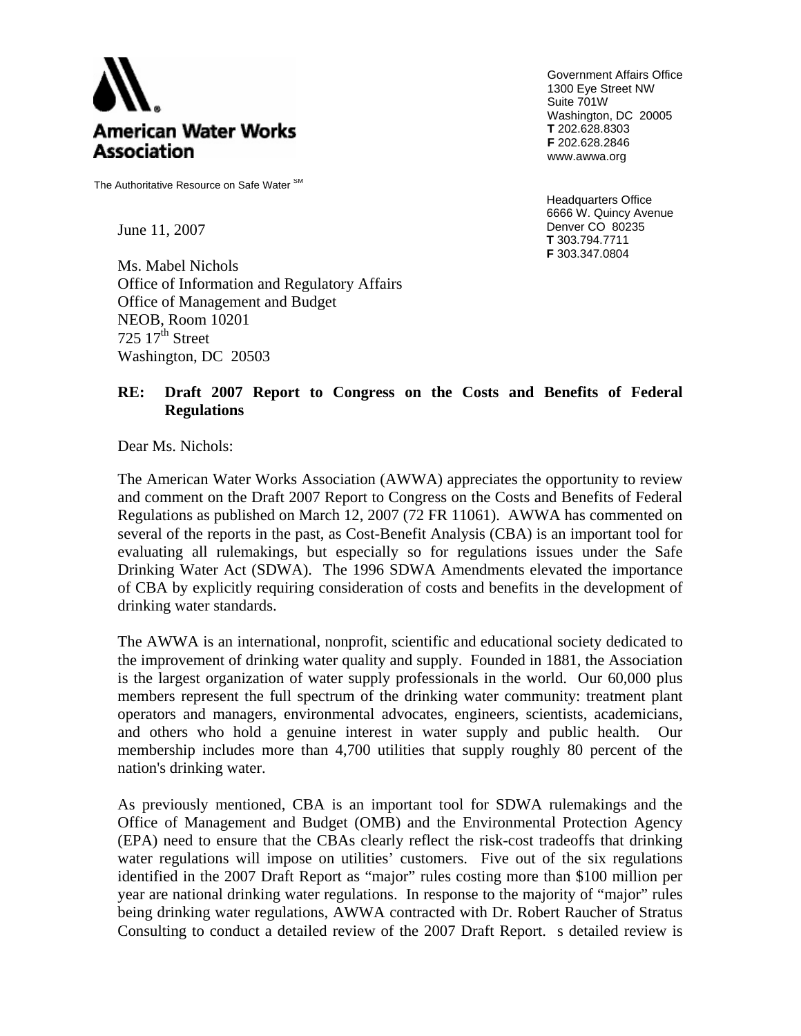**American Water Works Association**

The Authoritative Resource on Safe Water℠

Government Affairs Office
1300 Eye Street NW
Suite 701W
Washington, DC 20005
**T** 202.628.8303
**F** 202.628.2846
www.awwa.org

Headquarters Office
6666 W. Quincy Avenue
Denver CO 80235
**T** 303.794.7711
**F** 303.347.0804

June 11, 2007

Ms. Mabel Nichols
Office of Information and Regulatory Affairs
Office of Management and Budget
NEOB, Room 10201
725 17th Street
Washington, DC 20503

**RE: Draft 2007 Report to Congress on the Costs and Benefits of Federal Regulations**

Dear Ms. Nichols:

The American Water Works Association (AWWA) appreciates the opportunity to review and comment on the Draft 2007 Report to Congress on the Costs and Benefits of Federal Regulations as published on March 12, 2007 (72 FR 11061). AWWA has commented on several of the reports in the past, as Cost-Benefit Analysis (CBA) is an important tool for evaluating all rulemakings, but especially so for regulations issues under the Safe Drinking Water Act (SDWA). The 1996 SDWA Amendments elevated the importance of CBA by explicitly requiring consideration of costs and benefits in the development of drinking water standards.

The AWWA is an international, nonprofit, scientific and educational society dedicated to the improvement of drinking water quality and supply. Founded in 1881, the Association is the largest organization of water supply professionals in the world. Our 60,000 plus members represent the full spectrum of the drinking water community: treatment plant operators and managers, environmental advocates, engineers, scientists, academicians, and others who hold a genuine interest in water supply and public health. Our membership includes more than 4,700 utilities that supply roughly 80 percent of the nation's drinking water.

As previously mentioned, CBA is an important tool for SDWA rulemakings and the Office of Management and Budget (OMB) and the Environmental Protection Agency (EPA) need to ensure that the CBAs clearly reflect the risk-cost tradeoffs that drinking water regulations will impose on utilities' customers. Five out of the six regulations identified in the 2007 Draft Report as "major" rules costing more than $100 million per year are national drinking water regulations. In response to the majority of "major" rules being drinking water regulations, AWWA contracted with Dr. Robert Raucher of Stratus Consulting to conduct a detailed review of the 2007 Draft Report. s detailed review is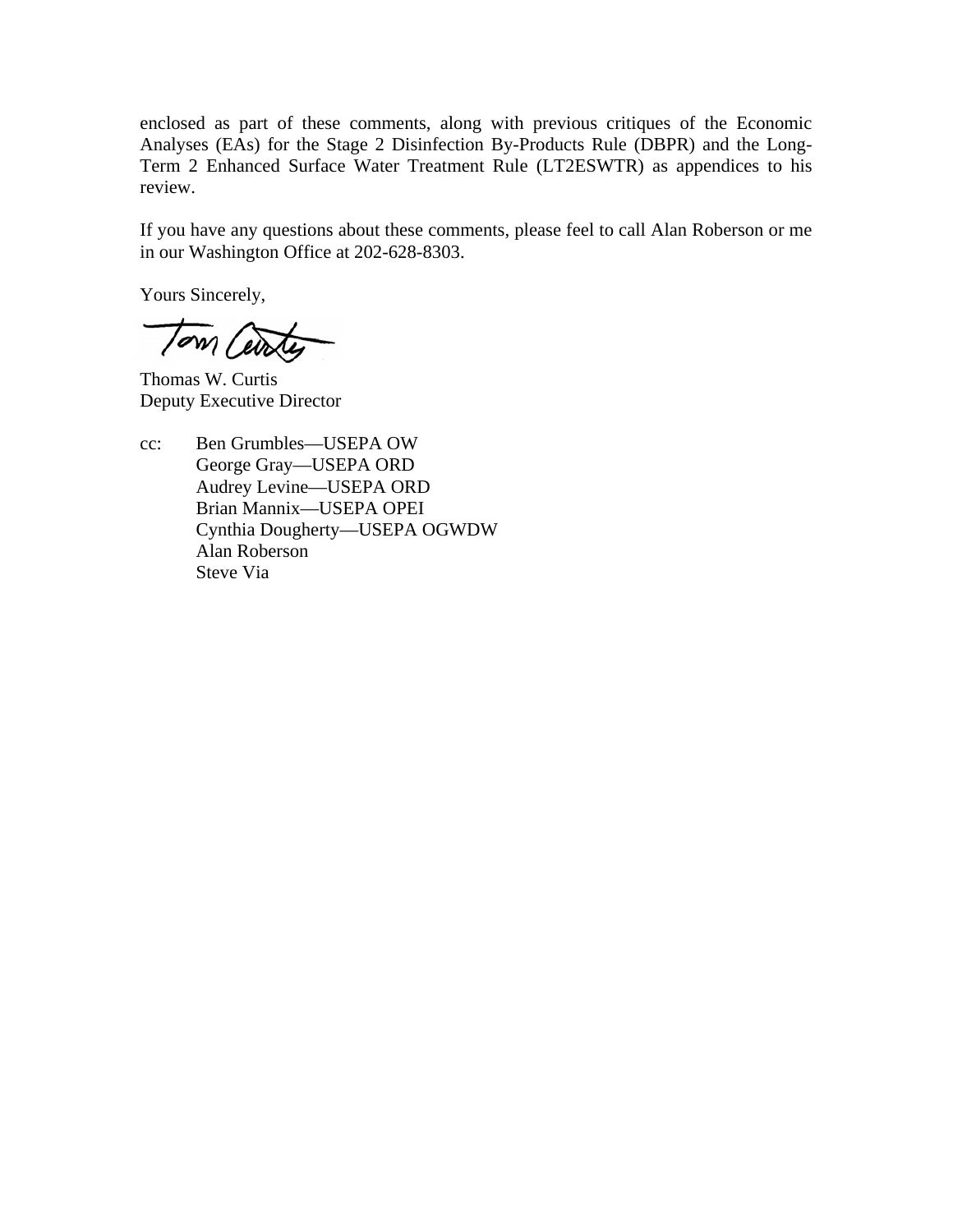enclosed as part of these comments, along with previous critiques of the Economic Analyses (EAs) for the Stage 2 Disinfection By-Products Rule (DBPR) and the Long-Term 2 Enhanced Surface Water Treatment Rule (LT2ESWTR) as appendices to his review.

If you have any questions about these comments, please feel to call Alan Roberson or me in our Washington Office at 202-628-8303.

Yours Sincerely,

Thomas W. Curtis
Deputy Executive Director

cc: Ben Grumbles—USEPA OW
George Gray—USEPA ORD
Audrey Levine—USEPA ORD
Brian Mannix—USEPA OPEI
Cynthia Dougherty—USEPA OGWDW
Alan Roberson
Steve Via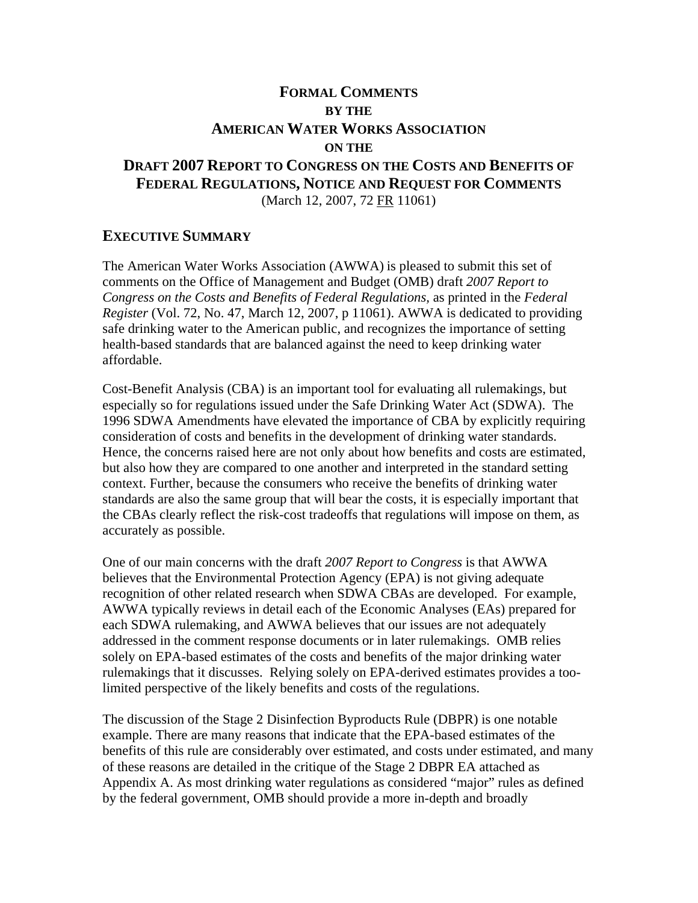# FORMAL COMMENTS BY THE AMERICAN WATER WORKS ASSOCIATION ON THE DRAFT 2007 REPORT TO CONGRESS ON THE COSTS AND BENEFITS OF FEDERAL REGULATIONS, NOTICE AND REQUEST FOR COMMENTS

(March 12, 2007, 72 FR 11061)

## EXECUTIVE SUMMARY

The American Water Works Association (AWWA) is pleased to submit this set of comments on the Office of Management and Budget (OMB) draft *2007 Report to Congress on the Costs and Benefits of Federal Regulations,* as printed in the *Federal Register* (Vol. 72, No. 47, March 12, 2007, p 11061). AWWA is dedicated to providing safe drinking water to the American public, and recognizes the importance of setting health-based standards that are balanced against the need to keep drinking water affordable.

Cost-Benefit Analysis (CBA) is an important tool for evaluating all rulemakings, but especially so for regulations issued under the Safe Drinking Water Act (SDWA). The 1996 SDWA Amendments have elevated the importance of CBA by explicitly requiring consideration of costs and benefits in the development of drinking water standards. Hence, the concerns raised here are not only about how benefits and costs are estimated, but also how they are compared to one another and interpreted in the standard setting context. Further, because the consumers who receive the benefits of drinking water standards are also the same group that will bear the costs, it is especially important that the CBAs clearly reflect the risk-cost tradeoffs that regulations will impose on them, as accurately as possible.

One of our main concerns with the draft *2007 Report to Congress* is that AWWA believes that the Environmental Protection Agency (EPA) is not giving adequate recognition of other related research when SDWA CBAs are developed. For example, AWWA typically reviews in detail each of the Economic Analyses (EAs) prepared for each SDWA rulemaking, and AWWA believes that our issues are not adequately addressed in the comment response documents or in later rulemakings. OMB relies solely on EPA-based estimates of the costs and benefits of the major drinking water rulemakings that it discusses. Relying solely on EPA-derived estimates provides a too-limited perspective of the likely benefits and costs of the regulations.

The discussion of the Stage 2 Disinfection Byproducts Rule (DBPR) is one notable example. There are many reasons that indicate that the EPA-based estimates of the benefits of this rule are considerably over estimated, and costs under estimated, and many of these reasons are detailed in the critique of the Stage 2 DBPR EA attached as Appendix A. As most drinking water regulations as considered "major" rules as defined by the federal government, OMB should provide a more in-depth and broadly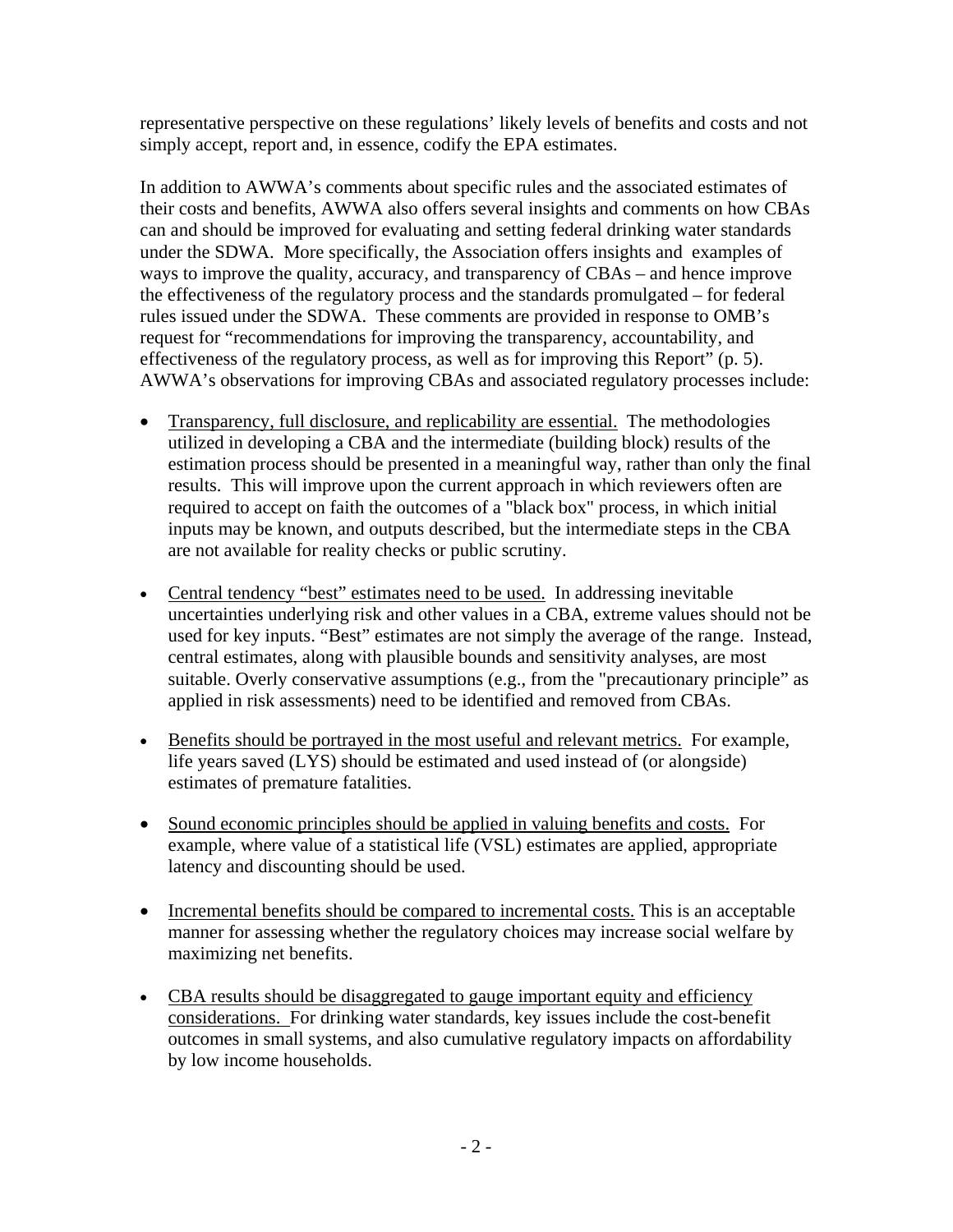representative perspective on these regulations' likely levels of benefits and costs and not simply accept, report and, in essence, codify the EPA estimates.

In addition to AWWA's comments about specific rules and the associated estimates of their costs and benefits, AWWA also offers several insights and comments on how CBAs can and should be improved for evaluating and setting federal drinking water standards under the SDWA. More specifically, the Association offers insights and examples of ways to improve the quality, accuracy, and transparency of CBAs – and hence improve the effectiveness of the regulatory process and the standards promulgated – for federal rules issued under the SDWA. These comments are provided in response to OMB's request for "recommendations for improving the transparency, accountability, and effectiveness of the regulatory process, as well as for improving this Report" (p. 5). AWWA's observations for improving CBAs and associated regulatory processes include:

- Transparency, full disclosure, and replicability are essential. The methodologies utilized in developing a CBA and the intermediate (building block) results of the estimation process should be presented in a meaningful way, rather than only the final results. This will improve upon the current approach in which reviewers often are required to accept on faith the outcomes of a "black box" process, in which initial inputs may be known, and outputs described, but the intermediate steps in the CBA are not available for reality checks or public scrutiny.

- Central tendency "best" estimates need to be used. In addressing inevitable uncertainties underlying risk and other values in a CBA, extreme values should not be used for key inputs. "Best" estimates are not simply the average of the range. Instead, central estimates, along with plausible bounds and sensitivity analyses, are most suitable. Overly conservative assumptions (e.g., from the "precautionary principle" as applied in risk assessments) need to be identified and removed from CBAs.

- Benefits should be portrayed in the most useful and relevant metrics. For example, life years saved (LYS) should be estimated and used instead of (or alongside) estimates of premature fatalities.

- Sound economic principles should be applied in valuing benefits and costs. For example, where value of a statistical life (VSL) estimates are applied, appropriate latency and discounting should be used.

- Incremental benefits should be compared to incremental costs. This is an acceptable manner for assessing whether the regulatory choices may increase social welfare by maximizing net benefits.

- CBA results should be disaggregated to gauge important equity and efficiency considerations. For drinking water standards, key issues include the cost-benefit outcomes in small systems, and also cumulative regulatory impacts on affordability by low income households.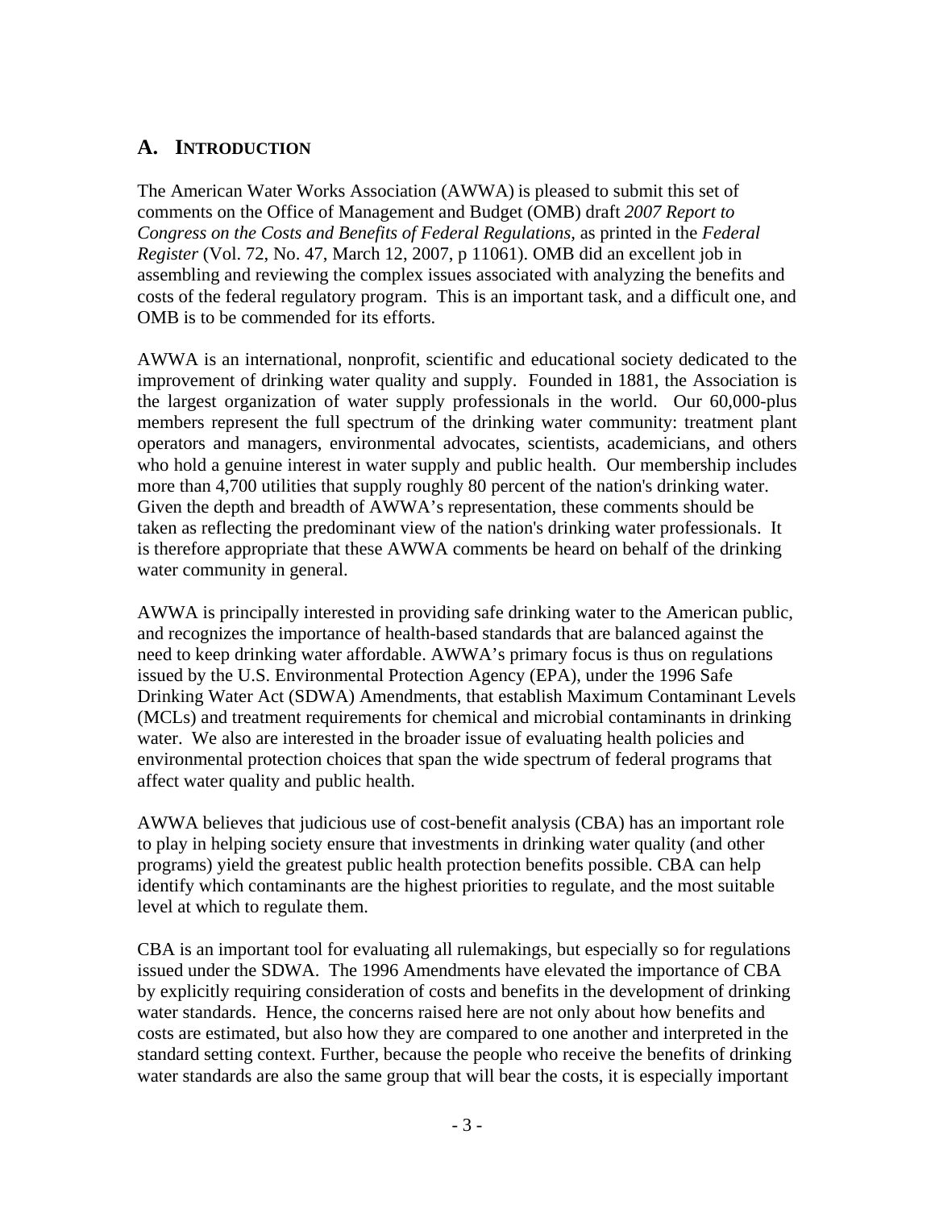## A. INTRODUCTION

The American Water Works Association (AWWA) is pleased to submit this set of comments on the Office of Management and Budget (OMB) draft *2007 Report to Congress on the Costs and Benefits of Federal Regulations*, as printed in the *Federal Register* (Vol. 72, No. 47, March 12, 2007, p 11061). OMB did an excellent job in assembling and reviewing the complex issues associated with analyzing the benefits and costs of the federal regulatory program. This is an important task, and a difficult one, and OMB is to be commended for its efforts.

AWWA is an international, nonprofit, scientific and educational society dedicated to the improvement of drinking water quality and supply. Founded in 1881, the Association is the largest organization of water supply professionals in the world. Our 60,000-plus members represent the full spectrum of the drinking water community: treatment plant operators and managers, environmental advocates, scientists, academicians, and others who hold a genuine interest in water supply and public health. Our membership includes more than 4,700 utilities that supply roughly 80 percent of the nation's drinking water. Given the depth and breadth of AWWA's representation, these comments should be taken as reflecting the predominant view of the nation's drinking water professionals. It is therefore appropriate that these AWWA comments be heard on behalf of the drinking water community in general.

AWWA is principally interested in providing safe drinking water to the American public, and recognizes the importance of health-based standards that are balanced against the need to keep drinking water affordable. AWWA's primary focus is thus on regulations issued by the U.S. Environmental Protection Agency (EPA), under the 1996 Safe Drinking Water Act (SDWA) Amendments, that establish Maximum Contaminant Levels (MCLs) and treatment requirements for chemical and microbial contaminants in drinking water. We also are interested in the broader issue of evaluating health policies and environmental protection choices that span the wide spectrum of federal programs that affect water quality and public health.

AWWA believes that judicious use of cost-benefit analysis (CBA) has an important role to play in helping society ensure that investments in drinking water quality (and other programs) yield the greatest public health protection benefits possible. CBA can help identify which contaminants are the highest priorities to regulate, and the most suitable level at which to regulate them.

CBA is an important tool for evaluating all rulemakings, but especially so for regulations issued under the SDWA. The 1996 Amendments have elevated the importance of CBA by explicitly requiring consideration of costs and benefits in the development of drinking water standards. Hence, the concerns raised here are not only about how benefits and costs are estimated, but also how they are compared to one another and interpreted in the standard setting context. Further, because the people who receive the benefits of drinking water standards are also the same group that will bear the costs, it is especially important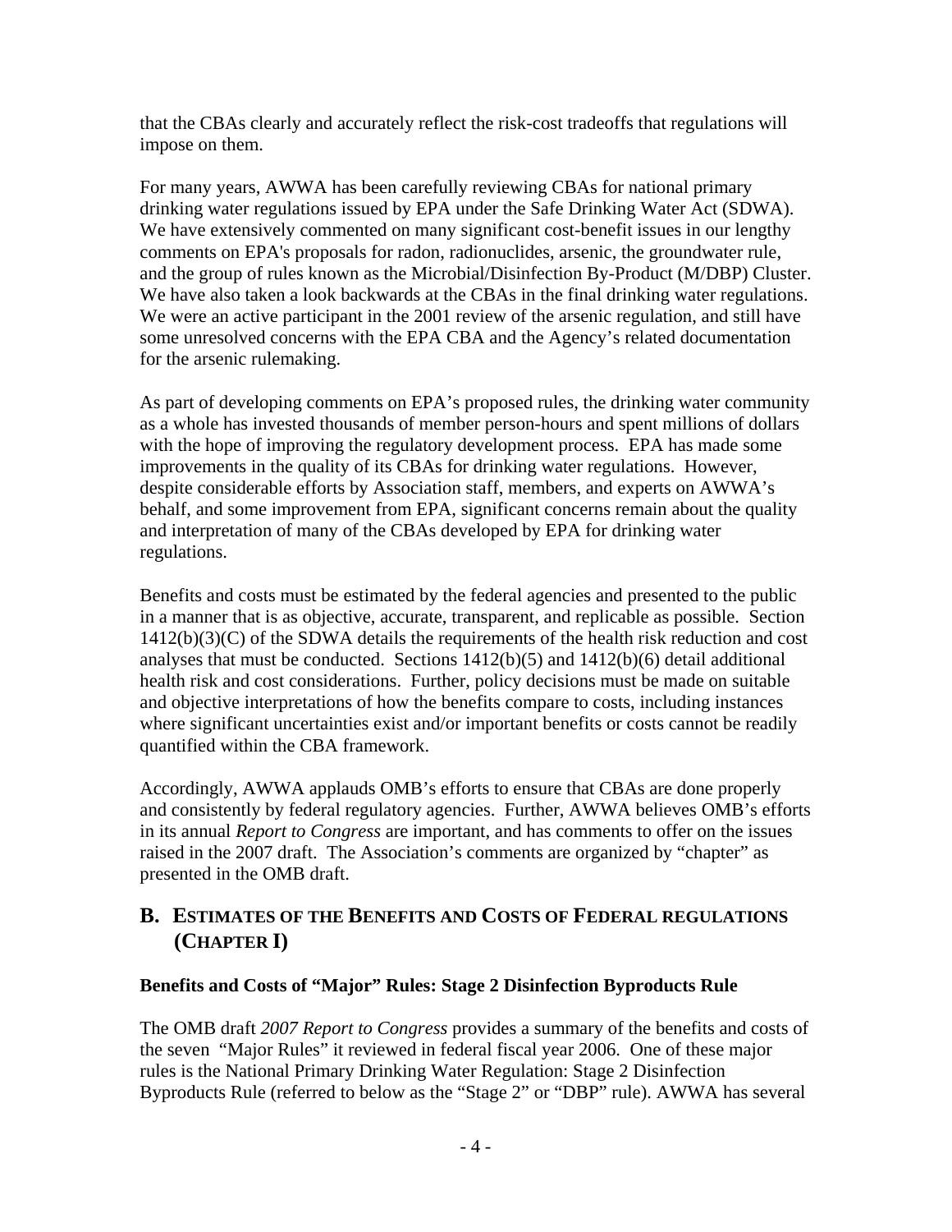that the CBAs clearly and accurately reflect the risk-cost tradeoffs that regulations will impose on them.

For many years, AWWA has been carefully reviewing CBAs for national primary drinking water regulations issued by EPA under the Safe Drinking Water Act (SDWA). We have extensively commented on many significant cost-benefit issues in our lengthy comments on EPA's proposals for radon, radionuclides, arsenic, the groundwater rule, and the group of rules known as the Microbial/Disinfection By-Product (M/DBP) Cluster. We have also taken a look backwards at the CBAs in the final drinking water regulations. We were an active participant in the 2001 review of the arsenic regulation, and still have some unresolved concerns with the EPA CBA and the Agency's related documentation for the arsenic rulemaking.

As part of developing comments on EPA's proposed rules, the drinking water community as a whole has invested thousands of member person-hours and spent millions of dollars with the hope of improving the regulatory development process. EPA has made some improvements in the quality of its CBAs for drinking water regulations. However, despite considerable efforts by Association staff, members, and experts on AWWA's behalf, and some improvement from EPA, significant concerns remain about the quality and interpretation of many of the CBAs developed by EPA for drinking water regulations.

Benefits and costs must be estimated by the federal agencies and presented to the public in a manner that is as objective, accurate, transparent, and replicable as possible. Section 1412(b)(3)(C) of the SDWA details the requirements of the health risk reduction and cost analyses that must be conducted. Sections 1412(b)(5) and 1412(b)(6) detail additional health risk and cost considerations. Further, policy decisions must be made on suitable and objective interpretations of how the benefits compare to costs, including instances where significant uncertainties exist and/or important benefits or costs cannot be readily quantified within the CBA framework.

Accordingly, AWWA applauds OMB's efforts to ensure that CBAs are done properly and consistently by federal regulatory agencies. Further, AWWA believes OMB's efforts in its annual *Report to Congress* are important, and has comments to offer on the issues raised in the 2007 draft. The Association's comments are organized by "chapter" as presented in the OMB draft.

## B. Estimates of the Benefits and Costs of Federal Regulations (Chapter I)

### Benefits and Costs of "Major" Rules: Stage 2 Disinfection Byproducts Rule

The OMB draft *2007 Report to Congress* provides a summary of the benefits and costs of the seven "Major Rules" it reviewed in federal fiscal year 2006. One of these major rules is the National Primary Drinking Water Regulation: Stage 2 Disinfection Byproducts Rule (referred to below as the "Stage 2" or "DBP" rule). AWWA has several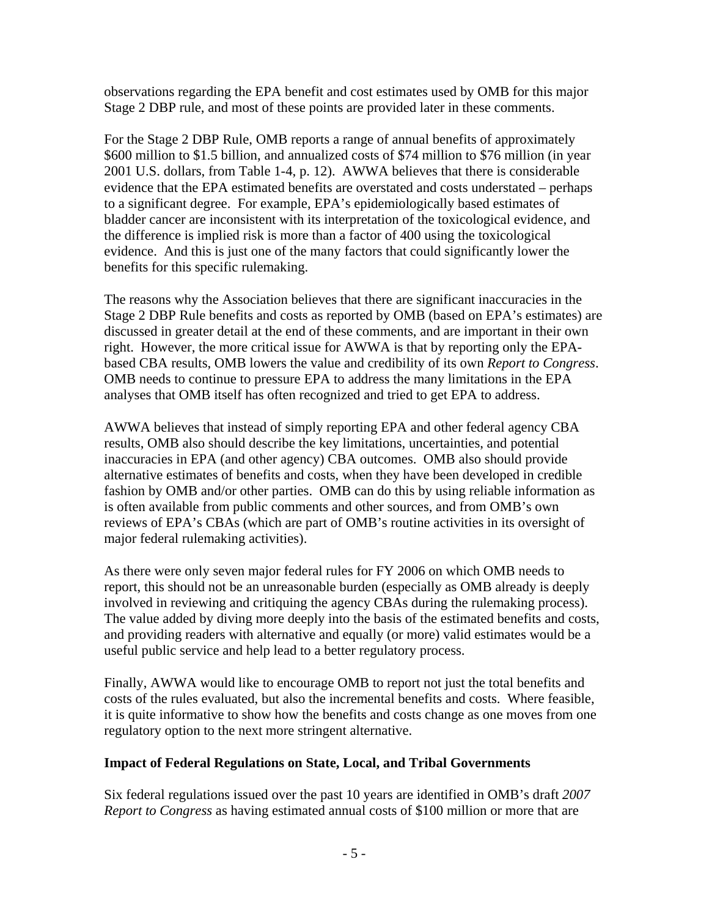observations regarding the EPA benefit and cost estimates used by OMB for this major Stage 2 DBP rule, and most of these points are provided later in these comments.

For the Stage 2 DBP Rule, OMB reports a range of annual benefits of approximately \$600 million to \$1.5 billion, and annualized costs of \$74 million to \$76 million (in year 2001 U.S. dollars, from Table 1-4, p. 12). AWWA believes that there is considerable evidence that the EPA estimated benefits are overstated and costs understated – perhaps to a significant degree. For example, EPA's epidemiologically based estimates of bladder cancer are inconsistent with its interpretation of the toxicological evidence, and the difference is implied risk is more than a factor of 400 using the toxicological evidence. And this is just one of the many factors that could significantly lower the benefits for this specific rulemaking.

The reasons why the Association believes that there are significant inaccuracies in the Stage 2 DBP Rule benefits and costs as reported by OMB (based on EPA's estimates) are discussed in greater detail at the end of these comments, and are important in their own right. However, the more critical issue for AWWA is that by reporting only the EPA-based CBA results, OMB lowers the value and credibility of its own *Report to Congress*. OMB needs to continue to pressure EPA to address the many limitations in the EPA analyses that OMB itself has often recognized and tried to get EPA to address.

AWWA believes that instead of simply reporting EPA and other federal agency CBA results, OMB also should describe the key limitations, uncertainties, and potential inaccuracies in EPA (and other agency) CBA outcomes. OMB also should provide alternative estimates of benefits and costs, when they have been developed in credible fashion by OMB and/or other parties. OMB can do this by using reliable information as is often available from public comments and other sources, and from OMB's own reviews of EPA's CBAs (which are part of OMB's routine activities in its oversight of major federal rulemaking activities).

As there were only seven major federal rules for FY 2006 on which OMB needs to report, this should not be an unreasonable burden (especially as OMB already is deeply involved in reviewing and critiquing the agency CBAs during the rulemaking process). The value added by diving more deeply into the basis of the estimated benefits and costs, and providing readers with alternative and equally (or more) valid estimates would be a useful public service and help lead to a better regulatory process.

Finally, AWWA would like to encourage OMB to report not just the total benefits and costs of the rules evaluated, but also the incremental benefits and costs. Where feasible, it is quite informative to show how the benefits and costs change as one moves from one regulatory option to the next more stringent alternative.

**Impact of Federal Regulations on State, Local, and Tribal Governments**

Six federal regulations issued over the past 10 years are identified in OMB's draft *2007 Report to Congress* as having estimated annual costs of \$100 million or more that are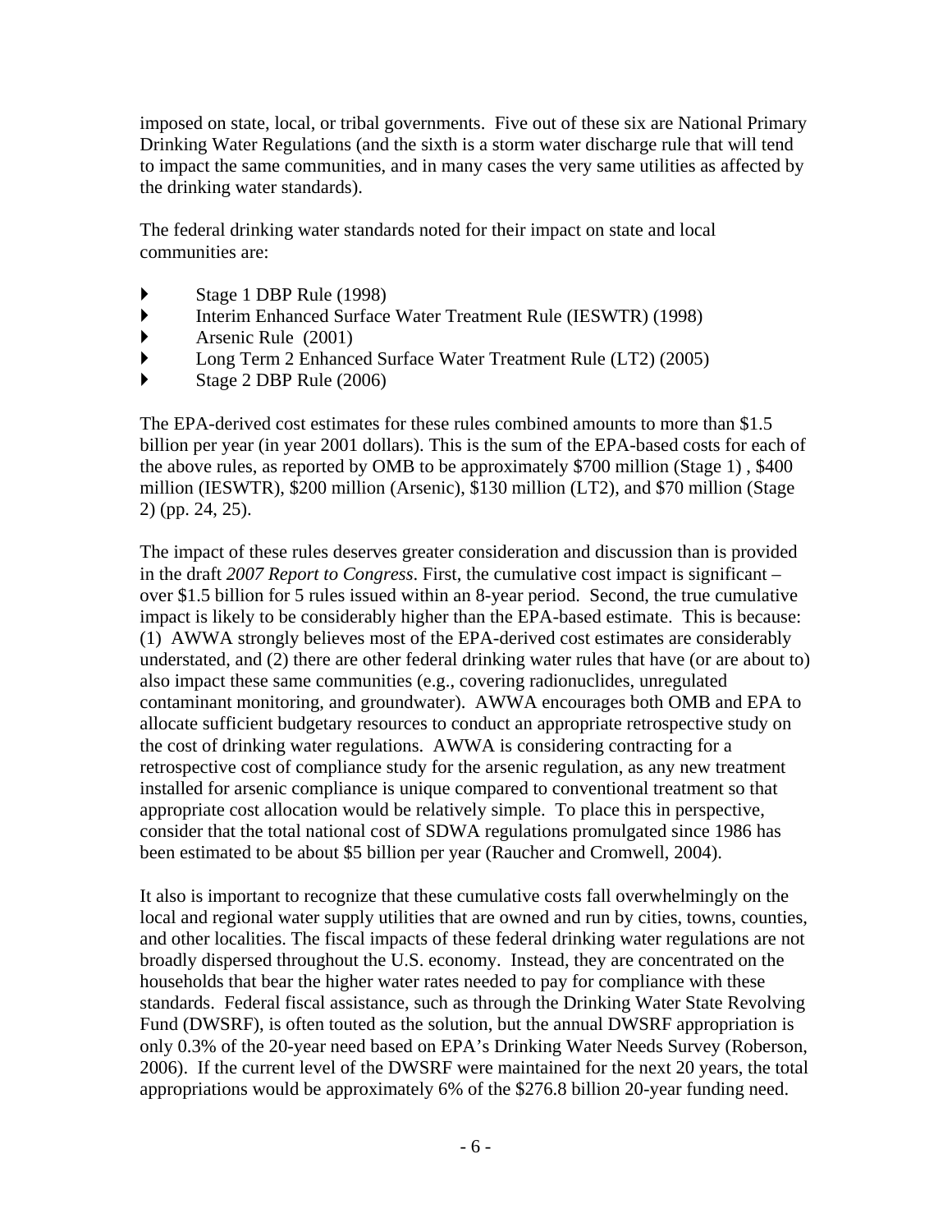imposed on state, local, or tribal governments. Five out of these six are National Primary Drinking Water Regulations (and the sixth is a storm water discharge rule that will tend to impact the same communities, and in many cases the very same utilities as affected by the drinking water standards).

The federal drinking water standards noted for their impact on state and local communities are:

- Stage 1 DBP Rule (1998)
- Interim Enhanced Surface Water Treatment Rule (IESWTR) (1998)
- Arsenic Rule (2001)
- Long Term 2 Enhanced Surface Water Treatment Rule (LT2) (2005)
- Stage 2 DBP Rule (2006)

The EPA-derived cost estimates for these rules combined amounts to more than $1.5 billion per year (in year 2001 dollars). This is the sum of the EPA-based costs for each of the above rules, as reported by OMB to be approximately $700 million (Stage 1) , $400 million (IESWTR), $200 million (Arsenic), $130 million (LT2), and $70 million (Stage 2) (pp. 24, 25).

The impact of these rules deserves greater consideration and discussion than is provided in the draft *2007 Report to Congress*. First, the cumulative cost impact is significant – over $1.5 billion for 5 rules issued within an 8-year period. Second, the true cumulative impact is likely to be considerably higher than the EPA-based estimate. This is because: (1) AWWA strongly believes most of the EPA-derived cost estimates are considerably understated, and (2) there are other federal drinking water rules that have (or are about to) also impact these same communities (e.g., covering radionuclides, unregulated contaminant monitoring, and groundwater). AWWA encourages both OMB and EPA to allocate sufficient budgetary resources to conduct an appropriate retrospective study on the cost of drinking water regulations. AWWA is considering contracting for a retrospective cost of compliance study for the arsenic regulation, as any new treatment installed for arsenic compliance is unique compared to conventional treatment so that appropriate cost allocation would be relatively simple. To place this in perspective, consider that the total national cost of SDWA regulations promulgated since 1986 has been estimated to be about $5 billion per year (Raucher and Cromwell, 2004).

It also is important to recognize that these cumulative costs fall overwhelmingly on the local and regional water supply utilities that are owned and run by cities, towns, counties, and other localities. The fiscal impacts of these federal drinking water regulations are not broadly dispersed throughout the U.S. economy. Instead, they are concentrated on the households that bear the higher water rates needed to pay for compliance with these standards. Federal fiscal assistance, such as through the Drinking Water State Revolving Fund (DWSRF), is often touted as the solution, but the annual DWSRF appropriation is only 0.3% of the 20-year need based on EPA's Drinking Water Needs Survey (Roberson, 2006). If the current level of the DWSRF were maintained for the next 20 years, the total appropriations would be approximately 6% of the $276.8 billion 20-year funding need.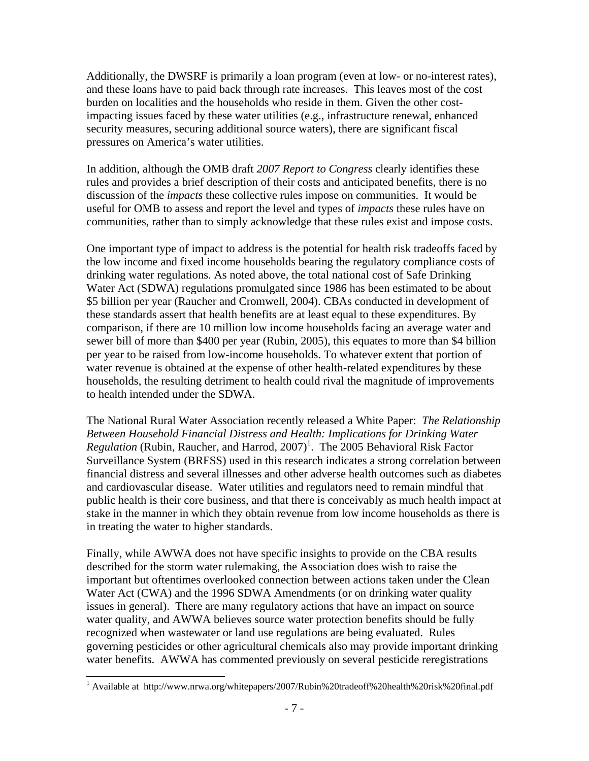Additionally, the DWSRF is primarily a loan program (even at low- or no-interest rates), and these loans have to paid back through rate increases. This leaves most of the cost burden on localities and the households who reside in them. Given the other cost-impacting issues faced by these water utilities (e.g., infrastructure renewal, enhanced security measures, securing additional source waters), there are significant fiscal pressures on America's water utilities.

In addition, although the OMB draft *2007 Report to Congress* clearly identifies these rules and provides a brief description of their costs and anticipated benefits, there is no discussion of the *impacts* these collective rules impose on communities. It would be useful for OMB to assess and report the level and types of *impacts* these rules have on communities, rather than to simply acknowledge that these rules exist and impose costs.

One important type of impact to address is the potential for health risk tradeoffs faced by the low income and fixed income households bearing the regulatory compliance costs of drinking water regulations. As noted above, the total national cost of Safe Drinking Water Act (SDWA) regulations promulgated since 1986 has been estimated to be about $5 billion per year (Raucher and Cromwell, 2004). CBAs conducted in development of these standards assert that health benefits are at least equal to these expenditures. By comparison, if there are 10 million low income households facing an average water and sewer bill of more than $400 per year (Rubin, 2005), this equates to more than $4 billion per year to be raised from low-income households. To whatever extent that portion of water revenue is obtained at the expense of other health-related expenditures by these households, the resulting detriment to health could rival the magnitude of improvements to health intended under the SDWA.

The National Rural Water Association recently released a White Paper: *The Relationship Between Household Financial Distress and Health: Implications for Drinking Water Regulation* (Rubin, Raucher, and Harrod, 2007)[1]. The 2005 Behavioral Risk Factor Surveillance System (BRFSS) used in this research indicates a strong correlation between financial distress and several illnesses and other adverse health outcomes such as diabetes and cardiovascular disease. Water utilities and regulators need to remain mindful that public health is their core business, and that there is conceivably as much health impact at stake in the manner in which they obtain revenue from low income households as there is in treating the water to higher standards.

Finally, while AWWA does not have specific insights to provide on the CBA results described for the storm water rulemaking, the Association does wish to raise the important but oftentimes overlooked connection between actions taken under the Clean Water Act (CWA) and the 1996 SDWA Amendments (or on drinking water quality issues in general). There are many regulatory actions that have an impact on source water quality, and AWWA believes source water protection benefits should be fully recognized when wastewater or land use regulations are being evaluated. Rules governing pesticides or other agricultural chemicals also may provide important drinking water benefits. AWWA has commented previously on several pesticide reregistrations

[1] Available at http://www.nrwa.org/whitepapers/2007/Rubin%20tradeoff%20health%20risk%20final.pdf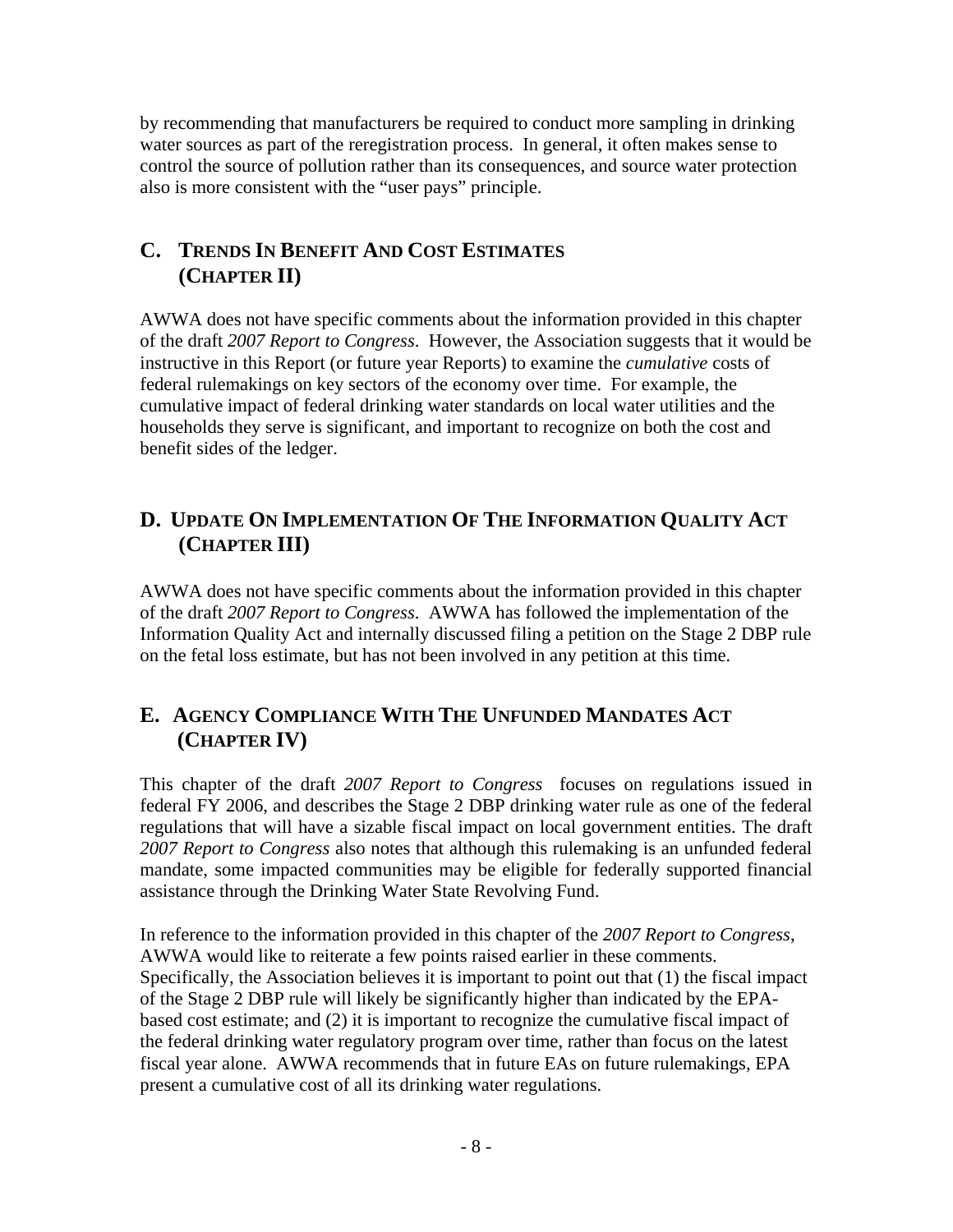by recommending that manufacturers be required to conduct more sampling in drinking water sources as part of the reregistration process. In general, it often makes sense to control the source of pollution rather than its consequences, and source water protection also is more consistent with the "user pays" principle.

## C. TRENDS IN BENEFIT AND COST ESTIMATES (CHAPTER II)

AWWA does not have specific comments about the information provided in this chapter of the draft *2007 Report to Congress*. However, the Association suggests that it would be instructive in this Report (or future year Reports) to examine the *cumulative* costs of federal rulemakings on key sectors of the economy over time. For example, the cumulative impact of federal drinking water standards on local water utilities and the households they serve is significant, and important to recognize on both the cost and benefit sides of the ledger.

## D. UPDATE ON IMPLEMENTATION OF THE INFORMATION QUALITY ACT (CHAPTER III)

AWWA does not have specific comments about the information provided in this chapter of the draft *2007 Report to Congress*. AWWA has followed the implementation of the Information Quality Act and internally discussed filing a petition on the Stage 2 DBP rule on the fetal loss estimate, but has not been involved in any petition at this time.

## E. AGENCY COMPLIANCE WITH THE UNFUNDED MANDATES ACT (CHAPTER IV)

This chapter of the draft *2007 Report to Congress* focuses on regulations issued in federal FY 2006, and describes the Stage 2 DBP drinking water rule as one of the federal regulations that will have a sizable fiscal impact on local government entities. The draft *2007 Report to Congress* also notes that although this rulemaking is an unfunded federal mandate, some impacted communities may be eligible for federally supported financial assistance through the Drinking Water State Revolving Fund.

In reference to the information provided in this chapter of the *2007 Report to Congress*, AWWA would like to reiterate a few points raised earlier in these comments. Specifically, the Association believes it is important to point out that (1) the fiscal impact of the Stage 2 DBP rule will likely be significantly higher than indicated by the EPA-based cost estimate; and (2) it is important to recognize the cumulative fiscal impact of the federal drinking water regulatory program over time, rather than focus on the latest fiscal year alone. AWWA recommends that in future EAs on future rulemakings, EPA present a cumulative cost of all its drinking water regulations.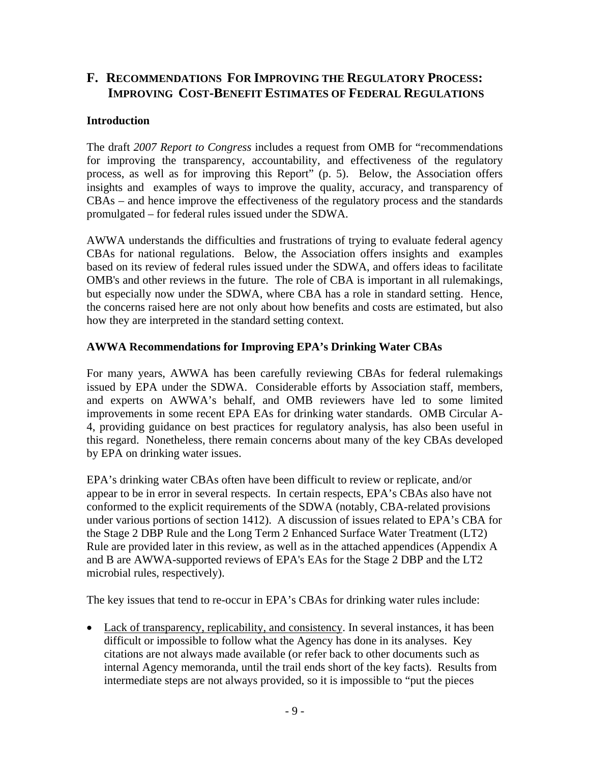## F. RECOMMENDATIONS FOR IMPROVING THE REGULATORY PROCESS: IMPROVING COST-BENEFIT ESTIMATES OF FEDERAL REGULATIONS

### Introduction

The draft *2007 Report to Congress* includes a request from OMB for "recommendations for improving the transparency, accountability, and effectiveness of the regulatory process, as well as for improving this Report" (p. 5). Below, the Association offers insights and examples of ways to improve the quality, accuracy, and transparency of CBAs – and hence improve the effectiveness of the regulatory process and the standards promulgated – for federal rules issued under the SDWA.

AWWA understands the difficulties and frustrations of trying to evaluate federal agency CBAs for national regulations. Below, the Association offers insights and examples based on its review of federal rules issued under the SDWA, and offers ideas to facilitate OMB's and other reviews in the future. The role of CBA is important in all rulemakings, but especially now under the SDWA, where CBA has a role in standard setting. Hence, the concerns raised here are not only about how benefits and costs are estimated, but also how they are interpreted in the standard setting context.

### AWWA Recommendations for Improving EPA's Drinking Water CBAs

For many years, AWWA has been carefully reviewing CBAs for federal rulemakings issued by EPA under the SDWA. Considerable efforts by Association staff, members, and experts on AWWA's behalf, and OMB reviewers have led to some limited improvements in some recent EPA EAs for drinking water standards. OMB Circular A-4, providing guidance on best practices for regulatory analysis, has also been useful in this regard. Nonetheless, there remain concerns about many of the key CBAs developed by EPA on drinking water issues.

EPA's drinking water CBAs often have been difficult to review or replicate, and/or appear to be in error in several respects. In certain respects, EPA's CBAs also have not conformed to the explicit requirements of the SDWA (notably, CBA-related provisions under various portions of section 1412). A discussion of issues related to EPA's CBA for the Stage 2 DBP Rule and the Long Term 2 Enhanced Surface Water Treatment (LT2) Rule are provided later in this review, as well as in the attached appendices (Appendix A and B are AWWA-supported reviews of EPA's EAs for the Stage 2 DBP and the LT2 microbial rules, respectively).

The key issues that tend to re-occur in EPA's CBAs for drinking water rules include:

- <u>Lack of transparency, replicability, and consistency</u>. In several instances, it has been difficult or impossible to follow what the Agency has done in its analyses. Key citations are not always made available (or refer back to other documents such as internal Agency memoranda, until the trail ends short of the key facts). Results from intermediate steps are not always provided, so it is impossible to "put the pieces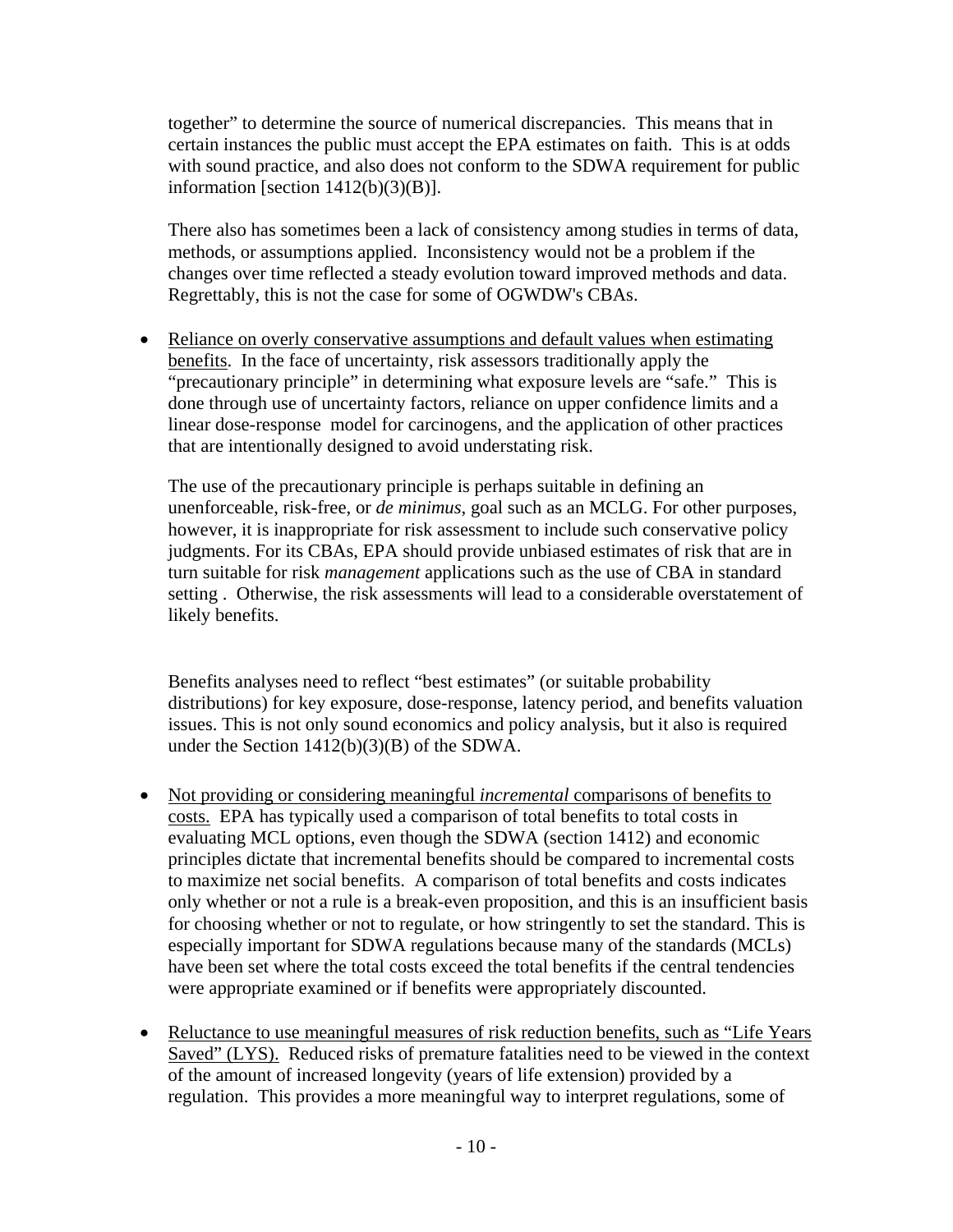together" to determine the source of numerical discrepancies. This means that in certain instances the public must accept the EPA estimates on faith. This is at odds with sound practice, and also does not conform to the SDWA requirement for public information [section 1412(b)(3)(B)].

There also has sometimes been a lack of consistency among studies in terms of data, methods, or assumptions applied. Inconsistency would not be a problem if the changes over time reflected a steady evolution toward improved methods and data. Regrettably, this is not the case for some of OGWDW's CBAs.

- <u>Reliance on overly conservative assumptions and default values when estimating benefits</u>. In the face of uncertainty, risk assessors traditionally apply the "precautionary principle" in determining what exposure levels are "safe." This is done through use of uncertainty factors, reliance on upper confidence limits and a linear dose-response model for carcinogens, and the application of other practices that are intentionally designed to avoid understating risk.

  The use of the precautionary principle is perhaps suitable in defining an unenforceable, risk-free, or *de minimus*, goal such as an MCLG. For other purposes, however, it is inappropriate for risk assessment to include such conservative policy judgments. For its CBAs, EPA should provide unbiased estimates of risk that are in turn suitable for risk *management* applications such as the use of CBA in standard setting . Otherwise, the risk assessments will lead to a considerable overstatement of likely benefits.

  Benefits analyses need to reflect "best estimates" (or suitable probability distributions) for key exposure, dose-response, latency period, and benefits valuation issues. This is not only sound economics and policy analysis, but it also is required under the Section 1412(b)(3)(B) of the SDWA.

- <u>Not providing or considering meaningful *incremental* comparisons of benefits to costs.</u> EPA has typically used a comparison of total benefits to total costs in evaluating MCL options, even though the SDWA (section 1412) and economic principles dictate that incremental benefits should be compared to incremental costs to maximize net social benefits. A comparison of total benefits and costs indicates only whether or not a rule is a break-even proposition, and this is an insufficient basis for choosing whether or not to regulate, or how stringently to set the standard. This is especially important for SDWA regulations because many of the standards (MCLs) have been set where the total costs exceed the total benefits if the central tendencies were appropriate examined or if benefits were appropriately discounted.

- <u>Reluctance to use meaningful measures of risk reduction benefits, such as "Life Years Saved" (LYS).</u> Reduced risks of premature fatalities need to be viewed in the context of the amount of increased longevity (years of life extension) provided by a regulation. This provides a more meaningful way to interpret regulations, some of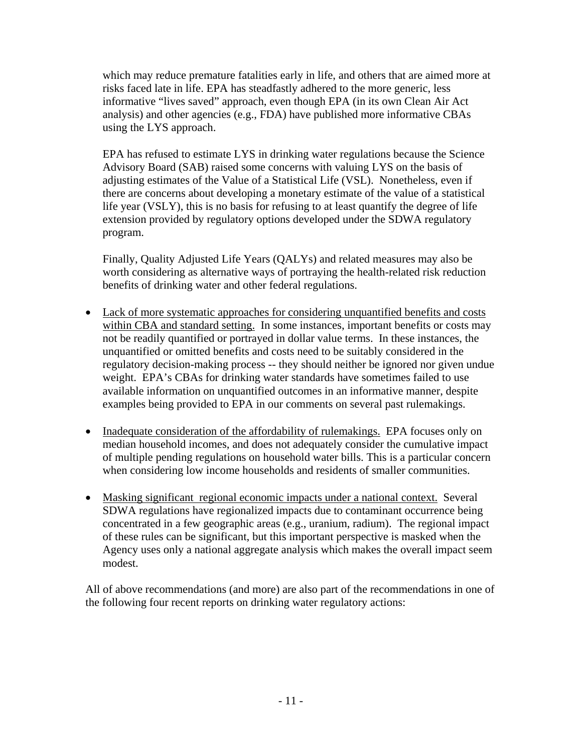which may reduce premature fatalities early in life, and others that are aimed more at risks faced late in life. EPA has steadfastly adhered to the more generic, less informative "lives saved" approach, even though EPA (in its own Clean Air Act analysis) and other agencies (e.g., FDA) have published more informative CBAs using the LYS approach.

EPA has refused to estimate LYS in drinking water regulations because the Science Advisory Board (SAB) raised some concerns with valuing LYS on the basis of adjusting estimates of the Value of a Statistical Life (VSL). Nonetheless, even if there are concerns about developing a monetary estimate of the value of a statistical life year (VSLY), this is no basis for refusing to at least quantify the degree of life extension provided by regulatory options developed under the SDWA regulatory program.

Finally, Quality Adjusted Life Years (QALYs) and related measures may also be worth considering as alternative ways of portraying the health-related risk reduction benefits of drinking water and other federal regulations.

- Lack of more systematic approaches for considering unquantified benefits and costs within CBA and standard setting. In some instances, important benefits or costs may not be readily quantified or portrayed in dollar value terms. In these instances, the unquantified or omitted benefits and costs need to be suitably considered in the regulatory decision-making process -- they should neither be ignored nor given undue weight. EPA's CBAs for drinking water standards have sometimes failed to use available information on unquantified outcomes in an informative manner, despite examples being provided to EPA in our comments on several past rulemakings.

- Inadequate consideration of the affordability of rulemakings. EPA focuses only on median household incomes, and does not adequately consider the cumulative impact of multiple pending regulations on household water bills. This is a particular concern when considering low income households and residents of smaller communities.

- Masking significant regional economic impacts under a national context. Several SDWA regulations have regionalized impacts due to contaminant occurrence being concentrated in a few geographic areas (e.g., uranium, radium). The regional impact of these rules can be significant, but this important perspective is masked when the Agency uses only a national aggregate analysis which makes the overall impact seem modest.

All of above recommendations (and more) are also part of the recommendations in one of the following four recent reports on drinking water regulatory actions: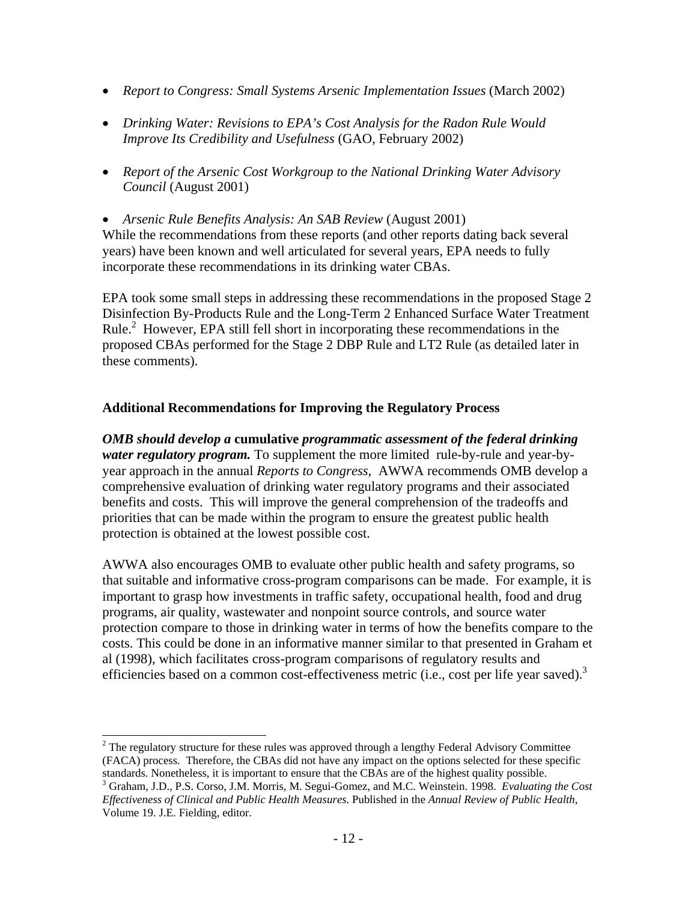- *Report to Congress: Small Systems Arsenic Implementation Issues* (March 2002)

- *Drinking Water: Revisions to EPA's Cost Analysis for the Radon Rule Would Improve Its Credibility and Usefulness* (GAO, February 2002)

- *Report of the Arsenic Cost Workgroup to the National Drinking Water Advisory Council* (August 2001)

- *Arsenic Rule Benefits Analysis: An SAB Review* (August 2001)

While the recommendations from these reports (and other reports dating back several years) have been known and well articulated for several years, EPA needs to fully incorporate these recommendations in its drinking water CBAs.

EPA took some small steps in addressing these recommendations in the proposed Stage 2 Disinfection By-Products Rule and the Long-Term 2 Enhanced Surface Water Treatment Rule.[2] However, EPA still fell short in incorporating these recommendations in the proposed CBAs performed for the Stage 2 DBP Rule and LT2 Rule (as detailed later in these comments).

**Additional Recommendations for Improving the Regulatory Process**

***OMB should develop a* cumulative *programmatic assessment of the federal drinking water regulatory program.*** To supplement the more limited rule-by-rule and year-by-year approach in the annual *Reports to Congress*, AWWA recommends OMB develop a comprehensive evaluation of drinking water regulatory programs and their associated benefits and costs. This will improve the general comprehension of the tradeoffs and priorities that can be made within the program to ensure the greatest public health protection is obtained at the lowest possible cost.

AWWA also encourages OMB to evaluate other public health and safety programs, so that suitable and informative cross-program comparisons can be made. For example, it is important to grasp how investments in traffic safety, occupational health, food and drug programs, air quality, wastewater and nonpoint source controls, and source water protection compare to those in drinking water in terms of how the benefits compare to the costs. This could be done in an informative manner similar to that presented in Graham et al (1998), which facilitates cross-program comparisons of regulatory results and efficiencies based on a common cost-effectiveness metric (i.e., cost per life year saved).[3]

---

[2] The regulatory structure for these rules was approved through a lengthy Federal Advisory Committee (FACA) process. Therefore, the CBAs did not have any impact on the options selected for these specific standards. Nonetheless, it is important to ensure that the CBAs are of the highest quality possible.

[3] Graham, J.D., P.S. Corso, J.M. Morris, M. Segui-Gomez, and M.C. Weinstein. 1998. *Evaluating the Cost Effectiveness of Clinical and Public Health Measures.* Published in the *Annual Review of Public Health*, Volume 19. J.E. Fielding, editor.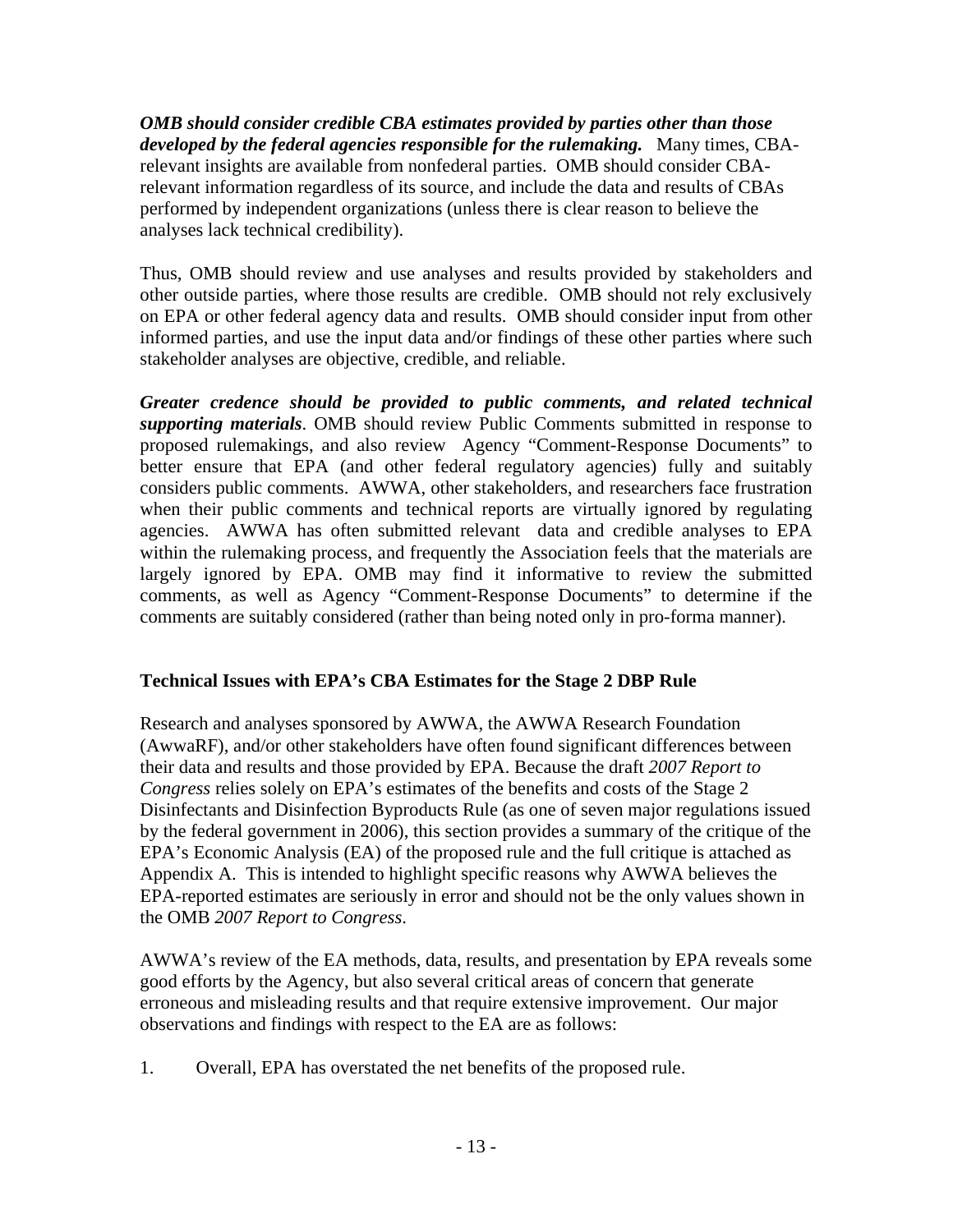***OMB should consider credible CBA estimates provided by parties other than those developed by the federal agencies responsible for the rulemaking.*** Many times, CBA-relevant insights are available from nonfederal parties. OMB should consider CBA-relevant information regardless of its source, and include the data and results of CBAs performed by independent organizations (unless there is clear reason to believe the analyses lack technical credibility).

Thus, OMB should review and use analyses and results provided by stakeholders and other outside parties, where those results are credible. OMB should not rely exclusively on EPA or other federal agency data and results. OMB should consider input from other informed parties, and use the input data and/or findings of these other parties where such stakeholder analyses are objective, credible, and reliable.

***Greater credence should be provided to public comments, and related technical supporting materials***. OMB should review Public Comments submitted in response to proposed rulemakings, and also review Agency "Comment-Response Documents" to better ensure that EPA (and other federal regulatory agencies) fully and suitably considers public comments. AWWA, other stakeholders, and researchers face frustration when their public comments and technical reports are virtually ignored by regulating agencies. AWWA has often submitted relevant data and credible analyses to EPA within the rulemaking process, and frequently the Association feels that the materials are largely ignored by EPA. OMB may find it informative to review the submitted comments, as well as Agency "Comment-Response Documents" to determine if the comments are suitably considered (rather than being noted only in pro-forma manner).

## Technical Issues with EPA's CBA Estimates for the Stage 2 DBP Rule

Research and analyses sponsored by AWWA, the AWWA Research Foundation (AwwaRF), and/or other stakeholders have often found significant differences between their data and results and those provided by EPA. Because the draft *2007 Report to Congress* relies solely on EPA's estimates of the benefits and costs of the Stage 2 Disinfectants and Disinfection Byproducts Rule (as one of seven major regulations issued by the federal government in 2006), this section provides a summary of the critique of the EPA's Economic Analysis (EA) of the proposed rule and the full critique is attached as Appendix A. This is intended to highlight specific reasons why AWWA believes the EPA-reported estimates are seriously in error and should not be the only values shown in the OMB *2007 Report to Congress*.

AWWA's review of the EA methods, data, results, and presentation by EPA reveals some good efforts by the Agency, but also several critical areas of concern that generate erroneous and misleading results and that require extensive improvement. Our major observations and findings with respect to the EA are as follows:

1. Overall, EPA has overstated the net benefits of the proposed rule.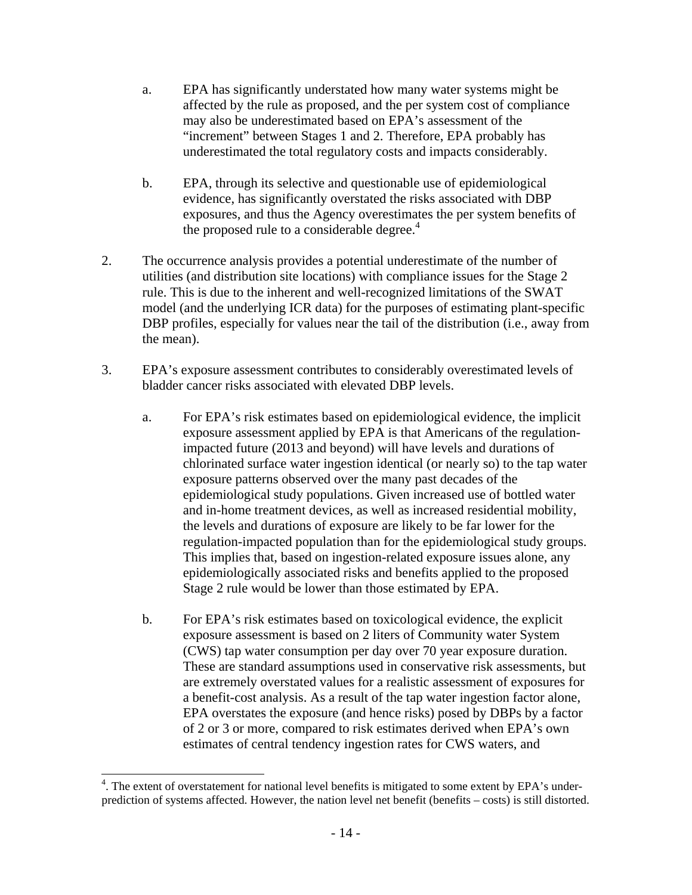a. EPA has significantly understated how many water systems might be affected by the rule as proposed, and the per system cost of compliance may also be underestimated based on EPA's assessment of the "increment" between Stages 1 and 2. Therefore, EPA probably has underestimated the total regulatory costs and impacts considerably.

   b. EPA, through its selective and questionable use of epidemiological evidence, has significantly overstated the risks associated with DBP exposures, and thus the Agency overestimates the per system benefits of the proposed rule to a considerable degree.[4]

2. The occurrence analysis provides a potential underestimate of the number of utilities (and distribution site locations) with compliance issues for the Stage 2 rule. This is due to the inherent and well-recognized limitations of the SWAT model (and the underlying ICR data) for the purposes of estimating plant-specific DBP profiles, especially for values near the tail of the distribution (i.e., away from the mean).

3. EPA's exposure assessment contributes to considerably overestimated levels of bladder cancer risks associated with elevated DBP levels.

   a. For EPA's risk estimates based on epidemiological evidence, the implicit exposure assessment applied by EPA is that Americans of the regulation-impacted future (2013 and beyond) will have levels and durations of chlorinated surface water ingestion identical (or nearly so) to the tap water exposure patterns observed over the many past decades of the epidemiological study populations. Given increased use of bottled water and in-home treatment devices, as well as increased residential mobility, the levels and durations of exposure are likely to be far lower for the regulation-impacted population than for the epidemiological study groups. This implies that, based on ingestion-related exposure issues alone, any epidemiologically associated risks and benefits applied to the proposed Stage 2 rule would be lower than those estimated by EPA.

   b. For EPA's risk estimates based on toxicological evidence, the explicit exposure assessment is based on 2 liters of Community water System (CWS) tap water consumption per day over 70 year exposure duration. These are standard assumptions used in conservative risk assessments, but are extremely overstated values for a realistic assessment of exposures for a benefit-cost analysis. As a result of the tap water ingestion factor alone, EPA overstates the exposure (and hence risks) posed by DBPs by a factor of 2 or 3 or more, compared to risk estimates derived when EPA's own estimates of central tendency ingestion rates for CWS waters, and

---

[4]. The extent of overstatement for national level benefits is mitigated to some extent by EPA's under-prediction of systems affected. However, the nation level net benefit (benefits – costs) is still distorted.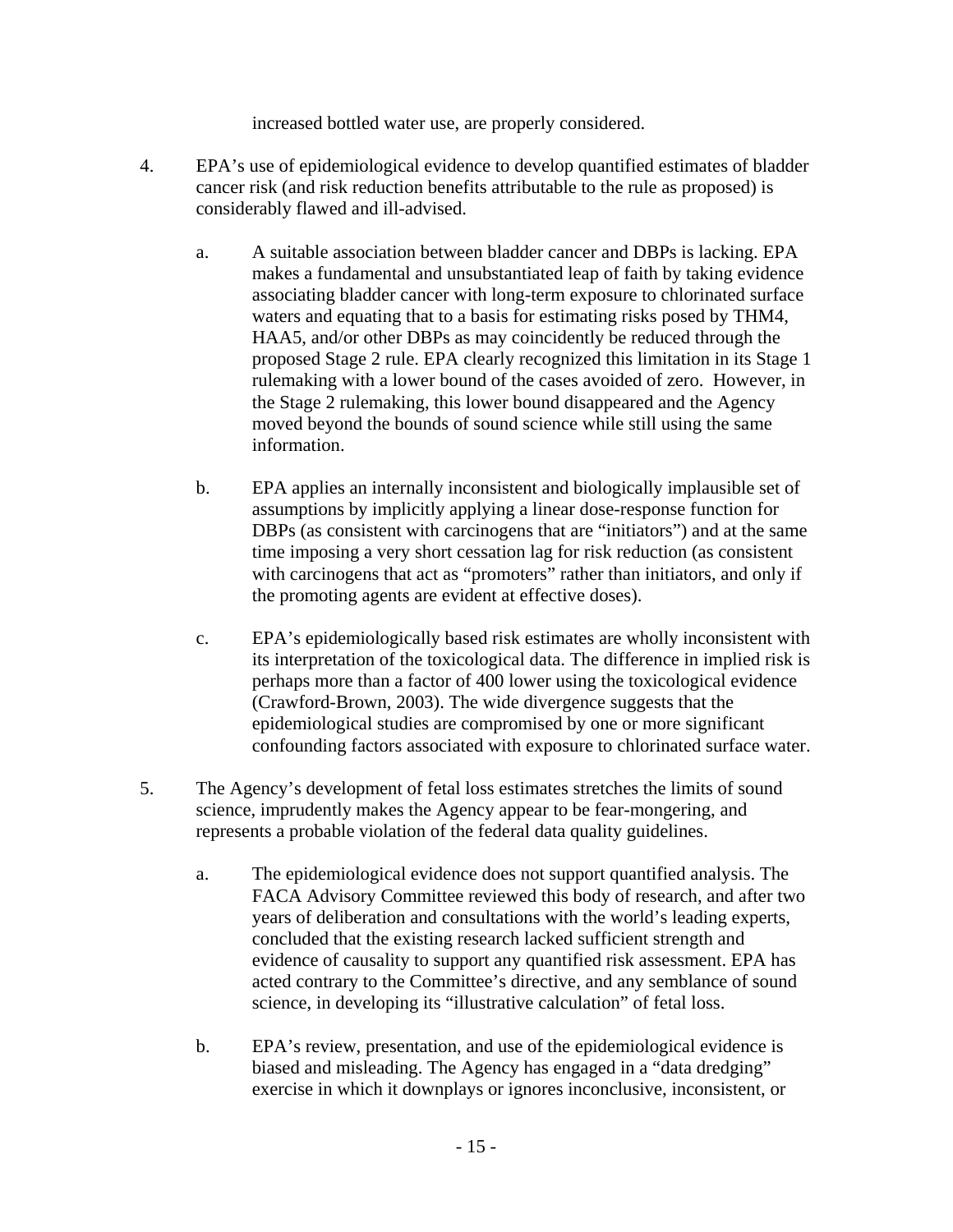increased bottled water use, are properly considered.

4. EPA's use of epidemiological evidence to develop quantified estimates of bladder cancer risk (and risk reduction benefits attributable to the rule as proposed) is considerably flawed and ill-advised.

   a. A suitable association between bladder cancer and DBPs is lacking. EPA makes a fundamental and unsubstantiated leap of faith by taking evidence associating bladder cancer with long-term exposure to chlorinated surface waters and equating that to a basis for estimating risks posed by THM4, HAA5, and/or other DBPs as may coincidently be reduced through the proposed Stage 2 rule. EPA clearly recognized this limitation in its Stage 1 rulemaking with a lower bound of the cases avoided of zero. However, in the Stage 2 rulemaking, this lower bound disappeared and the Agency moved beyond the bounds of sound science while still using the same information.

   b. EPA applies an internally inconsistent and biologically implausible set of assumptions by implicitly applying a linear dose-response function for DBPs (as consistent with carcinogens that are "initiators") and at the same time imposing a very short cessation lag for risk reduction (as consistent with carcinogens that act as "promoters" rather than initiators, and only if the promoting agents are evident at effective doses).

   c. EPA's epidemiologically based risk estimates are wholly inconsistent with its interpretation of the toxicological data. The difference in implied risk is perhaps more than a factor of 400 lower using the toxicological evidence (Crawford-Brown, 2003). The wide divergence suggests that the epidemiological studies are compromised by one or more significant confounding factors associated with exposure to chlorinated surface water.

5. The Agency's development of fetal loss estimates stretches the limits of sound science, imprudently makes the Agency appear to be fear-mongering, and represents a probable violation of the federal data quality guidelines.

   a. The epidemiological evidence does not support quantified analysis. The FACA Advisory Committee reviewed this body of research, and after two years of deliberation and consultations with the world's leading experts, concluded that the existing research lacked sufficient strength and evidence of causality to support any quantified risk assessment. EPA has acted contrary to the Committee's directive, and any semblance of sound science, in developing its "illustrative calculation" of fetal loss.

   b. EPA's review, presentation, and use of the epidemiological evidence is biased and misleading. The Agency has engaged in a "data dredging" exercise in which it downplays or ignores inconclusive, inconsistent, or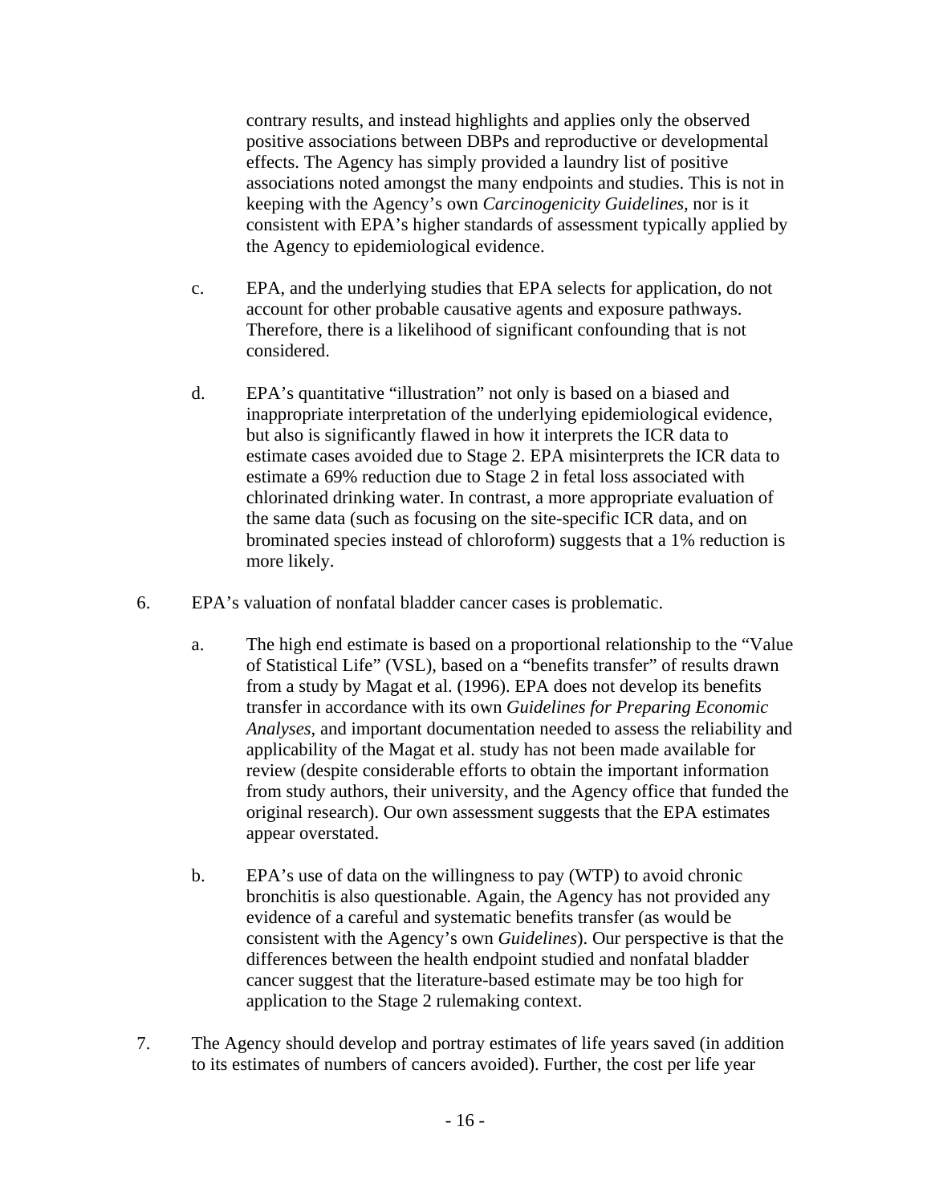contrary results, and instead highlights and applies only the observed positive associations between DBPs and reproductive or developmental effects. The Agency has simply provided a laundry list of positive associations noted amongst the many endpoints and studies. This is not in keeping with the Agency's own *Carcinogenicity Guidelines*, nor is it consistent with EPA's higher standards of assessment typically applied by the Agency to epidemiological evidence.

c. EPA, and the underlying studies that EPA selects for application, do not account for other probable causative agents and exposure pathways. Therefore, there is a likelihood of significant confounding that is not considered.

d. EPA's quantitative "illustration" not only is based on a biased and inappropriate interpretation of the underlying epidemiological evidence, but also is significantly flawed in how it interprets the ICR data to estimate cases avoided due to Stage 2. EPA misinterprets the ICR data to estimate a 69% reduction due to Stage 2 in fetal loss associated with chlorinated drinking water. In contrast, a more appropriate evaluation of the same data (such as focusing on the site-specific ICR data, and on brominated species instead of chloroform) suggests that a 1% reduction is more likely.

6. EPA's valuation of nonfatal bladder cancer cases is problematic.

   a. The high end estimate is based on a proportional relationship to the "Value of Statistical Life" (VSL), based on a "benefits transfer" of results drawn from a study by Magat et al. (1996). EPA does not develop its benefits transfer in accordance with its own *Guidelines for Preparing Economic Analyses*, and important documentation needed to assess the reliability and applicability of the Magat et al. study has not been made available for review (despite considerable efforts to obtain the important information from study authors, their university, and the Agency office that funded the original research). Our own assessment suggests that the EPA estimates appear overstated.

   b. EPA's use of data on the willingness to pay (WTP) to avoid chronic bronchitis is also questionable. Again, the Agency has not provided any evidence of a careful and systematic benefits transfer (as would be consistent with the Agency's own *Guidelines*). Our perspective is that the differences between the health endpoint studied and nonfatal bladder cancer suggest that the literature-based estimate may be too high for application to the Stage 2 rulemaking context.

7. The Agency should develop and portray estimates of life years saved (in addition to its estimates of numbers of cancers avoided). Further, the cost per life year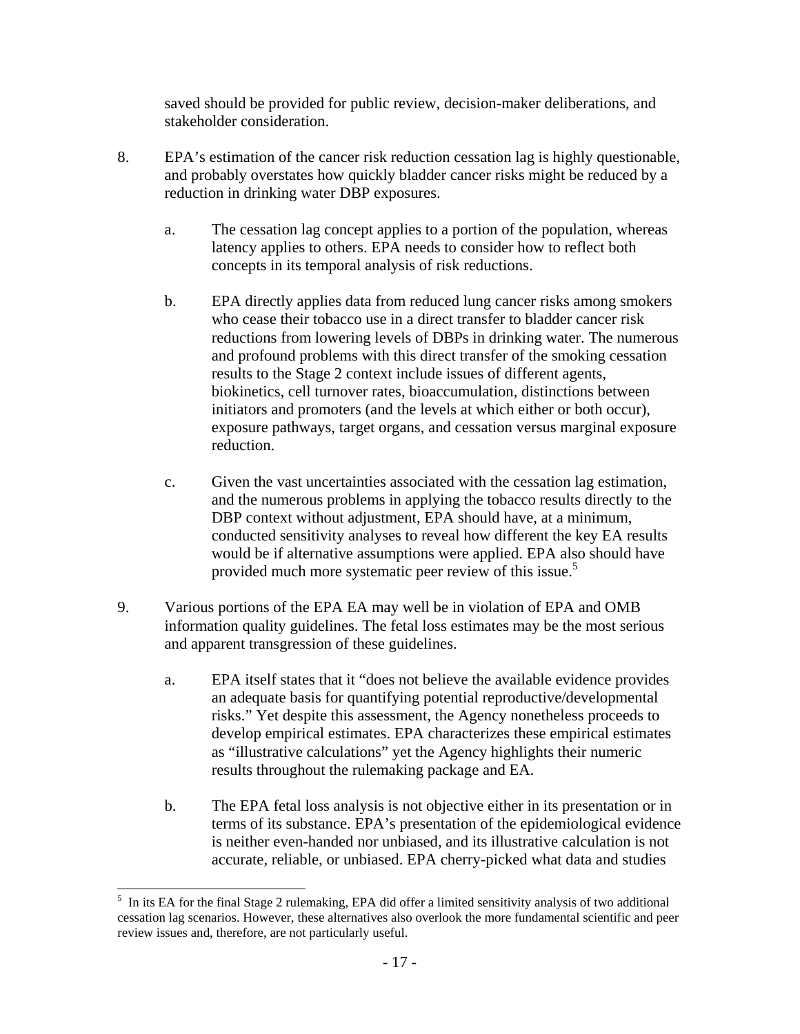saved should be provided for public review, decision-maker deliberations, and stakeholder consideration.

8. EPA's estimation of the cancer risk reduction cessation lag is highly questionable, and probably overstates how quickly bladder cancer risks might be reduced by a reduction in drinking water DBP exposures.

   a. The cessation lag concept applies to a portion of the population, whereas latency applies to others. EPA needs to consider how to reflect both concepts in its temporal analysis of risk reductions.

   b. EPA directly applies data from reduced lung cancer risks among smokers who cease their tobacco use in a direct transfer to bladder cancer risk reductions from lowering levels of DBPs in drinking water. The numerous and profound problems with this direct transfer of the smoking cessation results to the Stage 2 context include issues of different agents, biokinetics, cell turnover rates, bioaccumulation, distinctions between initiators and promoters (and the levels at which either or both occur), exposure pathways, target organs, and cessation versus marginal exposure reduction.

   c. Given the vast uncertainties associated with the cessation lag estimation, and the numerous problems in applying the tobacco results directly to the DBP context without adjustment, EPA should have, at a minimum, conducted sensitivity analyses to reveal how different the key EA results would be if alternative assumptions were applied. EPA also should have provided much more systematic peer review of this issue.[5]

9. Various portions of the EPA EA may well be in violation of EPA and OMB information quality guidelines. The fetal loss estimates may be the most serious and apparent transgression of these guidelines.

   a. EPA itself states that it "does not believe the available evidence provides an adequate basis for quantifying potential reproductive/developmental risks." Yet despite this assessment, the Agency nonetheless proceeds to develop empirical estimates. EPA characterizes these empirical estimates as "illustrative calculations" yet the Agency highlights their numeric results throughout the rulemaking package and EA.

   b. The EPA fetal loss analysis is not objective either in its presentation or in terms of its substance. EPA's presentation of the epidemiological evidence is neither even-handed nor unbiased, and its illustrative calculation is not accurate, reliable, or unbiased. EPA cherry-picked what data and studies

[5] In its EA for the final Stage 2 rulemaking, EPA did offer a limited sensitivity analysis of two additional cessation lag scenarios. However, these alternatives also overlook the more fundamental scientific and peer review issues and, therefore, are not particularly useful.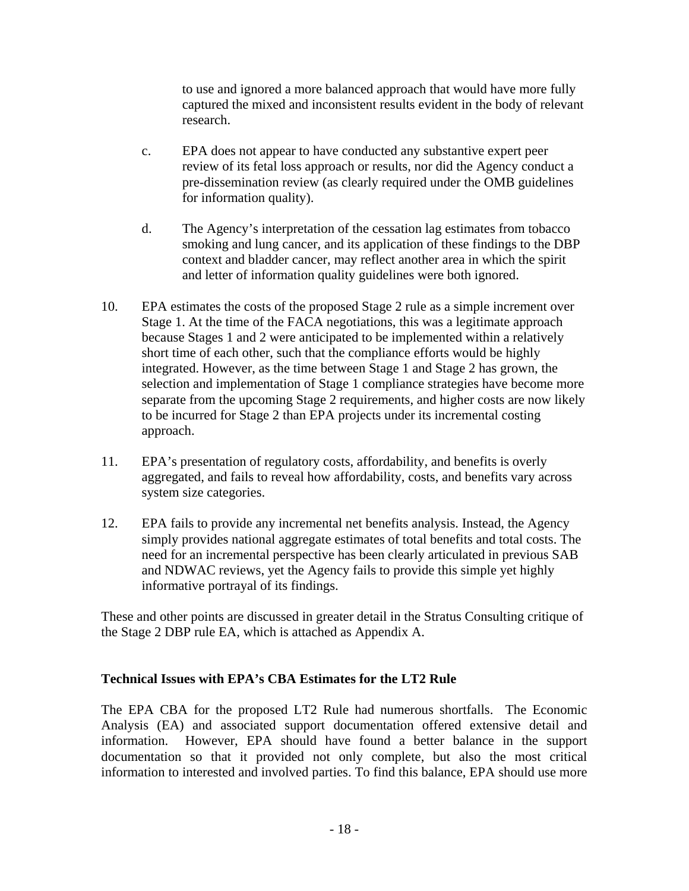to use and ignored a more balanced approach that would have more fully captured the mixed and inconsistent results evident in the body of relevant research.

c. EPA does not appear to have conducted any substantive expert peer review of its fetal loss approach or results, nor did the Agency conduct a pre-dissemination review (as clearly required under the OMB guidelines for information quality).

d. The Agency's interpretation of the cessation lag estimates from tobacco smoking and lung cancer, and its application of these findings to the DBP context and bladder cancer, may reflect another area in which the spirit and letter of information quality guidelines were both ignored.

10. EPA estimates the costs of the proposed Stage 2 rule as a simple increment over Stage 1. At the time of the FACA negotiations, this was a legitimate approach because Stages 1 and 2 were anticipated to be implemented within a relatively short time of each other, such that the compliance efforts would be highly integrated. However, as the time between Stage 1 and Stage 2 has grown, the selection and implementation of Stage 1 compliance strategies have become more separate from the upcoming Stage 2 requirements, and higher costs are now likely to be incurred for Stage 2 than EPA projects under its incremental costing approach.

11. EPA's presentation of regulatory costs, affordability, and benefits is overly aggregated, and fails to reveal how affordability, costs, and benefits vary across system size categories.

12. EPA fails to provide any incremental net benefits analysis. Instead, the Agency simply provides national aggregate estimates of total benefits and total costs. The need for an incremental perspective has been clearly articulated in previous SAB and NDWAC reviews, yet the Agency fails to provide this simple yet highly informative portrayal of its findings.

These and other points are discussed in greater detail in the Stratus Consulting critique of the Stage 2 DBP rule EA, which is attached as Appendix A.

**Technical Issues with EPA's CBA Estimates for the LT2 Rule**

The EPA CBA for the proposed LT2 Rule had numerous shortfalls. The Economic Analysis (EA) and associated support documentation offered extensive detail and information. However, EPA should have found a better balance in the support documentation so that it provided not only complete, but also the most critical information to interested and involved parties. To find this balance, EPA should use more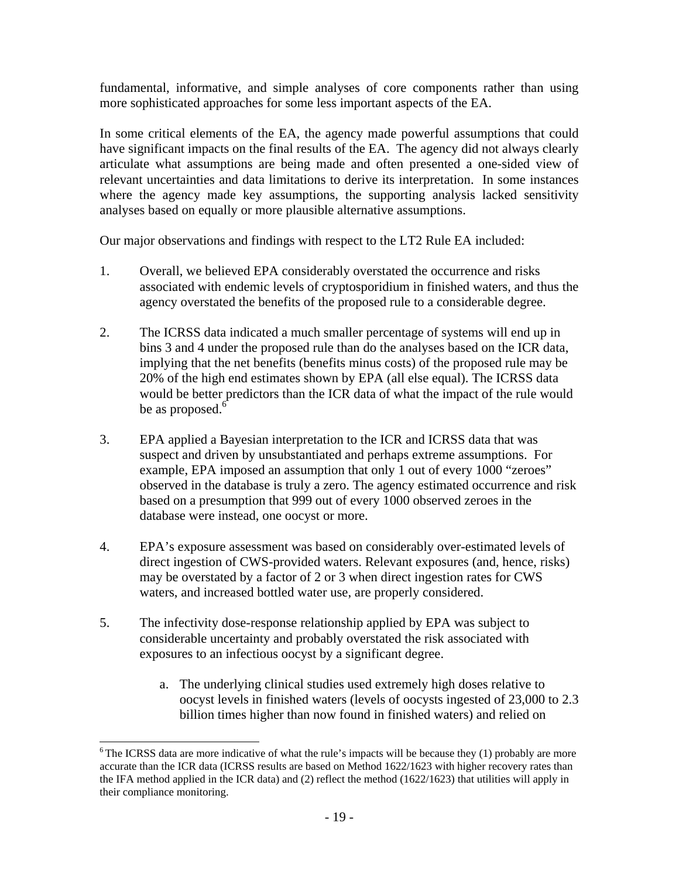fundamental, informative, and simple analyses of core components rather than using more sophisticated approaches for some less important aspects of the EA.

In some critical elements of the EA, the agency made powerful assumptions that could have significant impacts on the final results of the EA. The agency did not always clearly articulate what assumptions are being made and often presented a one-sided view of relevant uncertainties and data limitations to derive its interpretation. In some instances where the agency made key assumptions, the supporting analysis lacked sensitivity analyses based on equally or more plausible alternative assumptions.

Our major observations and findings with respect to the LT2 Rule EA included:

1. Overall, we believed EPA considerably overstated the occurrence and risks associated with endemic levels of cryptosporidium in finished waters, and thus the agency overstated the benefits of the proposed rule to a considerable degree.

2. The ICRSS data indicated a much smaller percentage of systems will end up in bins 3 and 4 under the proposed rule than do the analyses based on the ICR data, implying that the net benefits (benefits minus costs) of the proposed rule may be 20% of the high end estimates shown by EPA (all else equal). The ICRSS data would be better predictors than the ICR data of what the impact of the rule would be as proposed.[6]

3. EPA applied a Bayesian interpretation to the ICR and ICRSS data that was suspect and driven by unsubstantiated and perhaps extreme assumptions. For example, EPA imposed an assumption that only 1 out of every 1000 "zeroes" observed in the database is truly a zero. The agency estimated occurrence and risk based on a presumption that 999 out of every 1000 observed zeroes in the database were instead, one oocyst or more.

4. EPA's exposure assessment was based on considerably over-estimated levels of direct ingestion of CWS-provided waters. Relevant exposures (and, hence, risks) may be overstated by a factor of 2 or 3 when direct ingestion rates for CWS waters, and increased bottled water use, are properly considered.

5. The infectivity dose-response relationship applied by EPA was subject to considerable uncertainty and probably overstated the risk associated with exposures to an infectious oocyst by a significant degree.

   a. The underlying clinical studies used extremely high doses relative to oocyst levels in finished waters (levels of oocysts ingested of 23,000 to 2.3 billion times higher than now found in finished waters) and relied on

[6] The ICRSS data are more indicative of what the rule's impacts will be because they (1) probably are more accurate than the ICR data (ICRSS results are based on Method 1622/1623 with higher recovery rates than the IFA method applied in the ICR data) and (2) reflect the method (1622/1623) that utilities will apply in their compliance monitoring.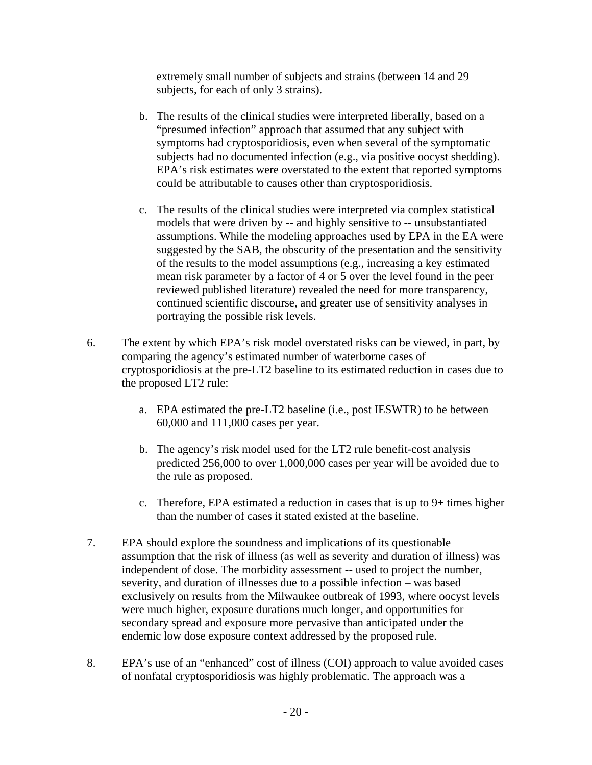extremely small number of subjects and strains (between 14 and 29 subjects, for each of only 3 strains).

b. The results of the clinical studies were interpreted liberally, based on a "presumed infection" approach that assumed that any subject with symptoms had cryptosporidiosis, even when several of the symptomatic subjects had no documented infection (e.g., via positive oocyst shedding). EPA's risk estimates were overstated to the extent that reported symptoms could be attributable to causes other than cryptosporidiosis.

c. The results of the clinical studies were interpreted via complex statistical models that were driven by -- and highly sensitive to -- unsubstantiated assumptions. While the modeling approaches used by EPA in the EA were suggested by the SAB, the obscurity of the presentation and the sensitivity of the results to the model assumptions (e.g., increasing a key estimated mean risk parameter by a factor of 4 or 5 over the level found in the peer reviewed published literature) revealed the need for more transparency, continued scientific discourse, and greater use of sensitivity analyses in portraying the possible risk levels.

6. The extent by which EPA's risk model overstated risks can be viewed, in part, by comparing the agency's estimated number of waterborne cases of cryptosporidiosis at the pre-LT2 baseline to its estimated reduction in cases due to the proposed LT2 rule:

   a. EPA estimated the pre-LT2 baseline (i.e., post IESWTR) to be between 60,000 and 111,000 cases per year.

   b. The agency's risk model used for the LT2 rule benefit-cost analysis predicted 256,000 to over 1,000,000 cases per year will be avoided due to the rule as proposed.

   c. Therefore, EPA estimated a reduction in cases that is up to 9+ times higher than the number of cases it stated existed at the baseline.

7. EPA should explore the soundness and implications of its questionable assumption that the risk of illness (as well as severity and duration of illness) was independent of dose. The morbidity assessment -- used to project the number, severity, and duration of illnesses due to a possible infection – was based exclusively on results from the Milwaukee outbreak of 1993, where oocyst levels were much higher, exposure durations much longer, and opportunities for secondary spread and exposure more pervasive than anticipated under the endemic low dose exposure context addressed by the proposed rule.

8. EPA's use of an "enhanced" cost of illness (COI) approach to value avoided cases of nonfatal cryptosporidiosis was highly problematic. The approach was a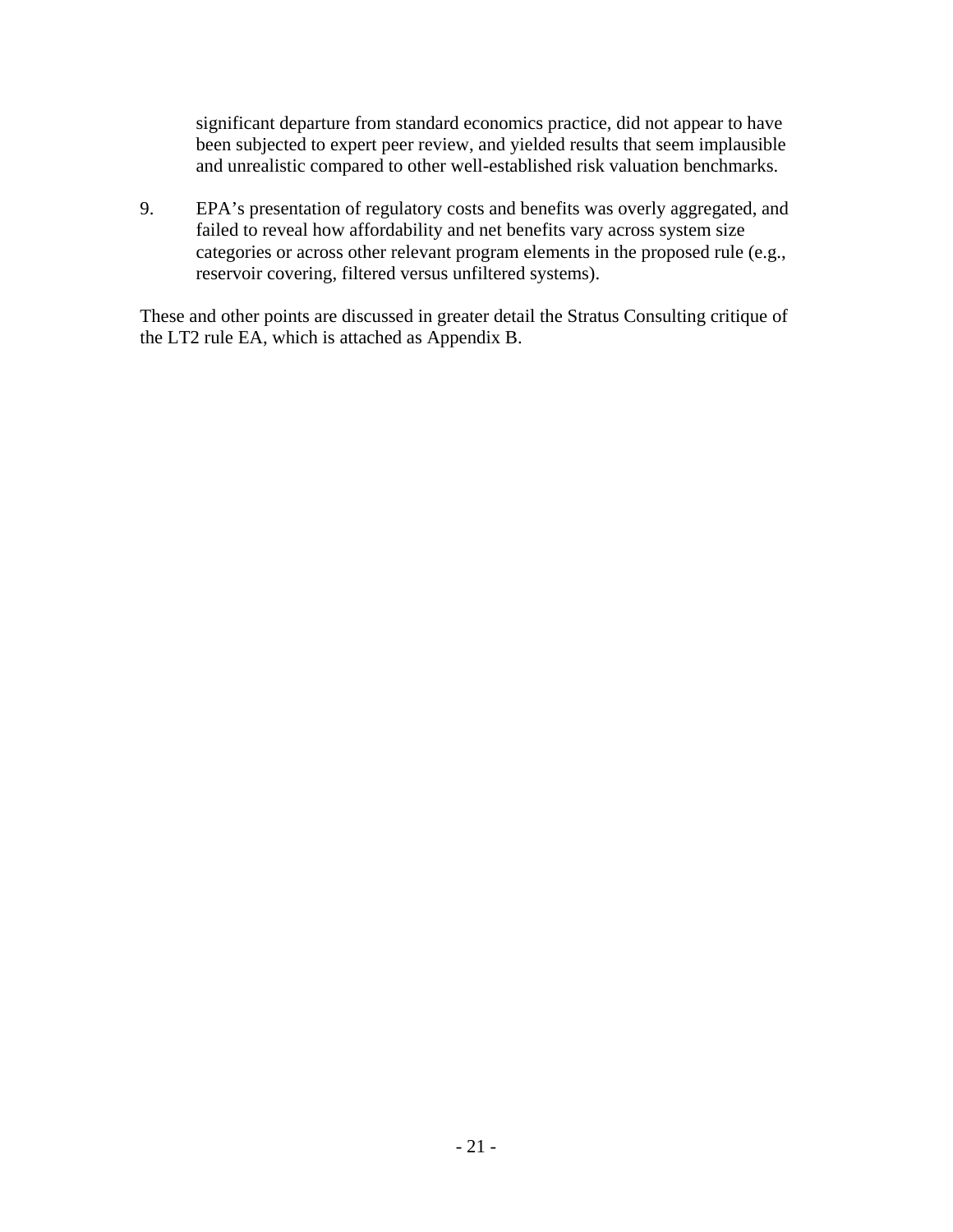significant departure from standard economics practice, did not appear to have been subjected to expert peer review, and yielded results that seem implausible and unrealistic compared to other well-established risk valuation benchmarks.

9. EPA's presentation of regulatory costs and benefits was overly aggregated, and failed to reveal how affordability and net benefits vary across system size categories or across other relevant program elements in the proposed rule (e.g., reservoir covering, filtered versus unfiltered systems).

These and other points are discussed in greater detail the Stratus Consulting critique of the LT2 rule EA, which is attached as Appendix B.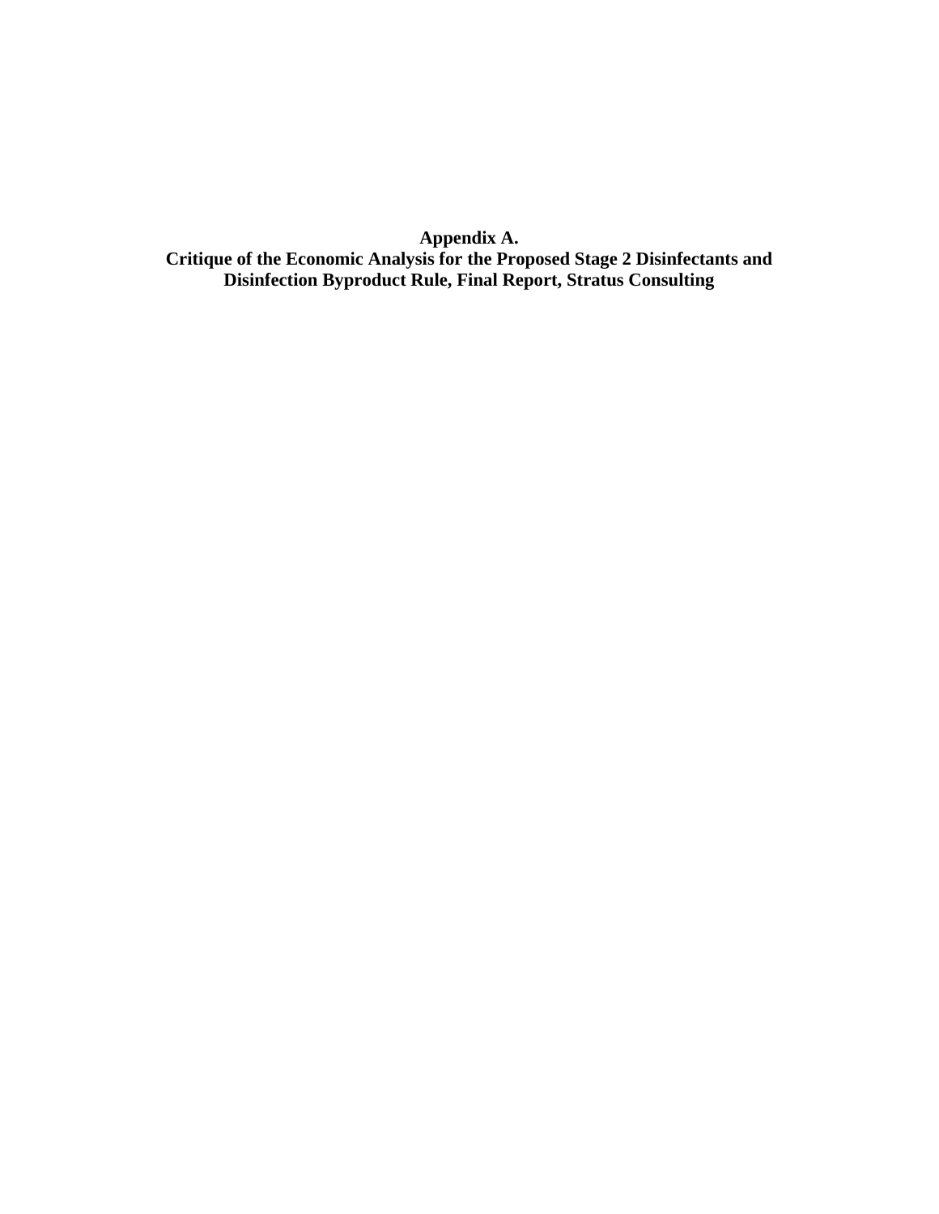# Appendix A.
# Critique of the Economic Analysis for the Proposed Stage 2 Disinfectants and Disinfection Byproduct Rule, Final Report, Stratus Consulting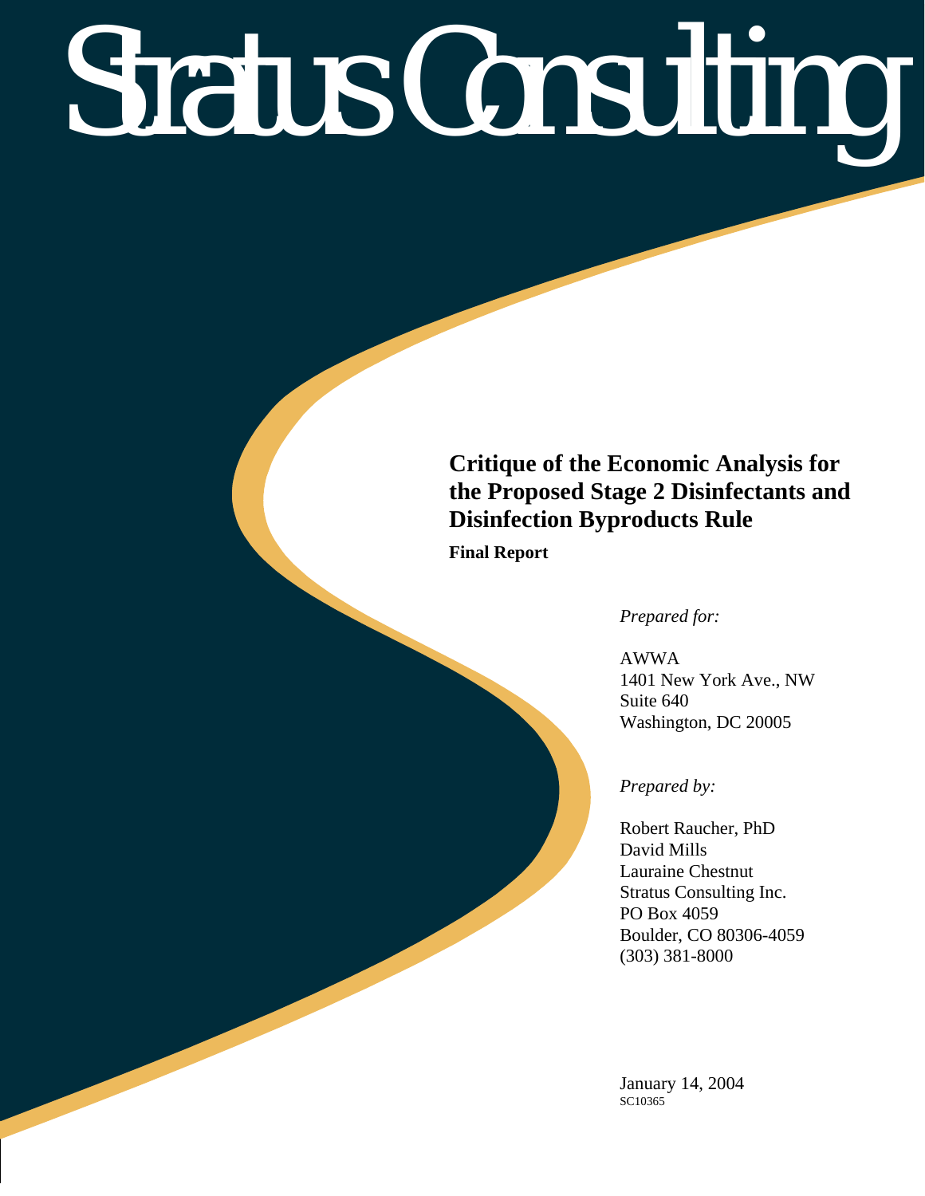# Stratus Consulting

## Critique of the Economic Analysis for the Proposed Stage 2 Disinfectants and Disinfection Byproducts Rule

**Final Report**

*Prepared for:*

AWWA
1401 New York Ave., NW
Suite 640
Washington, DC 20005

*Prepared by:*

Robert Raucher, PhD
David Mills
Lauraine Chestnut
Stratus Consulting Inc.
PO Box 4059
Boulder, CO 80306-4059
(303) 381-8000

January 14, 2004
SC10365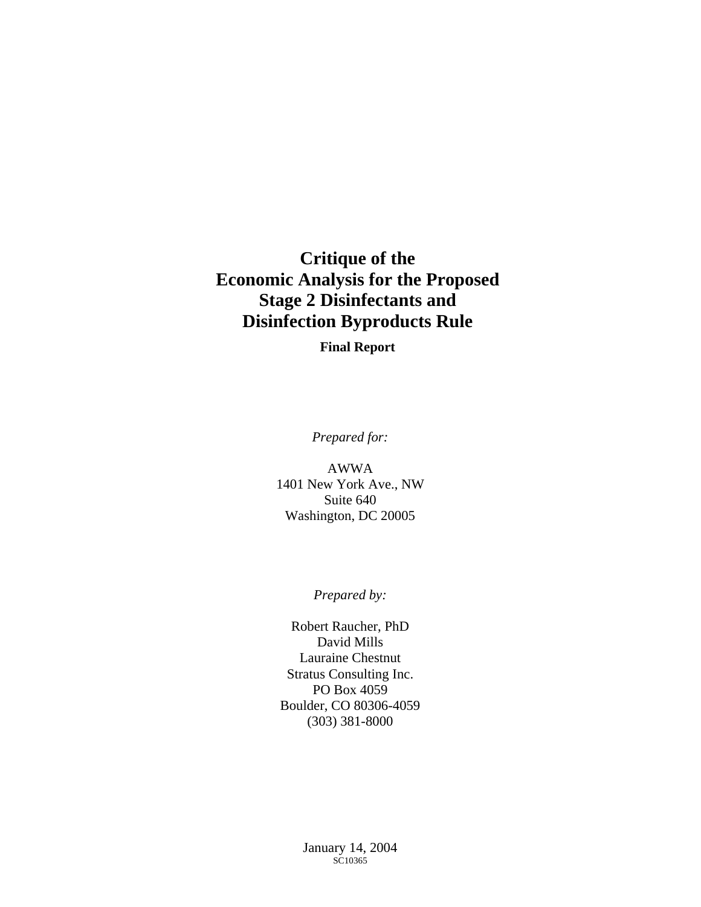# Critique of the Economic Analysis for the Proposed Stage 2 Disinfectants and Disinfection Byproducts Rule

**Final Report**

*Prepared for:*

AWWA
1401 New York Ave., NW
Suite 640
Washington, DC 20005

*Prepared by:*

Robert Raucher, PhD
David Mills
Lauraine Chestnut
Stratus Consulting Inc.
PO Box 4059
Boulder, CO 80306-4059
(303) 381-8000

January 14, 2004
SC10365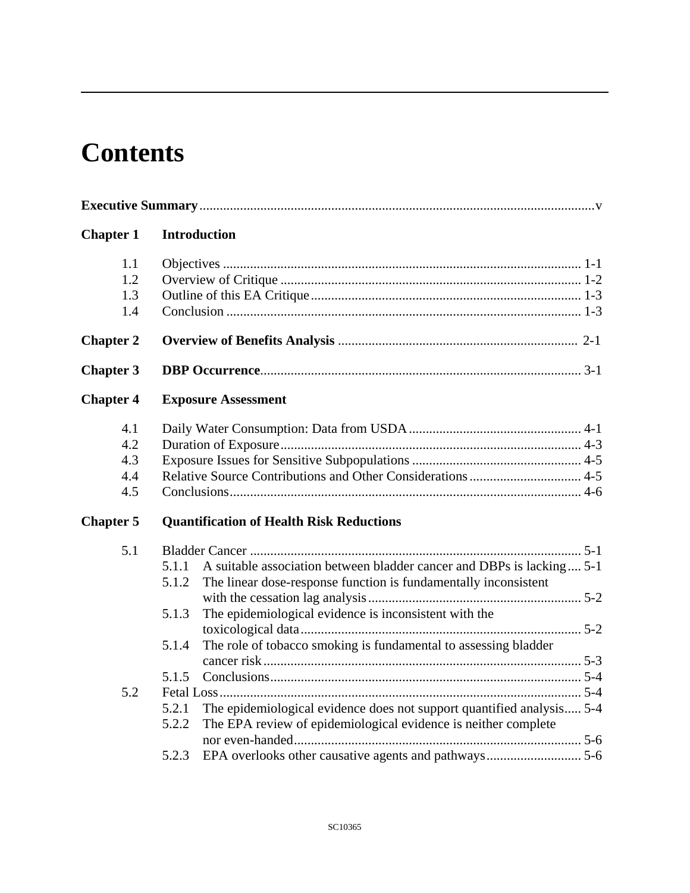# Contents

**Executive Summary** .................................................................................................................... v

**Chapter 1 Introduction**

1.1 Objectives ......................................................................................................... 1-1
1.2 Overview of Critique ......................................................................................... 1-2
1.3 Outline of this EA Critique ................................................................................ 1-3
1.4 Conclusion ......................................................................................................... 1-3

**Chapter 2 Overview of Benefits Analysis** ...................................................................... 2-1

**Chapter 3 DBP Occurrence** ............................................................................................. 3-1

**Chapter 4 Exposure Assessment**

4.1 Daily Water Consumption: Data from USDA ................................................... 4-1
4.2 Duration of Exposure ......................................................................................... 4-3
4.3 Exposure Issues for Sensitive Subpopulations .................................................. 4-5
4.4 Relative Source Contributions and Other Considerations ................................. 4-5
4.5 Conclusions ........................................................................................................ 4-6

**Chapter 5 Quantification of Health Risk Reductions**

5.1 Bladder Cancer .................................................................................................. 5-1
  5.1.1 A suitable association between bladder cancer and DBPs is lacking .... 5-1
  5.1.2 The linear dose-response function is fundamentally inconsistent with the cessation lag analysis ............................................................... 5-2
  5.1.3 The epidemiological evidence is inconsistent with the toxicological data ................................................................................... 5-2
  5.1.4 The role of tobacco smoking is fundamental to assessing bladder cancer risk .............................................................................................. 5-3
  5.1.5 Conclusions ............................................................................................ 5-4
5.2 Fetal Loss ........................................................................................................... 5-4
  5.2.1 The epidemiological evidence does not support quantified analysis ..... 5-4
  5.2.2 The EPA review of epidemiological evidence is neither complete nor even-handed ..................................................................................... 5-6
  5.2.3 EPA overlooks other causative agents and pathways ............................ 5-6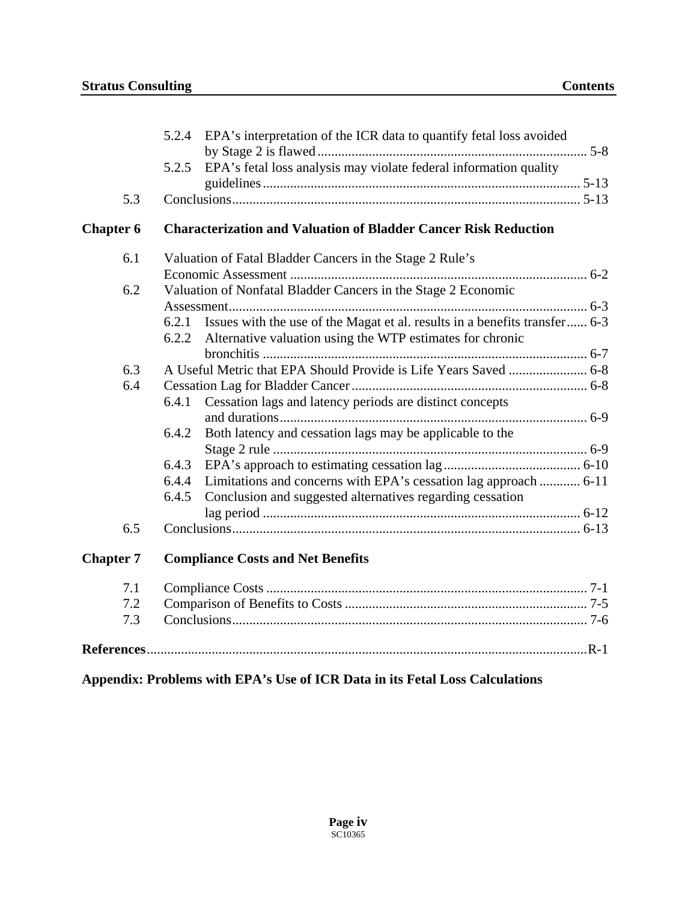5.2.4 EPA's interpretation of the ICR data to quantify fetal loss avoided by Stage 2 is flawed .... 5-8

5.2.5 EPA's fetal loss analysis may violate federal information quality guidelines .... 5-13

5.3 Conclusions .... 5-13

**Chapter 6 Characterization and Valuation of Bladder Cancer Risk Reduction**

6.1 Valuation of Fatal Bladder Cancers in the Stage 2 Rule's Economic Assessment .... 6-2

6.2 Valuation of Nonfatal Bladder Cancers in the Stage 2 Economic Assessment .... 6-3

6.2.1 Issues with the use of the Magat et al. results in a benefits transfer .... 6-3

6.2.2 Alternative valuation using the WTP estimates for chronic bronchitis .... 6-7

6.3 A Useful Metric that EPA Should Provide is Life Years Saved .... 6-8

6.4 Cessation Lag for Bladder Cancer .... 6-8

6.4.1 Cessation lags and latency periods are distinct concepts and durations .... 6-9

6.4.2 Both latency and cessation lags may be applicable to the Stage 2 rule .... 6-9

6.4.3 EPA's approach to estimating cessation lag .... 6-10

6.4.4 Limitations and concerns with EPA's cessation lag approach .... 6-11

6.4.5 Conclusion and suggested alternatives regarding cessation lag period .... 6-12

6.5 Conclusions .... 6-13

**Chapter 7 Compliance Costs and Net Benefits**

7.1 Compliance Costs .... 7-1

7.2 Comparison of Benefits to Costs .... 7-5

7.3 Conclusions .... 7-6

**References** .... R-1

**Appendix: Problems with EPA's Use of ICR Data in its Fetal Loss Calculations**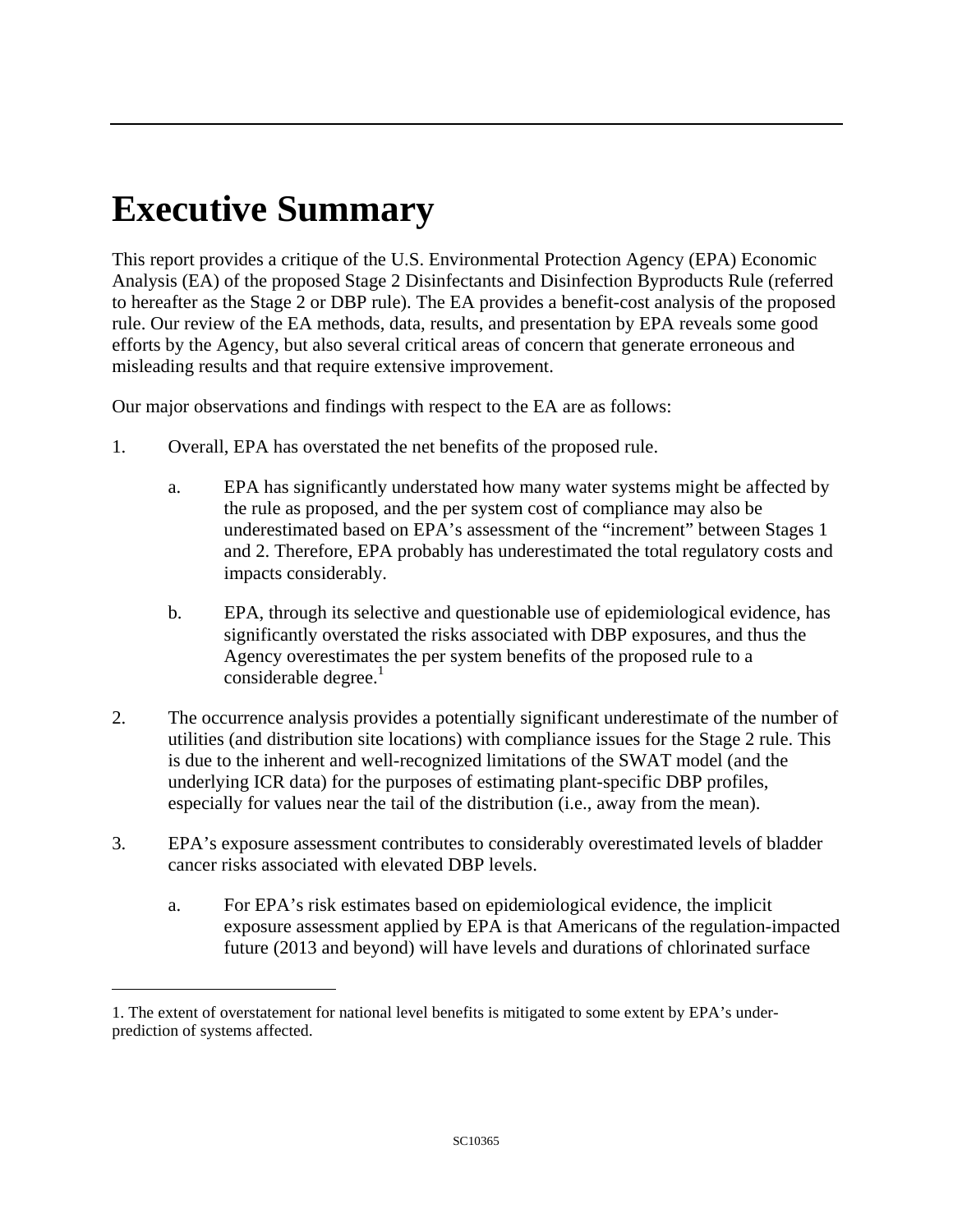# Executive Summary

This report provides a critique of the U.S. Environmental Protection Agency (EPA) Economic Analysis (EA) of the proposed Stage 2 Disinfectants and Disinfection Byproducts Rule (referred to hereafter as the Stage 2 or DBP rule). The EA provides a benefit-cost analysis of the proposed rule. Our review of the EA methods, data, results, and presentation by EPA reveals some good efforts by the Agency, but also several critical areas of concern that generate erroneous and misleading results and that require extensive improvement.

Our major observations and findings with respect to the EA are as follows:

1. Overall, EPA has overstated the net benefits of the proposed rule.

   a. EPA has significantly understated how many water systems might be affected by the rule as proposed, and the per system cost of compliance may also be underestimated based on EPA's assessment of the "increment" between Stages 1 and 2. Therefore, EPA probably has underestimated the total regulatory costs and impacts considerably.

   b. EPA, through its selective and questionable use of epidemiological evidence, has significantly overstated the risks associated with DBP exposures, and thus the Agency overestimates the per system benefits of the proposed rule to a considerable degree.[1]

2. The occurrence analysis provides a potentially significant underestimate of the number of utilities (and distribution site locations) with compliance issues for the Stage 2 rule. This is due to the inherent and well-recognized limitations of the SWAT model (and the underlying ICR data) for the purposes of estimating plant-specific DBP profiles, especially for values near the tail of the distribution (i.e., away from the mean).

3. EPA's exposure assessment contributes to considerably overestimated levels of bladder cancer risks associated with elevated DBP levels.

   a. For EPA's risk estimates based on epidemiological evidence, the implicit exposure assessment applied by EPA is that Americans of the regulation-impacted future (2013 and beyond) will have levels and durations of chlorinated surface

1. The extent of overstatement for national level benefits is mitigated to some extent by EPA's under-prediction of systems affected.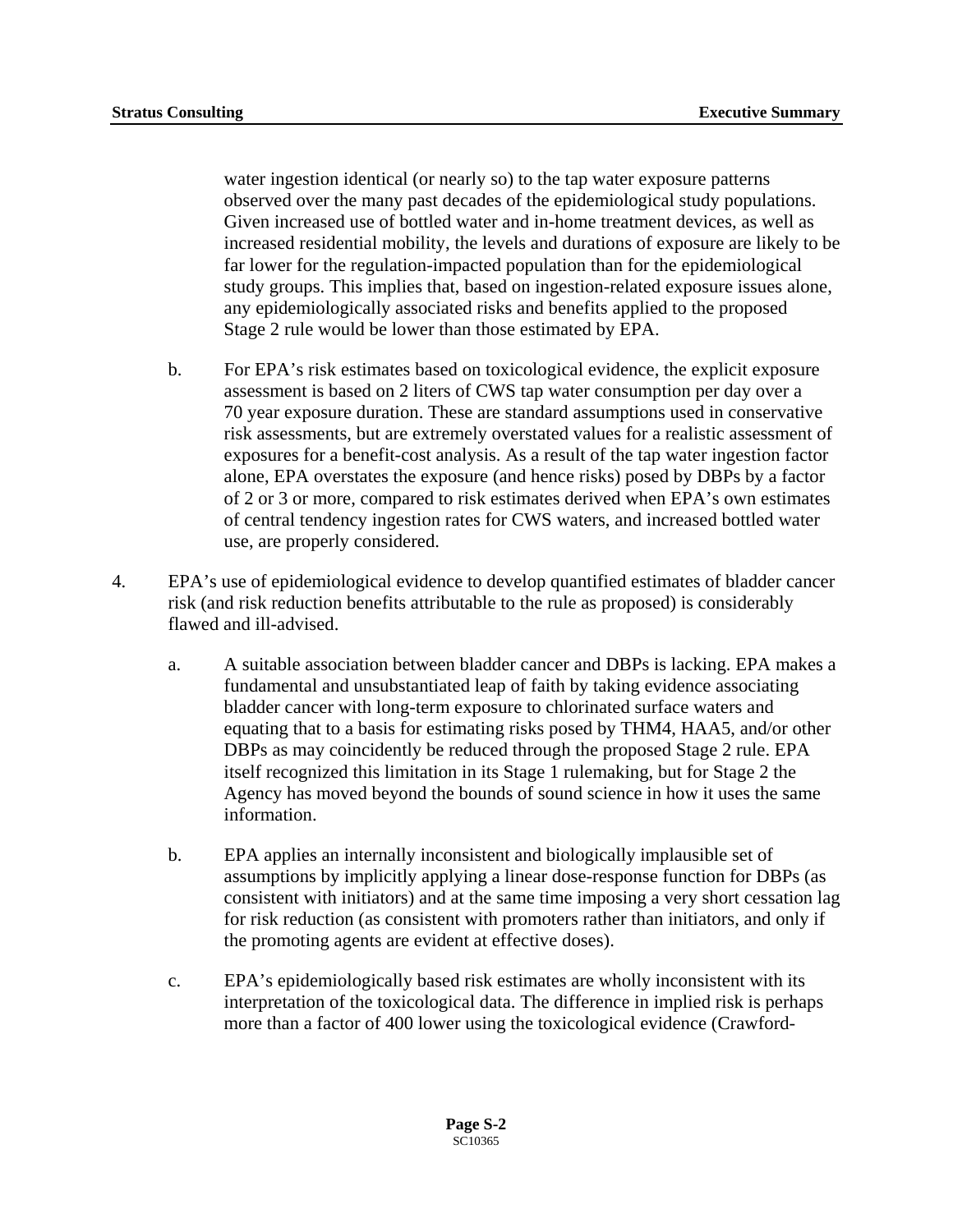water ingestion identical (or nearly so) to the tap water exposure patterns observed over the many past decades of the epidemiological study populations. Given increased use of bottled water and in-home treatment devices, as well as increased residential mobility, the levels and durations of exposure are likely to be far lower for the regulation-impacted population than for the epidemiological study groups. This implies that, based on ingestion-related exposure issues alone, any epidemiologically associated risks and benefits applied to the proposed Stage 2 rule would be lower than those estimated by EPA.

b. For EPA's risk estimates based on toxicological evidence, the explicit exposure assessment is based on 2 liters of CWS tap water consumption per day over a 70 year exposure duration. These are standard assumptions used in conservative risk assessments, but are extremely overstated values for a realistic assessment of exposures for a benefit-cost analysis. As a result of the tap water ingestion factor alone, EPA overstates the exposure (and hence risks) posed by DBPs by a factor of 2 or 3 or more, compared to risk estimates derived when EPA's own estimates of central tendency ingestion rates for CWS waters, and increased bottled water use, are properly considered.

4. EPA's use of epidemiological evidence to develop quantified estimates of bladder cancer risk (and risk reduction benefits attributable to the rule as proposed) is considerably flawed and ill-advised.

   a. A suitable association between bladder cancer and DBPs is lacking. EPA makes a fundamental and unsubstantiated leap of faith by taking evidence associating bladder cancer with long-term exposure to chlorinated surface waters and equating that to a basis for estimating risks posed by THM4, HAA5, and/or other DBPs as may coincidently be reduced through the proposed Stage 2 rule. EPA itself recognized this limitation in its Stage 1 rulemaking, but for Stage 2 the Agency has moved beyond the bounds of sound science in how it uses the same information.

   b. EPA applies an internally inconsistent and biologically implausible set of assumptions by implicitly applying a linear dose-response function for DBPs (as consistent with initiators) and at the same time imposing a very short cessation lag for risk reduction (as consistent with promoters rather than initiators, and only if the promoting agents are evident at effective doses).

   c. EPA's epidemiologically based risk estimates are wholly inconsistent with its interpretation of the toxicological data. The difference in implied risk is perhaps more than a factor of 400 lower using the toxicological evidence (Crawford-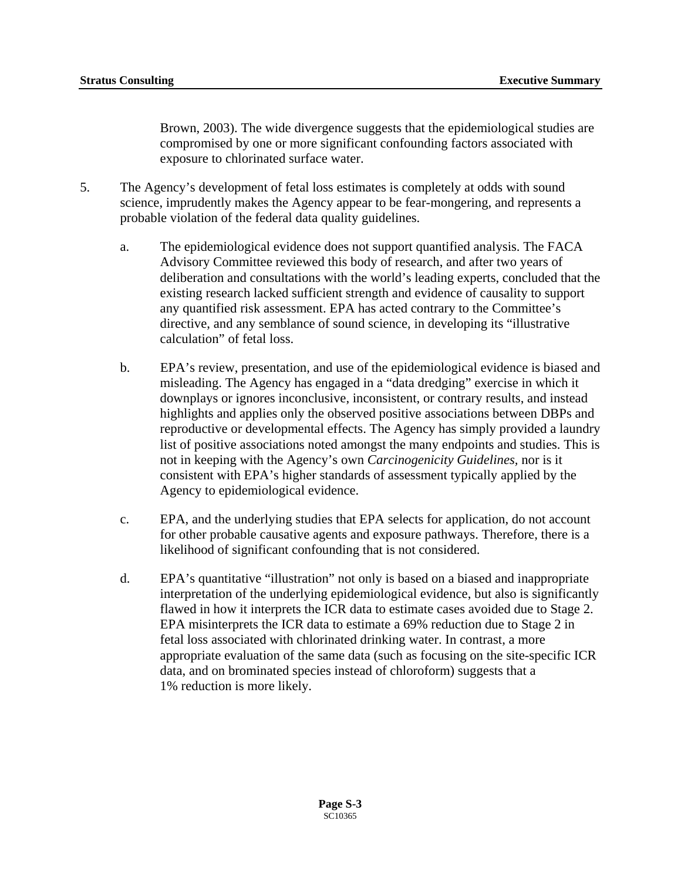Brown, 2003). The wide divergence suggests that the epidemiological studies are compromised by one or more significant confounding factors associated with exposure to chlorinated surface water.

5. The Agency's development of fetal loss estimates is completely at odds with sound science, imprudently makes the Agency appear to be fear-mongering, and represents a probable violation of the federal data quality guidelines.

   a. The epidemiological evidence does not support quantified analysis. The FACA Advisory Committee reviewed this body of research, and after two years of deliberation and consultations with the world's leading experts, concluded that the existing research lacked sufficient strength and evidence of causality to support any quantified risk assessment. EPA has acted contrary to the Committee's directive, and any semblance of sound science, in developing its "illustrative calculation" of fetal loss.

   b. EPA's review, presentation, and use of the epidemiological evidence is biased and misleading. The Agency has engaged in a "data dredging" exercise in which it downplays or ignores inconclusive, inconsistent, or contrary results, and instead highlights and applies only the observed positive associations between DBPs and reproductive or developmental effects. The Agency has simply provided a laundry list of positive associations noted amongst the many endpoints and studies. This is not in keeping with the Agency's own *Carcinogenicity Guidelines,* nor is it consistent with EPA's higher standards of assessment typically applied by the Agency to epidemiological evidence.

   c. EPA, and the underlying studies that EPA selects for application, do not account for other probable causative agents and exposure pathways. Therefore, there is a likelihood of significant confounding that is not considered.

   d. EPA's quantitative "illustration" not only is based on a biased and inappropriate interpretation of the underlying epidemiological evidence, but also is significantly flawed in how it interprets the ICR data to estimate cases avoided due to Stage 2. EPA misinterprets the ICR data to estimate a 69% reduction due to Stage 2 in fetal loss associated with chlorinated drinking water. In contrast, a more appropriate evaluation of the same data (such as focusing on the site-specific ICR data, and on brominated species instead of chloroform) suggests that a 1% reduction is more likely.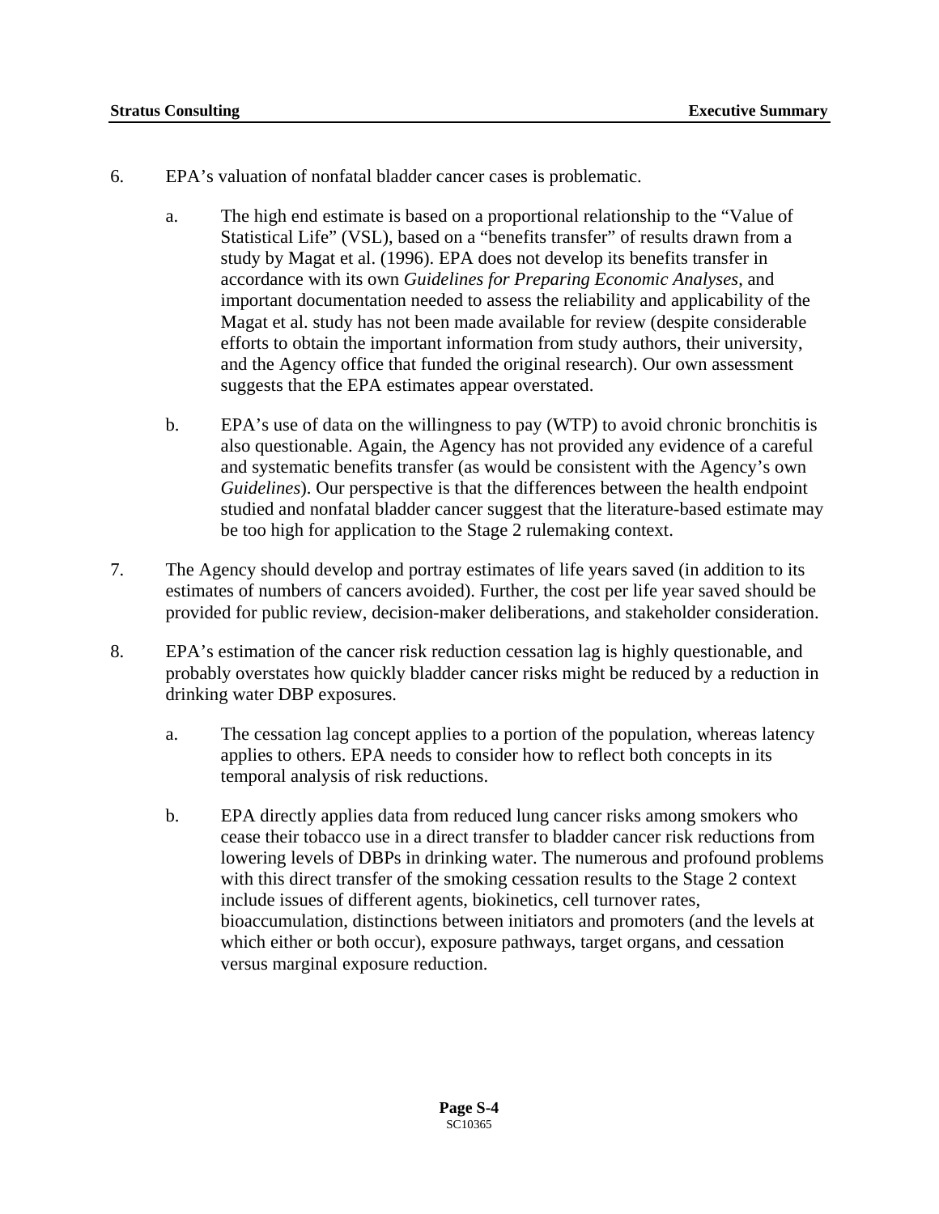6. EPA's valuation of nonfatal bladder cancer cases is problematic.

   a. The high end estimate is based on a proportional relationship to the "Value of Statistical Life" (VSL), based on a "benefits transfer" of results drawn from a study by Magat et al. (1996). EPA does not develop its benefits transfer in accordance with its own *Guidelines for Preparing Economic Analyses*, and important documentation needed to assess the reliability and applicability of the Magat et al. study has not been made available for review (despite considerable efforts to obtain the important information from study authors, their university, and the Agency office that funded the original research). Our own assessment suggests that the EPA estimates appear overstated.

   b. EPA's use of data on the willingness to pay (WTP) to avoid chronic bronchitis is also questionable. Again, the Agency has not provided any evidence of a careful and systematic benefits transfer (as would be consistent with the Agency's own *Guidelines*). Our perspective is that the differences between the health endpoint studied and nonfatal bladder cancer suggest that the literature-based estimate may be too high for application to the Stage 2 rulemaking context.

7. The Agency should develop and portray estimates of life years saved (in addition to its estimates of numbers of cancers avoided). Further, the cost per life year saved should be provided for public review, decision-maker deliberations, and stakeholder consideration.

8. EPA's estimation of the cancer risk reduction cessation lag is highly questionable, and probably overstates how quickly bladder cancer risks might be reduced by a reduction in drinking water DBP exposures.

   a. The cessation lag concept applies to a portion of the population, whereas latency applies to others. EPA needs to consider how to reflect both concepts in its temporal analysis of risk reductions.

   b. EPA directly applies data from reduced lung cancer risks among smokers who cease their tobacco use in a direct transfer to bladder cancer risk reductions from lowering levels of DBPs in drinking water. The numerous and profound problems with this direct transfer of the smoking cessation results to the Stage 2 context include issues of different agents, biokinetics, cell turnover rates, bioaccumulation, distinctions between initiators and promoters (and the levels at which either or both occur), exposure pathways, target organs, and cessation versus marginal exposure reduction.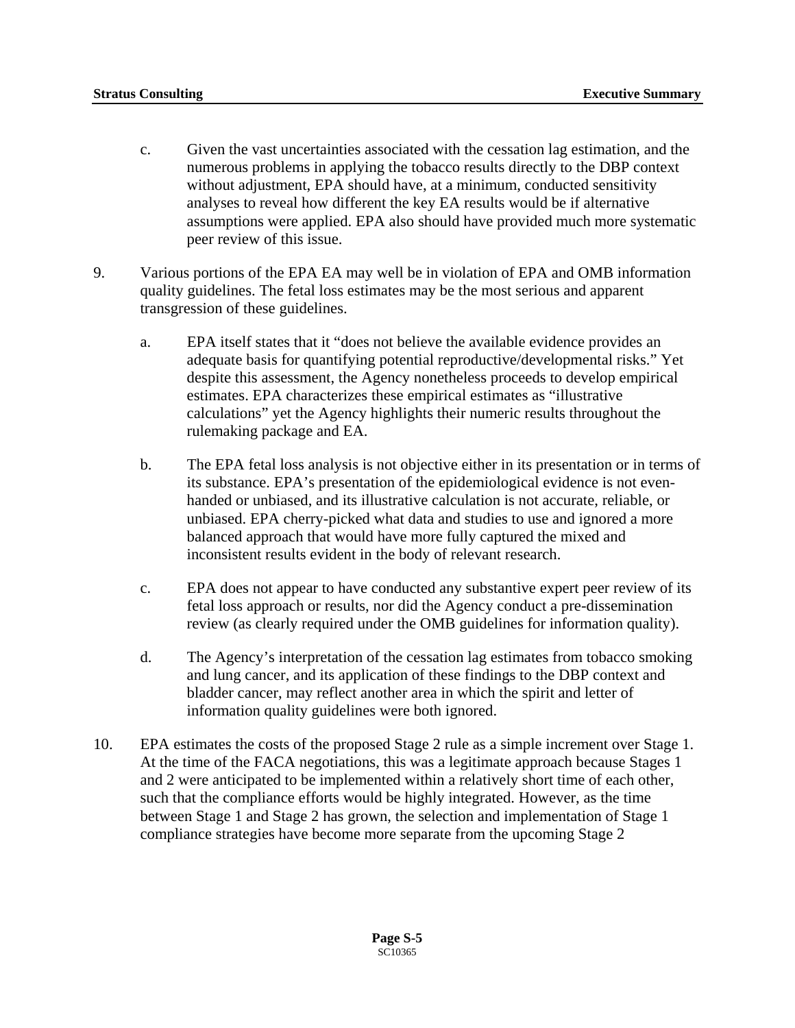c. Given the vast uncertainties associated with the cessation lag estimation, and the numerous problems in applying the tobacco results directly to the DBP context without adjustment, EPA should have, at a minimum, conducted sensitivity analyses to reveal how different the key EA results would be if alternative assumptions were applied. EPA also should have provided much more systematic peer review of this issue.

9. Various portions of the EPA EA may well be in violation of EPA and OMB information quality guidelines. The fetal loss estimates may be the most serious and apparent transgression of these guidelines.

   a. EPA itself states that it "does not believe the available evidence provides an adequate basis for quantifying potential reproductive/developmental risks." Yet despite this assessment, the Agency nonetheless proceeds to develop empirical estimates. EPA characterizes these empirical estimates as "illustrative calculations" yet the Agency highlights their numeric results throughout the rulemaking package and EA.

   b. The EPA fetal loss analysis is not objective either in its presentation or in terms of its substance. EPA's presentation of the epidemiological evidence is not even-handed or unbiased, and its illustrative calculation is not accurate, reliable, or unbiased. EPA cherry-picked what data and studies to use and ignored a more balanced approach that would have more fully captured the mixed and inconsistent results evident in the body of relevant research.

   c. EPA does not appear to have conducted any substantive expert peer review of its fetal loss approach or results, nor did the Agency conduct a pre-dissemination review (as clearly required under the OMB guidelines for information quality).

   d. The Agency's interpretation of the cessation lag estimates from tobacco smoking and lung cancer, and its application of these findings to the DBP context and bladder cancer, may reflect another area in which the spirit and letter of information quality guidelines were both ignored.

10. EPA estimates the costs of the proposed Stage 2 rule as a simple increment over Stage 1. At the time of the FACA negotiations, this was a legitimate approach because Stages 1 and 2 were anticipated to be implemented within a relatively short time of each other, such that the compliance efforts would be highly integrated. However, as the time between Stage 1 and Stage 2 has grown, the selection and implementation of Stage 1 compliance strategies have become more separate from the upcoming Stage 2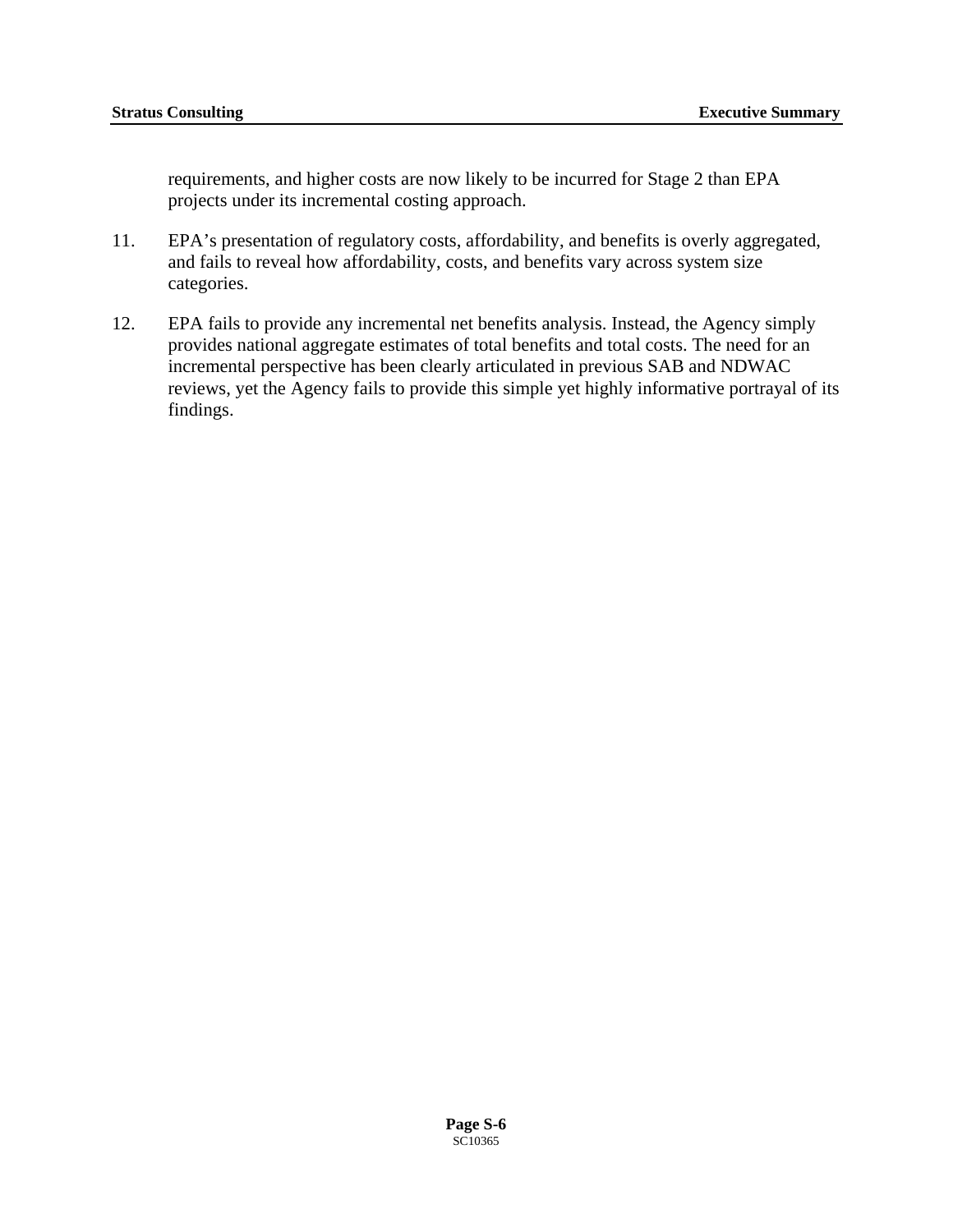requirements, and higher costs are now likely to be incurred for Stage 2 than EPA projects under its incremental costing approach.

11. EPA's presentation of regulatory costs, affordability, and benefits is overly aggregated, and fails to reveal how affordability, costs, and benefits vary across system size categories.

12. EPA fails to provide any incremental net benefits analysis. Instead, the Agency simply provides national aggregate estimates of total benefits and total costs. The need for an incremental perspective has been clearly articulated in previous SAB and NDWAC reviews, yet the Agency fails to provide this simple yet highly informative portrayal of its findings.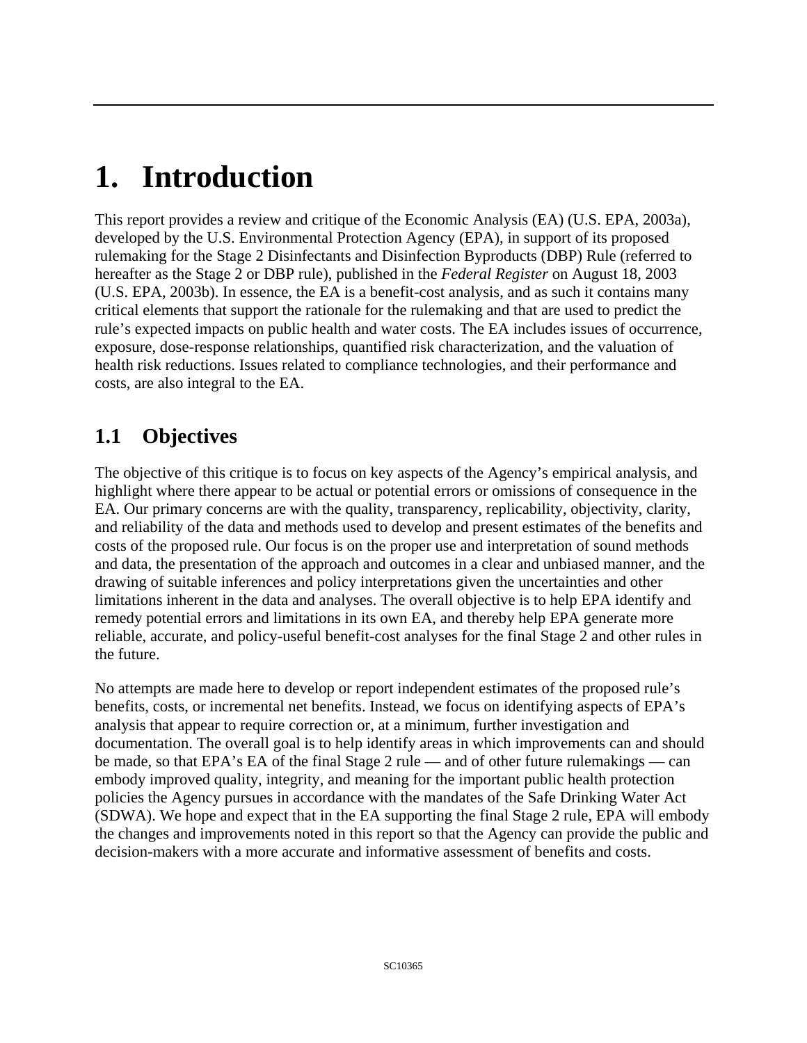# 1. Introduction

This report provides a review and critique of the Economic Analysis (EA) (U.S. EPA, 2003a), developed by the U.S. Environmental Protection Agency (EPA), in support of its proposed rulemaking for the Stage 2 Disinfectants and Disinfection Byproducts (DBP) Rule (referred to hereafter as the Stage 2 or DBP rule), published in the *Federal Register* on August 18, 2003 (U.S. EPA, 2003b). In essence, the EA is a benefit-cost analysis, and as such it contains many critical elements that support the rationale for the rulemaking and that are used to predict the rule's expected impacts on public health and water costs. The EA includes issues of occurrence, exposure, dose-response relationships, quantified risk characterization, and the valuation of health risk reductions. Issues related to compliance technologies, and their performance and costs, are also integral to the EA.

## 1.1 Objectives

The objective of this critique is to focus on key aspects of the Agency's empirical analysis, and highlight where there appear to be actual or potential errors or omissions of consequence in the EA. Our primary concerns are with the quality, transparency, replicability, objectivity, clarity, and reliability of the data and methods used to develop and present estimates of the benefits and costs of the proposed rule. Our focus is on the proper use and interpretation of sound methods and data, the presentation of the approach and outcomes in a clear and unbiased manner, and the drawing of suitable inferences and policy interpretations given the uncertainties and other limitations inherent in the data and analyses. The overall objective is to help EPA identify and remedy potential errors and limitations in its own EA, and thereby help EPA generate more reliable, accurate, and policy-useful benefit-cost analyses for the final Stage 2 and other rules in the future.

No attempts are made here to develop or report independent estimates of the proposed rule's benefits, costs, or incremental net benefits. Instead, we focus on identifying aspects of EPA's analysis that appear to require correction or, at a minimum, further investigation and documentation. The overall goal is to help identify areas in which improvements can and should be made, so that EPA's EA of the final Stage 2 rule — and of other future rulemakings — can embody improved quality, integrity, and meaning for the important public health protection policies the Agency pursues in accordance with the mandates of the Safe Drinking Water Act (SDWA). We hope and expect that in the EA supporting the final Stage 2 rule, EPA will embody the changes and improvements noted in this report so that the Agency can provide the public and decision-makers with a more accurate and informative assessment of benefits and costs.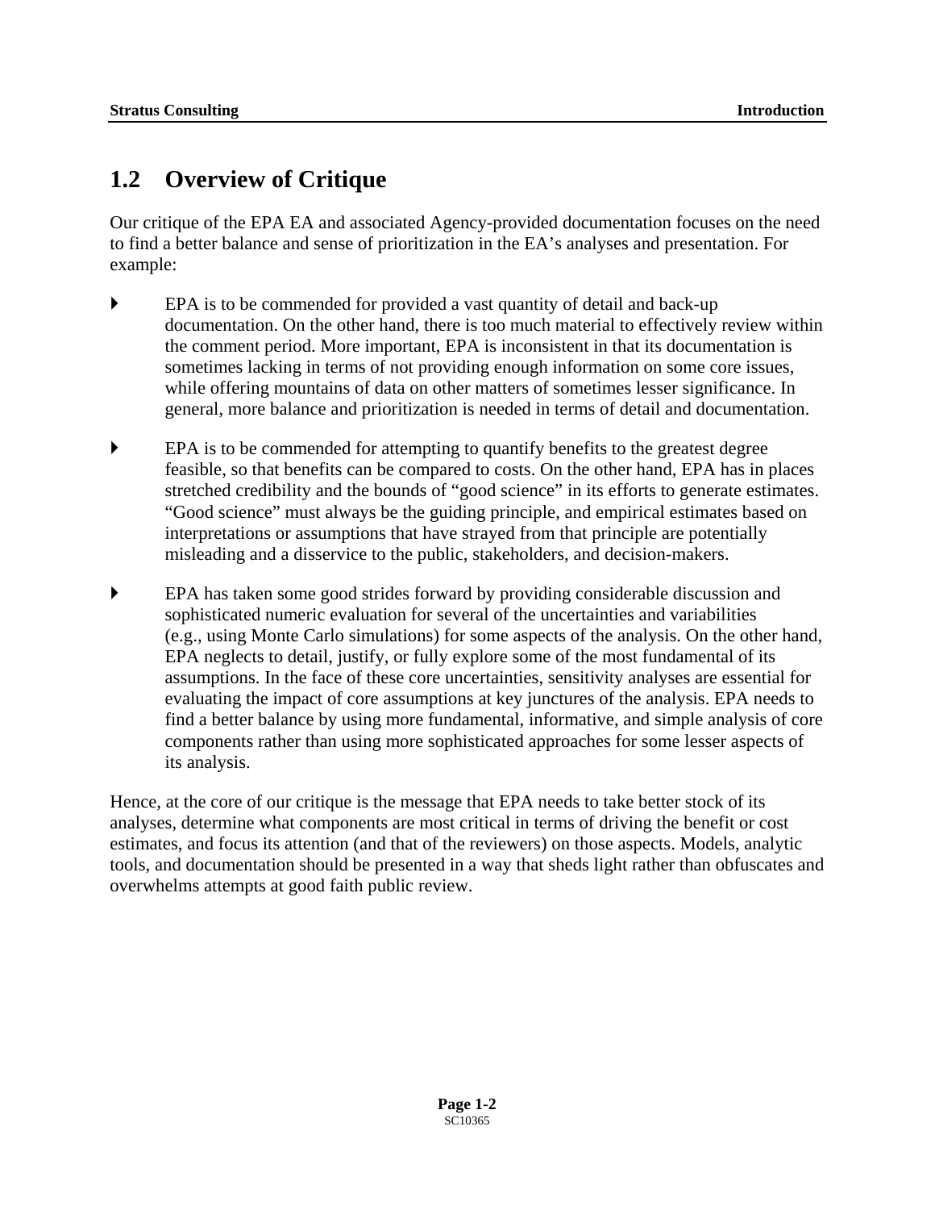## 1.2 Overview of Critique

Our critique of the EPA EA and associated Agency-provided documentation focuses on the need to find a better balance and sense of prioritization in the EA's analyses and presentation. For example:

- EPA is to be commended for provided a vast quantity of detail and back-up documentation. On the other hand, there is too much material to effectively review within the comment period. More important, EPA is inconsistent in that its documentation is sometimes lacking in terms of not providing enough information on some core issues, while offering mountains of data on other matters of sometimes lesser significance. In general, more balance and prioritization is needed in terms of detail and documentation.

- EPA is to be commended for attempting to quantify benefits to the greatest degree feasible, so that benefits can be compared to costs. On the other hand, EPA has in places stretched credibility and the bounds of "good science" in its efforts to generate estimates. "Good science" must always be the guiding principle, and empirical estimates based on interpretations or assumptions that have strayed from that principle are potentially misleading and a disservice to the public, stakeholders, and decision-makers.

- EPA has taken some good strides forward by providing considerable discussion and sophisticated numeric evaluation for several of the uncertainties and variabilities (e.g., using Monte Carlo simulations) for some aspects of the analysis. On the other hand, EPA neglects to detail, justify, or fully explore some of the most fundamental of its assumptions. In the face of these core uncertainties, sensitivity analyses are essential for evaluating the impact of core assumptions at key junctures of the analysis. EPA needs to find a better balance by using more fundamental, informative, and simple analysis of core components rather than using more sophisticated approaches for some lesser aspects of its analysis.

Hence, at the core of our critique is the message that EPA needs to take better stock of its analyses, determine what components are most critical in terms of driving the benefit or cost estimates, and focus its attention (and that of the reviewers) on those aspects. Models, analytic tools, and documentation should be presented in a way that sheds light rather than obfuscates and overwhelms attempts at good faith public review.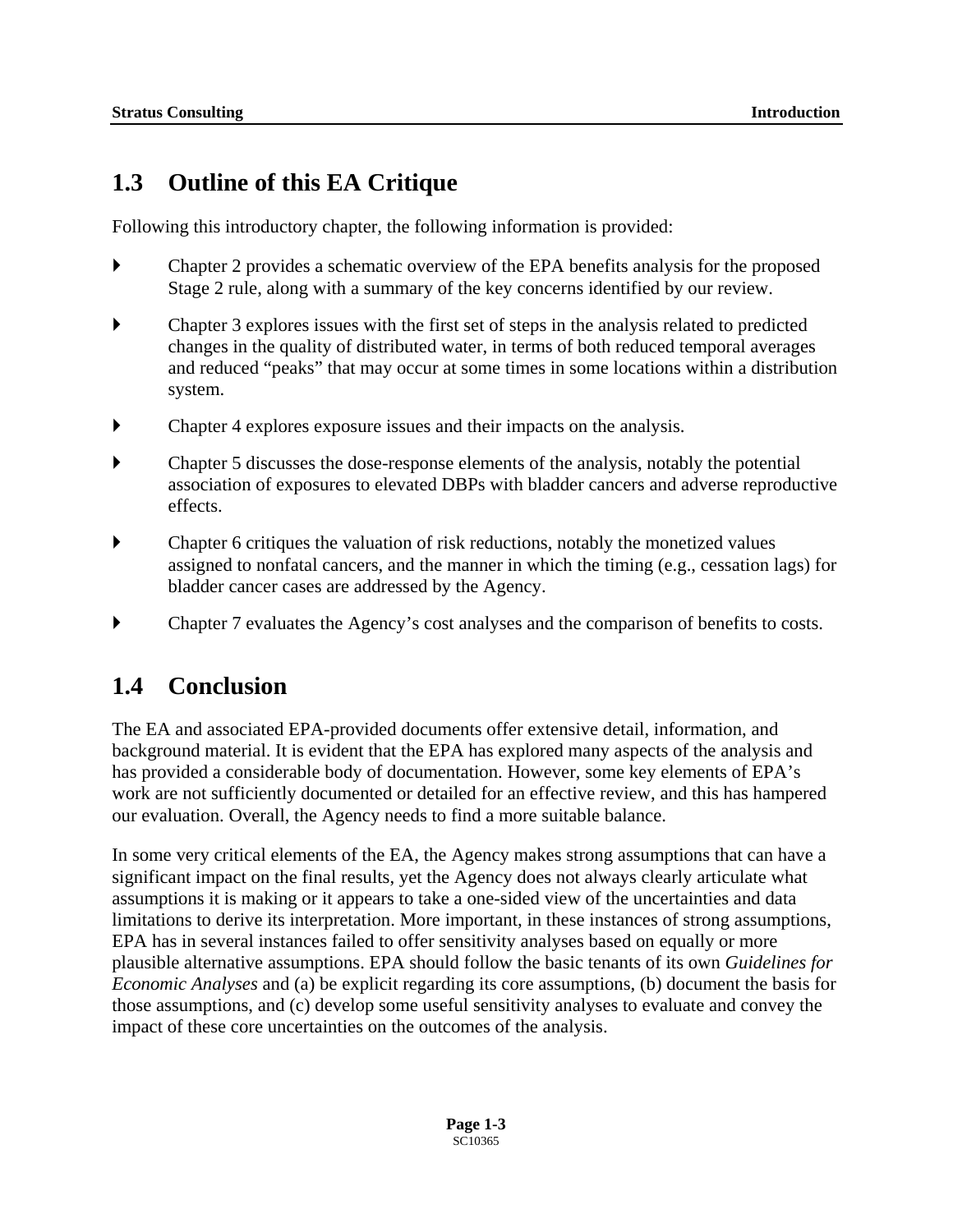## 1.3 Outline of this EA Critique

Following this introductory chapter, the following information is provided:

- Chapter 2 provides a schematic overview of the EPA benefits analysis for the proposed Stage 2 rule, along with a summary of the key concerns identified by our review.
- Chapter 3 explores issues with the first set of steps in the analysis related to predicted changes in the quality of distributed water, in terms of both reduced temporal averages and reduced "peaks" that may occur at some times in some locations within a distribution system.
- Chapter 4 explores exposure issues and their impacts on the analysis.
- Chapter 5 discusses the dose-response elements of the analysis, notably the potential association of exposures to elevated DBPs with bladder cancers and adverse reproductive effects.
- Chapter 6 critiques the valuation of risk reductions, notably the monetized values assigned to nonfatal cancers, and the manner in which the timing (e.g., cessation lags) for bladder cancer cases are addressed by the Agency.
- Chapter 7 evaluates the Agency's cost analyses and the comparison of benefits to costs.

## 1.4 Conclusion

The EA and associated EPA-provided documents offer extensive detail, information, and background material. It is evident that the EPA has explored many aspects of the analysis and has provided a considerable body of documentation. However, some key elements of EPA's work are not sufficiently documented or detailed for an effective review, and this has hampered our evaluation. Overall, the Agency needs to find a more suitable balance.

In some very critical elements of the EA, the Agency makes strong assumptions that can have a significant impact on the final results, yet the Agency does not always clearly articulate what assumptions it is making or it appears to take a one-sided view of the uncertainties and data limitations to derive its interpretation. More important, in these instances of strong assumptions, EPA has in several instances failed to offer sensitivity analyses based on equally or more plausible alternative assumptions. EPA should follow the basic tenants of its own *Guidelines for Economic Analyses* and (a) be explicit regarding its core assumptions, (b) document the basis for those assumptions, and (c) develop some useful sensitivity analyses to evaluate and convey the impact of these core uncertainties on the outcomes of the analysis.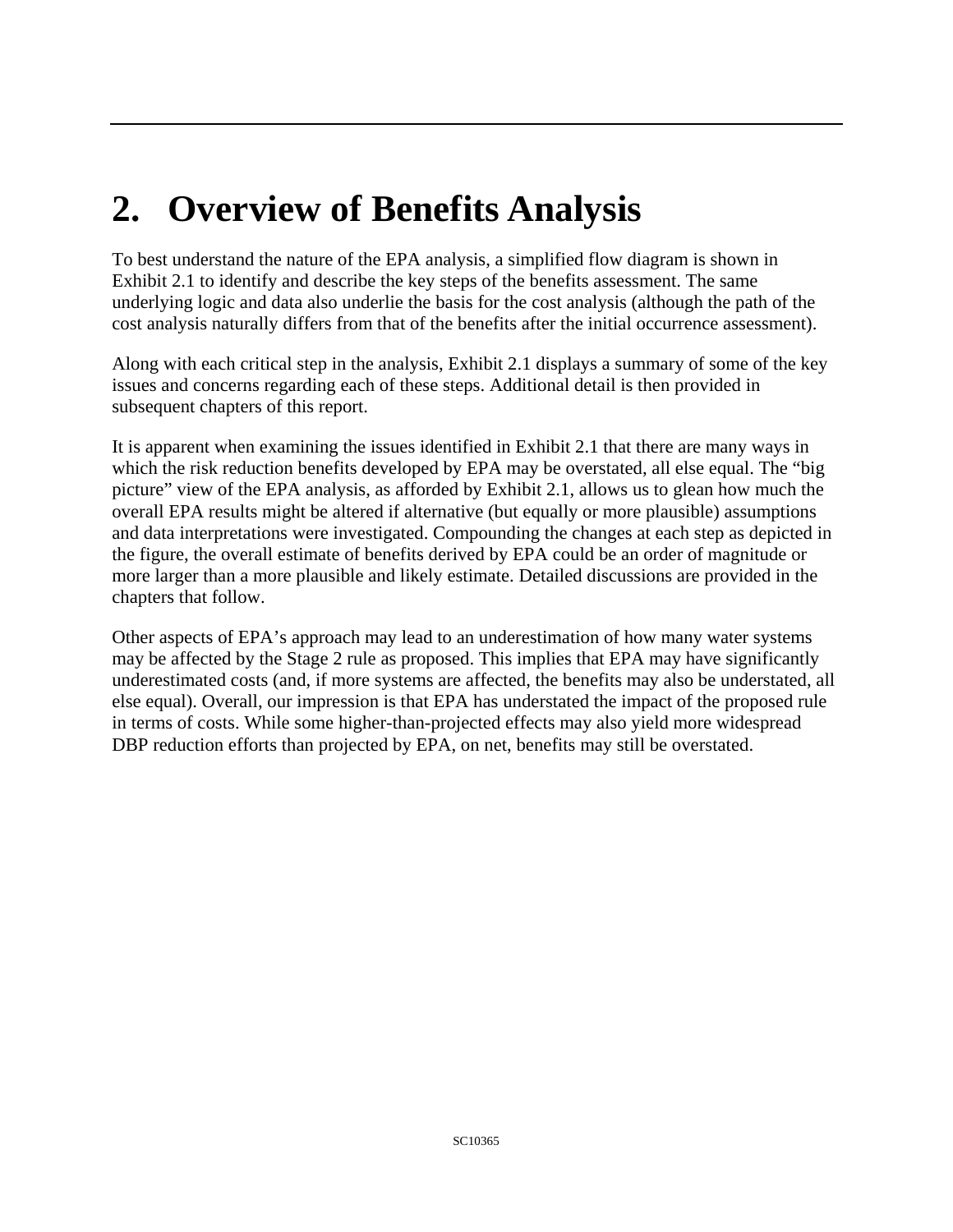# 2. Overview of Benefits Analysis

To best understand the nature of the EPA analysis, a simplified flow diagram is shown in Exhibit 2.1 to identify and describe the key steps of the benefits assessment. The same underlying logic and data also underlie the basis for the cost analysis (although the path of the cost analysis naturally differs from that of the benefits after the initial occurrence assessment).

Along with each critical step in the analysis, Exhibit 2.1 displays a summary of some of the key issues and concerns regarding each of these steps. Additional detail is then provided in subsequent chapters of this report.

It is apparent when examining the issues identified in Exhibit 2.1 that there are many ways in which the risk reduction benefits developed by EPA may be overstated, all else equal. The "big picture" view of the EPA analysis, as afforded by Exhibit 2.1, allows us to glean how much the overall EPA results might be altered if alternative (but equally or more plausible) assumptions and data interpretations were investigated. Compounding the changes at each step as depicted in the figure, the overall estimate of benefits derived by EPA could be an order of magnitude or more larger than a more plausible and likely estimate. Detailed discussions are provided in the chapters that follow.

Other aspects of EPA's approach may lead to an underestimation of how many water systems may be affected by the Stage 2 rule as proposed. This implies that EPA may have significantly underestimated costs (and, if more systems are affected, the benefits may also be understated, all else equal). Overall, our impression is that EPA has understated the impact of the proposed rule in terms of costs. While some higher-than-projected effects may also yield more widespread DBP reduction efforts than projected by EPA, on net, benefits may still be overstated.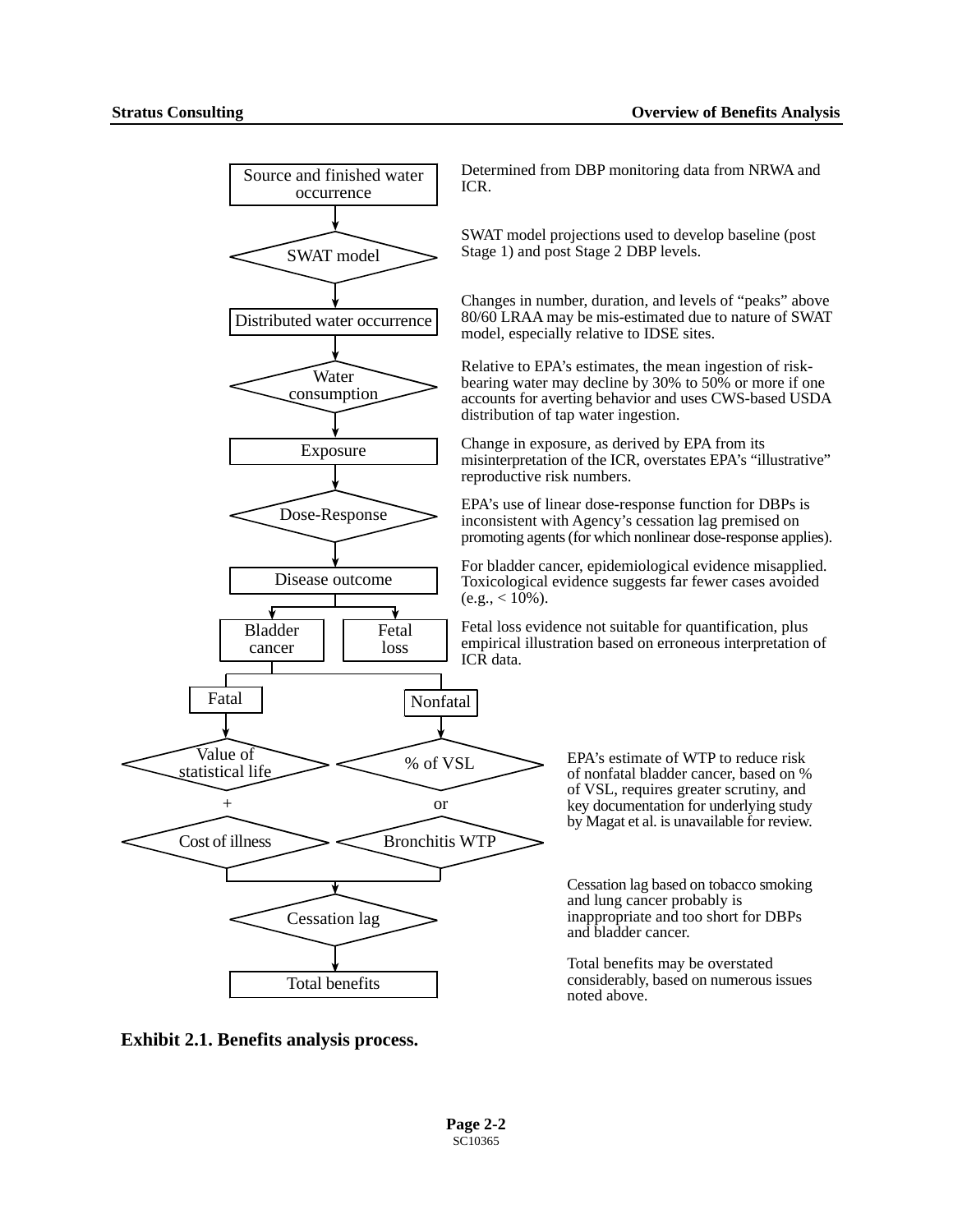Source and finished water occurrence — Determined from DBP monitoring data from NRWA and ICR.

SWAT model — SWAT model projections used to develop baseline (post Stage 1) and post Stage 2 DBP levels.

Distributed water occurrence — Changes in number, duration, and levels of "peaks" above 80/60 LRAA may be mis-estimated due to nature of SWAT model, especially relative to IDSE sites.

Water consumption — Relative to EPA's estimates, the mean ingestion of risk-bearing water may decline by 30% to 50% or more if one accounts for averting behavior and uses CWS-based USDA distribution of tap water ingestion.

Exposure — Change in exposure, as derived by EPA from its misinterpretation of the ICR, overstates EPA's "illustrative" reproductive risk numbers.

Dose-Response — EPA's use of linear dose-response function for DBPs is inconsistent with Agency's cessation lag premised on promoting agents (for which nonlinear dose-response applies).

Disease outcome — For bladder cancer, epidemiological evidence misapplied. Toxicological evidence suggests far fewer cases avoided (e.g., < 10%).

- Bladder cancer
- Fetal loss — Fetal loss evidence not suitable for quantification, plus empirical illustration based on erroneous interpretation of ICR data.

Bladder cancer:

- Fatal → Value of statistical life + Cost of illness
- Nonfatal → % of VSL or Bronchitis WTP — EPA's estimate of WTP to reduce risk of nonfatal bladder cancer, based on % of VSL, requires greater scrutiny, and key documentation for underlying study by Magat et al. is unavailable for review.

Cessation lag — Cessation lag based on tobacco smoking and lung cancer probably is inappropriate and too short for DBPs and bladder cancer.

Total benefits — Total benefits may be overstated considerably, based on numerous issues noted above.

**Exhibit 2.1. Benefits analysis process.**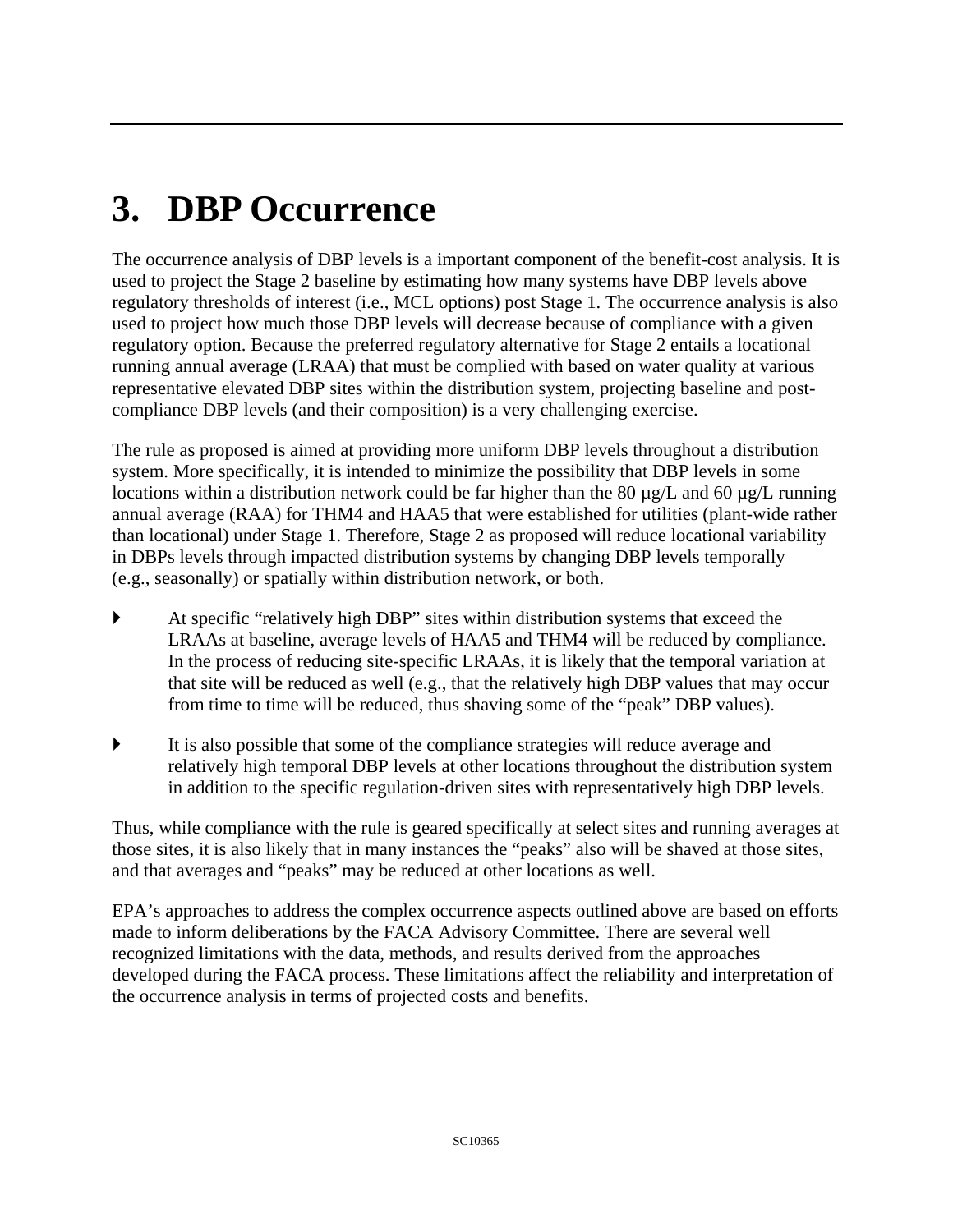# 3. DBP Occurrence

The occurrence analysis of DBP levels is a important component of the benefit-cost analysis. It is used to project the Stage 2 baseline by estimating how many systems have DBP levels above regulatory thresholds of interest (i.e., MCL options) post Stage 1. The occurrence analysis is also used to project how much those DBP levels will decrease because of compliance with a given regulatory option. Because the preferred regulatory alternative for Stage 2 entails a locational running annual average (LRAA) that must be complied with based on water quality at various representative elevated DBP sites within the distribution system, projecting baseline and post-compliance DBP levels (and their composition) is a very challenging exercise.

The rule as proposed is aimed at providing more uniform DBP levels throughout a distribution system. More specifically, it is intended to minimize the possibility that DBP levels in some locations within a distribution network could be far higher than the 80 µg/L and 60 µg/L running annual average (RAA) for THM4 and HAA5 that were established for utilities (plant-wide rather than locational) under Stage 1. Therefore, Stage 2 as proposed will reduce locational variability in DBPs levels through impacted distribution systems by changing DBP levels temporally (e.g., seasonally) or spatially within distribution network, or both.

- At specific "relatively high DBP" sites within distribution systems that exceed the LRAAs at baseline, average levels of HAA5 and THM4 will be reduced by compliance. In the process of reducing site-specific LRAAs, it is likely that the temporal variation at that site will be reduced as well (e.g., that the relatively high DBP values that may occur from time to time will be reduced, thus shaving some of the "peak" DBP values).

- It is also possible that some of the compliance strategies will reduce average and relatively high temporal DBP levels at other locations throughout the distribution system in addition to the specific regulation-driven sites with representatively high DBP levels.

Thus, while compliance with the rule is geared specifically at select sites and running averages at those sites, it is also likely that in many instances the "peaks" also will be shaved at those sites, and that averages and "peaks" may be reduced at other locations as well.

EPA's approaches to address the complex occurrence aspects outlined above are based on efforts made to inform deliberations by the FACA Advisory Committee. There are several well recognized limitations with the data, methods, and results derived from the approaches developed during the FACA process. These limitations affect the reliability and interpretation of the occurrence analysis in terms of projected costs and benefits.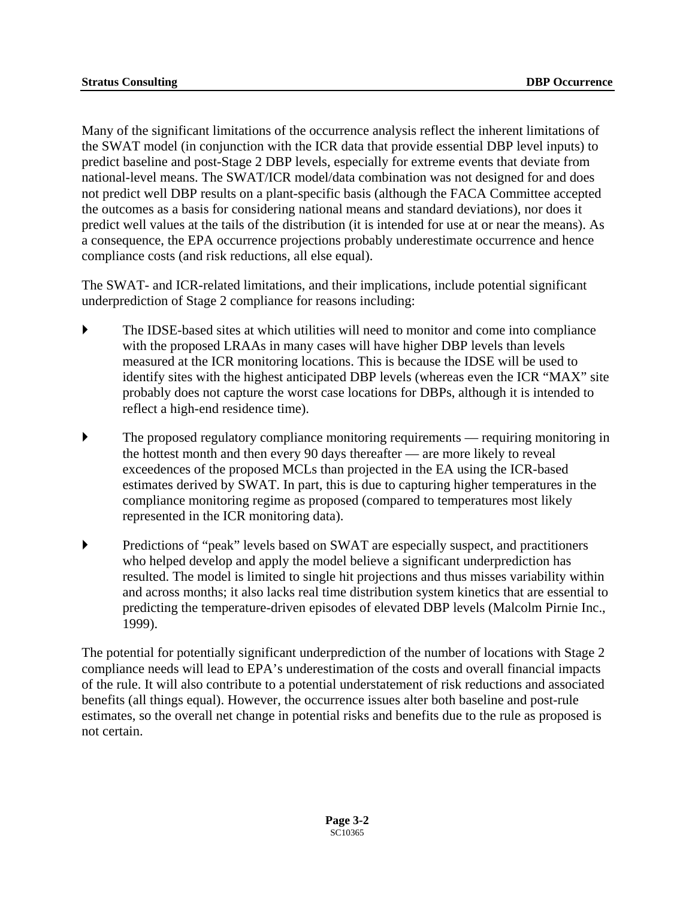Many of the significant limitations of the occurrence analysis reflect the inherent limitations of the SWAT model (in conjunction with the ICR data that provide essential DBP level inputs) to predict baseline and post-Stage 2 DBP levels, especially for extreme events that deviate from national-level means. The SWAT/ICR model/data combination was not designed for and does not predict well DBP results on a plant-specific basis (although the FACA Committee accepted the outcomes as a basis for considering national means and standard deviations), nor does it predict well values at the tails of the distribution (it is intended for use at or near the means). As a consequence, the EPA occurrence projections probably underestimate occurrence and hence compliance costs (and risk reductions, all else equal).

The SWAT- and ICR-related limitations, and their implications, include potential significant underprediction of Stage 2 compliance for reasons including:

- The IDSE-based sites at which utilities will need to monitor and come into compliance with the proposed LRAAs in many cases will have higher DBP levels than levels measured at the ICR monitoring locations. This is because the IDSE will be used to identify sites with the highest anticipated DBP levels (whereas even the ICR "MAX" site probably does not capture the worst case locations for DBPs, although it is intended to reflect a high-end residence time).

- The proposed regulatory compliance monitoring requirements — requiring monitoring in the hottest month and then every 90 days thereafter — are more likely to reveal exceedences of the proposed MCLs than projected in the EA using the ICR-based estimates derived by SWAT. In part, this is due to capturing higher temperatures in the compliance monitoring regime as proposed (compared to temperatures most likely represented in the ICR monitoring data).

- Predictions of "peak" levels based on SWAT are especially suspect, and practitioners who helped develop and apply the model believe a significant underprediction has resulted. The model is limited to single hit projections and thus misses variability within and across months; it also lacks real time distribution system kinetics that are essential to predicting the temperature-driven episodes of elevated DBP levels (Malcolm Pirnie Inc., 1999).

The potential for potentially significant underprediction of the number of locations with Stage 2 compliance needs will lead to EPA's underestimation of the costs and overall financial impacts of the rule. It will also contribute to a potential understatement of risk reductions and associated benefits (all things equal). However, the occurrence issues alter both baseline and post-rule estimates, so the overall net change in potential risks and benefits due to the rule as proposed is not certain.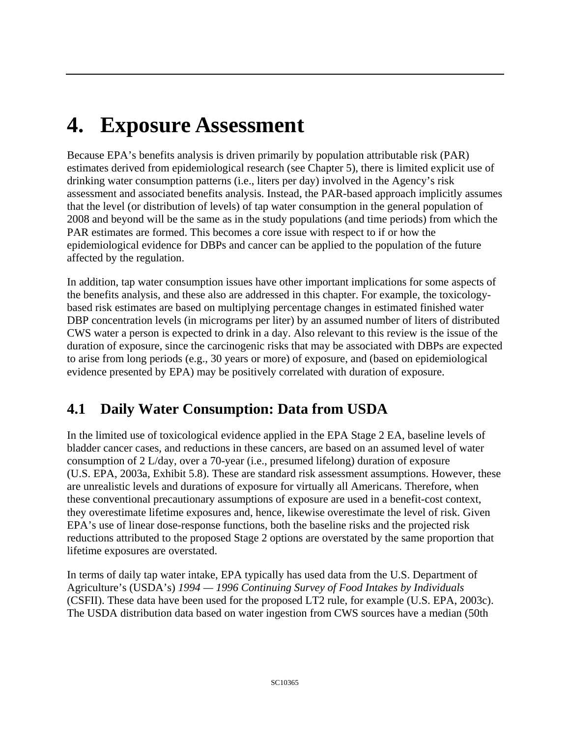# 4. Exposure Assessment

Because EPA's benefits analysis is driven primarily by population attributable risk (PAR) estimates derived from epidemiological research (see Chapter 5), there is limited explicit use of drinking water consumption patterns (i.e., liters per day) involved in the Agency's risk assessment and associated benefits analysis. Instead, the PAR-based approach implicitly assumes that the level (or distribution of levels) of tap water consumption in the general population of 2008 and beyond will be the same as in the study populations (and time periods) from which the PAR estimates are formed. This becomes a core issue with respect to if or how the epidemiological evidence for DBPs and cancer can be applied to the population of the future affected by the regulation.

In addition, tap water consumption issues have other important implications for some aspects of the benefits analysis, and these also are addressed in this chapter. For example, the toxicology-based risk estimates are based on multiplying percentage changes in estimated finished water DBP concentration levels (in micrograms per liter) by an assumed number of liters of distributed CWS water a person is expected to drink in a day. Also relevant to this review is the issue of the duration of exposure, since the carcinogenic risks that may be associated with DBPs are expected to arise from long periods (e.g., 30 years or more) of exposure, and (based on epidemiological evidence presented by EPA) may be positively correlated with duration of exposure.

## 4.1 Daily Water Consumption: Data from USDA

In the limited use of toxicological evidence applied in the EPA Stage 2 EA, baseline levels of bladder cancer cases, and reductions in these cancers, are based on an assumed level of water consumption of 2 L/day, over a 70-year (i.e., presumed lifelong) duration of exposure (U.S. EPA, 2003a, Exhibit 5.8). These are standard risk assessment assumptions. However, these are unrealistic levels and durations of exposure for virtually all Americans. Therefore, when these conventional precautionary assumptions of exposure are used in a benefit-cost context, they overestimate lifetime exposures and, hence, likewise overestimate the level of risk. Given EPA's use of linear dose-response functions, both the baseline risks and the projected risk reductions attributed to the proposed Stage 2 options are overstated by the same proportion that lifetime exposures are overstated.

In terms of daily tap water intake, EPA typically has used data from the U.S. Department of Agriculture's (USDA's) *1994 — 1996 Continuing Survey of Food Intakes by Individuals* (CSFII). These data have been used for the proposed LT2 rule, for example (U.S. EPA, 2003c). The USDA distribution data based on water ingestion from CWS sources have a median (50th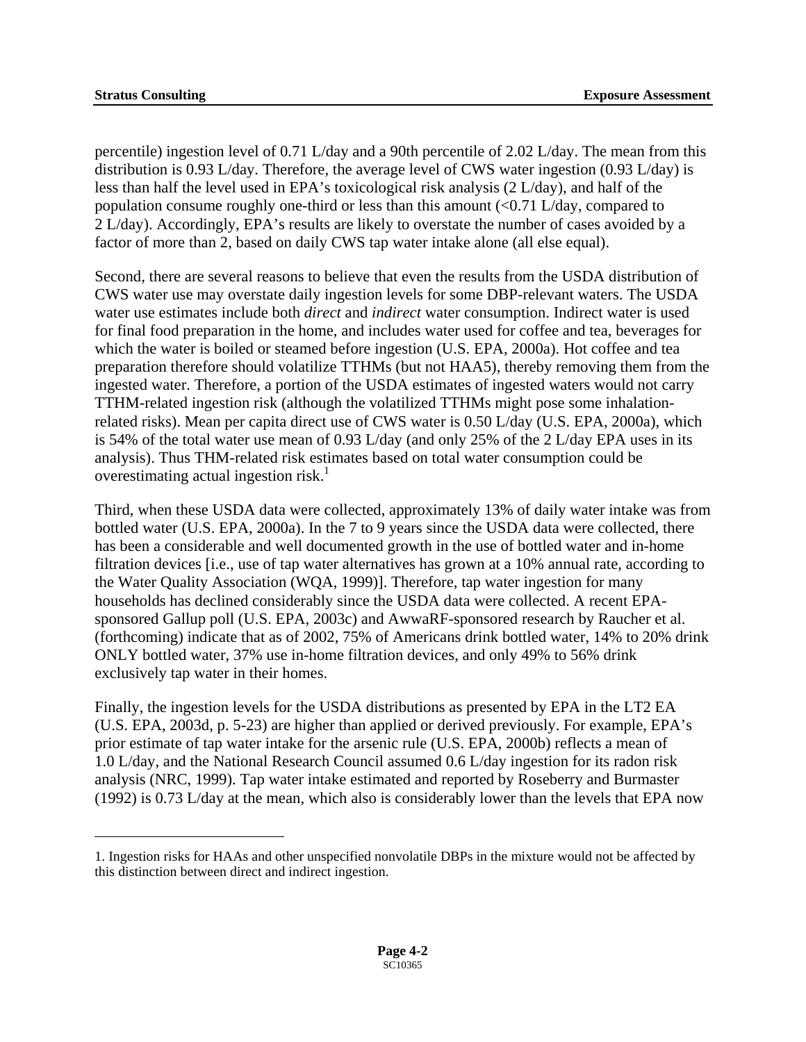percentile) ingestion level of 0.71 L/day and a 90th percentile of 2.02 L/day. The mean from this distribution is 0.93 L/day. Therefore, the average level of CWS water ingestion (0.93 L/day) is less than half the level used in EPA's toxicological risk analysis (2 L/day), and half of the population consume roughly one-third or less than this amount (<0.71 L/day, compared to 2 L/day). Accordingly, EPA's results are likely to overstate the number of cases avoided by a factor of more than 2, based on daily CWS tap water intake alone (all else equal).

Second, there are several reasons to believe that even the results from the USDA distribution of CWS water use may overstate daily ingestion levels for some DBP-relevant waters. The USDA water use estimates include both *direct* and *indirect* water consumption. Indirect water is used for final food preparation in the home, and includes water used for coffee and tea, beverages for which the water is boiled or steamed before ingestion (U.S. EPA, 2000a). Hot coffee and tea preparation therefore should volatilize TTHMs (but not HAA5), thereby removing them from the ingested water. Therefore, a portion of the USDA estimates of ingested waters would not carry TTHM-related ingestion risk (although the volatilized TTHMs might pose some inhalation-related risks). Mean per capita direct use of CWS water is 0.50 L/day (U.S. EPA, 2000a), which is 54% of the total water use mean of 0.93 L/day (and only 25% of the 2 L/day EPA uses in its analysis). Thus THM-related risk estimates based on total water consumption could be overestimating actual ingestion risk.[1]

Third, when these USDA data were collected, approximately 13% of daily water intake was from bottled water (U.S. EPA, 2000a). In the 7 to 9 years since the USDA data were collected, there has been a considerable and well documented growth in the use of bottled water and in-home filtration devices [i.e., use of tap water alternatives has grown at a 10% annual rate, according to the Water Quality Association (WQA, 1999)]. Therefore, tap water ingestion for many households has declined considerably since the USDA data were collected. A recent EPA-sponsored Gallup poll (U.S. EPA, 2003c) and AwwaRF-sponsored research by Raucher et al. (forthcoming) indicate that as of 2002, 75% of Americans drink bottled water, 14% to 20% drink ONLY bottled water, 37% use in-home filtration devices, and only 49% to 56% drink exclusively tap water in their homes.

Finally, the ingestion levels for the USDA distributions as presented by EPA in the LT2 EA (U.S. EPA, 2003d, p. 5-23) are higher than applied or derived previously. For example, EPA's prior estimate of tap water intake for the arsenic rule (U.S. EPA, 2000b) reflects a mean of 1.0 L/day, and the National Research Council assumed 0.6 L/day ingestion for its radon risk analysis (NRC, 1999). Tap water intake estimated and reported by Roseberry and Burmaster (1992) is 0.73 L/day at the mean, which also is considerably lower than the levels that EPA now

---

1. Ingestion risks for HAAs and other unspecified nonvolatile DBPs in the mixture would not be affected by this distinction between direct and indirect ingestion.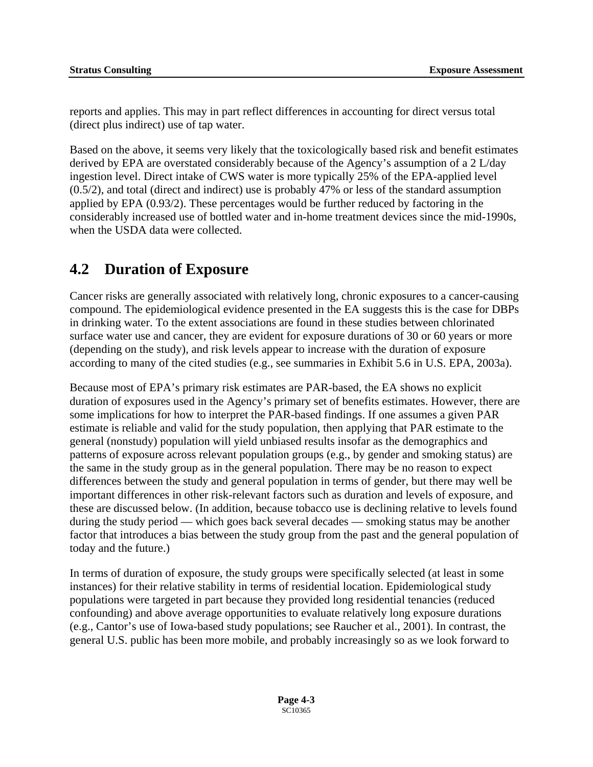reports and applies. This may in part reflect differences in accounting for direct versus total (direct plus indirect) use of tap water.

Based on the above, it seems very likely that the toxicologically based risk and benefit estimates derived by EPA are overstated considerably because of the Agency's assumption of a 2 L/day ingestion level. Direct intake of CWS water is more typically 25% of the EPA-applied level (0.5/2), and total (direct and indirect) use is probably 47% or less of the standard assumption applied by EPA (0.93/2). These percentages would be further reduced by factoring in the considerably increased use of bottled water and in-home treatment devices since the mid-1990s, when the USDA data were collected.

## 4.2 Duration of Exposure

Cancer risks are generally associated with relatively long, chronic exposures to a cancer-causing compound. The epidemiological evidence presented in the EA suggests this is the case for DBPs in drinking water. To the extent associations are found in these studies between chlorinated surface water use and cancer, they are evident for exposure durations of 30 or 60 years or more (depending on the study), and risk levels appear to increase with the duration of exposure according to many of the cited studies (e.g., see summaries in Exhibit 5.6 in U.S. EPA, 2003a).

Because most of EPA's primary risk estimates are PAR-based, the EA shows no explicit duration of exposures used in the Agency's primary set of benefits estimates. However, there are some implications for how to interpret the PAR-based findings. If one assumes a given PAR estimate is reliable and valid for the study population, then applying that PAR estimate to the general (nonstudy) population will yield unbiased results insofar as the demographics and patterns of exposure across relevant population groups (e.g., by gender and smoking status) are the same in the study group as in the general population. There may be no reason to expect differences between the study and general population in terms of gender, but there may well be important differences in other risk-relevant factors such as duration and levels of exposure, and these are discussed below. (In addition, because tobacco use is declining relative to levels found during the study period — which goes back several decades — smoking status may be another factor that introduces a bias between the study group from the past and the general population of today and the future.)

In terms of duration of exposure, the study groups were specifically selected (at least in some instances) for their relative stability in terms of residential location. Epidemiological study populations were targeted in part because they provided long residential tenancies (reduced confounding) and above average opportunities to evaluate relatively long exposure durations (e.g., Cantor's use of Iowa-based study populations; see Raucher et al., 2001). In contrast, the general U.S. public has been more mobile, and probably increasingly so as we look forward to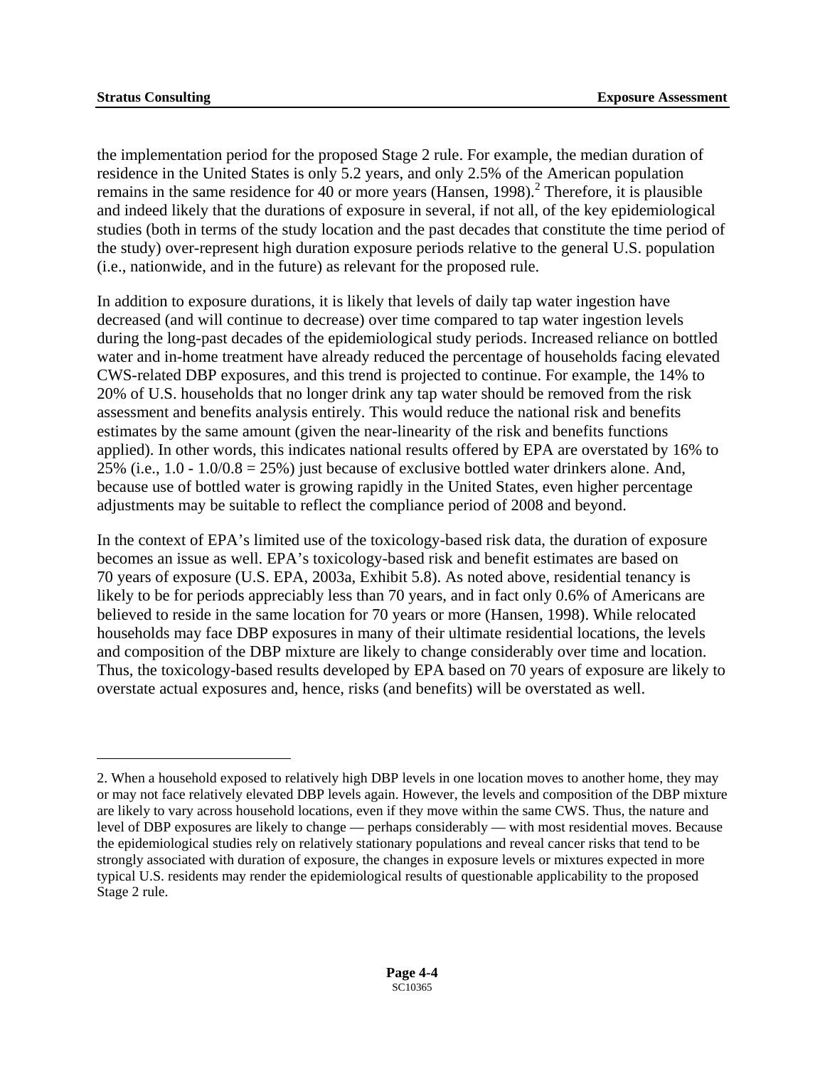the implementation period for the proposed Stage 2 rule. For example, the median duration of residence in the United States is only 5.2 years, and only 2.5% of the American population remains in the same residence for 40 or more years (Hansen, 1998).[2] Therefore, it is plausible and indeed likely that the durations of exposure in several, if not all, of the key epidemiological studies (both in terms of the study location and the past decades that constitute the time period of the study) over-represent high duration exposure periods relative to the general U.S. population (i.e., nationwide, and in the future) as relevant for the proposed rule.

In addition to exposure durations, it is likely that levels of daily tap water ingestion have decreased (and will continue to decrease) over time compared to tap water ingestion levels during the long-past decades of the epidemiological study periods. Increased reliance on bottled water and in-home treatment have already reduced the percentage of households facing elevated CWS-related DBP exposures, and this trend is projected to continue. For example, the 14% to 20% of U.S. households that no longer drink any tap water should be removed from the risk assessment and benefits analysis entirely. This would reduce the national risk and benefits estimates by the same amount (given the near-linearity of the risk and benefits functions applied). In other words, this indicates national results offered by EPA are overstated by 16% to 25% (i.e., 1.0 - 1.0/0.8 = 25%) just because of exclusive bottled water drinkers alone. And, because use of bottled water is growing rapidly in the United States, even higher percentage adjustments may be suitable to reflect the compliance period of 2008 and beyond.

In the context of EPA's limited use of the toxicology-based risk data, the duration of exposure becomes an issue as well. EPA's toxicology-based risk and benefit estimates are based on 70 years of exposure (U.S. EPA, 2003a, Exhibit 5.8). As noted above, residential tenancy is likely to be for periods appreciably less than 70 years, and in fact only 0.6% of Americans are believed to reside in the same location for 70 years or more (Hansen, 1998). While relocated households may face DBP exposures in many of their ultimate residential locations, the levels and composition of the DBP mixture are likely to change considerably over time and location. Thus, the toxicology-based results developed by EPA based on 70 years of exposure are likely to overstate actual exposures and, hence, risks (and benefits) will be overstated as well.

---

2. When a household exposed to relatively high DBP levels in one location moves to another home, they may or may not face relatively elevated DBP levels again. However, the levels and composition of the DBP mixture are likely to vary across household locations, even if they move within the same CWS. Thus, the nature and level of DBP exposures are likely to change — perhaps considerably — with most residential moves. Because the epidemiological studies rely on relatively stationary populations and reveal cancer risks that tend to be strongly associated with duration of exposure, the changes in exposure levels or mixtures expected in more typical U.S. residents may render the epidemiological results of questionable applicability to the proposed Stage 2 rule.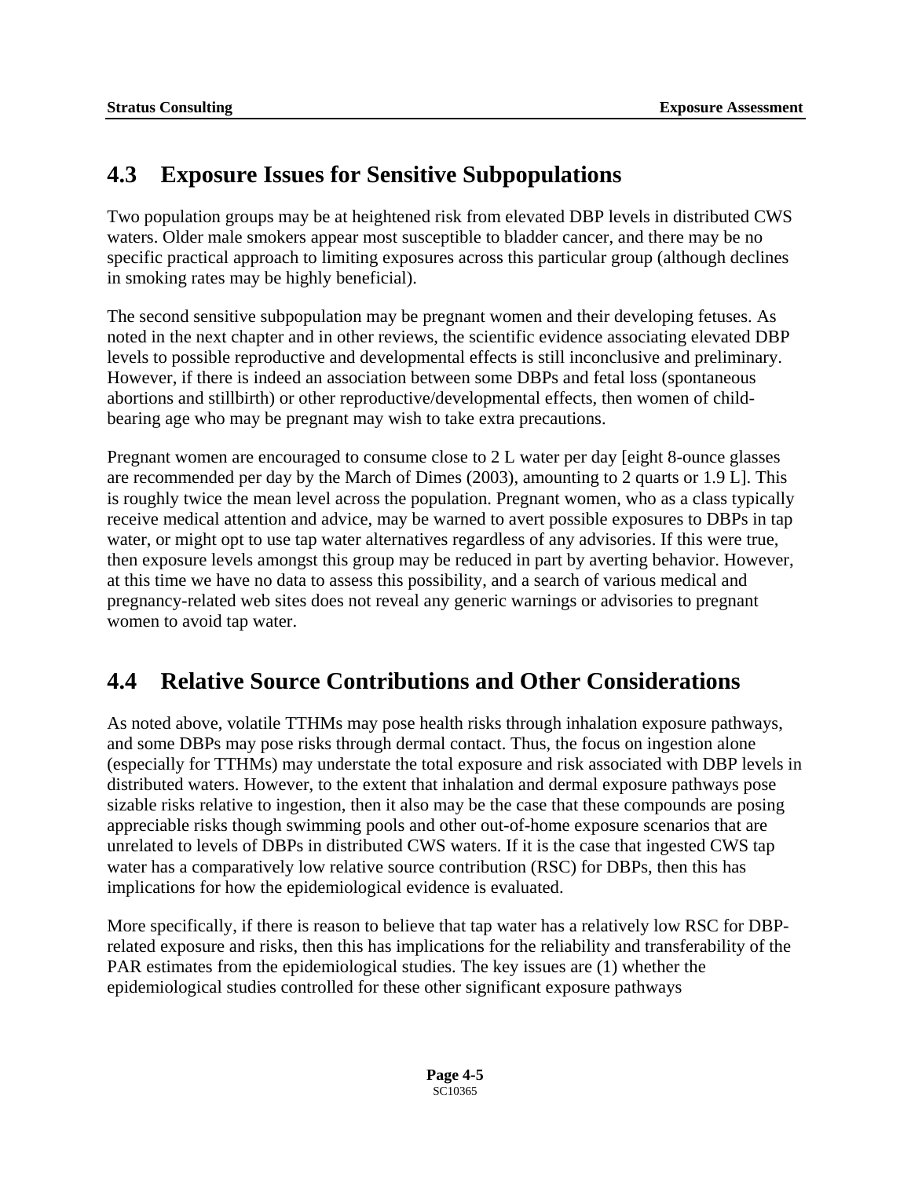## 4.3 Exposure Issues for Sensitive Subpopulations

Two population groups may be at heightened risk from elevated DBP levels in distributed CWS waters. Older male smokers appear most susceptible to bladder cancer, and there may be no specific practical approach to limiting exposures across this particular group (although declines in smoking rates may be highly beneficial).

The second sensitive subpopulation may be pregnant women and their developing fetuses. As noted in the next chapter and in other reviews, the scientific evidence associating elevated DBP levels to possible reproductive and developmental effects is still inconclusive and preliminary. However, if there is indeed an association between some DBPs and fetal loss (spontaneous abortions and stillbirth) or other reproductive/developmental effects, then women of child-bearing age who may be pregnant may wish to take extra precautions.

Pregnant women are encouraged to consume close to 2 L water per day [eight 8-ounce glasses are recommended per day by the March of Dimes (2003), amounting to 2 quarts or 1.9 L]. This is roughly twice the mean level across the population. Pregnant women, who as a class typically receive medical attention and advice, may be warned to avert possible exposures to DBPs in tap water, or might opt to use tap water alternatives regardless of any advisories. If this were true, then exposure levels amongst this group may be reduced in part by averting behavior. However, at this time we have no data to assess this possibility, and a search of various medical and pregnancy-related web sites does not reveal any generic warnings or advisories to pregnant women to avoid tap water.

## 4.4 Relative Source Contributions and Other Considerations

As noted above, volatile TTHMs may pose health risks through inhalation exposure pathways, and some DBPs may pose risks through dermal contact. Thus, the focus on ingestion alone (especially for TTHMs) may understate the total exposure and risk associated with DBP levels in distributed waters. However, to the extent that inhalation and dermal exposure pathways pose sizable risks relative to ingestion, then it also may be the case that these compounds are posing appreciable risks though swimming pools and other out-of-home exposure scenarios that are unrelated to levels of DBPs in distributed CWS waters. If it is the case that ingested CWS tap water has a comparatively low relative source contribution (RSC) for DBPs, then this has implications for how the epidemiological evidence is evaluated.

More specifically, if there is reason to believe that tap water has a relatively low RSC for DBP-related exposure and risks, then this has implications for the reliability and transferability of the PAR estimates from the epidemiological studies. The key issues are (1) whether the epidemiological studies controlled for these other significant exposure pathways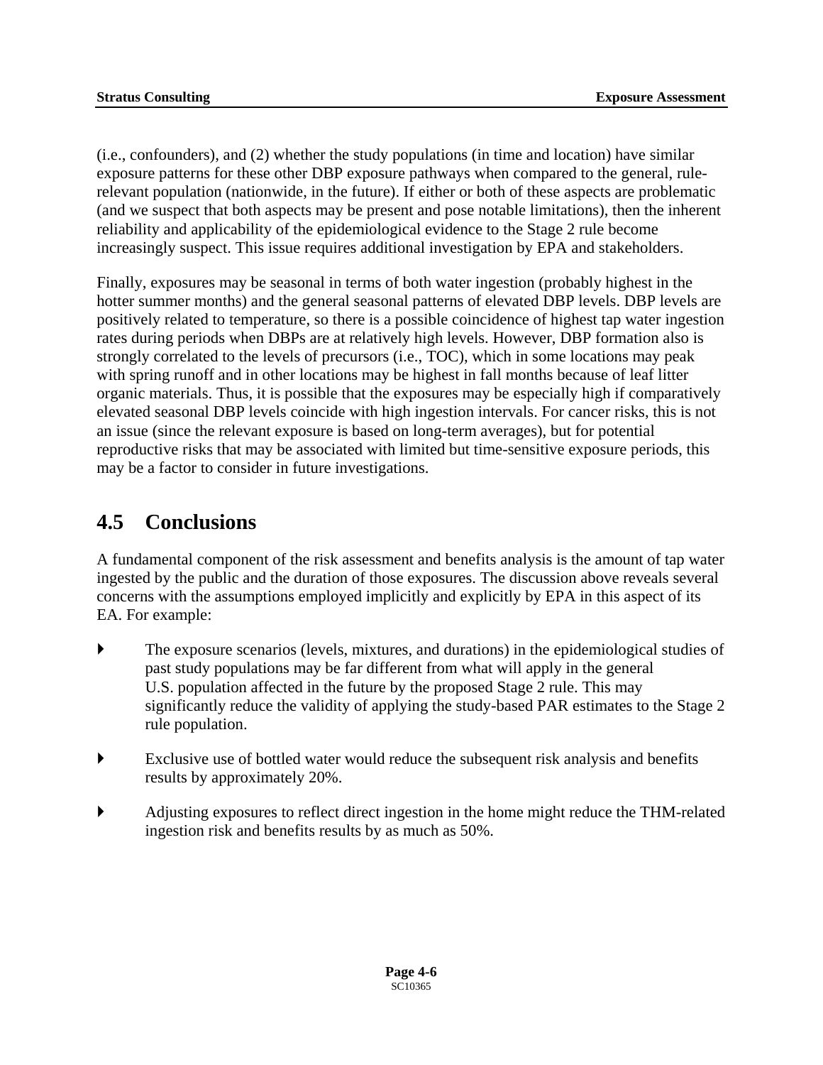(i.e., confounders), and (2) whether the study populations (in time and location) have similar exposure patterns for these other DBP exposure pathways when compared to the general, rule-relevant population (nationwide, in the future). If either or both of these aspects are problematic (and we suspect that both aspects may be present and pose notable limitations), then the inherent reliability and applicability of the epidemiological evidence to the Stage 2 rule become increasingly suspect. This issue requires additional investigation by EPA and stakeholders.

Finally, exposures may be seasonal in terms of both water ingestion (probably highest in the hotter summer months) and the general seasonal patterns of elevated DBP levels. DBP levels are positively related to temperature, so there is a possible coincidence of highest tap water ingestion rates during periods when DBPs are at relatively high levels. However, DBP formation also is strongly correlated to the levels of precursors (i.e., TOC), which in some locations may peak with spring runoff and in other locations may be highest in fall months because of leaf litter organic materials. Thus, it is possible that the exposures may be especially high if comparatively elevated seasonal DBP levels coincide with high ingestion intervals. For cancer risks, this is not an issue (since the relevant exposure is based on long-term averages), but for potential reproductive risks that may be associated with limited but time-sensitive exposure periods, this may be a factor to consider in future investigations.

## 4.5 Conclusions

A fundamental component of the risk assessment and benefits analysis is the amount of tap water ingested by the public and the duration of those exposures. The discussion above reveals several concerns with the assumptions employed implicitly and explicitly by EPA in this aspect of its EA. For example:

- The exposure scenarios (levels, mixtures, and durations) in the epidemiological studies of past study populations may be far different from what will apply in the general U.S. population affected in the future by the proposed Stage 2 rule. This may significantly reduce the validity of applying the study-based PAR estimates to the Stage 2 rule population.
- Exclusive use of bottled water would reduce the subsequent risk analysis and benefits results by approximately 20%.
- Adjusting exposures to reflect direct ingestion in the home might reduce the THM-related ingestion risk and benefits results by as much as 50%.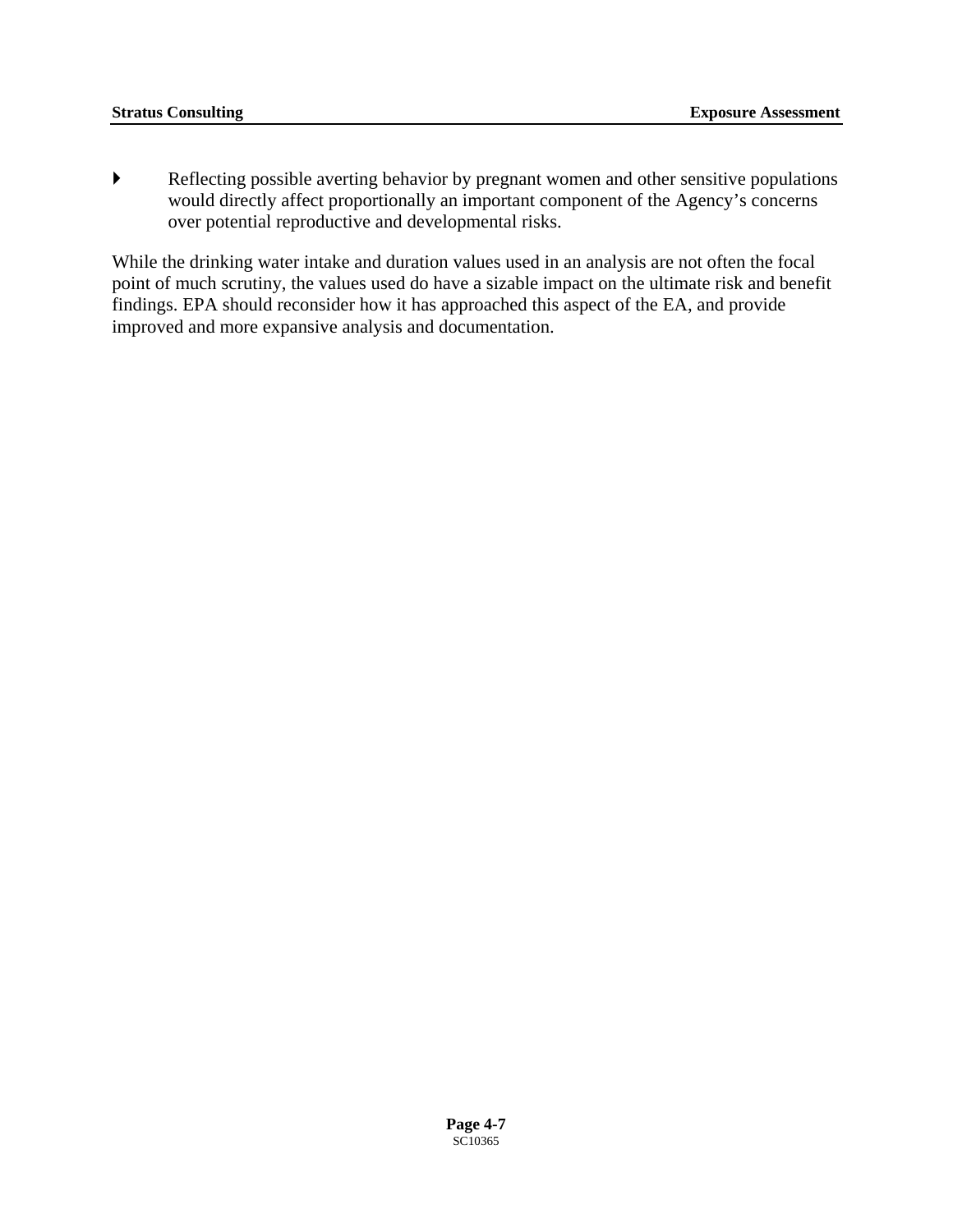- Reflecting possible averting behavior by pregnant women and other sensitive populations would directly affect proportionally an important component of the Agency's concerns over potential reproductive and developmental risks.

While the drinking water intake and duration values used in an analysis are not often the focal point of much scrutiny, the values used do have a sizable impact on the ultimate risk and benefit findings. EPA should reconsider how it has approached this aspect of the EA, and provide improved and more expansive analysis and documentation.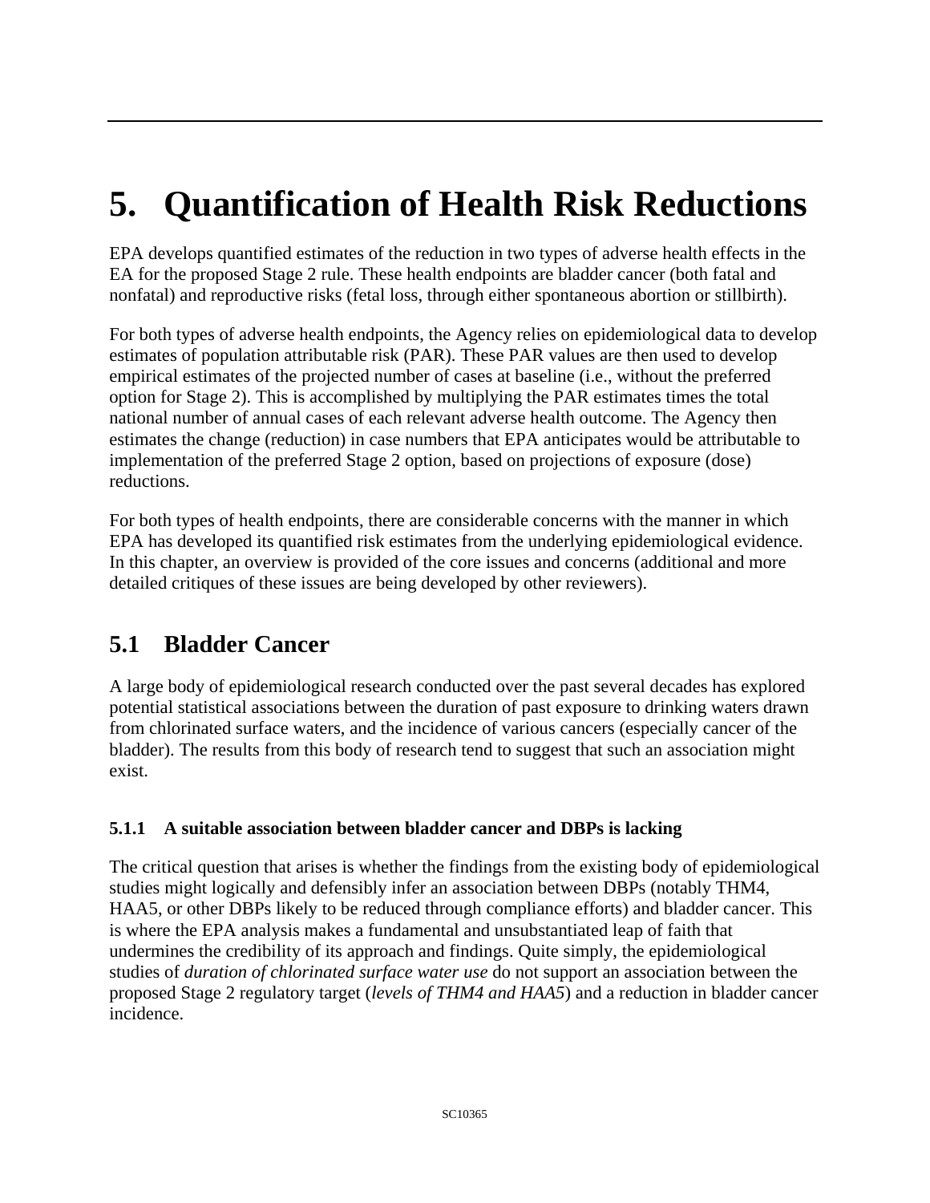# 5. Quantification of Health Risk Reductions

EPA develops quantified estimates of the reduction in two types of adverse health effects in the EA for the proposed Stage 2 rule. These health endpoints are bladder cancer (both fatal and nonfatal) and reproductive risks (fetal loss, through either spontaneous abortion or stillbirth).

For both types of adverse health endpoints, the Agency relies on epidemiological data to develop estimates of population attributable risk (PAR). These PAR values are then used to develop empirical estimates of the projected number of cases at baseline (i.e., without the preferred option for Stage 2). This is accomplished by multiplying the PAR estimates times the total national number of annual cases of each relevant adverse health outcome. The Agency then estimates the change (reduction) in case numbers that EPA anticipates would be attributable to implementation of the preferred Stage 2 option, based on projections of exposure (dose) reductions.

For both types of health endpoints, there are considerable concerns with the manner in which EPA has developed its quantified risk estimates from the underlying epidemiological evidence. In this chapter, an overview is provided of the core issues and concerns (additional and more detailed critiques of these issues are being developed by other reviewers).

## 5.1 Bladder Cancer

A large body of epidemiological research conducted over the past several decades has explored potential statistical associations between the duration of past exposure to drinking waters drawn from chlorinated surface waters, and the incidence of various cancers (especially cancer of the bladder). The results from this body of research tend to suggest that such an association might exist.

### 5.1.1 A suitable association between bladder cancer and DBPs is lacking

The critical question that arises is whether the findings from the existing body of epidemiological studies might logically and defensibly infer an association between DBPs (notably THM4, HAA5, or other DBPs likely to be reduced through compliance efforts) and bladder cancer. This is where the EPA analysis makes a fundamental and unsubstantiated leap of faith that undermines the credibility of its approach and findings. Quite simply, the epidemiological studies of *duration of chlorinated surface water use* do not support an association between the proposed Stage 2 regulatory target (*levels of THM4 and HAA5*) and a reduction in bladder cancer incidence.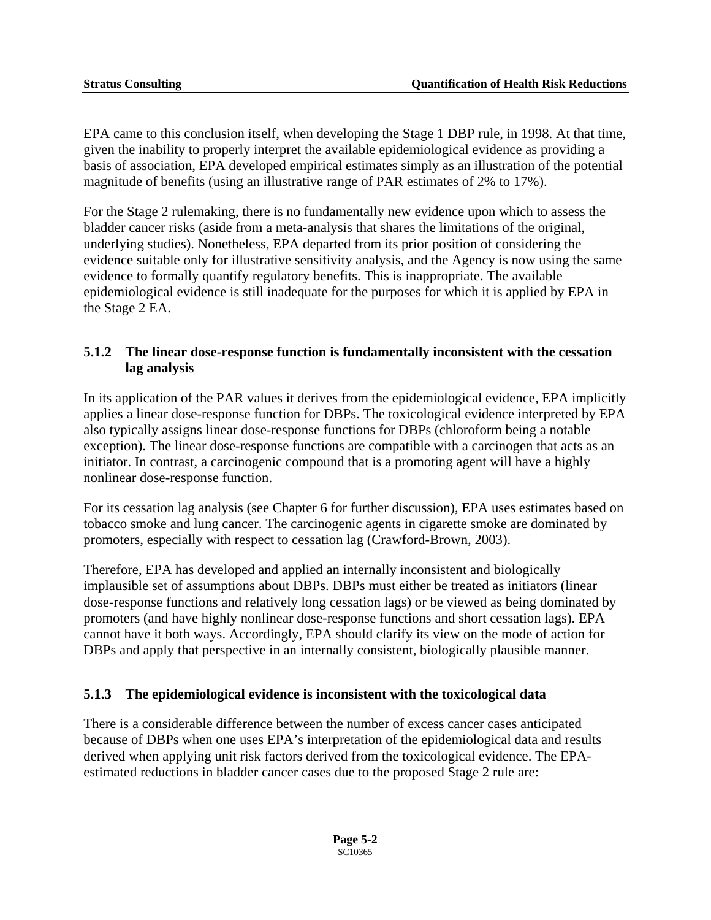EPA came to this conclusion itself, when developing the Stage 1 DBP rule, in 1998. At that time, given the inability to properly interpret the available epidemiological evidence as providing a basis of association, EPA developed empirical estimates simply as an illustration of the potential magnitude of benefits (using an illustrative range of PAR estimates of 2% to 17%).

For the Stage 2 rulemaking, there is no fundamentally new evidence upon which to assess the bladder cancer risks (aside from a meta-analysis that shares the limitations of the original, underlying studies). Nonetheless, EPA departed from its prior position of considering the evidence suitable only for illustrative sensitivity analysis, and the Agency is now using the same evidence to formally quantify regulatory benefits. This is inappropriate. The available epidemiological evidence is still inadequate for the purposes for which it is applied by EPA in the Stage 2 EA.

### 5.1.2 The linear dose-response function is fundamentally inconsistent with the cessation lag analysis

In its application of the PAR values it derives from the epidemiological evidence, EPA implicitly applies a linear dose-response function for DBPs. The toxicological evidence interpreted by EPA also typically assigns linear dose-response functions for DBPs (chloroform being a notable exception). The linear dose-response functions are compatible with a carcinogen that acts as an initiator. In contrast, a carcinogenic compound that is a promoting agent will have a highly nonlinear dose-response function.

For its cessation lag analysis (see Chapter 6 for further discussion), EPA uses estimates based on tobacco smoke and lung cancer. The carcinogenic agents in cigarette smoke are dominated by promoters, especially with respect to cessation lag (Crawford-Brown, 2003).

Therefore, EPA has developed and applied an internally inconsistent and biologically implausible set of assumptions about DBPs. DBPs must either be treated as initiators (linear dose-response functions and relatively long cessation lags) or be viewed as being dominated by promoters (and have highly nonlinear dose-response functions and short cessation lags). EPA cannot have it both ways. Accordingly, EPA should clarify its view on the mode of action for DBPs and apply that perspective in an internally consistent, biologically plausible manner.

### 5.1.3 The epidemiological evidence is inconsistent with the toxicological data

There is a considerable difference between the number of excess cancer cases anticipated because of DBPs when one uses EPA's interpretation of the epidemiological data and results derived when applying unit risk factors derived from the toxicological evidence. The EPA-estimated reductions in bladder cancer cases due to the proposed Stage 2 rule are: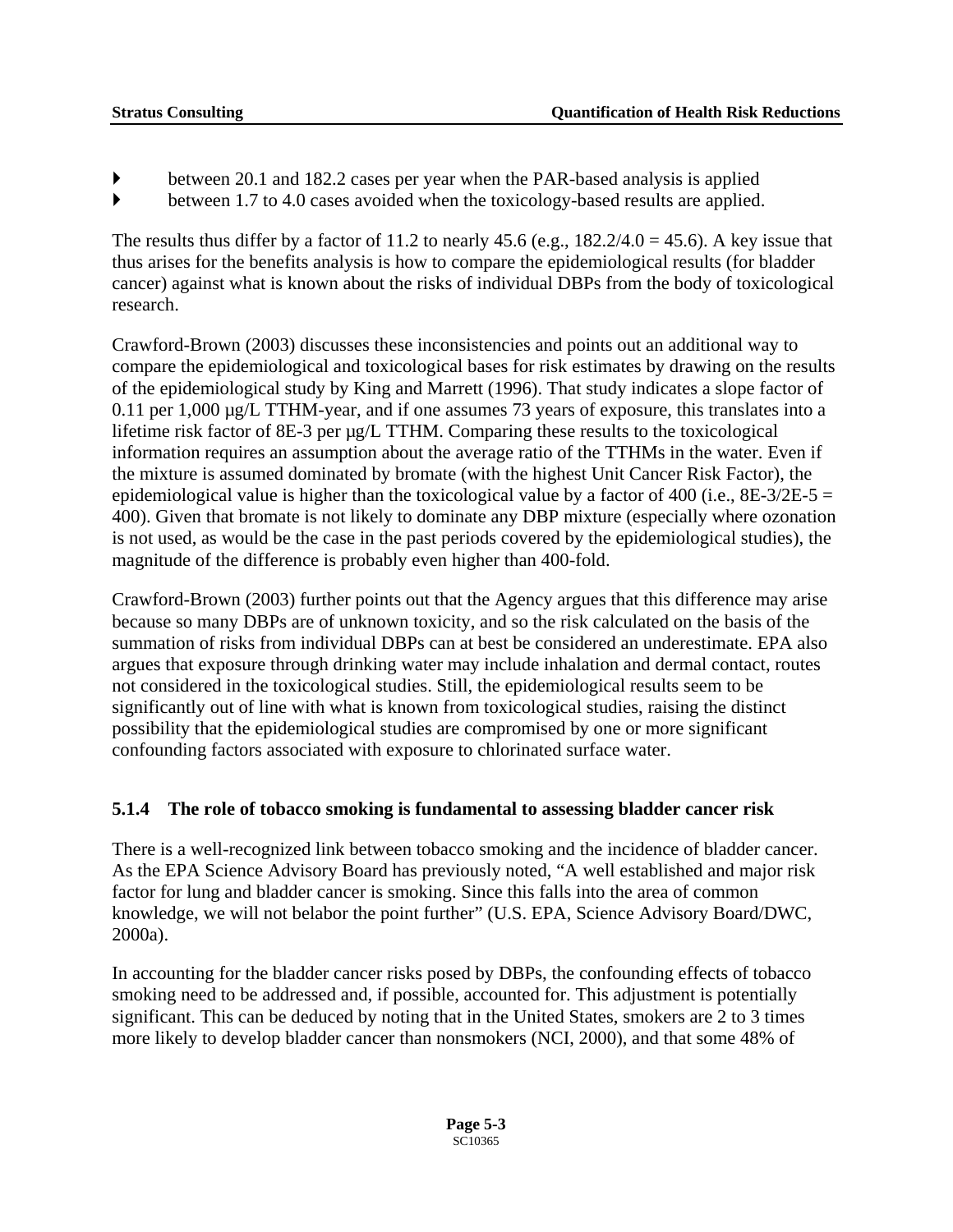- between 20.1 and 182.2 cases per year when the PAR-based analysis is applied
- between 1.7 to 4.0 cases avoided when the toxicology-based results are applied.

The results thus differ by a factor of 11.2 to nearly 45.6 (e.g., 182.2/4.0 = 45.6). A key issue that thus arises for the benefits analysis is how to compare the epidemiological results (for bladder cancer) against what is known about the risks of individual DBPs from the body of toxicological research.

Crawford-Brown (2003) discusses these inconsistencies and points out an additional way to compare the epidemiological and toxicological bases for risk estimates by drawing on the results of the epidemiological study by King and Marrett (1996). That study indicates a slope factor of 0.11 per 1,000 µg/L TTHM-year, and if one assumes 73 years of exposure, this translates into a lifetime risk factor of 8E-3 per µg/L TTHM. Comparing these results to the toxicological information requires an assumption about the average ratio of the TTHMs in the water. Even if the mixture is assumed dominated by bromate (with the highest Unit Cancer Risk Factor), the epidemiological value is higher than the toxicological value by a factor of 400 (i.e., 8E-3/2E-5 = 400). Given that bromate is not likely to dominate any DBP mixture (especially where ozonation is not used, as would be the case in the past periods covered by the epidemiological studies), the magnitude of the difference is probably even higher than 400-fold.

Crawford-Brown (2003) further points out that the Agency argues that this difference may arise because so many DBPs are of unknown toxicity, and so the risk calculated on the basis of the summation of risks from individual DBPs can at best be considered an underestimate. EPA also argues that exposure through drinking water may include inhalation and dermal contact, routes not considered in the toxicological studies. Still, the epidemiological results seem to be significantly out of line with what is known from toxicological studies, raising the distinct possibility that the epidemiological studies are compromised by one or more significant confounding factors associated with exposure to chlorinated surface water.

### 5.1.4 The role of tobacco smoking is fundamental to assessing bladder cancer risk

There is a well-recognized link between tobacco smoking and the incidence of bladder cancer. As the EPA Science Advisory Board has previously noted, "A well established and major risk factor for lung and bladder cancer is smoking. Since this falls into the area of common knowledge, we will not belabor the point further" (U.S. EPA, Science Advisory Board/DWC, 2000a).

In accounting for the bladder cancer risks posed by DBPs, the confounding effects of tobacco smoking need to be addressed and, if possible, accounted for. This adjustment is potentially significant. This can be deduced by noting that in the United States, smokers are 2 to 3 times more likely to develop bladder cancer than nonsmokers (NCI, 2000), and that some 48% of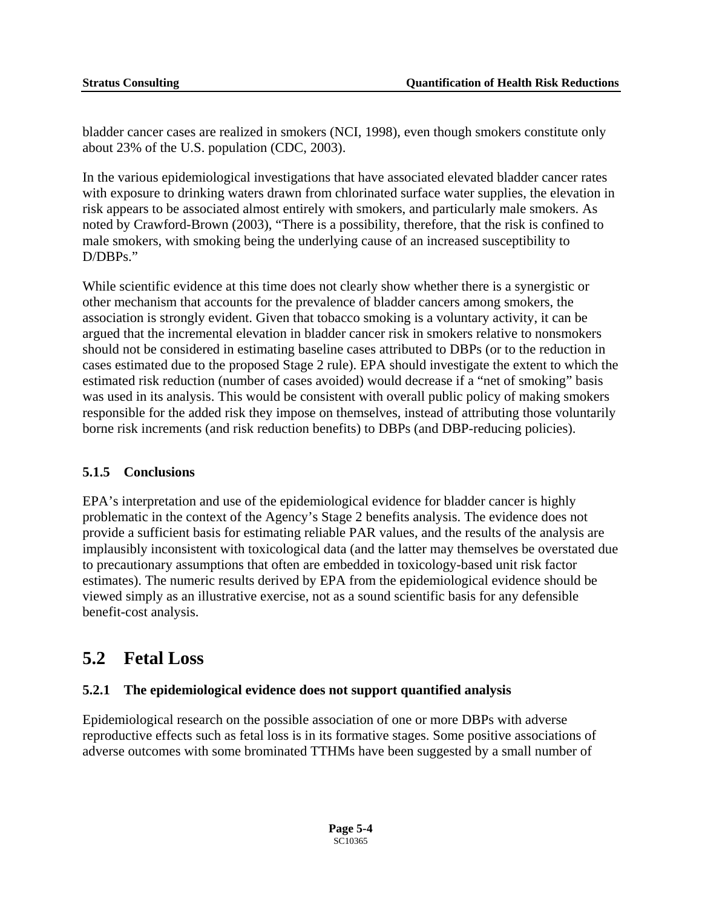bladder cancer cases are realized in smokers (NCI, 1998), even though smokers constitute only about 23% of the U.S. population (CDC, 2003).

In the various epidemiological investigations that have associated elevated bladder cancer rates with exposure to drinking waters drawn from chlorinated surface water supplies, the elevation in risk appears to be associated almost entirely with smokers, and particularly male smokers. As noted by Crawford-Brown (2003), "There is a possibility, therefore, that the risk is confined to male smokers, with smoking being the underlying cause of an increased susceptibility to D/DBPs."

While scientific evidence at this time does not clearly show whether there is a synergistic or other mechanism that accounts for the prevalence of bladder cancers among smokers, the association is strongly evident. Given that tobacco smoking is a voluntary activity, it can be argued that the incremental elevation in bladder cancer risk in smokers relative to nonsmokers should not be considered in estimating baseline cases attributed to DBPs (or to the reduction in cases estimated due to the proposed Stage 2 rule). EPA should investigate the extent to which the estimated risk reduction (number of cases avoided) would decrease if a "net of smoking" basis was used in its analysis. This would be consistent with overall public policy of making smokers responsible for the added risk they impose on themselves, instead of attributing those voluntarily borne risk increments (and risk reduction benefits) to DBPs (and DBP-reducing policies).

### 5.1.5 Conclusions

EPA's interpretation and use of the epidemiological evidence for bladder cancer is highly problematic in the context of the Agency's Stage 2 benefits analysis. The evidence does not provide a sufficient basis for estimating reliable PAR values, and the results of the analysis are implausibly inconsistent with toxicological data (and the latter may themselves be overstated due to precautionary assumptions that often are embedded in toxicology-based unit risk factor estimates). The numeric results derived by EPA from the epidemiological evidence should be viewed simply as an illustrative exercise, not as a sound scientific basis for any defensible benefit-cost analysis.

## 5.2 Fetal Loss

### 5.2.1 The epidemiological evidence does not support quantified analysis

Epidemiological research on the possible association of one or more DBPs with adverse reproductive effects such as fetal loss is in its formative stages. Some positive associations of adverse outcomes with some brominated TTHMs have been suggested by a small number of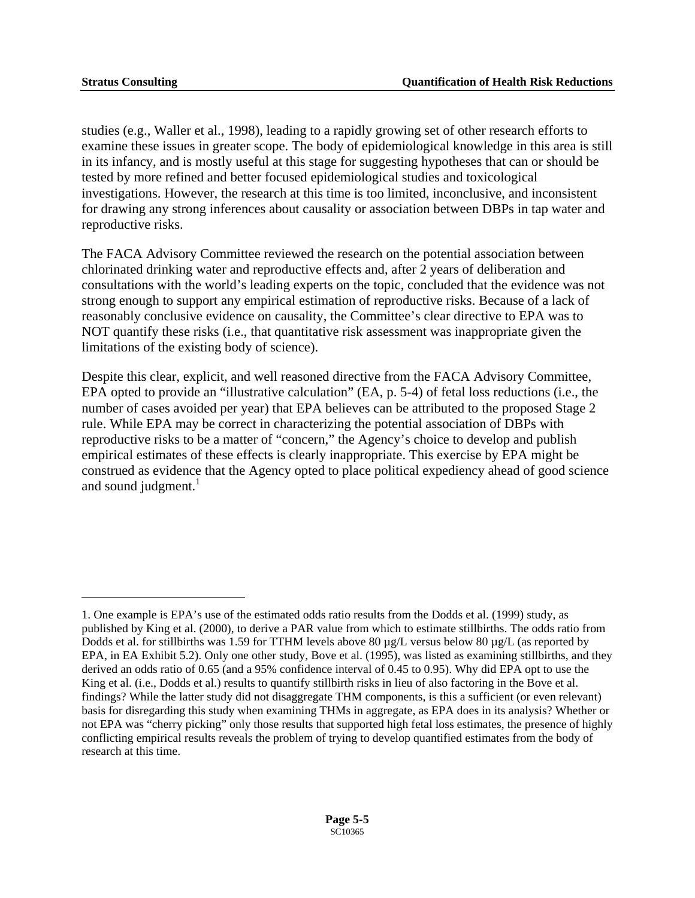studies (e.g., Waller et al., 1998), leading to a rapidly growing set of other research efforts to examine these issues in greater scope. The body of epidemiological knowledge in this area is still in its infancy, and is mostly useful at this stage for suggesting hypotheses that can or should be tested by more refined and better focused epidemiological studies and toxicological investigations. However, the research at this time is too limited, inconclusive, and inconsistent for drawing any strong inferences about causality or association between DBPs in tap water and reproductive risks.

The FACA Advisory Committee reviewed the research on the potential association between chlorinated drinking water and reproductive effects and, after 2 years of deliberation and consultations with the world's leading experts on the topic, concluded that the evidence was not strong enough to support any empirical estimation of reproductive risks. Because of a lack of reasonably conclusive evidence on causality, the Committee's clear directive to EPA was to NOT quantify these risks (i.e., that quantitative risk assessment was inappropriate given the limitations of the existing body of science).

Despite this clear, explicit, and well reasoned directive from the FACA Advisory Committee, EPA opted to provide an "illustrative calculation" (EA, p. 5-4) of fetal loss reductions (i.e., the number of cases avoided per year) that EPA believes can be attributed to the proposed Stage 2 rule. While EPA may be correct in characterizing the potential association of DBPs with reproductive risks to be a matter of "concern," the Agency's choice to develop and publish empirical estimates of these effects is clearly inappropriate. This exercise by EPA might be construed as evidence that the Agency opted to place political expediency ahead of good science and sound judgment.[1]

---

1. One example is EPA's use of the estimated odds ratio results from the Dodds et al. (1999) study, as published by King et al. (2000), to derive a PAR value from which to estimate stillbirths. The odds ratio from Dodds et al. for stillbirths was 1.59 for TTHM levels above 80 µg/L versus below 80 µg/L (as reported by EPA, in EA Exhibit 5.2). Only one other study, Bove et al. (1995), was listed as examining stillbirths, and they derived an odds ratio of 0.65 (and a 95% confidence interval of 0.45 to 0.95). Why did EPA opt to use the King et al. (i.e., Dodds et al.) results to quantify stillbirth risks in lieu of also factoring in the Bove et al. findings? While the latter study did not disaggregate THM components, is this a sufficient (or even relevant) basis for disregarding this study when examining THMs in aggregate, as EPA does in its analysis? Whether or not EPA was "cherry picking" only those results that supported high fetal loss estimates, the presence of highly conflicting empirical results reveals the problem of trying to develop quantified estimates from the body of research at this time.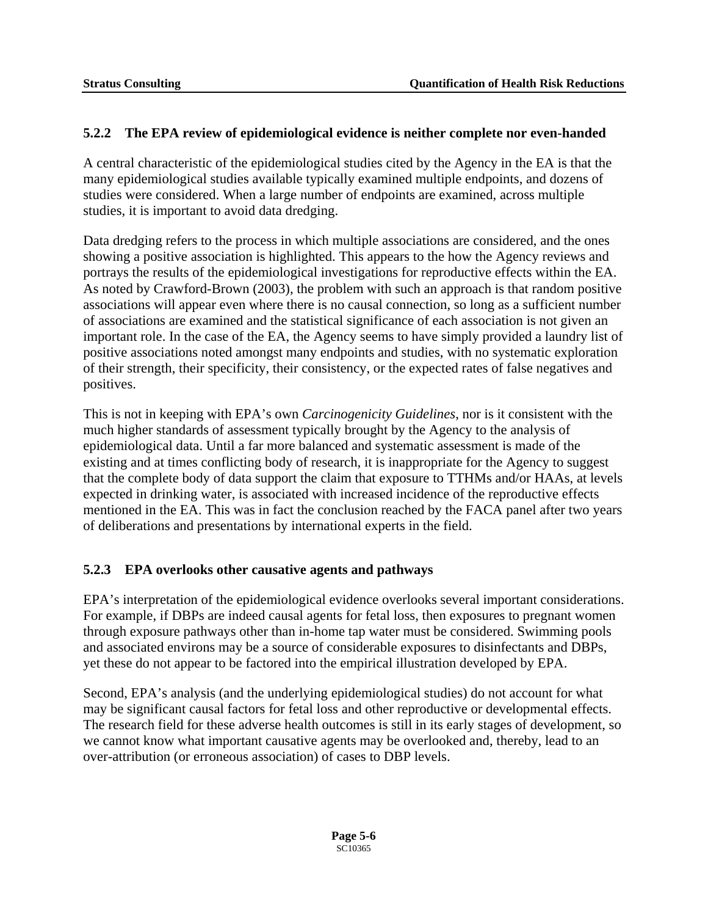### 5.2.2 The EPA review of epidemiological evidence is neither complete nor even-handed

A central characteristic of the epidemiological studies cited by the Agency in the EA is that the many epidemiological studies available typically examined multiple endpoints, and dozens of studies were considered. When a large number of endpoints are examined, across multiple studies, it is important to avoid data dredging.

Data dredging refers to the process in which multiple associations are considered, and the ones showing a positive association is highlighted. This appears to the how the Agency reviews and portrays the results of the epidemiological investigations for reproductive effects within the EA. As noted by Crawford-Brown (2003), the problem with such an approach is that random positive associations will appear even where there is no causal connection, so long as a sufficient number of associations are examined and the statistical significance of each association is not given an important role. In the case of the EA, the Agency seems to have simply provided a laundry list of positive associations noted amongst many endpoints and studies, with no systematic exploration of their strength, their specificity, their consistency, or the expected rates of false negatives and positives.

This is not in keeping with EPA's own *Carcinogenicity Guidelines*, nor is it consistent with the much higher standards of assessment typically brought by the Agency to the analysis of epidemiological data. Until a far more balanced and systematic assessment is made of the existing and at times conflicting body of research, it is inappropriate for the Agency to suggest that the complete body of data support the claim that exposure to TTHMs and/or HAAs, at levels expected in drinking water, is associated with increased incidence of the reproductive effects mentioned in the EA. This was in fact the conclusion reached by the FACA panel after two years of deliberations and presentations by international experts in the field.

### 5.2.3 EPA overlooks other causative agents and pathways

EPA's interpretation of the epidemiological evidence overlooks several important considerations. For example, if DBPs are indeed causal agents for fetal loss, then exposures to pregnant women through exposure pathways other than in-home tap water must be considered. Swimming pools and associated environs may be a source of considerable exposures to disinfectants and DBPs, yet these do not appear to be factored into the empirical illustration developed by EPA.

Second, EPA's analysis (and the underlying epidemiological studies) do not account for what may be significant causal factors for fetal loss and other reproductive or developmental effects. The research field for these adverse health outcomes is still in its early stages of development, so we cannot know what important causative agents may be overlooked and, thereby, lead to an over-attribution (or erroneous association) of cases to DBP levels.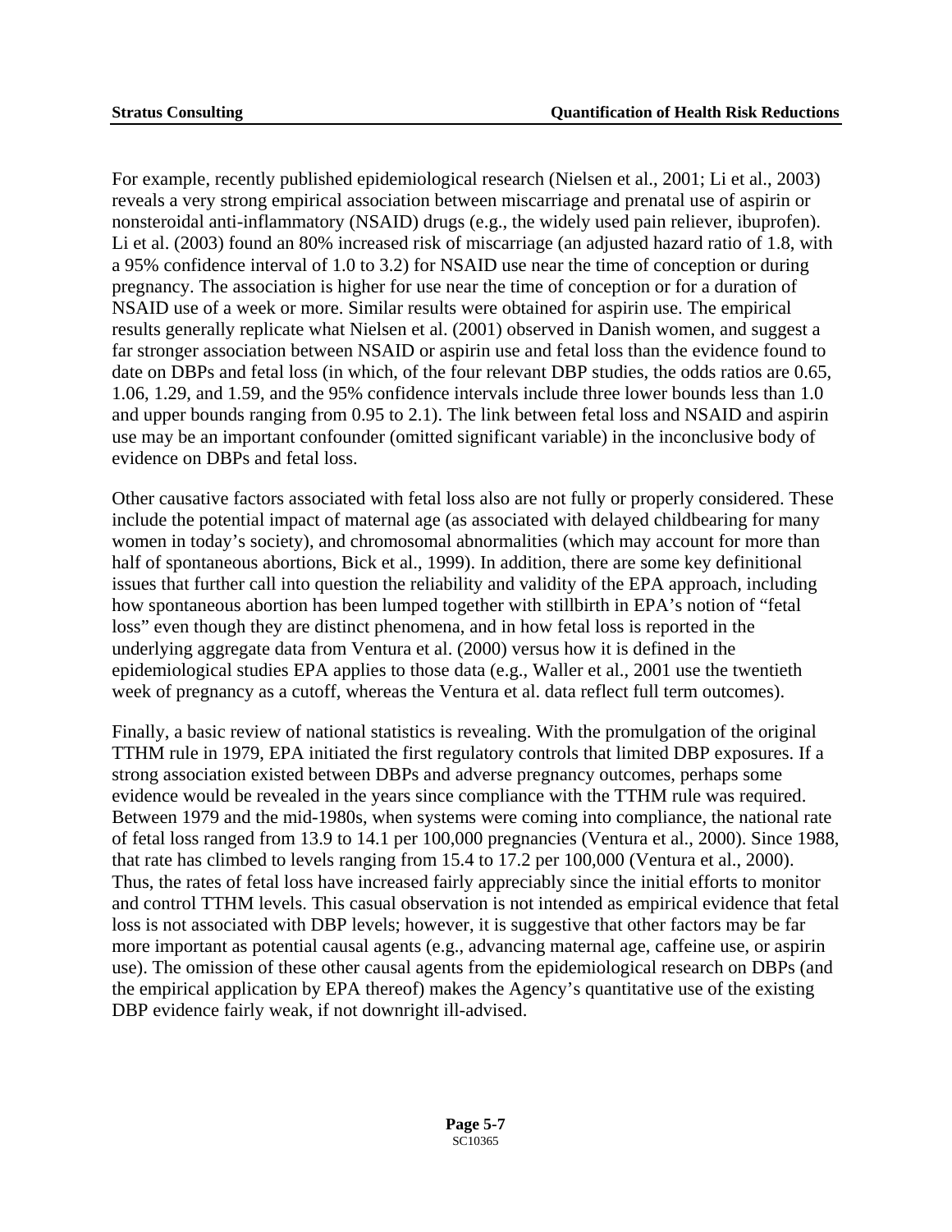For example, recently published epidemiological research (Nielsen et al., 2001; Li et al., 2003) reveals a very strong empirical association between miscarriage and prenatal use of aspirin or nonsteroidal anti-inflammatory (NSAID) drugs (e.g., the widely used pain reliever, ibuprofen). Li et al. (2003) found an 80% increased risk of miscarriage (an adjusted hazard ratio of 1.8, with a 95% confidence interval of 1.0 to 3.2) for NSAID use near the time of conception or during pregnancy. The association is higher for use near the time of conception or for a duration of NSAID use of a week or more. Similar results were obtained for aspirin use. The empirical results generally replicate what Nielsen et al. (2001) observed in Danish women, and suggest a far stronger association between NSAID or aspirin use and fetal loss than the evidence found to date on DBPs and fetal loss (in which, of the four relevant DBP studies, the odds ratios are 0.65, 1.06, 1.29, and 1.59, and the 95% confidence intervals include three lower bounds less than 1.0 and upper bounds ranging from 0.95 to 2.1). The link between fetal loss and NSAID and aspirin use may be an important confounder (omitted significant variable) in the inconclusive body of evidence on DBPs and fetal loss.

Other causative factors associated with fetal loss also are not fully or properly considered. These include the potential impact of maternal age (as associated with delayed childbearing for many women in today's society), and chromosomal abnormalities (which may account for more than half of spontaneous abortions, Bick et al., 1999). In addition, there are some key definitional issues that further call into question the reliability and validity of the EPA approach, including how spontaneous abortion has been lumped together with stillbirth in EPA's notion of "fetal loss" even though they are distinct phenomena, and in how fetal loss is reported in the underlying aggregate data from Ventura et al. (2000) versus how it is defined in the epidemiological studies EPA applies to those data (e.g., Waller et al., 2001 use the twentieth week of pregnancy as a cutoff, whereas the Ventura et al. data reflect full term outcomes).

Finally, a basic review of national statistics is revealing. With the promulgation of the original TTHM rule in 1979, EPA initiated the first regulatory controls that limited DBP exposures. If a strong association existed between DBPs and adverse pregnancy outcomes, perhaps some evidence would be revealed in the years since compliance with the TTHM rule was required. Between 1979 and the mid-1980s, when systems were coming into compliance, the national rate of fetal loss ranged from 13.9 to 14.1 per 100,000 pregnancies (Ventura et al., 2000). Since 1988, that rate has climbed to levels ranging from 15.4 to 17.2 per 100,000 (Ventura et al., 2000). Thus, the rates of fetal loss have increased fairly appreciably since the initial efforts to monitor and control TTHM levels. This casual observation is not intended as empirical evidence that fetal loss is not associated with DBP levels; however, it is suggestive that other factors may be far more important as potential causal agents (e.g., advancing maternal age, caffeine use, or aspirin use). The omission of these other causal agents from the epidemiological research on DBPs (and the empirical application by EPA thereof) makes the Agency's quantitative use of the existing DBP evidence fairly weak, if not downright ill-advised.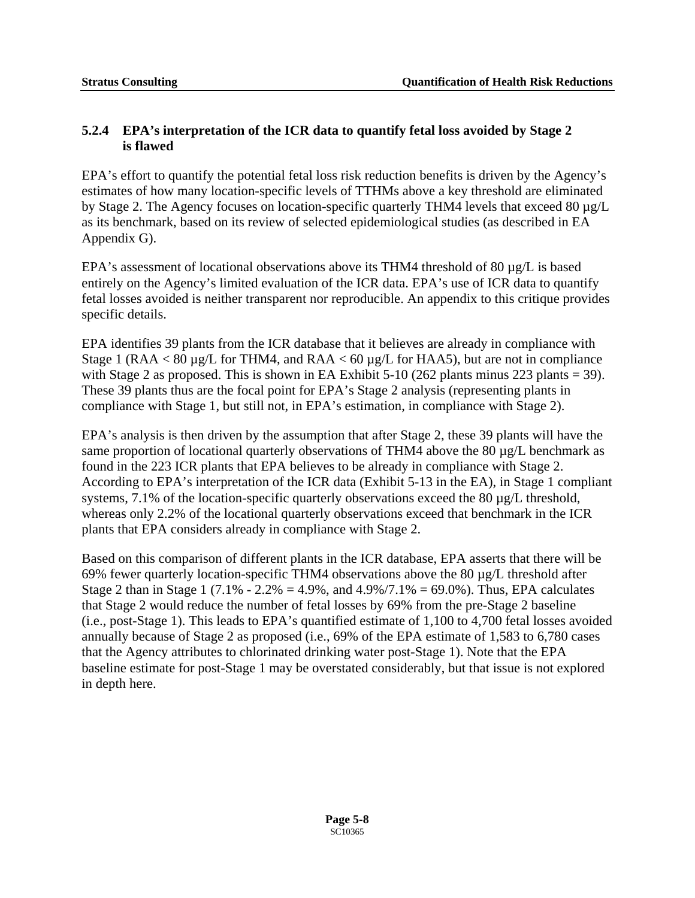### 5.2.4 EPA's interpretation of the ICR data to quantify fetal loss avoided by Stage 2 is flawed

EPA's effort to quantify the potential fetal loss risk reduction benefits is driven by the Agency's estimates of how many location-specific levels of TTHMs above a key threshold are eliminated by Stage 2. The Agency focuses on location-specific quarterly THM4 levels that exceed 80 µg/L as its benchmark, based on its review of selected epidemiological studies (as described in EA Appendix G).

EPA's assessment of locational observations above its THM4 threshold of 80 µg/L is based entirely on the Agency's limited evaluation of the ICR data. EPA's use of ICR data to quantify fetal losses avoided is neither transparent nor reproducible. An appendix to this critique provides specific details.

EPA identifies 39 plants from the ICR database that it believes are already in compliance with Stage 1 (RAA < 80 µg/L for THM4, and RAA < 60 µg/L for HAA5), but are not in compliance with Stage 2 as proposed. This is shown in EA Exhibit 5-10 (262 plants minus 223 plants = 39). These 39 plants thus are the focal point for EPA's Stage 2 analysis (representing plants in compliance with Stage 1, but still not, in EPA's estimation, in compliance with Stage 2).

EPA's analysis is then driven by the assumption that after Stage 2, these 39 plants will have the same proportion of locational quarterly observations of THM4 above the 80 µg/L benchmark as found in the 223 ICR plants that EPA believes to be already in compliance with Stage 2. According to EPA's interpretation of the ICR data (Exhibit 5-13 in the EA), in Stage 1 compliant systems, 7.1% of the location-specific quarterly observations exceed the 80 µg/L threshold, whereas only 2.2% of the locational quarterly observations exceed that benchmark in the ICR plants that EPA considers already in compliance with Stage 2.

Based on this comparison of different plants in the ICR database, EPA asserts that there will be 69% fewer quarterly location-specific THM4 observations above the 80 µg/L threshold after Stage 2 than in Stage 1 (7.1% - 2.2% = 4.9%, and 4.9%/7.1% = 69.0%). Thus, EPA calculates that Stage 2 would reduce the number of fetal losses by 69% from the pre-Stage 2 baseline (i.e., post-Stage 1). This leads to EPA's quantified estimate of 1,100 to 4,700 fetal losses avoided annually because of Stage 2 as proposed (i.e., 69% of the EPA estimate of 1,583 to 6,780 cases that the Agency attributes to chlorinated drinking water post-Stage 1). Note that the EPA baseline estimate for post-Stage 1 may be overstated considerably, but that issue is not explored in depth here.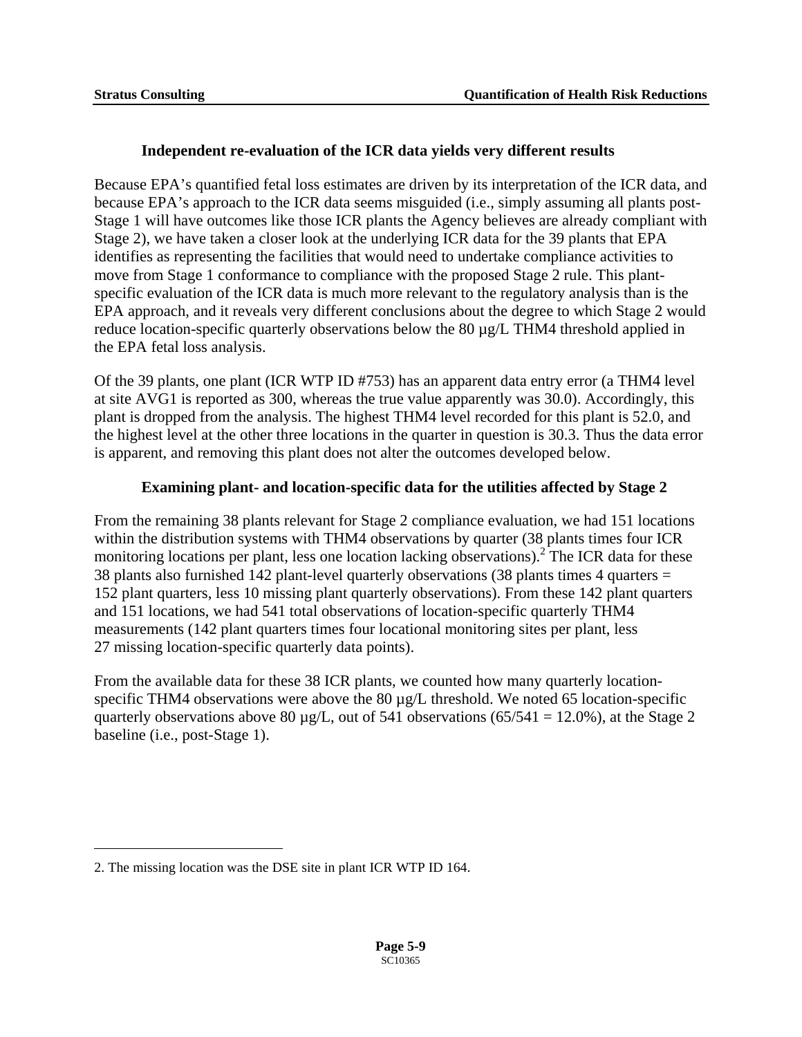### Independent re-evaluation of the ICR data yields very different results

Because EPA's quantified fetal loss estimates are driven by its interpretation of the ICR data, and because EPA's approach to the ICR data seems misguided (i.e., simply assuming all plants post-Stage 1 will have outcomes like those ICR plants the Agency believes are already compliant with Stage 2), we have taken a closer look at the underlying ICR data for the 39 plants that EPA identifies as representing the facilities that would need to undertake compliance activities to move from Stage 1 conformance to compliance with the proposed Stage 2 rule. This plant-specific evaluation of the ICR data is much more relevant to the regulatory analysis than is the EPA approach, and it reveals very different conclusions about the degree to which Stage 2 would reduce location-specific quarterly observations below the 80 µg/L THM4 threshold applied in the EPA fetal loss analysis.

Of the 39 plants, one plant (ICR WTP ID #753) has an apparent data entry error (a THM4 level at site AVG1 is reported as 300, whereas the true value apparently was 30.0). Accordingly, this plant is dropped from the analysis. The highest THM4 level recorded for this plant is 52.0, and the highest level at the other three locations in the quarter in question is 30.3. Thus the data error is apparent, and removing this plant does not alter the outcomes developed below.

### Examining plant- and location-specific data for the utilities affected by Stage 2

From the remaining 38 plants relevant for Stage 2 compliance evaluation, we had 151 locations within the distribution systems with THM4 observations by quarter (38 plants times four ICR monitoring locations per plant, less one location lacking observations).[2] The ICR data for these 38 plants also furnished 142 plant-level quarterly observations (38 plants times 4 quarters = 152 plant quarters, less 10 missing plant quarterly observations). From these 142 plant quarters and 151 locations, we had 541 total observations of location-specific quarterly THM4 measurements (142 plant quarters times four locational monitoring sites per plant, less 27 missing location-specific quarterly data points).

From the available data for these 38 ICR plants, we counted how many quarterly location-specific THM4 observations were above the 80 µg/L threshold. We noted 65 location-specific quarterly observations above 80 µg/L, out of 541 observations (65/541 = 12.0%), at the Stage 2 baseline (i.e., post-Stage 1).

---

2. The missing location was the DSE site in plant ICR WTP ID 164.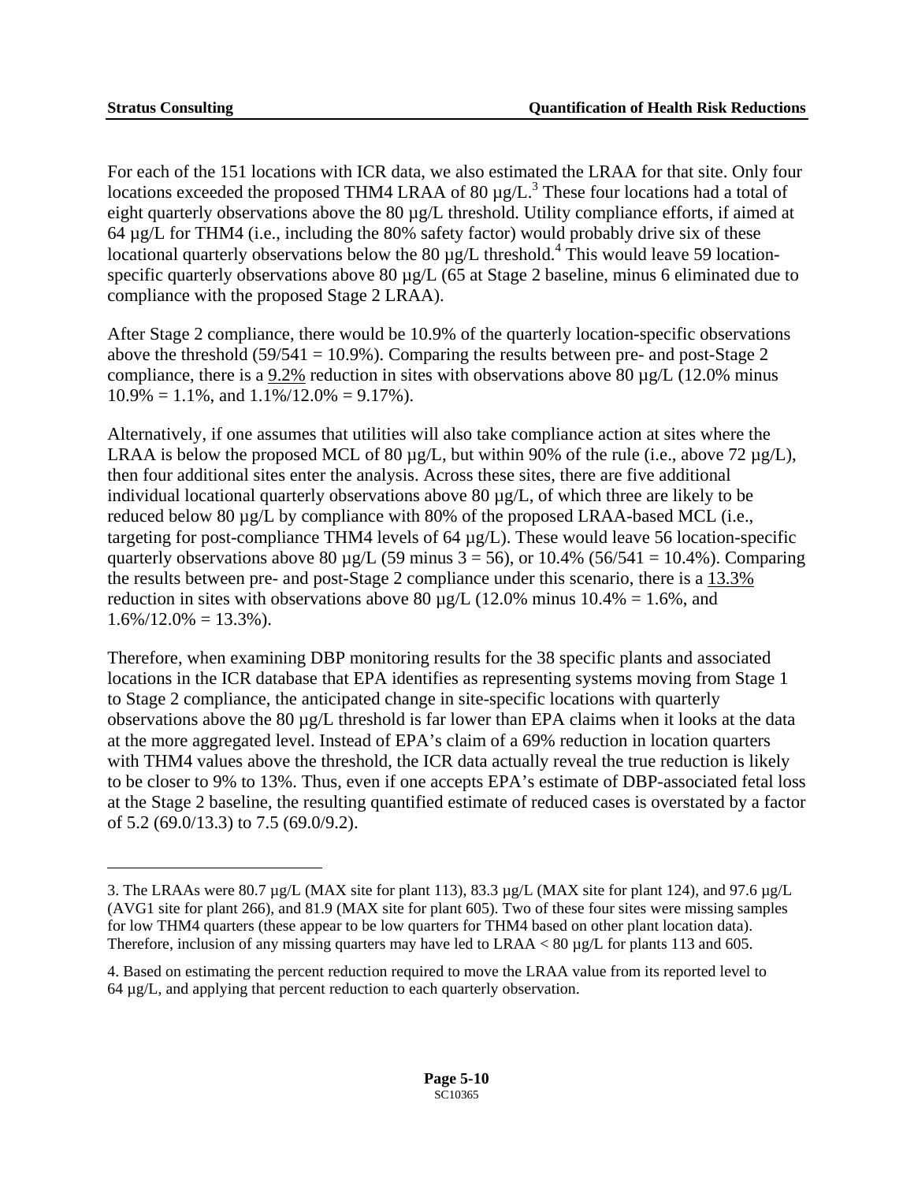For each of the 151 locations with ICR data, we also estimated the LRAA for that site. Only four locations exceeded the proposed THM4 LRAA of 80 µg/L.[3] These four locations had a total of eight quarterly observations above the 80 µg/L threshold. Utility compliance efforts, if aimed at 64 µg/L for THM4 (i.e., including the 80% safety factor) would probably drive six of these locational quarterly observations below the 80 µg/L threshold.[4] This would leave 59 location-specific quarterly observations above 80 µg/L (65 at Stage 2 baseline, minus 6 eliminated due to compliance with the proposed Stage 2 LRAA).

After Stage 2 compliance, there would be 10.9% of the quarterly location-specific observations above the threshold (59/541 = 10.9%). Comparing the results between pre- and post-Stage 2 compliance, there is a <u>9.2%</u> reduction in sites with observations above 80 µg/L (12.0% minus 10.9% = 1.1%, and 1.1%/12.0% = 9.17%).

Alternatively, if one assumes that utilities will also take compliance action at sites where the LRAA is below the proposed MCL of 80 µg/L, but within 90% of the rule (i.e., above 72 µg/L), then four additional sites enter the analysis. Across these sites, there are five additional individual locational quarterly observations above 80 µg/L, of which three are likely to be reduced below 80 µg/L by compliance with 80% of the proposed LRAA-based MCL (i.e., targeting for post-compliance THM4 levels of 64 µg/L). These would leave 56 location-specific quarterly observations above 80 µg/L (59 minus 3 = 56), or 10.4% (56/541 = 10.4%). Comparing the results between pre- and post-Stage 2 compliance under this scenario, there is a <u>13.3%</u> reduction in sites with observations above 80 µg/L (12.0% minus 10.4% = 1.6%, and 1.6%/12.0% = 13.3%).

Therefore, when examining DBP monitoring results for the 38 specific plants and associated locations in the ICR database that EPA identifies as representing systems moving from Stage 1 to Stage 2 compliance, the anticipated change in site-specific locations with quarterly observations above the 80 µg/L threshold is far lower than EPA claims when it looks at the data at the more aggregated level. Instead of EPA's claim of a 69% reduction in location quarters with THM4 values above the threshold, the ICR data actually reveal the true reduction is likely to be closer to 9% to 13%. Thus, even if one accepts EPA's estimate of DBP-associated fetal loss at the Stage 2 baseline, the resulting quantified estimate of reduced cases is overstated by a factor of 5.2 (69.0/13.3) to 7.5 (69.0/9.2).

---

3. The LRAAs were 80.7 µg/L (MAX site for plant 113), 83.3 µg/L (MAX site for plant 124), and 97.6 µg/L (AVG1 site for plant 266), and 81.9 (MAX site for plant 605). Two of these four sites were missing samples for low THM4 quarters (these appear to be low quarters for THM4 based on other plant location data). Therefore, inclusion of any missing quarters may have led to LRAA < 80 µg/L for plants 113 and 605.

4. Based on estimating the percent reduction required to move the LRAA value from its reported level to 64 µg/L, and applying that percent reduction to each quarterly observation.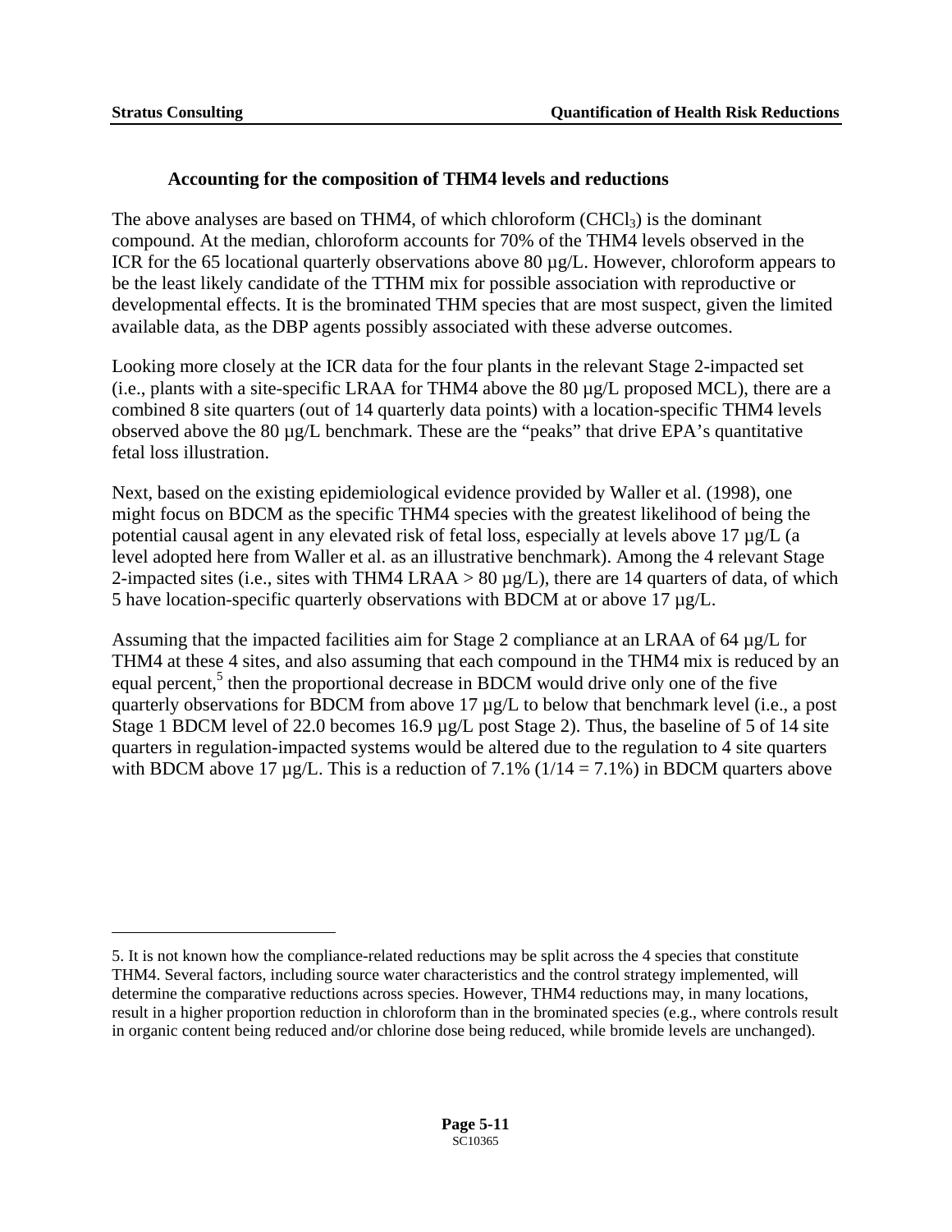### Accounting for the composition of THM4 levels and reductions

The above analyses are based on THM4, of which chloroform ($CHCl_3$) is the dominant compound. At the median, chloroform accounts for 70% of the THM4 levels observed in the ICR for the 65 locational quarterly observations above 80 µg/L. However, chloroform appears to be the least likely candidate of the TTHM mix for possible association with reproductive or developmental effects. It is the brominated THM species that are most suspect, given the limited available data, as the DBP agents possibly associated with these adverse outcomes.

Looking more closely at the ICR data for the four plants in the relevant Stage 2-impacted set (i.e., plants with a site-specific LRAA for THM4 above the 80 µg/L proposed MCL), there are a combined 8 site quarters (out of 14 quarterly data points) with a location-specific THM4 levels observed above the 80 µg/L benchmark. These are the "peaks" that drive EPA's quantitative fetal loss illustration.

Next, based on the existing epidemiological evidence provided by Waller et al. (1998), one might focus on BDCM as the specific THM4 species with the greatest likelihood of being the potential causal agent in any elevated risk of fetal loss, especially at levels above 17 µg/L (a level adopted here from Waller et al. as an illustrative benchmark). Among the 4 relevant Stage 2-impacted sites (i.e., sites with THM4 LRAA > 80 µg/L), there are 14 quarters of data, of which 5 have location-specific quarterly observations with BDCM at or above 17 µg/L.

Assuming that the impacted facilities aim for Stage 2 compliance at an LRAA of 64 µg/L for THM4 at these 4 sites, and also assuming that each compound in the THM4 mix is reduced by an equal percent,[5] then the proportional decrease in BDCM would drive only one of the five quarterly observations for BDCM from above 17 µg/L to below that benchmark level (i.e., a post Stage 1 BDCM level of 22.0 becomes 16.9 µg/L post Stage 2). Thus, the baseline of 5 of 14 site quarters in regulation-impacted systems would be altered due to the regulation to 4 site quarters with BDCM above 17 µg/L. This is a reduction of 7.1% (1/14 = 7.1%) in BDCM quarters above

---

5. It is not known how the compliance-related reductions may be split across the 4 species that constitute THM4. Several factors, including source water characteristics and the control strategy implemented, will determine the comparative reductions across species. However, THM4 reductions may, in many locations, result in a higher proportion reduction in chloroform than in the brominated species (e.g., where controls result in organic content being reduced and/or chlorine dose being reduced, while bromide levels are unchanged).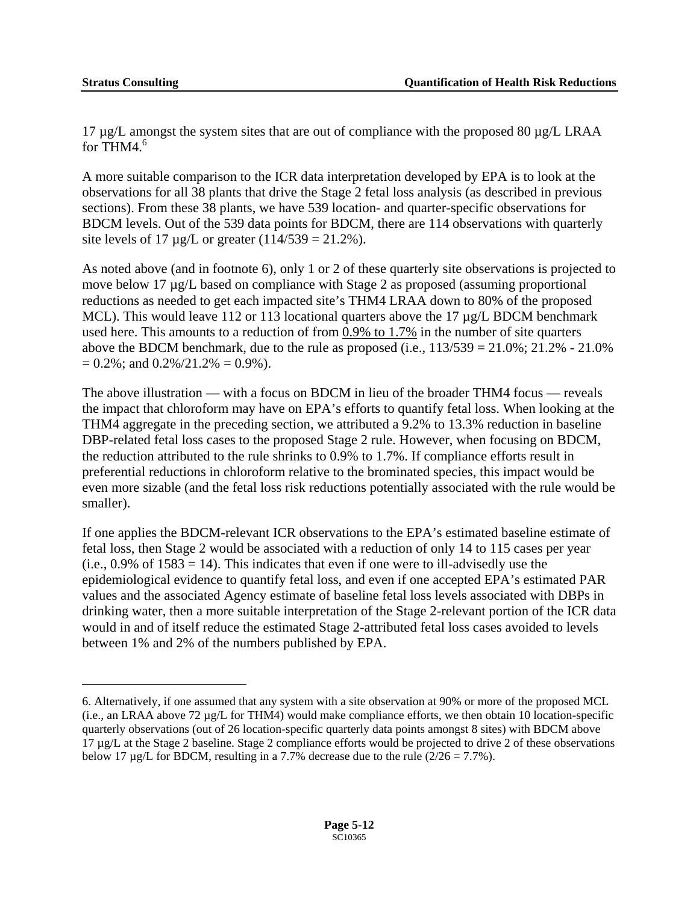17 µg/L amongst the system sites that are out of compliance with the proposed 80 µg/L LRAA for THM4.[6]

A more suitable comparison to the ICR data interpretation developed by EPA is to look at the observations for all 38 plants that drive the Stage 2 fetal loss analysis (as described in previous sections). From these 38 plants, we have 539 location- and quarter-specific observations for BDCM levels. Out of the 539 data points for BDCM, there are 114 observations with quarterly site levels of 17 µg/L or greater (114/539 = 21.2%).

As noted above (and in footnote 6), only 1 or 2 of these quarterly site observations is projected to move below 17 µg/L based on compliance with Stage 2 as proposed (assuming proportional reductions as needed to get each impacted site's THM4 LRAA down to 80% of the proposed MCL). This would leave 112 or 113 locational quarters above the 17 µg/L BDCM benchmark used here. This amounts to a reduction of from <u>0.9% to 1.7%</u> in the number of site quarters above the BDCM benchmark, due to the rule as proposed (i.e., 113/539 = 21.0%; 21.2% - 21.0% = 0.2%; and 0.2%/21.2% = 0.9%).

The above illustration — with a focus on BDCM in lieu of the broader THM4 focus — reveals the impact that chloroform may have on EPA's efforts to quantify fetal loss. When looking at the THM4 aggregate in the preceding section, we attributed a 9.2% to 13.3% reduction in baseline DBP-related fetal loss cases to the proposed Stage 2 rule. However, when focusing on BDCM, the reduction attributed to the rule shrinks to 0.9% to 1.7%. If compliance efforts result in preferential reductions in chloroform relative to the brominated species, this impact would be even more sizable (and the fetal loss risk reductions potentially associated with the rule would be smaller).

If one applies the BDCM-relevant ICR observations to the EPA's estimated baseline estimate of fetal loss, then Stage 2 would be associated with a reduction of only 14 to 115 cases per year (i.e., 0.9% of 1583 = 14). This indicates that even if one were to ill-advisedly use the epidemiological evidence to quantify fetal loss, and even if one accepted EPA's estimated PAR values and the associated Agency estimate of baseline fetal loss levels associated with DBPs in drinking water, then a more suitable interpretation of the Stage 2-relevant portion of the ICR data would in and of itself reduce the estimated Stage 2-attributed fetal loss cases avoided to levels between 1% and 2% of the numbers published by EPA.

---

6. Alternatively, if one assumed that any system with a site observation at 90% or more of the proposed MCL (i.e., an LRAA above 72 µg/L for THM4) would make compliance efforts, we then obtain 10 location-specific quarterly observations (out of 26 location-specific quarterly data points amongst 8 sites) with BDCM above 17 µg/L at the Stage 2 baseline. Stage 2 compliance efforts would be projected to drive 2 of these observations below 17 µg/L for BDCM, resulting in a 7.7% decrease due to the rule (2/26 = 7.7%).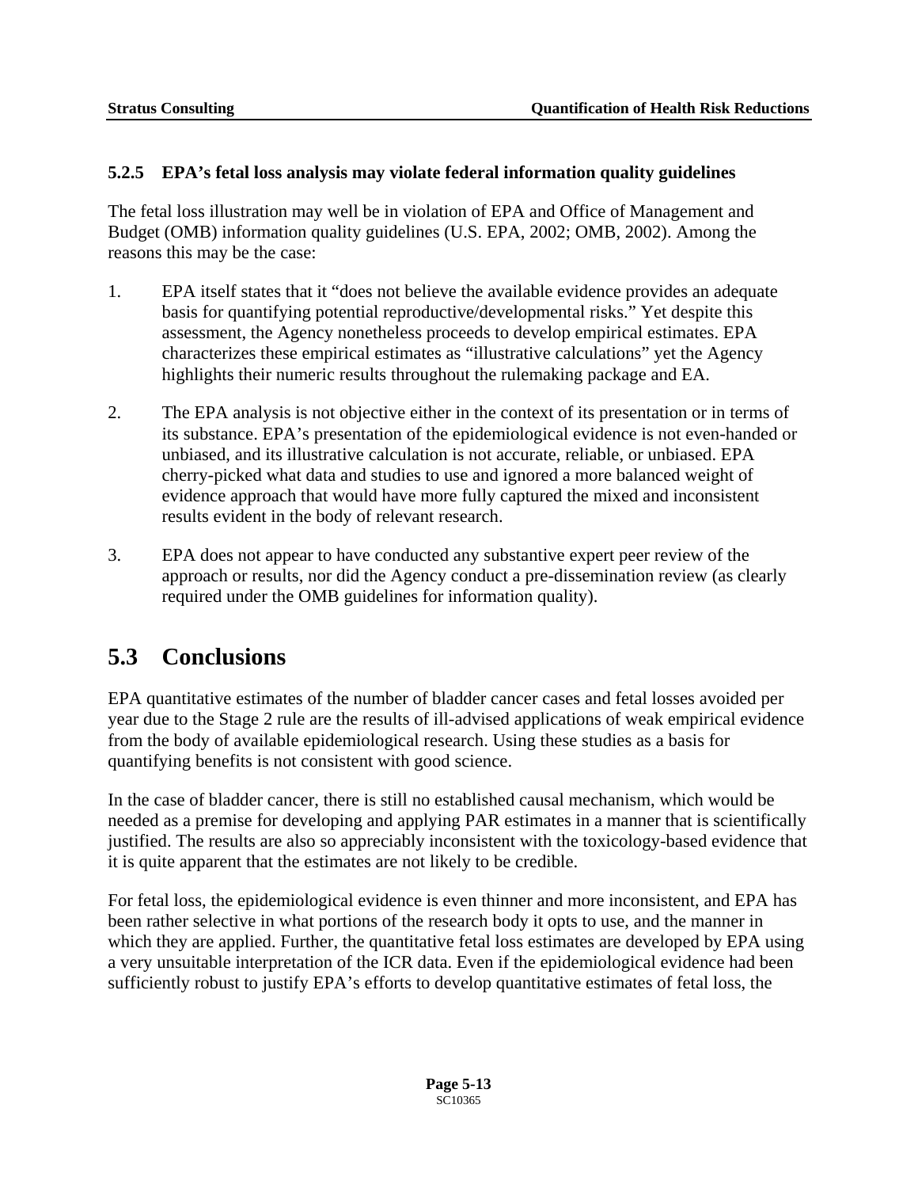### 5.2.5 EPA's fetal loss analysis may violate federal information quality guidelines

The fetal loss illustration may well be in violation of EPA and Office of Management and Budget (OMB) information quality guidelines (U.S. EPA, 2002; OMB, 2002). Among the reasons this may be the case:

1. EPA itself states that it "does not believe the available evidence provides an adequate basis for quantifying potential reproductive/developmental risks." Yet despite this assessment, the Agency nonetheless proceeds to develop empirical estimates. EPA characterizes these empirical estimates as "illustrative calculations" yet the Agency highlights their numeric results throughout the rulemaking package and EA.

2. The EPA analysis is not objective either in the context of its presentation or in terms of its substance. EPA's presentation of the epidemiological evidence is not even-handed or unbiased, and its illustrative calculation is not accurate, reliable, or unbiased. EPA cherry-picked what data and studies to use and ignored a more balanced weight of evidence approach that would have more fully captured the mixed and inconsistent results evident in the body of relevant research.

3. EPA does not appear to have conducted any substantive expert peer review of the approach or results, nor did the Agency conduct a pre-dissemination review (as clearly required under the OMB guidelines for information quality).

## 5.3 Conclusions

EPA quantitative estimates of the number of bladder cancer cases and fetal losses avoided per year due to the Stage 2 rule are the results of ill-advised applications of weak empirical evidence from the body of available epidemiological research. Using these studies as a basis for quantifying benefits is not consistent with good science.

In the case of bladder cancer, there is still no established causal mechanism, which would be needed as a premise for developing and applying PAR estimates in a manner that is scientifically justified. The results are also so appreciably inconsistent with the toxicology-based evidence that it is quite apparent that the estimates are not likely to be credible.

For fetal loss, the epidemiological evidence is even thinner and more inconsistent, and EPA has been rather selective in what portions of the research body it opts to use, and the manner in which they are applied. Further, the quantitative fetal loss estimates are developed by EPA using a very unsuitable interpretation of the ICR data. Even if the epidemiological evidence had been sufficiently robust to justify EPA's efforts to develop quantitative estimates of fetal loss, the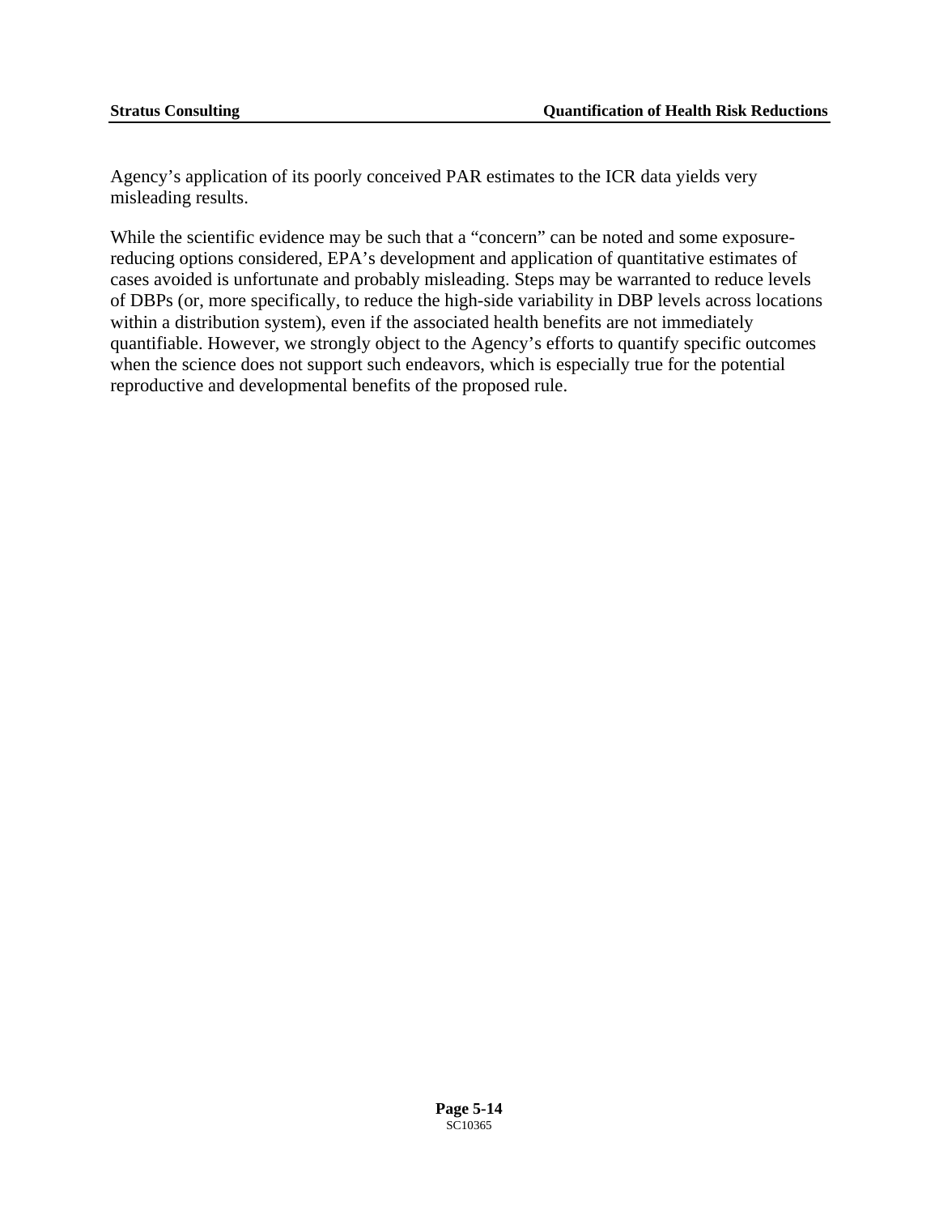Agency's application of its poorly conceived PAR estimates to the ICR data yields very misleading results.

While the scientific evidence may be such that a "concern" can be noted and some exposure-reducing options considered, EPA's development and application of quantitative estimates of cases avoided is unfortunate and probably misleading. Steps may be warranted to reduce levels of DBPs (or, more specifically, to reduce the high-side variability in DBP levels across locations within a distribution system), even if the associated health benefits are not immediately quantifiable. However, we strongly object to the Agency's efforts to quantify specific outcomes when the science does not support such endeavors, which is especially true for the potential reproductive and developmental benefits of the proposed rule.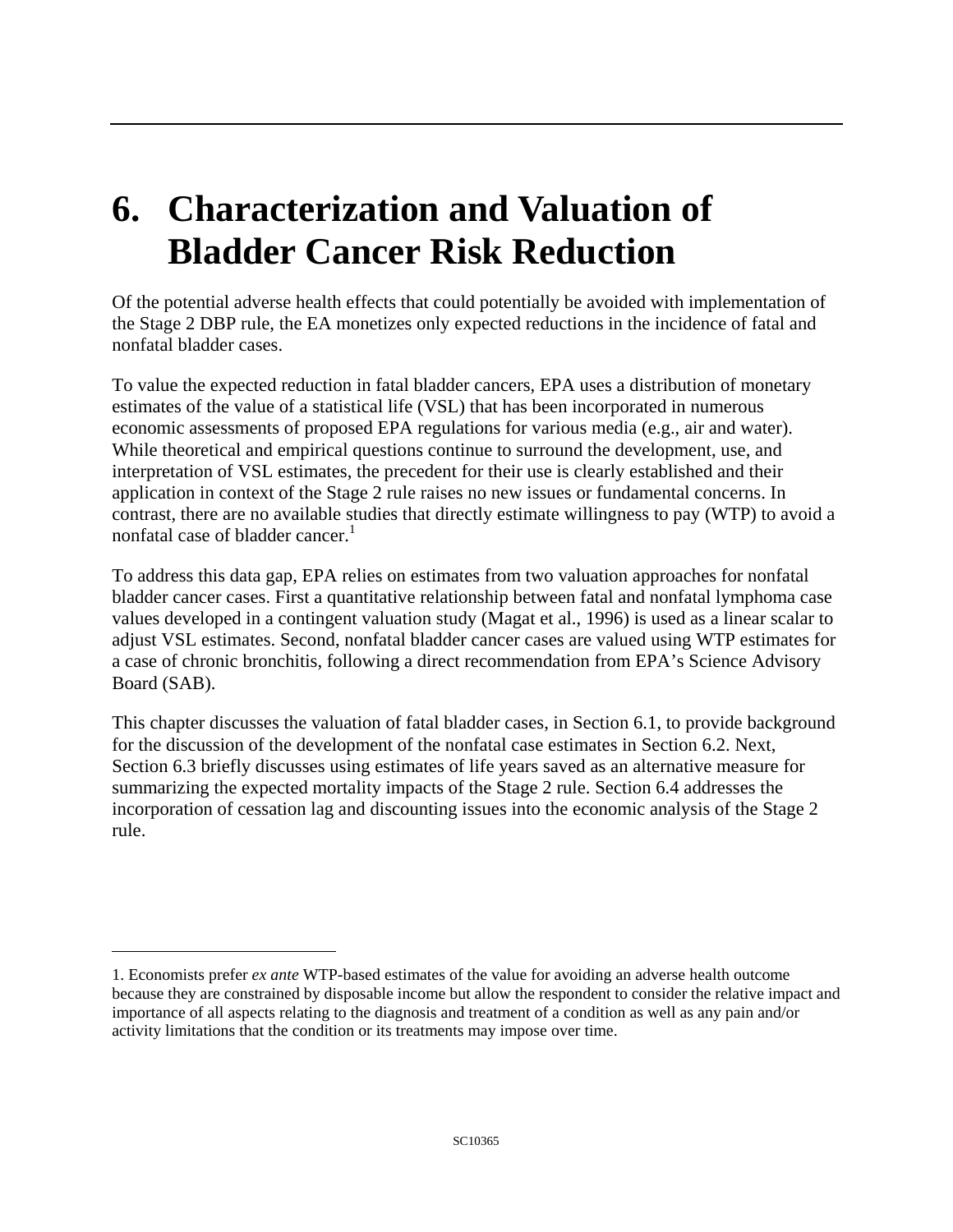# 6. Characterization and Valuation of Bladder Cancer Risk Reduction

Of the potential adverse health effects that could potentially be avoided with implementation of the Stage 2 DBP rule, the EA monetizes only expected reductions in the incidence of fatal and nonfatal bladder cases.

To value the expected reduction in fatal bladder cancers, EPA uses a distribution of monetary estimates of the value of a statistical life (VSL) that has been incorporated in numerous economic assessments of proposed EPA regulations for various media (e.g., air and water). While theoretical and empirical questions continue to surround the development, use, and interpretation of VSL estimates, the precedent for their use is clearly established and their application in context of the Stage 2 rule raises no new issues or fundamental concerns. In contrast, there are no available studies that directly estimate willingness to pay (WTP) to avoid a nonfatal case of bladder cancer.[1]

To address this data gap, EPA relies on estimates from two valuation approaches for nonfatal bladder cancer cases. First a quantitative relationship between fatal and nonfatal lymphoma case values developed in a contingent valuation study (Magat et al., 1996) is used as a linear scalar to adjust VSL estimates. Second, nonfatal bladder cancer cases are valued using WTP estimates for a case of chronic bronchitis, following a direct recommendation from EPA's Science Advisory Board (SAB).

This chapter discusses the valuation of fatal bladder cases, in Section 6.1, to provide background for the discussion of the development of the nonfatal case estimates in Section 6.2. Next, Section 6.3 briefly discusses using estimates of life years saved as an alternative measure for summarizing the expected mortality impacts of the Stage 2 rule. Section 6.4 addresses the incorporation of cessation lag and discounting issues into the economic analysis of the Stage 2 rule.

---

1. Economists prefer *ex ante* WTP-based estimates of the value for avoiding an adverse health outcome because they are constrained by disposable income but allow the respondent to consider the relative impact and importance of all aspects relating to the diagnosis and treatment of a condition as well as any pain and/or activity limitations that the condition or its treatments may impose over time.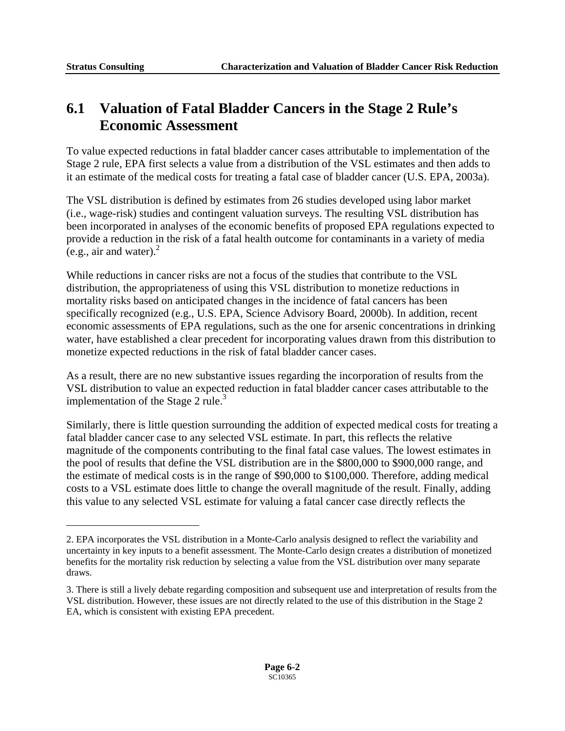## 6.1 Valuation of Fatal Bladder Cancers in the Stage 2 Rule's Economic Assessment

To value expected reductions in fatal bladder cancer cases attributable to implementation of the Stage 2 rule, EPA first selects a value from a distribution of the VSL estimates and then adds to it an estimate of the medical costs for treating a fatal case of bladder cancer (U.S. EPA, 2003a).

The VSL distribution is defined by estimates from 26 studies developed using labor market (i.e., wage-risk) studies and contingent valuation surveys. The resulting VSL distribution has been incorporated in analyses of the economic benefits of proposed EPA regulations expected to provide a reduction in the risk of a fatal health outcome for contaminants in a variety of media (e.g., air and water).[2]

While reductions in cancer risks are not a focus of the studies that contribute to the VSL distribution, the appropriateness of using this VSL distribution to monetize reductions in mortality risks based on anticipated changes in the incidence of fatal cancers has been specifically recognized (e.g., U.S. EPA, Science Advisory Board, 2000b). In addition, recent economic assessments of EPA regulations, such as the one for arsenic concentrations in drinking water, have established a clear precedent for incorporating values drawn from this distribution to monetize expected reductions in the risk of fatal bladder cancer cases.

As a result, there are no new substantive issues regarding the incorporation of results from the VSL distribution to value an expected reduction in fatal bladder cancer cases attributable to the implementation of the Stage 2 rule.[3]

Similarly, there is little question surrounding the addition of expected medical costs for treating a fatal bladder cancer case to any selected VSL estimate. In part, this reflects the relative magnitude of the components contributing to the final fatal case values. The lowest estimates in the pool of results that define the VSL distribution are in the $800,000 to $900,000 range, and the estimate of medical costs is in the range of $90,000 to $100,000. Therefore, adding medical costs to a VSL estimate does little to change the overall magnitude of the result. Finally, adding this value to any selected VSL estimate for valuing a fatal cancer case directly reflects the

---

2. EPA incorporates the VSL distribution in a Monte-Carlo analysis designed to reflect the variability and uncertainty in key inputs to a benefit assessment. The Monte-Carlo design creates a distribution of monetized benefits for the mortality risk reduction by selecting a value from the VSL distribution over many separate draws.

3. There is still a lively debate regarding composition and subsequent use and interpretation of results from the VSL distribution. However, these issues are not directly related to the use of this distribution in the Stage 2 EA, which is consistent with existing EPA precedent.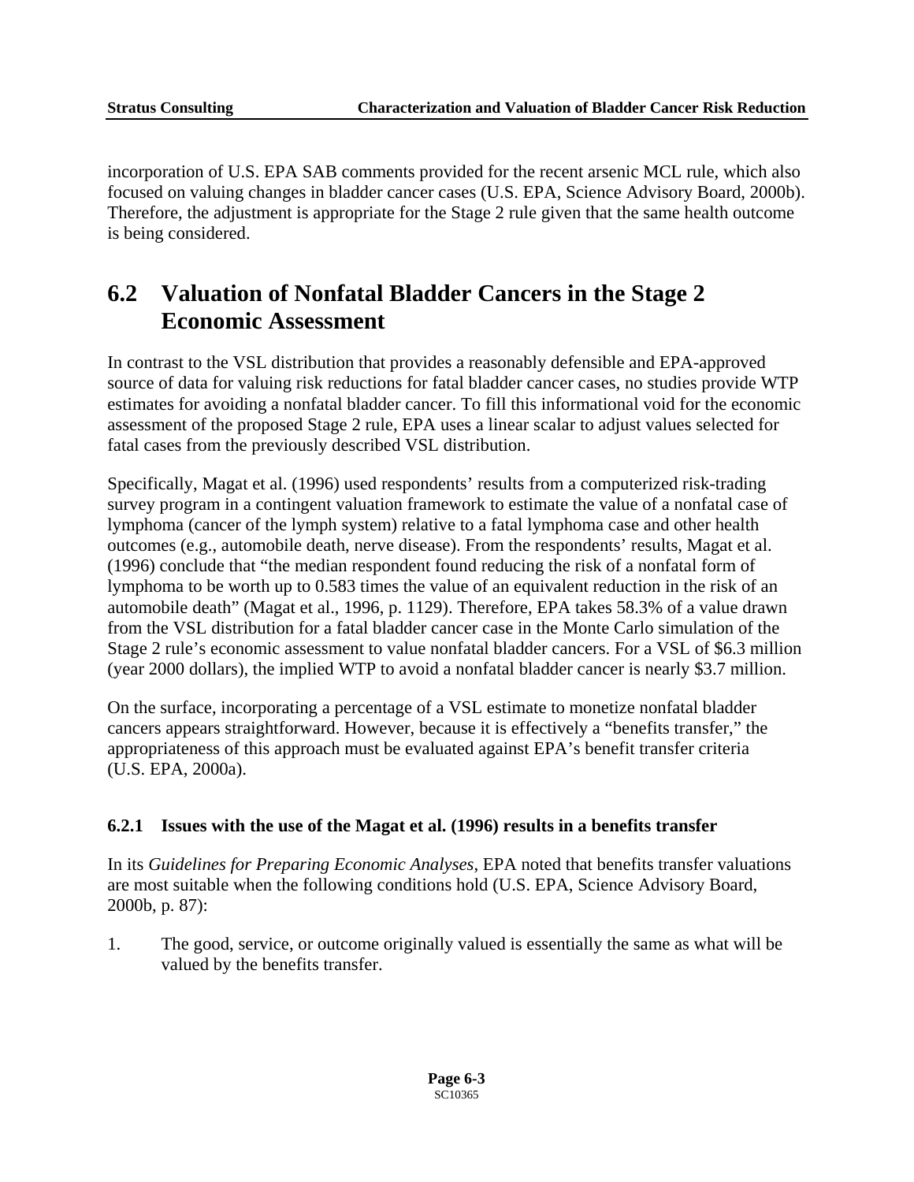incorporation of U.S. EPA SAB comments provided for the recent arsenic MCL rule, which also focused on valuing changes in bladder cancer cases (U.S. EPA, Science Advisory Board, 2000b). Therefore, the adjustment is appropriate for the Stage 2 rule given that the same health outcome is being considered.

## 6.2 Valuation of Nonfatal Bladder Cancers in the Stage 2 Economic Assessment

In contrast to the VSL distribution that provides a reasonably defensible and EPA-approved source of data for valuing risk reductions for fatal bladder cancer cases, no studies provide WTP estimates for avoiding a nonfatal bladder cancer. To fill this informational void for the economic assessment of the proposed Stage 2 rule, EPA uses a linear scalar to adjust values selected for fatal cases from the previously described VSL distribution.

Specifically, Magat et al. (1996) used respondents' results from a computerized risk-trading survey program in a contingent valuation framework to estimate the value of a nonfatal case of lymphoma (cancer of the lymph system) relative to a fatal lymphoma case and other health outcomes (e.g., automobile death, nerve disease). From the respondents' results, Magat et al. (1996) conclude that "the median respondent found reducing the risk of a nonfatal form of lymphoma to be worth up to 0.583 times the value of an equivalent reduction in the risk of an automobile death" (Magat et al., 1996, p. 1129). Therefore, EPA takes 58.3% of a value drawn from the VSL distribution for a fatal bladder cancer case in the Monte Carlo simulation of the Stage 2 rule's economic assessment to value nonfatal bladder cancers. For a VSL of $6.3 million (year 2000 dollars), the implied WTP to avoid a nonfatal bladder cancer is nearly $3.7 million.

On the surface, incorporating a percentage of a VSL estimate to monetize nonfatal bladder cancers appears straightforward. However, because it is effectively a "benefits transfer," the appropriateness of this approach must be evaluated against EPA's benefit transfer criteria (U.S. EPA, 2000a).

### 6.2.1 Issues with the use of the Magat et al. (1996) results in a benefits transfer

In its *Guidelines for Preparing Economic Analyses*, EPA noted that benefits transfer valuations are most suitable when the following conditions hold (U.S. EPA, Science Advisory Board, 2000b, p. 87):

1. The good, service, or outcome originally valued is essentially the same as what will be valued by the benefits transfer.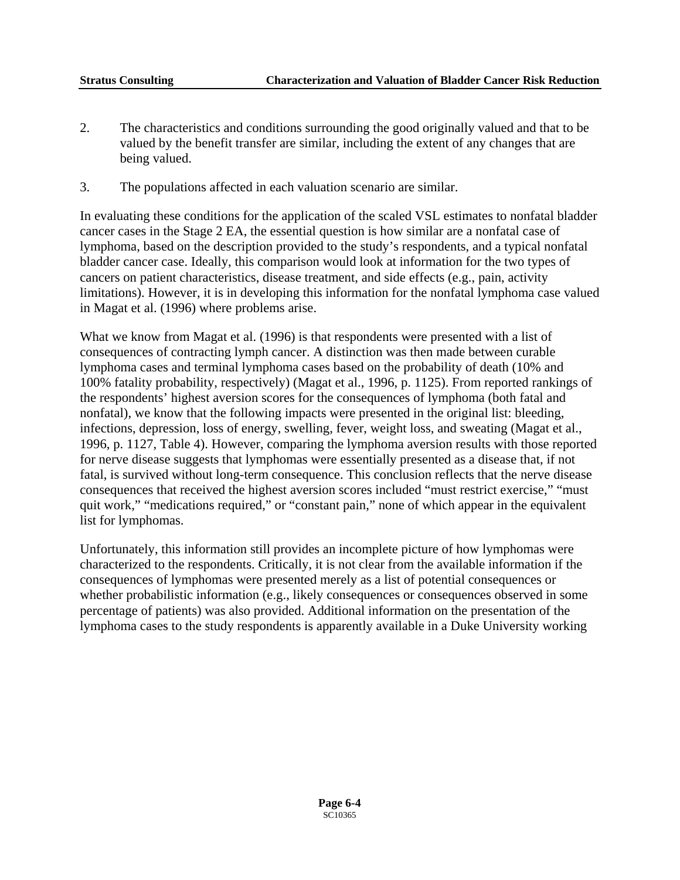2. The characteristics and conditions surrounding the good originally valued and that to be valued by the benefit transfer are similar, including the extent of any changes that are being valued.

3. The populations affected in each valuation scenario are similar.

In evaluating these conditions for the application of the scaled VSL estimates to nonfatal bladder cancer cases in the Stage 2 EA, the essential question is how similar are a nonfatal case of lymphoma, based on the description provided to the study's respondents, and a typical nonfatal bladder cancer case. Ideally, this comparison would look at information for the two types of cancers on patient characteristics, disease treatment, and side effects (e.g., pain, activity limitations). However, it is in developing this information for the nonfatal lymphoma case valued in Magat et al. (1996) where problems arise.

What we know from Magat et al. (1996) is that respondents were presented with a list of consequences of contracting lymph cancer. A distinction was then made between curable lymphoma cases and terminal lymphoma cases based on the probability of death (10% and 100% fatality probability, respectively) (Magat et al., 1996, p. 1125). From reported rankings of the respondents' highest aversion scores for the consequences of lymphoma (both fatal and nonfatal), we know that the following impacts were presented in the original list: bleeding, infections, depression, loss of energy, swelling, fever, weight loss, and sweating (Magat et al., 1996, p. 1127, Table 4). However, comparing the lymphoma aversion results with those reported for nerve disease suggests that lymphomas were essentially presented as a disease that, if not fatal, is survived without long-term consequence. This conclusion reflects that the nerve disease consequences that received the highest aversion scores included "must restrict exercise," "must quit work," "medications required," or "constant pain," none of which appear in the equivalent list for lymphomas.

Unfortunately, this information still provides an incomplete picture of how lymphomas were characterized to the respondents. Critically, it is not clear from the available information if the consequences of lymphomas were presented merely as a list of potential consequences or whether probabilistic information (e.g., likely consequences or consequences observed in some percentage of patients) was also provided. Additional information on the presentation of the lymphoma cases to the study respondents is apparently available in a Duke University working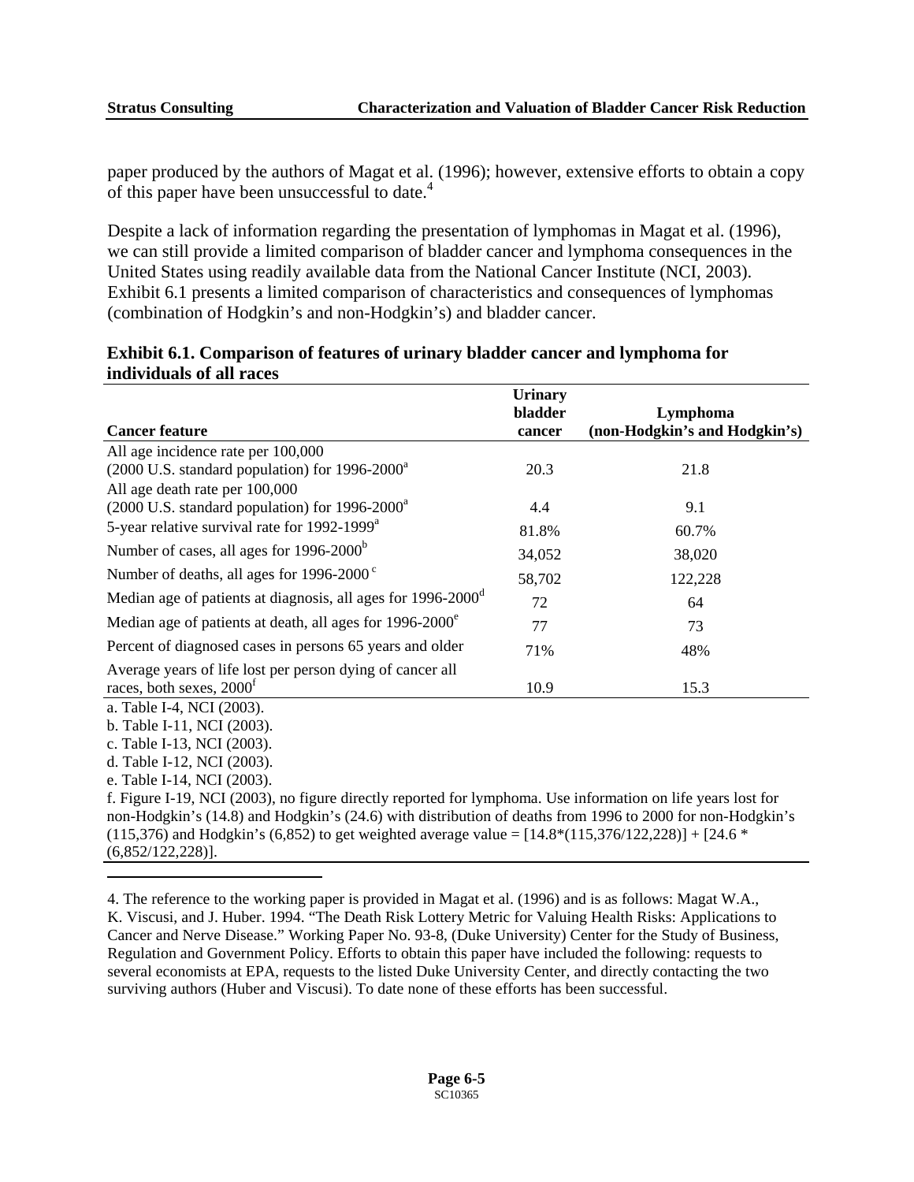paper produced by the authors of Magat et al. (1996); however, extensive efforts to obtain a copy of this paper have been unsuccessful to date.[4]

Despite a lack of information regarding the presentation of lymphomas in Magat et al. (1996), we can still provide a limited comparison of bladder cancer and lymphoma consequences in the United States using readily available data from the National Cancer Institute (NCI, 2003). Exhibit 6.1 presents a limited comparison of characteristics and consequences of lymphomas (combination of Hodgkin's and non-Hodgkin's) and bladder cancer.

**Exhibit 6.1. Comparison of features of urinary bladder cancer and lymphoma for individuals of all races**

| Cancer feature | Urinary bladder cancer | Lymphoma (non-Hodgkin's and Hodgkin's) |
|---|---|---|
| All age incidence rate per 100,000 (2000 U.S. standard population) for 1996-2000[a] | 20.3 | 21.8 |
| All age death rate per 100,000 (2000 U.S. standard population) for 1996-2000[a] | 4.4 | 9.1 |
| 5-year relative survival rate for 1992-1999[a] | 81.8% | 60.7% |
| Number of cases, all ages for 1996-2000[b] | 34,052 | 38,020 |
| Number of deaths, all ages for 1996-2000[c] | 58,702 | 122,228 |
| Median age of patients at diagnosis, all ages for 1996-2000[d] | 72 | 64 |
| Median age of patients at death, all ages for 1996-2000[e] | 77 | 73 |
| Percent of diagnosed cases in persons 65 years and older | 71% | 48% |
| Average years of life lost per person dying of cancer all races, both sexes, 2000[f] | 10.9 | 15.3 |

a. Table I-4, NCI (2003).
b. Table I-11, NCI (2003).
c. Table I-13, NCI (2003).
d. Table I-12, NCI (2003).
e. Table I-14, NCI (2003).
f. Figure I-19, NCI (2003), no figure directly reported for lymphoma. Use information on life years lost for non-Hodgkin's (14.8) and Hodgkin's (24.6) with distribution of deaths from 1996 to 2000 for non-Hodgkin's (115,376) and Hodgkin's (6,852) to get weighted average value = [14.8*(115,376/122,228)] + [24.6 * (6,852/122,228)].

4. The reference to the working paper is provided in Magat et al. (1996) and is as follows: Magat W.A., K. Viscusi, and J. Huber. 1994. "The Death Risk Lottery Metric for Valuing Health Risks: Applications to Cancer and Nerve Disease." Working Paper No. 93-8, (Duke University) Center for the Study of Business, Regulation and Government Policy. Efforts to obtain this paper have included the following: requests to several economists at EPA, requests to the listed Duke University Center, and directly contacting the two surviving authors (Huber and Viscusi). To date none of these efforts has been successful.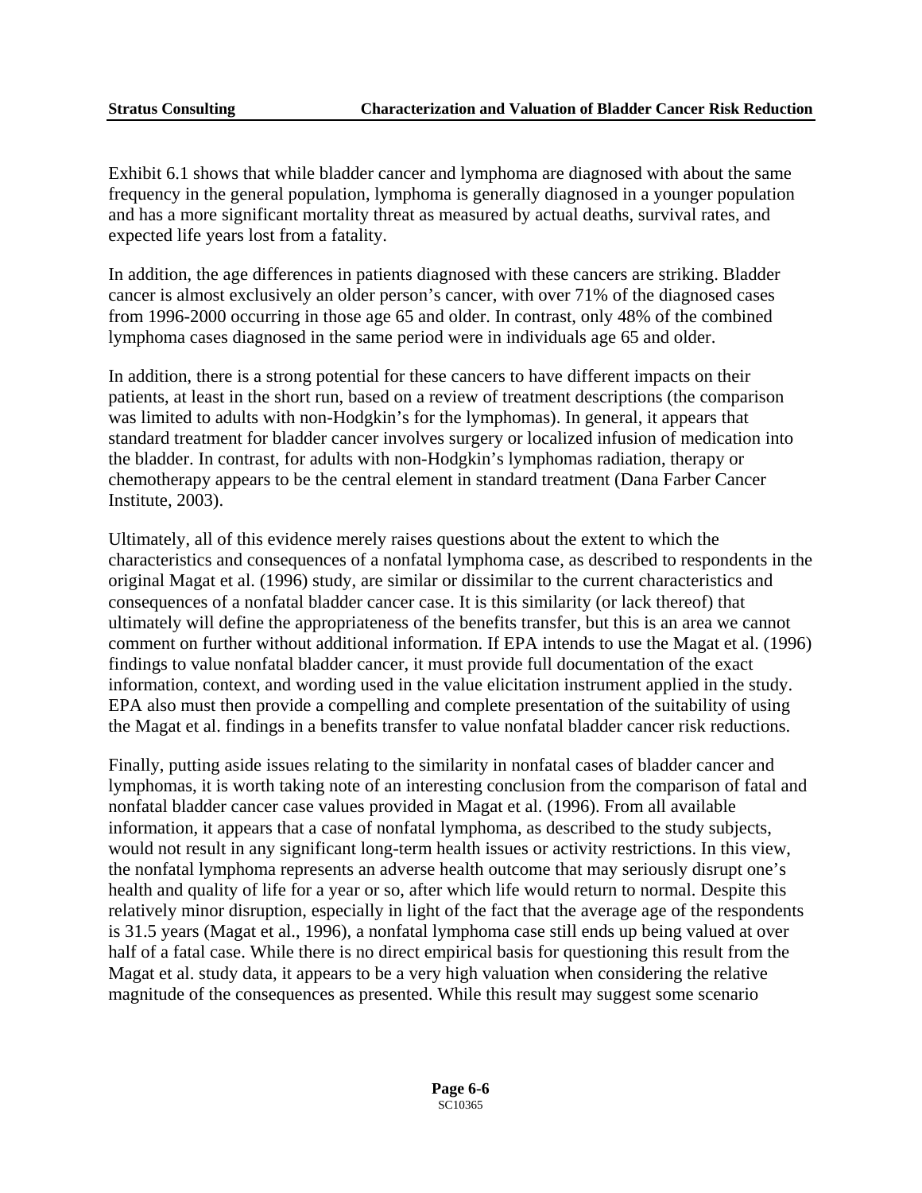Exhibit 6.1 shows that while bladder cancer and lymphoma are diagnosed with about the same frequency in the general population, lymphoma is generally diagnosed in a younger population and has a more significant mortality threat as measured by actual deaths, survival rates, and expected life years lost from a fatality.

In addition, the age differences in patients diagnosed with these cancers are striking. Bladder cancer is almost exclusively an older person's cancer, with over 71% of the diagnosed cases from 1996-2000 occurring in those age 65 and older. In contrast, only 48% of the combined lymphoma cases diagnosed in the same period were in individuals age 65 and older.

In addition, there is a strong potential for these cancers to have different impacts on their patients, at least in the short run, based on a review of treatment descriptions (the comparison was limited to adults with non-Hodgkin's for the lymphomas). In general, it appears that standard treatment for bladder cancer involves surgery or localized infusion of medication into the bladder. In contrast, for adults with non-Hodgkin's lymphomas radiation, therapy or chemotherapy appears to be the central element in standard treatment (Dana Farber Cancer Institute, 2003).

Ultimately, all of this evidence merely raises questions about the extent to which the characteristics and consequences of a nonfatal lymphoma case, as described to respondents in the original Magat et al. (1996) study, are similar or dissimilar to the current characteristics and consequences of a nonfatal bladder cancer case. It is this similarity (or lack thereof) that ultimately will define the appropriateness of the benefits transfer, but this is an area we cannot comment on further without additional information. If EPA intends to use the Magat et al. (1996) findings to value nonfatal bladder cancer, it must provide full documentation of the exact information, context, and wording used in the value elicitation instrument applied in the study. EPA also must then provide a compelling and complete presentation of the suitability of using the Magat et al. findings in a benefits transfer to value nonfatal bladder cancer risk reductions.

Finally, putting aside issues relating to the similarity in nonfatal cases of bladder cancer and lymphomas, it is worth taking note of an interesting conclusion from the comparison of fatal and nonfatal bladder cancer case values provided in Magat et al. (1996). From all available information, it appears that a case of nonfatal lymphoma, as described to the study subjects, would not result in any significant long-term health issues or activity restrictions. In this view, the nonfatal lymphoma represents an adverse health outcome that may seriously disrupt one's health and quality of life for a year or so, after which life would return to normal. Despite this relatively minor disruption, especially in light of the fact that the average age of the respondents is 31.5 years (Magat et al., 1996), a nonfatal lymphoma case still ends up being valued at over half of a fatal case. While there is no direct empirical basis for questioning this result from the Magat et al. study data, it appears to be a very high valuation when considering the relative magnitude of the consequences as presented. While this result may suggest some scenario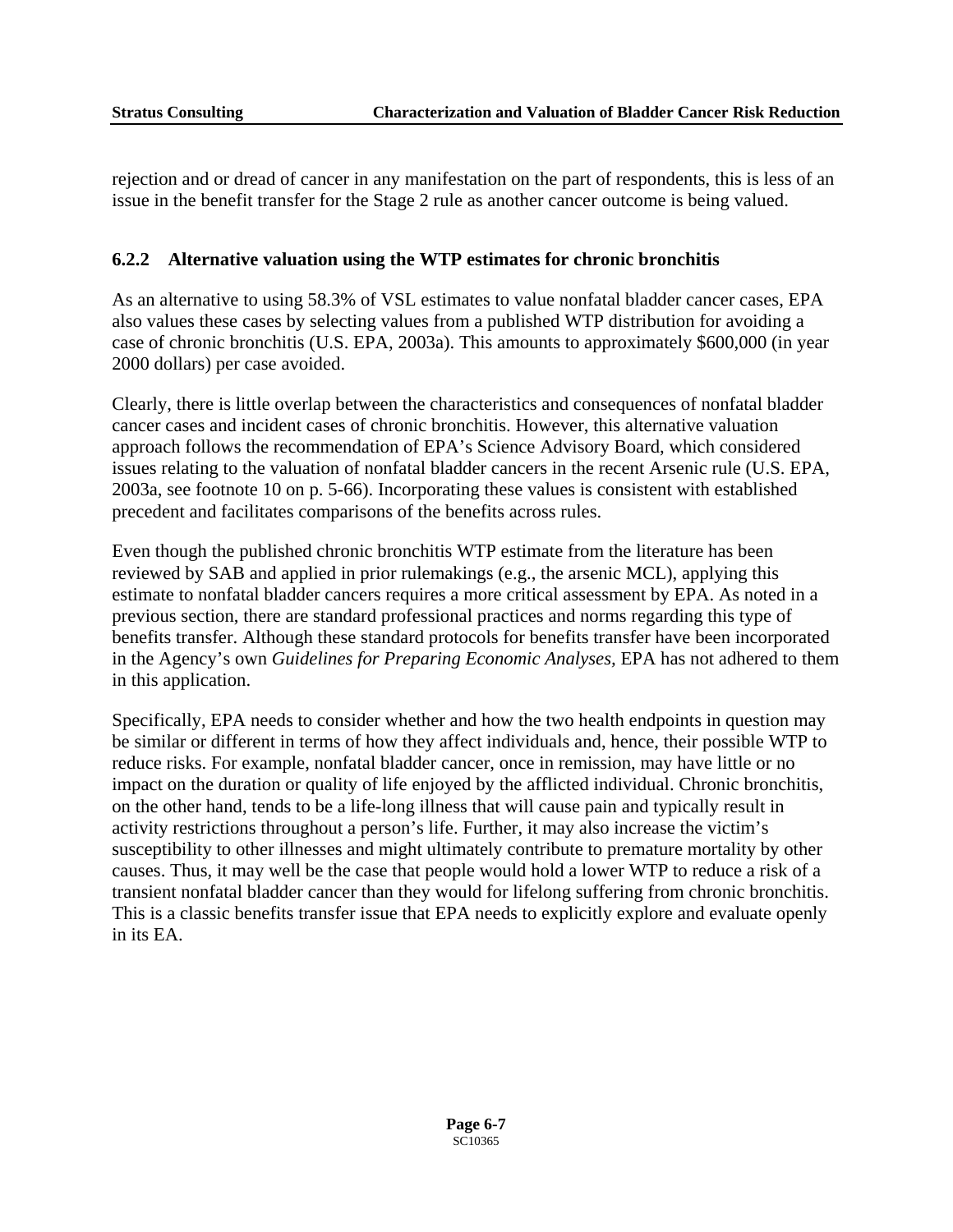rejection and or dread of cancer in any manifestation on the part of respondents, this is less of an issue in the benefit transfer for the Stage 2 rule as another cancer outcome is being valued.

### 6.2.2 Alternative valuation using the WTP estimates for chronic bronchitis

As an alternative to using 58.3% of VSL estimates to value nonfatal bladder cancer cases, EPA also values these cases by selecting values from a published WTP distribution for avoiding a case of chronic bronchitis (U.S. EPA, 2003a). This amounts to approximately $600,000 (in year 2000 dollars) per case avoided.

Clearly, there is little overlap between the characteristics and consequences of nonfatal bladder cancer cases and incident cases of chronic bronchitis. However, this alternative valuation approach follows the recommendation of EPA's Science Advisory Board, which considered issues relating to the valuation of nonfatal bladder cancers in the recent Arsenic rule (U.S. EPA, 2003a, see footnote 10 on p. 5-66). Incorporating these values is consistent with established precedent and facilitates comparisons of the benefits across rules.

Even though the published chronic bronchitis WTP estimate from the literature has been reviewed by SAB and applied in prior rulemakings (e.g., the arsenic MCL), applying this estimate to nonfatal bladder cancers requires a more critical assessment by EPA. As noted in a previous section, there are standard professional practices and norms regarding this type of benefits transfer. Although these standard protocols for benefits transfer have been incorporated in the Agency's own *Guidelines for Preparing Economic Analyses*, EPA has not adhered to them in this application.

Specifically, EPA needs to consider whether and how the two health endpoints in question may be similar or different in terms of how they affect individuals and, hence, their possible WTP to reduce risks. For example, nonfatal bladder cancer, once in remission, may have little or no impact on the duration or quality of life enjoyed by the afflicted individual. Chronic bronchitis, on the other hand, tends to be a life-long illness that will cause pain and typically result in activity restrictions throughout a person's life. Further, it may also increase the victim's susceptibility to other illnesses and might ultimately contribute to premature mortality by other causes. Thus, it may well be the case that people would hold a lower WTP to reduce a risk of a transient nonfatal bladder cancer than they would for lifelong suffering from chronic bronchitis. This is a classic benefits transfer issue that EPA needs to explicitly explore and evaluate openly in its EA.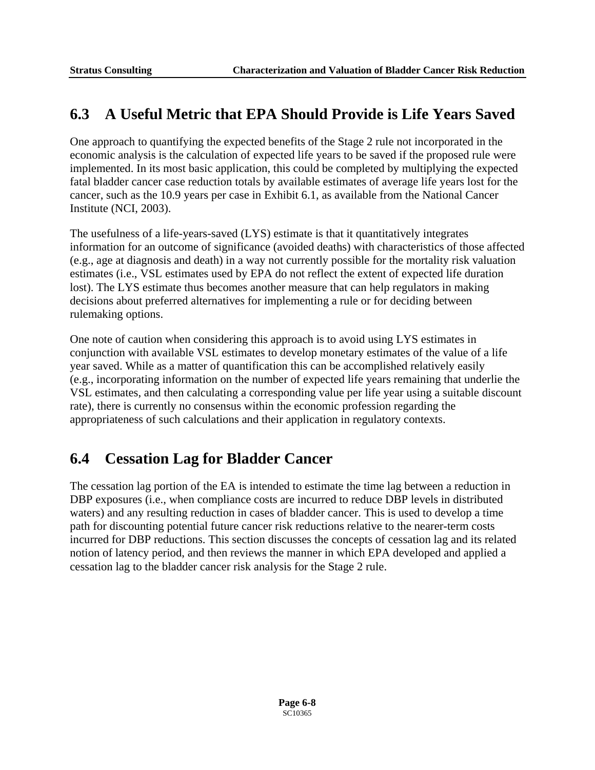## 6.3 A Useful Metric that EPA Should Provide is Life Years Saved

One approach to quantifying the expected benefits of the Stage 2 rule not incorporated in the economic analysis is the calculation of expected life years to be saved if the proposed rule were implemented. In its most basic application, this could be completed by multiplying the expected fatal bladder cancer case reduction totals by available estimates of average life years lost for the cancer, such as the 10.9 years per case in Exhibit 6.1, as available from the National Cancer Institute (NCI, 2003).

The usefulness of a life-years-saved (LYS) estimate is that it quantitatively integrates information for an outcome of significance (avoided deaths) with characteristics of those affected (e.g., age at diagnosis and death) in a way not currently possible for the mortality risk valuation estimates (i.e., VSL estimates used by EPA do not reflect the extent of expected life duration lost). The LYS estimate thus becomes another measure that can help regulators in making decisions about preferred alternatives for implementing a rule or for deciding between rulemaking options.

One note of caution when considering this approach is to avoid using LYS estimates in conjunction with available VSL estimates to develop monetary estimates of the value of a life year saved. While as a matter of quantification this can be accomplished relatively easily (e.g., incorporating information on the number of expected life years remaining that underlie the VSL estimates, and then calculating a corresponding value per life year using a suitable discount rate), there is currently no consensus within the economic profession regarding the appropriateness of such calculations and their application in regulatory contexts.

## 6.4 Cessation Lag for Bladder Cancer

The cessation lag portion of the EA is intended to estimate the time lag between a reduction in DBP exposures (i.e., when compliance costs are incurred to reduce DBP levels in distributed waters) and any resulting reduction in cases of bladder cancer. This is used to develop a time path for discounting potential future cancer risk reductions relative to the nearer-term costs incurred for DBP reductions. This section discusses the concepts of cessation lag and its related notion of latency period, and then reviews the manner in which EPA developed and applied a cessation lag to the bladder cancer risk analysis for the Stage 2 rule.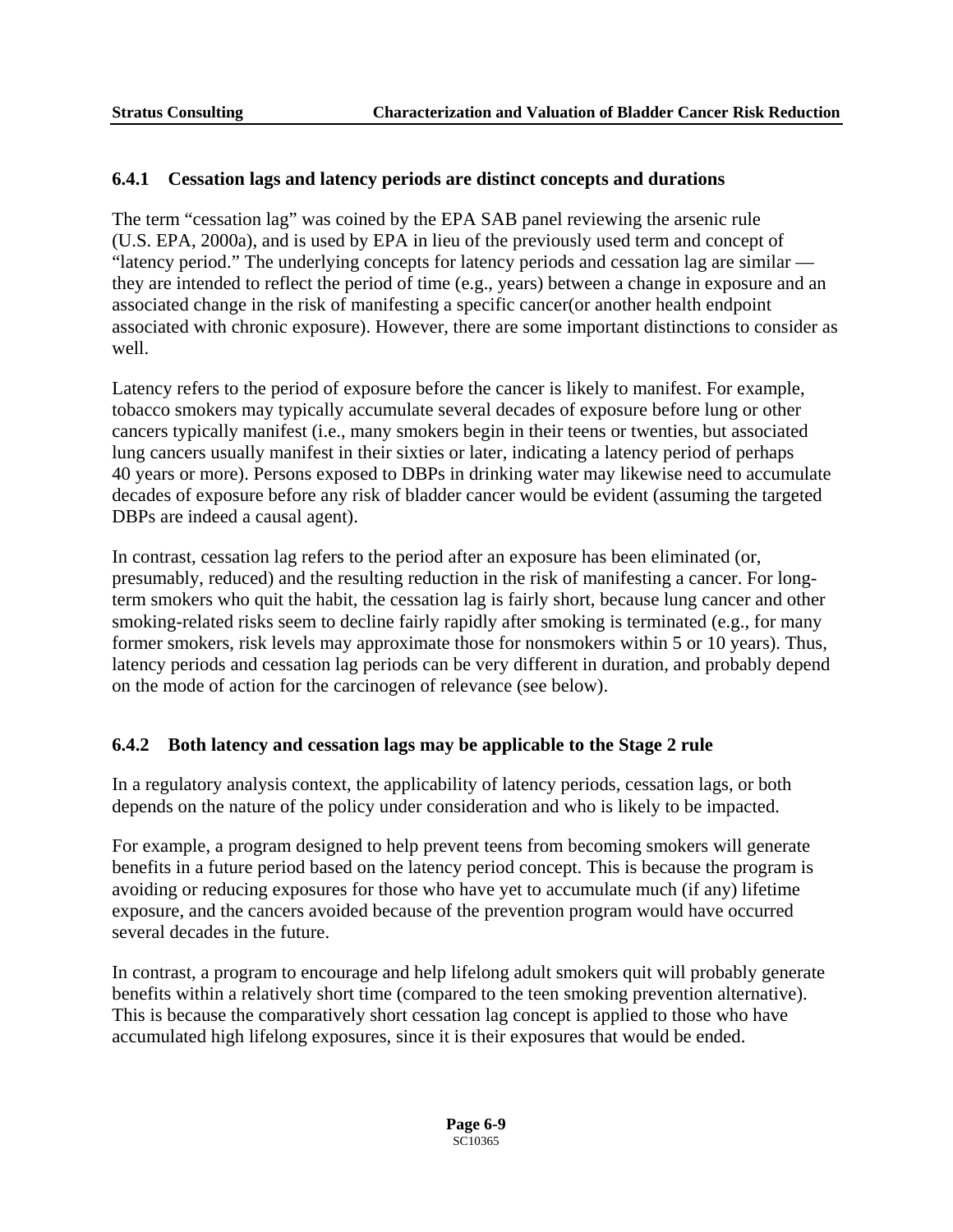### 6.4.1 Cessation lags and latency periods are distinct concepts and durations

The term "cessation lag" was coined by the EPA SAB panel reviewing the arsenic rule (U.S. EPA, 2000a), and is used by EPA in lieu of the previously used term and concept of "latency period." The underlying concepts for latency periods and cessation lag are similar — they are intended to reflect the period of time (e.g., years) between a change in exposure and an associated change in the risk of manifesting a specific cancer(or another health endpoint associated with chronic exposure). However, there are some important distinctions to consider as well.

Latency refers to the period of exposure before the cancer is likely to manifest. For example, tobacco smokers may typically accumulate several decades of exposure before lung or other cancers typically manifest (i.e., many smokers begin in their teens or twenties, but associated lung cancers usually manifest in their sixties or later, indicating a latency period of perhaps 40 years or more). Persons exposed to DBPs in drinking water may likewise need to accumulate decades of exposure before any risk of bladder cancer would be evident (assuming the targeted DBPs are indeed a causal agent).

In contrast, cessation lag refers to the period after an exposure has been eliminated (or, presumably, reduced) and the resulting reduction in the risk of manifesting a cancer. For long-term smokers who quit the habit, the cessation lag is fairly short, because lung cancer and other smoking-related risks seem to decline fairly rapidly after smoking is terminated (e.g., for many former smokers, risk levels may approximate those for nonsmokers within 5 or 10 years). Thus, latency periods and cessation lag periods can be very different in duration, and probably depend on the mode of action for the carcinogen of relevance (see below).

### 6.4.2 Both latency and cessation lags may be applicable to the Stage 2 rule

In a regulatory analysis context, the applicability of latency periods, cessation lags, or both depends on the nature of the policy under consideration and who is likely to be impacted.

For example, a program designed to help prevent teens from becoming smokers will generate benefits in a future period based on the latency period concept. This is because the program is avoiding or reducing exposures for those who have yet to accumulate much (if any) lifetime exposure, and the cancers avoided because of the prevention program would have occurred several decades in the future.

In contrast, a program to encourage and help lifelong adult smokers quit will probably generate benefits within a relatively short time (compared to the teen smoking prevention alternative). This is because the comparatively short cessation lag concept is applied to those who have accumulated high lifelong exposures, since it is their exposures that would be ended.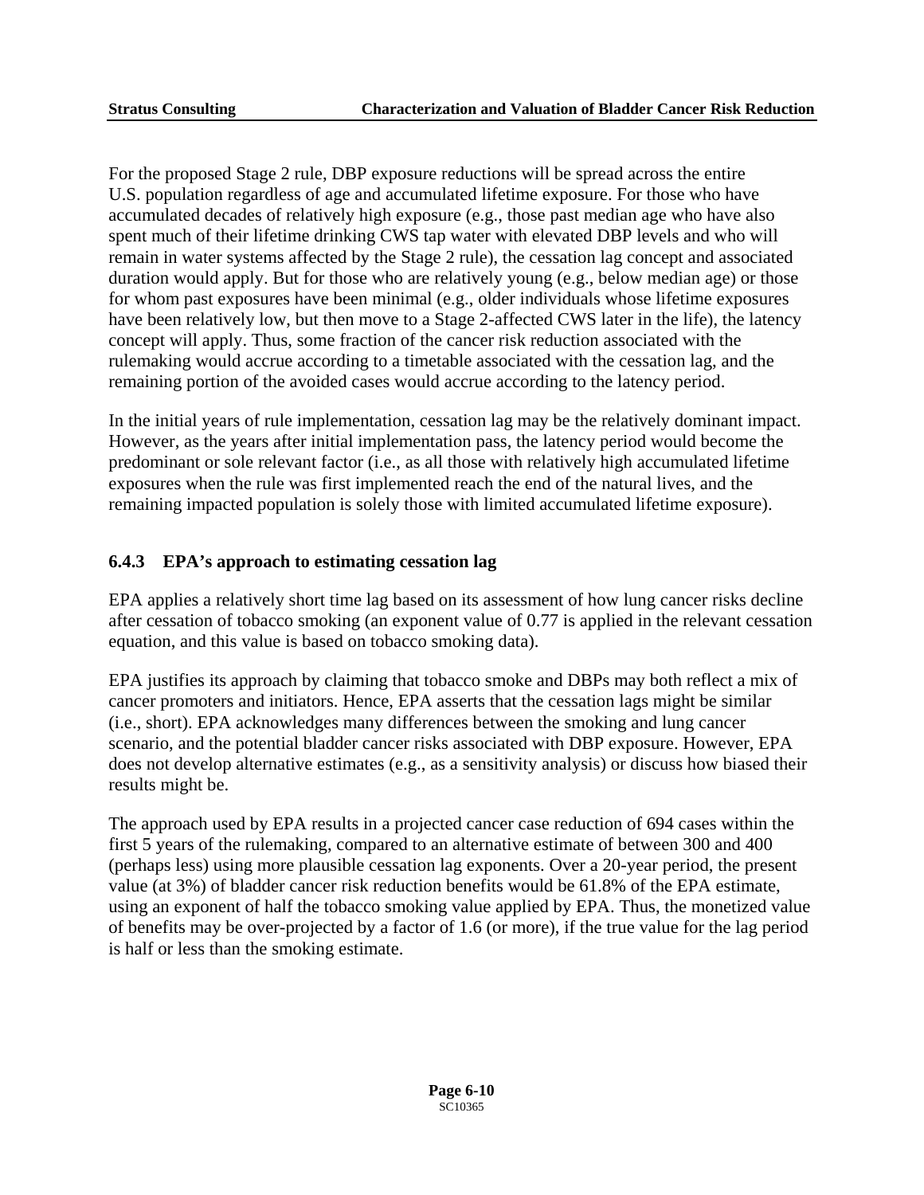For the proposed Stage 2 rule, DBP exposure reductions will be spread across the entire U.S. population regardless of age and accumulated lifetime exposure. For those who have accumulated decades of relatively high exposure (e.g., those past median age who have also spent much of their lifetime drinking CWS tap water with elevated DBP levels and who will remain in water systems affected by the Stage 2 rule), the cessation lag concept and associated duration would apply. But for those who are relatively young (e.g., below median age) or those for whom past exposures have been minimal (e.g., older individuals whose lifetime exposures have been relatively low, but then move to a Stage 2-affected CWS later in the life), the latency concept will apply. Thus, some fraction of the cancer risk reduction associated with the rulemaking would accrue according to a timetable associated with the cessation lag, and the remaining portion of the avoided cases would accrue according to the latency period.

In the initial years of rule implementation, cessation lag may be the relatively dominant impact. However, as the years after initial implementation pass, the latency period would become the predominant or sole relevant factor (i.e., as all those with relatively high accumulated lifetime exposures when the rule was first implemented reach the end of the natural lives, and the remaining impacted population is solely those with limited accumulated lifetime exposure).

### 6.4.3 EPA's approach to estimating cessation lag

EPA applies a relatively short time lag based on its assessment of how lung cancer risks decline after cessation of tobacco smoking (an exponent value of 0.77 is applied in the relevant cessation equation, and this value is based on tobacco smoking data).

EPA justifies its approach by claiming that tobacco smoke and DBPs may both reflect a mix of cancer promoters and initiators. Hence, EPA asserts that the cessation lags might be similar (i.e., short). EPA acknowledges many differences between the smoking and lung cancer scenario, and the potential bladder cancer risks associated with DBP exposure. However, EPA does not develop alternative estimates (e.g., as a sensitivity analysis) or discuss how biased their results might be.

The approach used by EPA results in a projected cancer case reduction of 694 cases within the first 5 years of the rulemaking, compared to an alternative estimate of between 300 and 400 (perhaps less) using more plausible cessation lag exponents. Over a 20-year period, the present value (at 3%) of bladder cancer risk reduction benefits would be 61.8% of the EPA estimate, using an exponent of half the tobacco smoking value applied by EPA. Thus, the monetized value of benefits may be over-projected by a factor of 1.6 (or more), if the true value for the lag period is half or less than the smoking estimate.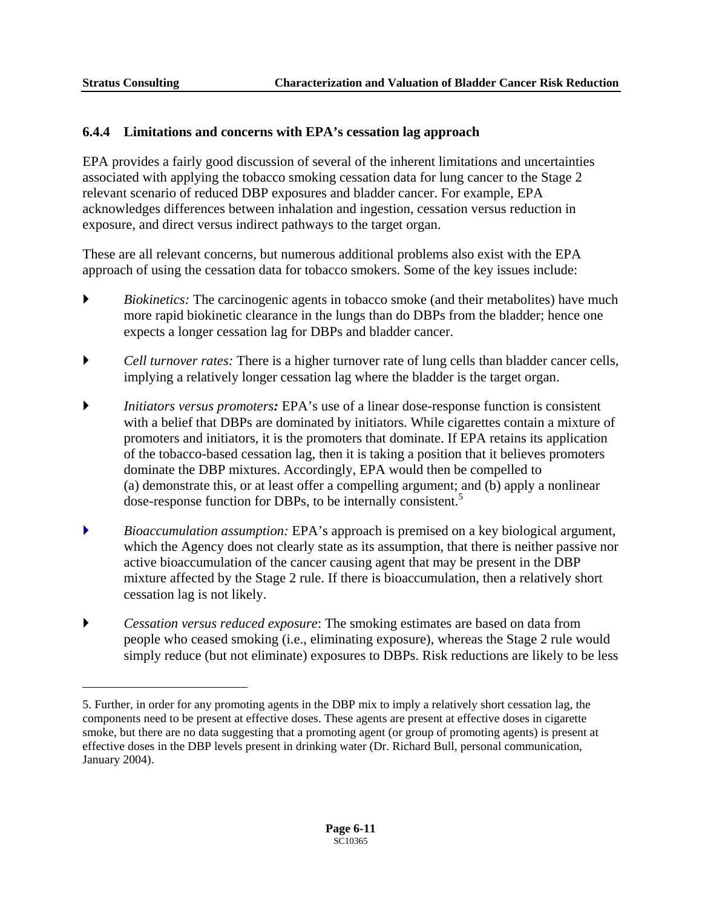### 6.4.4 Limitations and concerns with EPA's cessation lag approach

EPA provides a fairly good discussion of several of the inherent limitations and uncertainties associated with applying the tobacco smoking cessation data for lung cancer to the Stage 2 relevant scenario of reduced DBP exposures and bladder cancer. For example, EPA acknowledges differences between inhalation and ingestion, cessation versus reduction in exposure, and direct versus indirect pathways to the target organ.

These are all relevant concerns, but numerous additional problems also exist with the EPA approach of using the cessation data for tobacco smokers. Some of the key issues include:

- *Biokinetics:* The carcinogenic agents in tobacco smoke (and their metabolites) have much more rapid biokinetic clearance in the lungs than do DBPs from the bladder; hence one expects a longer cessation lag for DBPs and bladder cancer.
- *Cell turnover rates:* There is a higher turnover rate of lung cells than bladder cancer cells, implying a relatively longer cessation lag where the bladder is the target organ.
- *Initiators versus promoters**:*** EPA's use of a linear dose-response function is consistent with a belief that DBPs are dominated by initiators. While cigarettes contain a mixture of promoters and initiators, it is the promoters that dominate. If EPA retains its application of the tobacco-based cessation lag, then it is taking a position that it believes promoters dominate the DBP mixtures. Accordingly, EPA would then be compelled to (a) demonstrate this, or at least offer a compelling argument; and (b) apply a nonlinear dose-response function for DBPs, to be internally consistent.[5]
- *Bioaccumulation assumption:* EPA's approach is premised on a key biological argument, which the Agency does not clearly state as its assumption, that there is neither passive nor active bioaccumulation of the cancer causing agent that may be present in the DBP mixture affected by the Stage 2 rule. If there is bioaccumulation, then a relatively short cessation lag is not likely.
- *Cessation versus reduced exposure*: The smoking estimates are based on data from people who ceased smoking (i.e., eliminating exposure), whereas the Stage 2 rule would simply reduce (but not eliminate) exposures to DBPs. Risk reductions are likely to be less

5. Further, in order for any promoting agents in the DBP mix to imply a relatively short cessation lag, the components need to be present at effective doses. These agents are present at effective doses in cigarette smoke, but there are no data suggesting that a promoting agent (or group of promoting agents) is present at effective doses in the DBP levels present in drinking water (Dr. Richard Bull, personal communication, January 2004).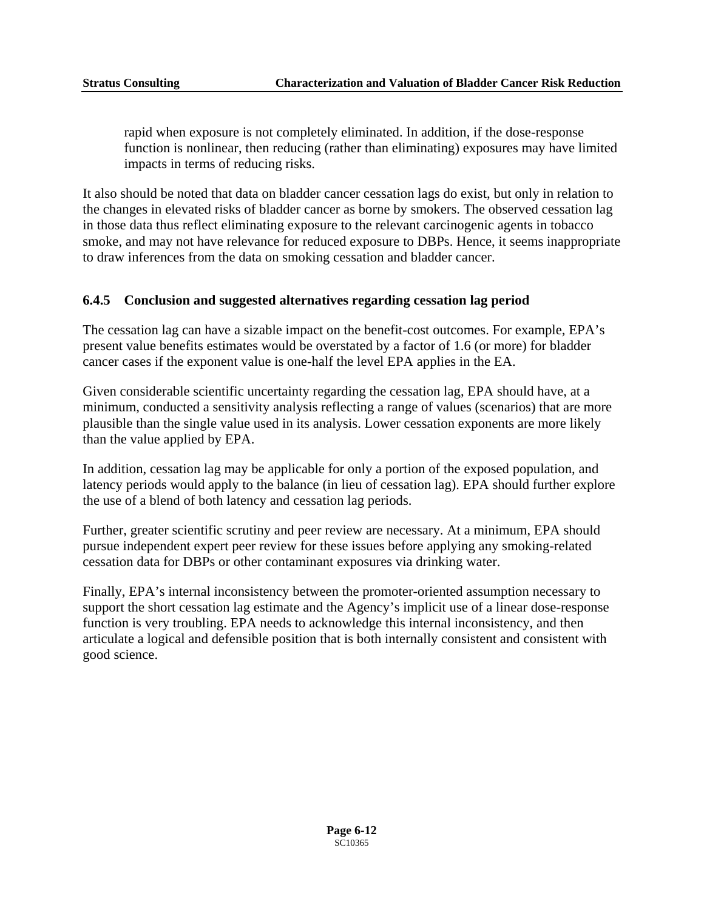rapid when exposure is not completely eliminated. In addition, if the dose-response function is nonlinear, then reducing (rather than eliminating) exposures may have limited impacts in terms of reducing risks.

It also should be noted that data on bladder cancer cessation lags do exist, but only in relation to the changes in elevated risks of bladder cancer as borne by smokers. The observed cessation lag in those data thus reflect eliminating exposure to the relevant carcinogenic agents in tobacco smoke, and may not have relevance for reduced exposure to DBPs. Hence, it seems inappropriate to draw inferences from the data on smoking cessation and bladder cancer.

### 6.4.5 Conclusion and suggested alternatives regarding cessation lag period

The cessation lag can have a sizable impact on the benefit-cost outcomes. For example, EPA's present value benefits estimates would be overstated by a factor of 1.6 (or more) for bladder cancer cases if the exponent value is one-half the level EPA applies in the EA.

Given considerable scientific uncertainty regarding the cessation lag, EPA should have, at a minimum, conducted a sensitivity analysis reflecting a range of values (scenarios) that are more plausible than the single value used in its analysis. Lower cessation exponents are more likely than the value applied by EPA.

In addition, cessation lag may be applicable for only a portion of the exposed population, and latency periods would apply to the balance (in lieu of cessation lag). EPA should further explore the use of a blend of both latency and cessation lag periods.

Further, greater scientific scrutiny and peer review are necessary. At a minimum, EPA should pursue independent expert peer review for these issues before applying any smoking-related cessation data for DBPs or other contaminant exposures via drinking water.

Finally, EPA's internal inconsistency between the promoter-oriented assumption necessary to support the short cessation lag estimate and the Agency's implicit use of a linear dose-response function is very troubling. EPA needs to acknowledge this internal inconsistency, and then articulate a logical and defensible position that is both internally consistent and consistent with good science.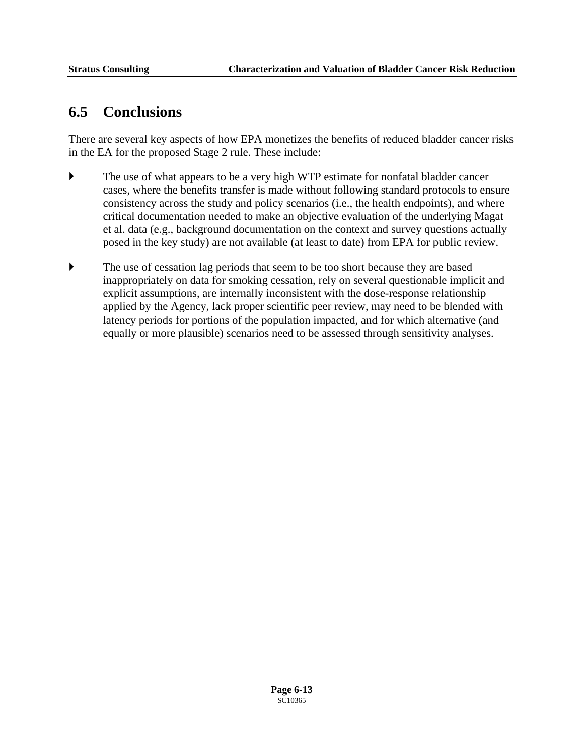## 6.5 Conclusions

There are several key aspects of how EPA monetizes the benefits of reduced bladder cancer risks in the EA for the proposed Stage 2 rule. These include:

- The use of what appears to be a very high WTP estimate for nonfatal bladder cancer cases, where the benefits transfer is made without following standard protocols to ensure consistency across the study and policy scenarios (i.e., the health endpoints), and where critical documentation needed to make an objective evaluation of the underlying Magat et al. data (e.g., background documentation on the context and survey questions actually posed in the key study) are not available (at least to date) from EPA for public review.

- The use of cessation lag periods that seem to be too short because they are based inappropriately on data for smoking cessation, rely on several questionable implicit and explicit assumptions, are internally inconsistent with the dose-response relationship applied by the Agency, lack proper scientific peer review, may need to be blended with latency periods for portions of the population impacted, and for which alternative (and equally or more plausible) scenarios need to be assessed through sensitivity analyses.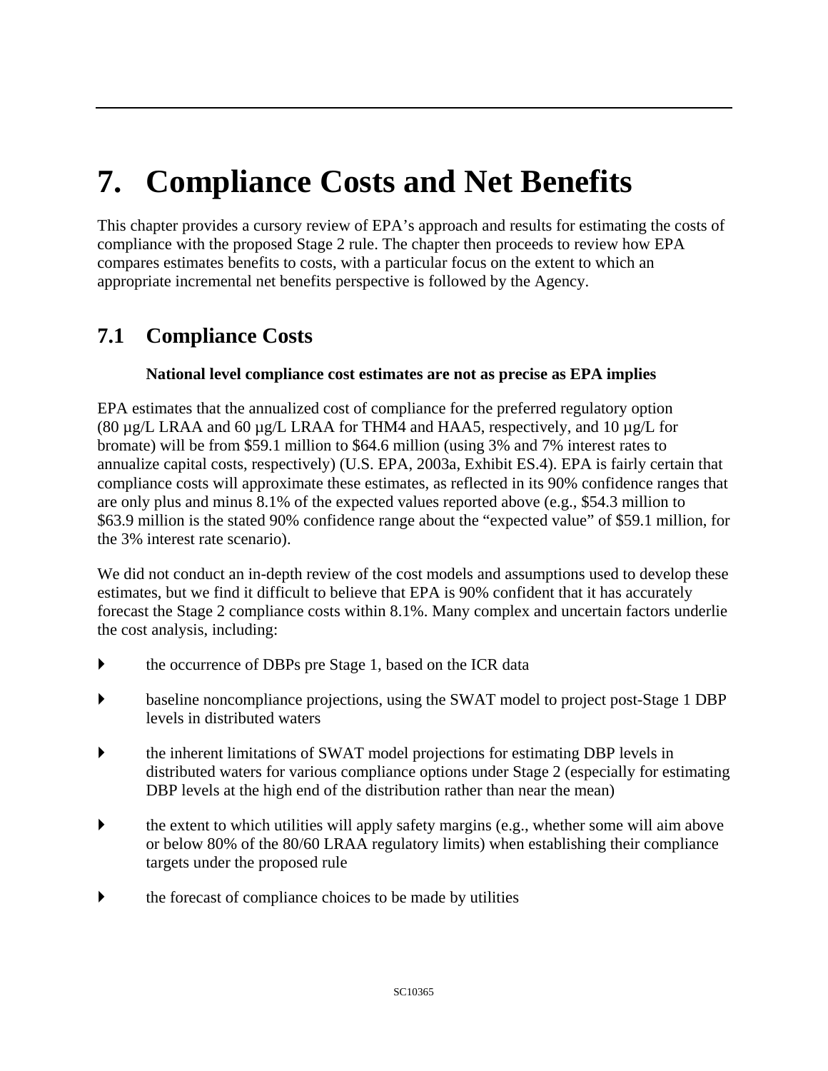# 7. Compliance Costs and Net Benefits

This chapter provides a cursory review of EPA's approach and results for estimating the costs of compliance with the proposed Stage 2 rule. The chapter then proceeds to review how EPA compares estimates benefits to costs, with a particular focus on the extent to which an appropriate incremental net benefits perspective is followed by the Agency.

## 7.1 Compliance Costs

**National level compliance cost estimates are not as precise as EPA implies**

EPA estimates that the annualized cost of compliance for the preferred regulatory option (80 µg/L LRAA and 60 µg/L LRAA for THM4 and HAA5, respectively, and 10 µg/L for bromate) will be from \$59.1 million to \$64.6 million (using 3% and 7% interest rates to annualize capital costs, respectively) (U.S. EPA, 2003a, Exhibit ES.4). EPA is fairly certain that compliance costs will approximate these estimates, as reflected in its 90% confidence ranges that are only plus and minus 8.1% of the expected values reported above (e.g., \$54.3 million to \$63.9 million is the stated 90% confidence range about the "expected value" of \$59.1 million, for the 3% interest rate scenario).

We did not conduct an in-depth review of the cost models and assumptions used to develop these estimates, but we find it difficult to believe that EPA is 90% confident that it has accurately forecast the Stage 2 compliance costs within 8.1%. Many complex and uncertain factors underlie the cost analysis, including:

- the occurrence of DBPs pre Stage 1, based on the ICR data
- baseline noncompliance projections, using the SWAT model to project post-Stage 1 DBP levels in distributed waters
- the inherent limitations of SWAT model projections for estimating DBP levels in distributed waters for various compliance options under Stage 2 (especially for estimating DBP levels at the high end of the distribution rather than near the mean)
- the extent to which utilities will apply safety margins (e.g., whether some will aim above or below 80% of the 80/60 LRAA regulatory limits) when establishing their compliance targets under the proposed rule
- the forecast of compliance choices to be made by utilities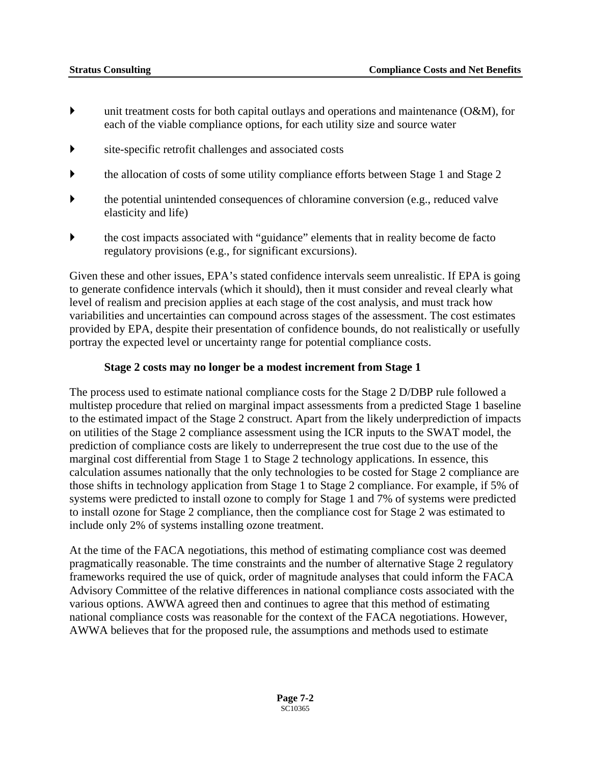- unit treatment costs for both capital outlays and operations and maintenance (O&M), for each of the viable compliance options, for each utility size and source water
- site-specific retrofit challenges and associated costs
- the allocation of costs of some utility compliance efforts between Stage 1 and Stage 2
- the potential unintended consequences of chloramine conversion (e.g., reduced valve elasticity and life)
- the cost impacts associated with "guidance" elements that in reality become de facto regulatory provisions (e.g., for significant excursions).

Given these and other issues, EPA's stated confidence intervals seem unrealistic. If EPA is going to generate confidence intervals (which it should), then it must consider and reveal clearly what level of realism and precision applies at each stage of the cost analysis, and must track how variabilities and uncertainties can compound across stages of the assessment. The cost estimates provided by EPA, despite their presentation of confidence bounds, do not realistically or usefully portray the expected level or uncertainty range for potential compliance costs.

**Stage 2 costs may no longer be a modest increment from Stage 1**

The process used to estimate national compliance costs for the Stage 2 D/DBP rule followed a multistep procedure that relied on marginal impact assessments from a predicted Stage 1 baseline to the estimated impact of the Stage 2 construct. Apart from the likely underprediction of impacts on utilities of the Stage 2 compliance assessment using the ICR inputs to the SWAT model, the prediction of compliance costs are likely to underrepresent the true cost due to the use of the marginal cost differential from Stage 1 to Stage 2 technology applications. In essence, this calculation assumes nationally that the only technologies to be costed for Stage 2 compliance are those shifts in technology application from Stage 1 to Stage 2 compliance. For example, if 5% of systems were predicted to install ozone to comply for Stage 1 and 7% of systems were predicted to install ozone for Stage 2 compliance, then the compliance cost for Stage 2 was estimated to include only 2% of systems installing ozone treatment.

At the time of the FACA negotiations, this method of estimating compliance cost was deemed pragmatically reasonable. The time constraints and the number of alternative Stage 2 regulatory frameworks required the use of quick, order of magnitude analyses that could inform the FACA Advisory Committee of the relative differences in national compliance costs associated with the various options. AWWA agreed then and continues to agree that this method of estimating national compliance costs was reasonable for the context of the FACA negotiations. However, AWWA believes that for the proposed rule, the assumptions and methods used to estimate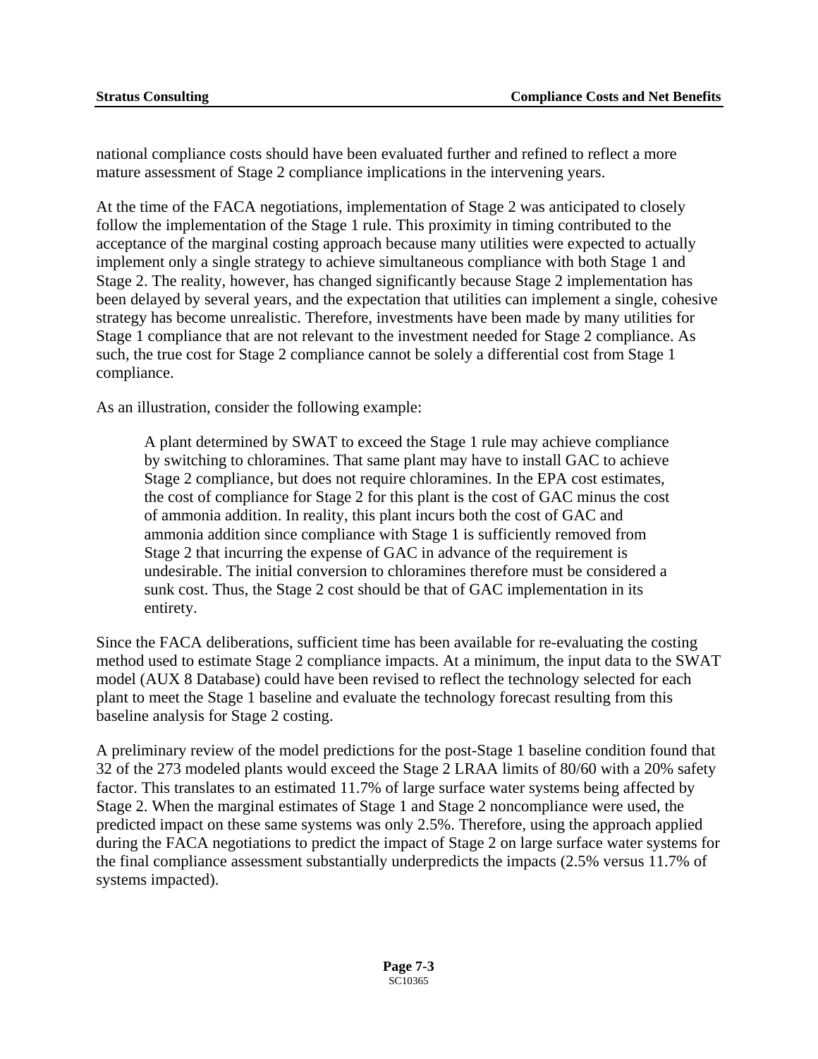national compliance costs should have been evaluated further and refined to reflect a more mature assessment of Stage 2 compliance implications in the intervening years.

At the time of the FACA negotiations, implementation of Stage 2 was anticipated to closely follow the implementation of the Stage 1 rule. This proximity in timing contributed to the acceptance of the marginal costing approach because many utilities were expected to actually implement only a single strategy to achieve simultaneous compliance with both Stage 1 and Stage 2. The reality, however, has changed significantly because Stage 2 implementation has been delayed by several years, and the expectation that utilities can implement a single, cohesive strategy has become unrealistic. Therefore, investments have been made by many utilities for Stage 1 compliance that are not relevant to the investment needed for Stage 2 compliance. As such, the true cost for Stage 2 compliance cannot be solely a differential cost from Stage 1 compliance.

As an illustration, consider the following example:

> A plant determined by SWAT to exceed the Stage 1 rule may achieve compliance by switching to chloramines. That same plant may have to install GAC to achieve Stage 2 compliance, but does not require chloramines. In the EPA cost estimates, the cost of compliance for Stage 2 for this plant is the cost of GAC minus the cost of ammonia addition. In reality, this plant incurs both the cost of GAC and ammonia addition since compliance with Stage 1 is sufficiently removed from Stage 2 that incurring the expense of GAC in advance of the requirement is undesirable. The initial conversion to chloramines therefore must be considered a sunk cost. Thus, the Stage 2 cost should be that of GAC implementation in its entirety.

Since the FACA deliberations, sufficient time has been available for re-evaluating the costing method used to estimate Stage 2 compliance impacts. At a minimum, the input data to the SWAT model (AUX 8 Database) could have been revised to reflect the technology selected for each plant to meet the Stage 1 baseline and evaluate the technology forecast resulting from this baseline analysis for Stage 2 costing.

A preliminary review of the model predictions for the post-Stage 1 baseline condition found that 32 of the 273 modeled plants would exceed the Stage 2 LRAA limits of 80/60 with a 20% safety factor. This translates to an estimated 11.7% of large surface water systems being affected by Stage 2. When the marginal estimates of Stage 1 and Stage 2 noncompliance were used, the predicted impact on these same systems was only 2.5%. Therefore, using the approach applied during the FACA negotiations to predict the impact of Stage 2 on large surface water systems for the final compliance assessment substantially underpredicts the impacts (2.5% versus 11.7% of systems impacted).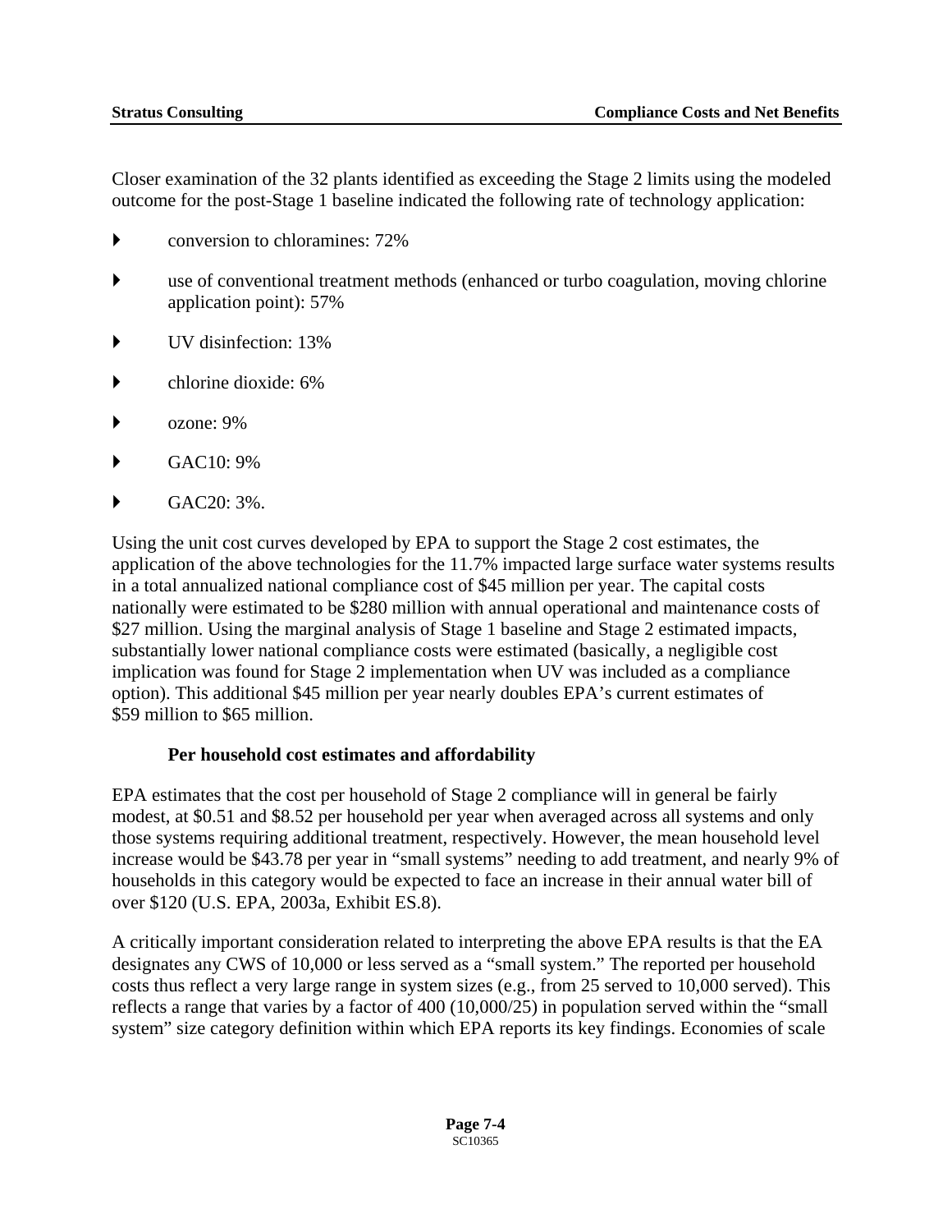Closer examination of the 32 plants identified as exceeding the Stage 2 limits using the modeled outcome for the post-Stage 1 baseline indicated the following rate of technology application:

- conversion to chloramines: 72%
- use of conventional treatment methods (enhanced or turbo coagulation, moving chlorine application point): 57%
- UV disinfection: 13%
- chlorine dioxide: 6%
- ozone: 9%
- GAC10: 9%
- GAC20: 3%.

Using the unit cost curves developed by EPA to support the Stage 2 cost estimates, the application of the above technologies for the 11.7% impacted large surface water systems results in a total annualized national compliance cost of $45 million per year. The capital costs nationally were estimated to be $280 million with annual operational and maintenance costs of $27 million. Using the marginal analysis of Stage 1 baseline and Stage 2 estimated impacts, substantially lower national compliance costs were estimated (basically, a negligible cost implication was found for Stage 2 implementation when UV was included as a compliance option). This additional $45 million per year nearly doubles EPA's current estimates of $59 million to $65 million.

**Per household cost estimates and affordability**

EPA estimates that the cost per household of Stage 2 compliance will in general be fairly modest, at $0.51 and $8.52 per household per year when averaged across all systems and only those systems requiring additional treatment, respectively. However, the mean household level increase would be $43.78 per year in "small systems" needing to add treatment, and nearly 9% of households in this category would be expected to face an increase in their annual water bill of over $120 (U.S. EPA, 2003a, Exhibit ES.8).

A critically important consideration related to interpreting the above EPA results is that the EA designates any CWS of 10,000 or less served as a "small system." The reported per household costs thus reflect a very large range in system sizes (e.g., from 25 served to 10,000 served). This reflects a range that varies by a factor of 400 (10,000/25) in population served within the "small system" size category definition within which EPA reports its key findings. Economies of scale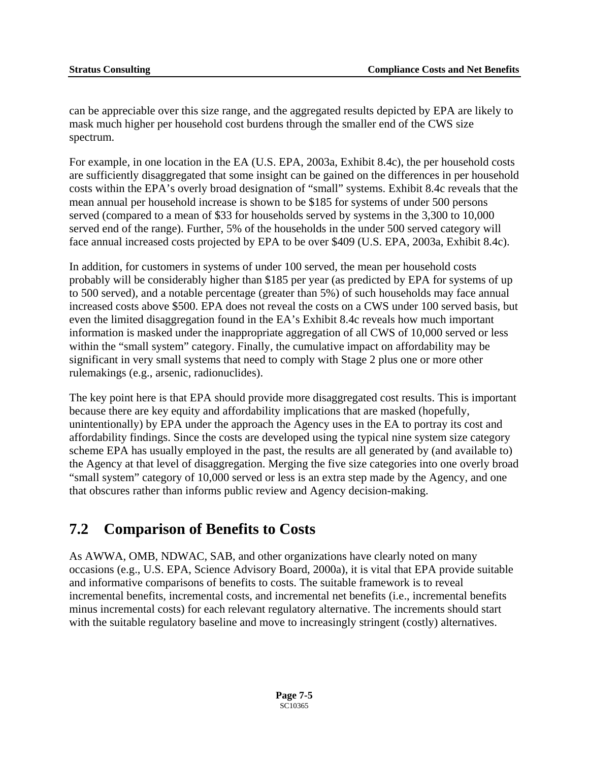can be appreciable over this size range, and the aggregated results depicted by EPA are likely to mask much higher per household cost burdens through the smaller end of the CWS size spectrum.

For example, in one location in the EA (U.S. EPA, 2003a, Exhibit 8.4c), the per household costs are sufficiently disaggregated that some insight can be gained on the differences in per household costs within the EPA's overly broad designation of "small" systems. Exhibit 8.4c reveals that the mean annual per household increase is shown to be $185 for systems of under 500 persons served (compared to a mean of $33 for households served by systems in the 3,300 to 10,000 served end of the range). Further, 5% of the households in the under 500 served category will face annual increased costs projected by EPA to be over $409 (U.S. EPA, 2003a, Exhibit 8.4c).

In addition, for customers in systems of under 100 served, the mean per household costs probably will be considerably higher than $185 per year (as predicted by EPA for systems of up to 500 served), and a notable percentage (greater than 5%) of such households may face annual increased costs above $500. EPA does not reveal the costs on a CWS under 100 served basis, but even the limited disaggregation found in the EA's Exhibit 8.4c reveals how much important information is masked under the inappropriate aggregation of all CWS of 10,000 served or less within the "small system" category. Finally, the cumulative impact on affordability may be significant in very small systems that need to comply with Stage 2 plus one or more other rulemakings (e.g., arsenic, radionuclides).

The key point here is that EPA should provide more disaggregated cost results. This is important because there are key equity and affordability implications that are masked (hopefully, unintentionally) by EPA under the approach the Agency uses in the EA to portray its cost and affordability findings. Since the costs are developed using the typical nine system size category scheme EPA has usually employed in the past, the results are all generated by (and available to) the Agency at that level of disaggregation. Merging the five size categories into one overly broad "small system" category of 10,000 served or less is an extra step made by the Agency, and one that obscures rather than informs public review and Agency decision-making.

## 7.2 Comparison of Benefits to Costs

As AWWA, OMB, NDWAC, SAB, and other organizations have clearly noted on many occasions (e.g., U.S. EPA, Science Advisory Board, 2000a), it is vital that EPA provide suitable and informative comparisons of benefits to costs. The suitable framework is to reveal incremental benefits, incremental costs, and incremental net benefits (i.e., incremental benefits minus incremental costs) for each relevant regulatory alternative. The increments should start with the suitable regulatory baseline and move to increasingly stringent (costly) alternatives.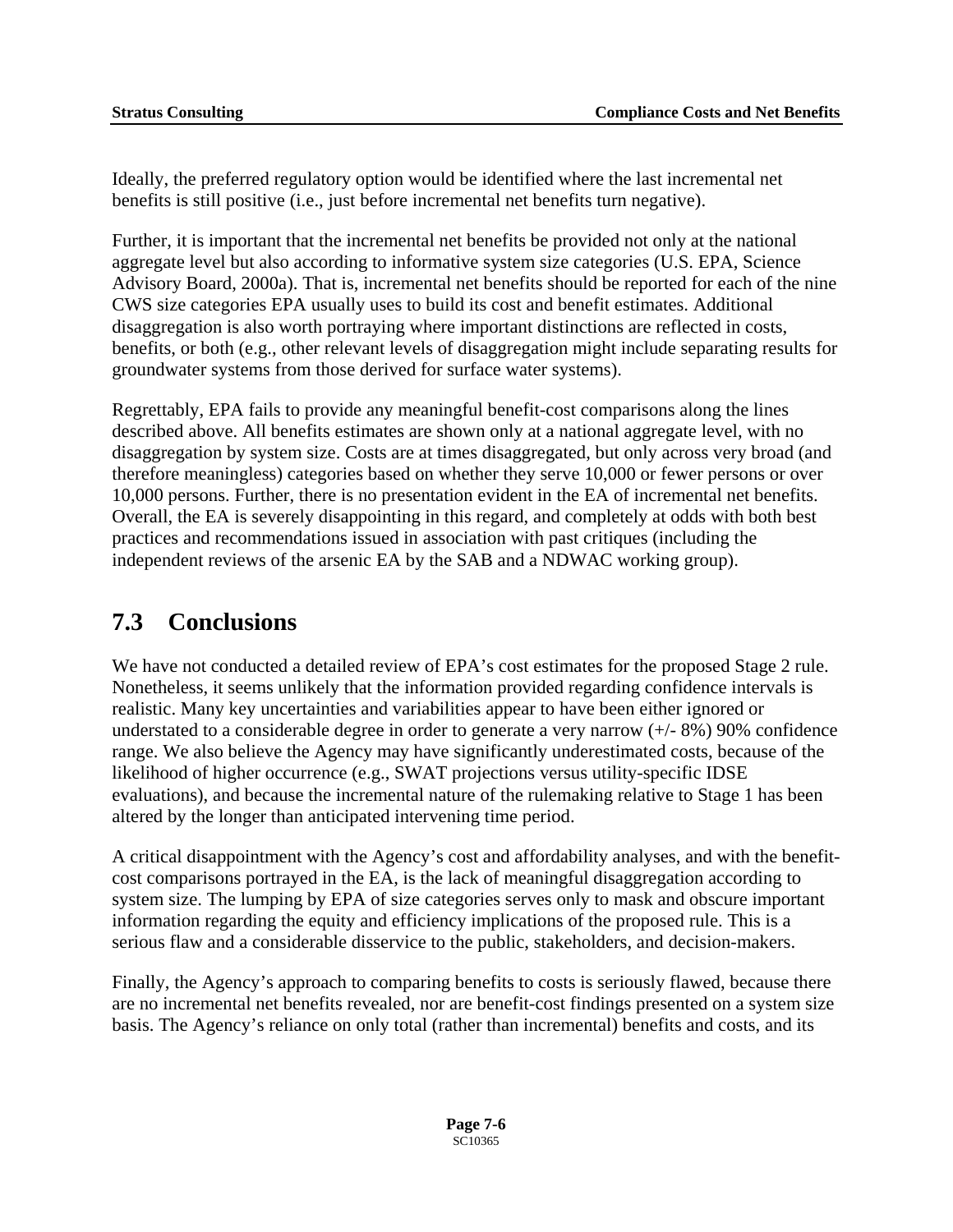Ideally, the preferred regulatory option would be identified where the last incremental net benefits is still positive (i.e., just before incremental net benefits turn negative).

Further, it is important that the incremental net benefits be provided not only at the national aggregate level but also according to informative system size categories (U.S. EPA, Science Advisory Board, 2000a). That is, incremental net benefits should be reported for each of the nine CWS size categories EPA usually uses to build its cost and benefit estimates. Additional disaggregation is also worth portraying where important distinctions are reflected in costs, benefits, or both (e.g., other relevant levels of disaggregation might include separating results for groundwater systems from those derived for surface water systems).

Regrettably, EPA fails to provide any meaningful benefit-cost comparisons along the lines described above. All benefits estimates are shown only at a national aggregate level, with no disaggregation by system size. Costs are at times disaggregated, but only across very broad (and therefore meaningless) categories based on whether they serve 10,000 or fewer persons or over 10,000 persons. Further, there is no presentation evident in the EA of incremental net benefits. Overall, the EA is severely disappointing in this regard, and completely at odds with both best practices and recommendations issued in association with past critiques (including the independent reviews of the arsenic EA by the SAB and a NDWAC working group).

## 7.3 Conclusions

We have not conducted a detailed review of EPA's cost estimates for the proposed Stage 2 rule. Nonetheless, it seems unlikely that the information provided regarding confidence intervals is realistic. Many key uncertainties and variabilities appear to have been either ignored or understated to a considerable degree in order to generate a very narrow (+/- 8%) 90% confidence range. We also believe the Agency may have significantly underestimated costs, because of the likelihood of higher occurrence (e.g., SWAT projections versus utility-specific IDSE evaluations), and because the incremental nature of the rulemaking relative to Stage 1 has been altered by the longer than anticipated intervening time period.

A critical disappointment with the Agency's cost and affordability analyses, and with the benefit-cost comparisons portrayed in the EA, is the lack of meaningful disaggregation according to system size. The lumping by EPA of size categories serves only to mask and obscure important information regarding the equity and efficiency implications of the proposed rule. This is a serious flaw and a considerable disservice to the public, stakeholders, and decision-makers.

Finally, the Agency's approach to comparing benefits to costs is seriously flawed, because there are no incremental net benefits revealed, nor are benefit-cost findings presented on a system size basis. The Agency's reliance on only total (rather than incremental) benefits and costs, and its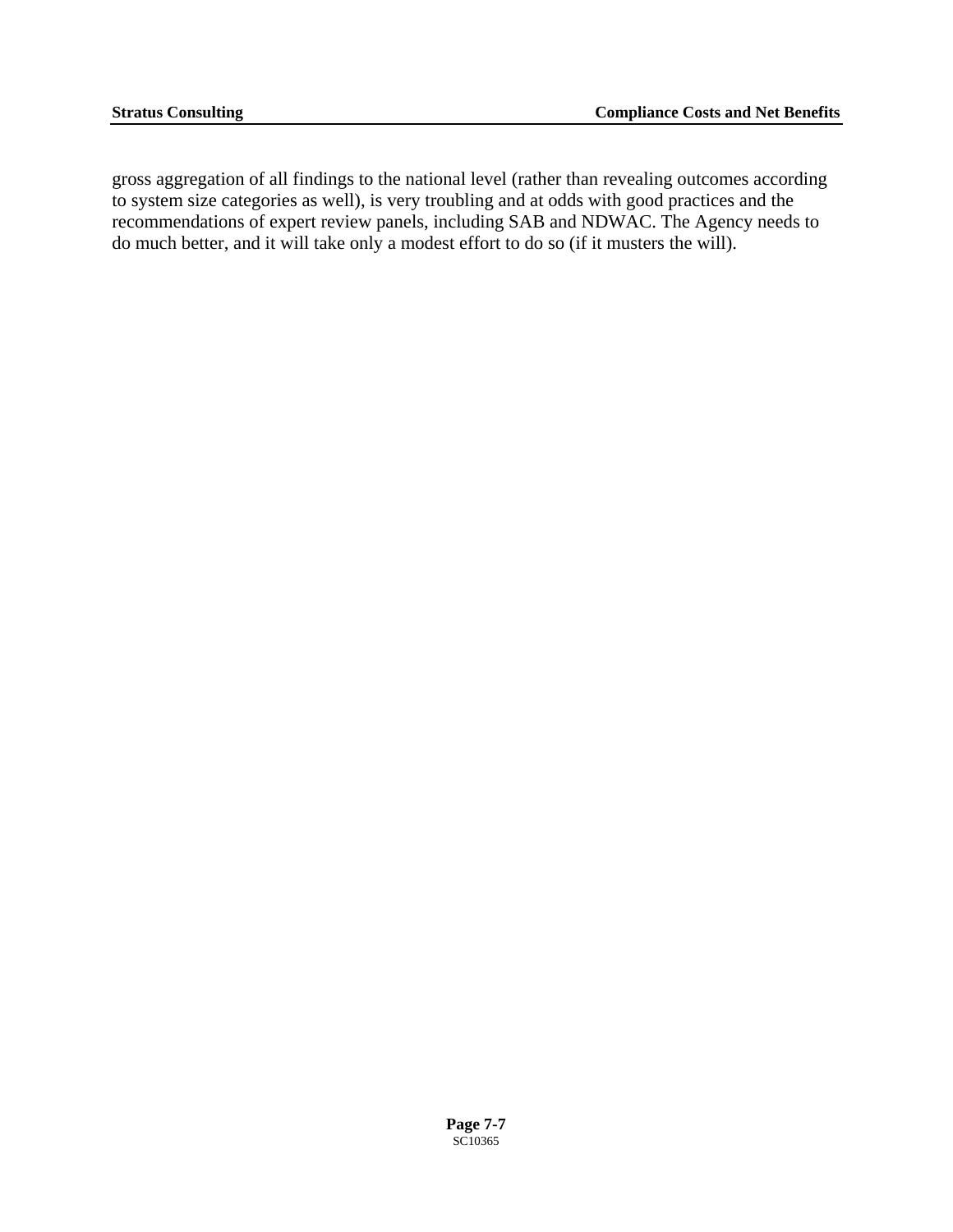gross aggregation of all findings to the national level (rather than revealing outcomes according to system size categories as well), is very troubling and at odds with good practices and the recommendations of expert review panels, including SAB and NDWAC. The Agency needs to do much better, and it will take only a modest effort to do so (if it musters the will).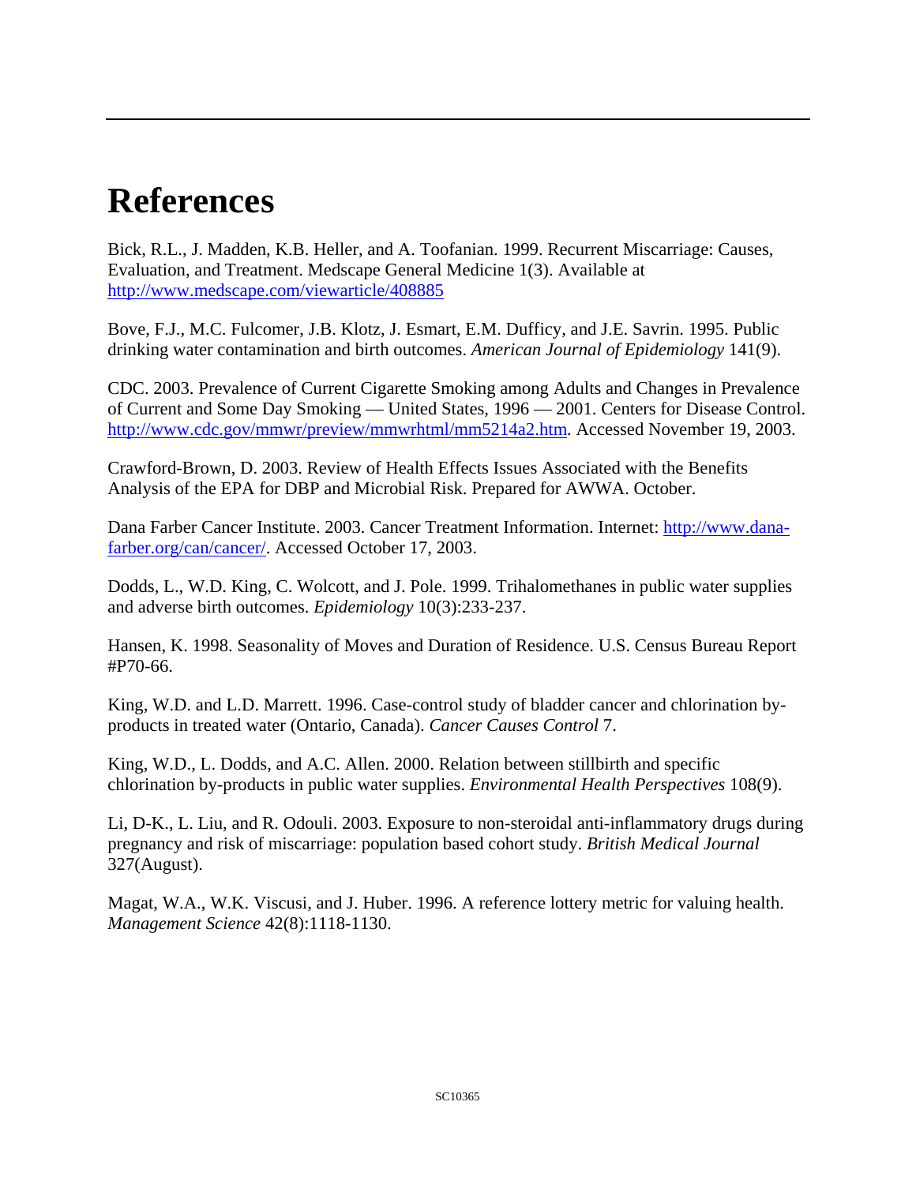# References

Bick, R.L., J. Madden, K.B. Heller, and A. Toofanian. 1999. Recurrent Miscarriage: Causes, Evaluation, and Treatment. Medscape General Medicine 1(3). Available at http://www.medscape.com/viewarticle/408885

Bove, F.J., M.C. Fulcomer, J.B. Klotz, J. Esmart, E.M. Dufficy, and J.E. Savrin. 1995. Public drinking water contamination and birth outcomes. *American Journal of Epidemiology* 141(9).

CDC. 2003. Prevalence of Current Cigarette Smoking among Adults and Changes in Prevalence of Current and Some Day Smoking — United States, 1996 — 2001. Centers for Disease Control. http://www.cdc.gov/mmwr/preview/mmwrhtml/mm5214a2.htm. Accessed November 19, 2003.

Crawford-Brown, D. 2003. Review of Health Effects Issues Associated with the Benefits Analysis of the EPA for DBP and Microbial Risk. Prepared for AWWA. October.

Dana Farber Cancer Institute. 2003. Cancer Treatment Information. Internet: http://www.dana-farber.org/can/cancer/. Accessed October 17, 2003.

Dodds, L., W.D. King, C. Wolcott, and J. Pole. 1999. Trihalomethanes in public water supplies and adverse birth outcomes. *Epidemiology* 10(3):233-237.

Hansen, K. 1998. Seasonality of Moves and Duration of Residence. U.S. Census Bureau Report #P70-66.

King, W.D. and L.D. Marrett. 1996. Case-control study of bladder cancer and chlorination by-products in treated water (Ontario, Canada). *Cancer Causes Control* 7.

King, W.D., L. Dodds, and A.C. Allen. 2000. Relation between stillbirth and specific chlorination by-products in public water supplies. *Environmental Health Perspectives* 108(9).

Li, D-K., L. Liu, and R. Odouli. 2003. Exposure to non-steroidal anti-inflammatory drugs during pregnancy and risk of miscarriage: population based cohort study. *British Medical Journal* 327(August).

Magat, W.A., W.K. Viscusi, and J. Huber. 1996. A reference lottery metric for valuing health. *Management Science* 42(8):1118-1130.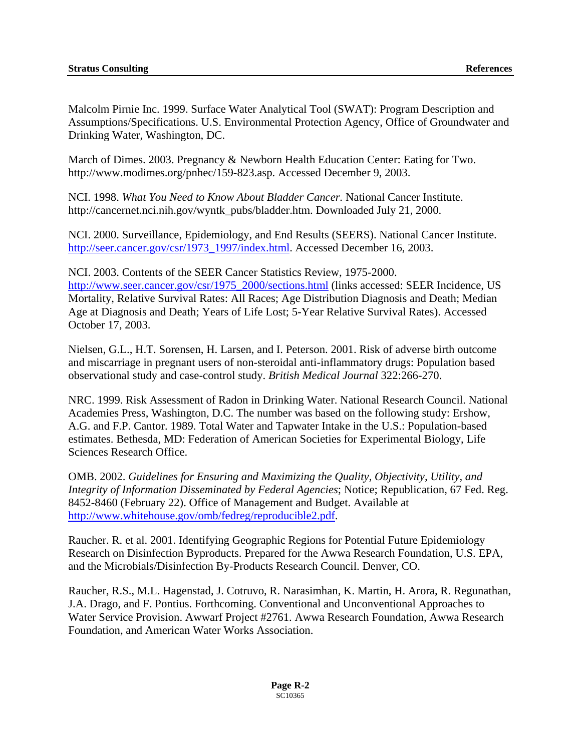Malcolm Pirnie Inc. 1999. Surface Water Analytical Tool (SWAT): Program Description and Assumptions/Specifications. U.S. Environmental Protection Agency, Office of Groundwater and Drinking Water, Washington, DC.

March of Dimes. 2003. Pregnancy & Newborn Health Education Center: Eating for Two. http://www.modimes.org/pnhec/159-823.asp. Accessed December 9, 2003.

NCI. 1998. *What You Need to Know About Bladder Cancer.* National Cancer Institute. http://cancernet.nci.nih.gov/wyntk_pubs/bladder.htm. Downloaded July 21, 2000.

NCI. 2000. Surveillance, Epidemiology, and End Results (SEERS). National Cancer Institute. http://seer.cancer.gov/csr/1973_1997/index.html. Accessed December 16, 2003.

NCI. 2003. Contents of the SEER Cancer Statistics Review, 1975-2000. http://www.seer.cancer.gov/csr/1975_2000/sections.html (links accessed: SEER Incidence, US Mortality, Relative Survival Rates: All Races; Age Distribution Diagnosis and Death; Median Age at Diagnosis and Death; Years of Life Lost; 5-Year Relative Survival Rates). Accessed October 17, 2003.

Nielsen, G.L., H.T. Sorensen, H. Larsen, and I. Peterson. 2001. Risk of adverse birth outcome and miscarriage in pregnant users of non-steroidal anti-inflammatory drugs: Population based observational study and case-control study. *British Medical Journal* 322:266-270.

NRC. 1999. Risk Assessment of Radon in Drinking Water. National Research Council. National Academies Press, Washington, D.C. The number was based on the following study: Ershow, A.G. and F.P. Cantor. 1989. Total Water and Tapwater Intake in the U.S.: Population-based estimates. Bethesda, MD: Federation of American Societies for Experimental Biology, Life Sciences Research Office.

OMB. 2002. *Guidelines for Ensuring and Maximizing the Quality, Objectivity, Utility, and Integrity of Information Disseminated by Federal Agencies*; Notice; Republication, 67 Fed. Reg. 8452-8460 (February 22). Office of Management and Budget. Available at http://www.whitehouse.gov/omb/fedreg/reproducible2.pdf.

Raucher. R. et al. 2001. Identifying Geographic Regions for Potential Future Epidemiology Research on Disinfection Byproducts. Prepared for the Awwa Research Foundation, U.S. EPA, and the Microbials/Disinfection By-Products Research Council. Denver, CO.

Raucher, R.S., M.L. Hagenstad, J. Cotruvo, R. Narasimhan, K. Martin, H. Arora, R. Regunathan, J.A. Drago, and F. Pontius. Forthcoming. Conventional and Unconventional Approaches to Water Service Provision. Awwarf Project #2761. Awwa Research Foundation, Awwa Research Foundation, and American Water Works Association.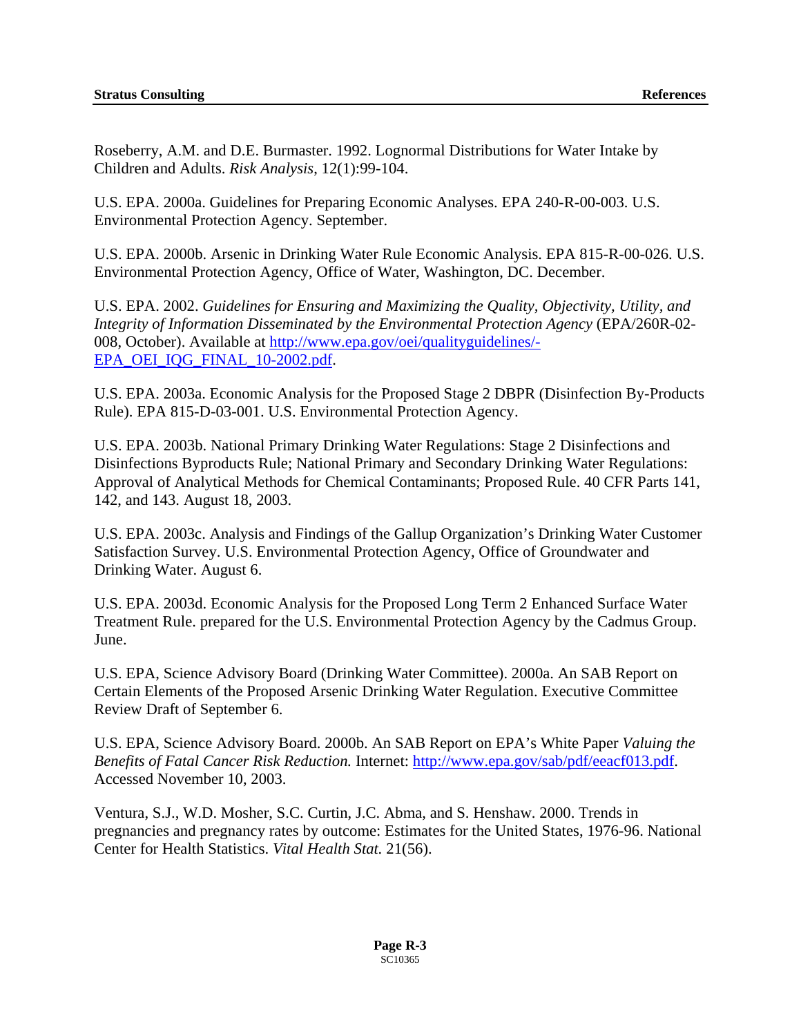Roseberry, A.M. and D.E. Burmaster. 1992. Lognormal Distributions for Water Intake by Children and Adults. *Risk Analysis*, 12(1):99-104.

U.S. EPA. 2000a. Guidelines for Preparing Economic Analyses. EPA 240-R-00-003. U.S. Environmental Protection Agency. September.

U.S. EPA. 2000b. Arsenic in Drinking Water Rule Economic Analysis. EPA 815-R-00-026. U.S. Environmental Protection Agency, Office of Water, Washington, DC. December.

U.S. EPA. 2002. *Guidelines for Ensuring and Maximizing the Quality, Objectivity, Utility, and Integrity of Information Disseminated by the Environmental Protection Agency* (EPA/260R-02-008, October). Available at http://www.epa.gov/oei/qualityguidelines/-EPA_OEI_IQG_FINAL_10-2002.pdf.

U.S. EPA. 2003a. Economic Analysis for the Proposed Stage 2 DBPR (Disinfection By-Products Rule). EPA 815-D-03-001. U.S. Environmental Protection Agency.

U.S. EPA. 2003b. National Primary Drinking Water Regulations: Stage 2 Disinfections and Disinfections Byproducts Rule; National Primary and Secondary Drinking Water Regulations: Approval of Analytical Methods for Chemical Contaminants; Proposed Rule. 40 CFR Parts 141, 142, and 143. August 18, 2003.

U.S. EPA. 2003c. Analysis and Findings of the Gallup Organization's Drinking Water Customer Satisfaction Survey. U.S. Environmental Protection Agency, Office of Groundwater and Drinking Water. August 6.

U.S. EPA. 2003d. Economic Analysis for the Proposed Long Term 2 Enhanced Surface Water Treatment Rule. prepared for the U.S. Environmental Protection Agency by the Cadmus Group. June.

U.S. EPA, Science Advisory Board (Drinking Water Committee). 2000a. An SAB Report on Certain Elements of the Proposed Arsenic Drinking Water Regulation. Executive Committee Review Draft of September 6.

U.S. EPA, Science Advisory Board. 2000b. An SAB Report on EPA's White Paper *Valuing the Benefits of Fatal Cancer Risk Reduction.* Internet: http://www.epa.gov/sab/pdf/eeacf013.pdf. Accessed November 10, 2003.

Ventura, S.J., W.D. Mosher, S.C. Curtin, J.C. Abma, and S. Henshaw. 2000. Trends in pregnancies and pregnancy rates by outcome: Estimates for the United States, 1976-96. National Center for Health Statistics. *Vital Health Stat.* 21(56).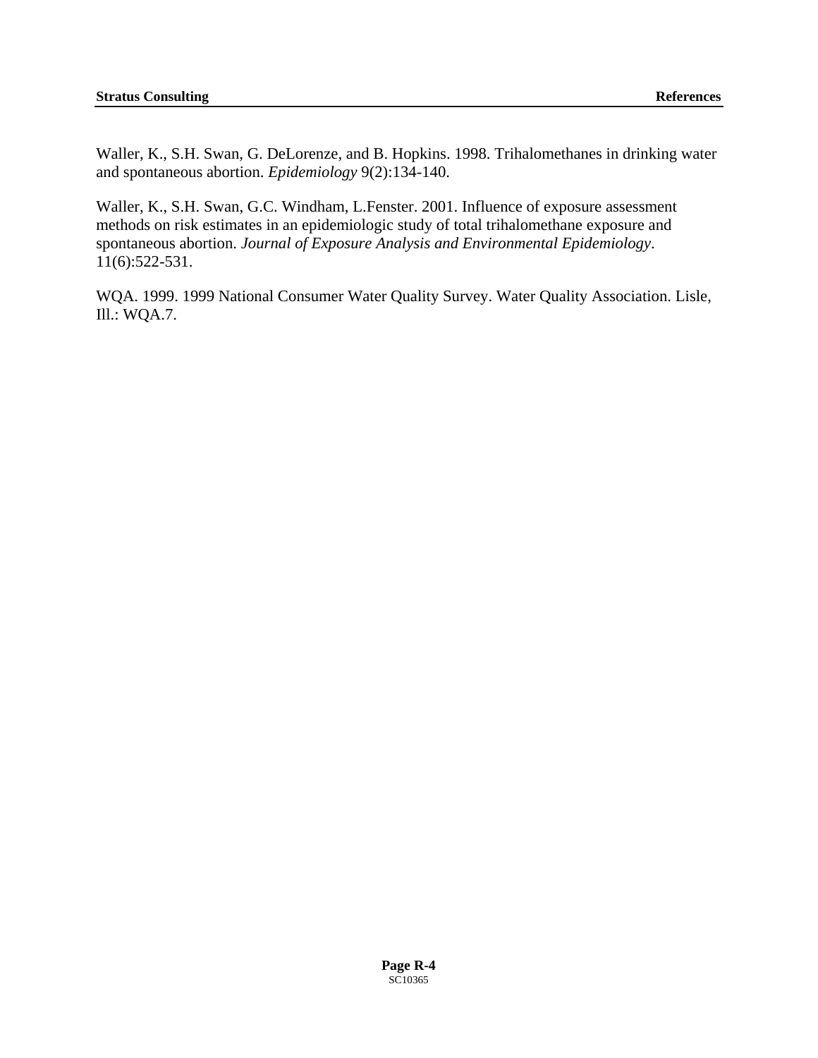Waller, K., S.H. Swan, G. DeLorenze, and B. Hopkins. 1998. Trihalomethanes in drinking water and spontaneous abortion. *Epidemiology* 9(2):134-140.

Waller, K., S.H. Swan, G.C. Windham, L.Fenster. 2001. Influence of exposure assessment methods on risk estimates in an epidemiologic study of total trihalomethane exposure and spontaneous abortion. *Journal of Exposure Analysis and Environmental Epidemiology*. 11(6):522-531.

WQA. 1999. 1999 National Consumer Water Quality Survey. Water Quality Association. Lisle, Ill.: WQA.7.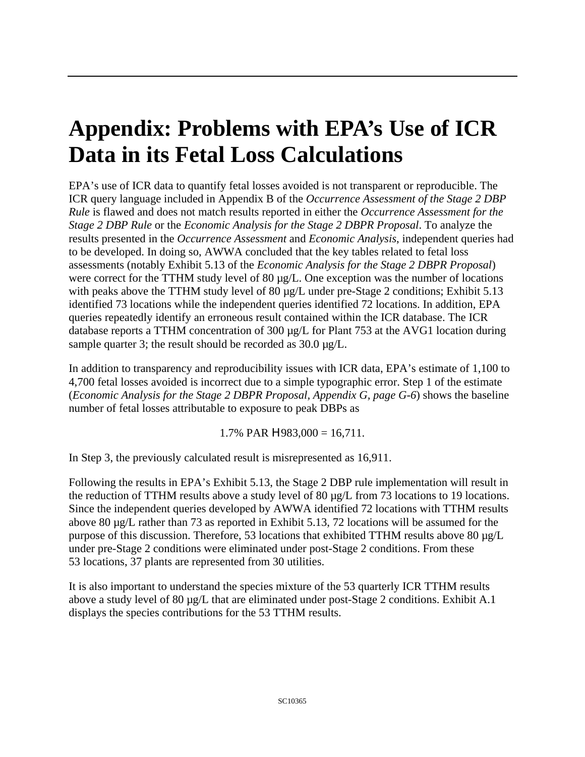# Appendix: Problems with EPA's Use of ICR Data in its Fetal Loss Calculations

EPA's use of ICR data to quantify fetal losses avoided is not transparent or reproducible. The ICR query language included in Appendix B of the *Occurrence Assessment of the Stage 2 DBP Rule* is flawed and does not match results reported in either the *Occurrence Assessment for the Stage 2 DBP Rule* or the *Economic Analysis for the Stage 2 DBPR Proposal*. To analyze the results presented in the *Occurrence Assessment* and *Economic Analysis*, independent queries had to be developed. In doing so, AWWA concluded that the key tables related to fetal loss assessments (notably Exhibit 5.13 of the *Economic Analysis for the Stage 2 DBPR Proposal*) were correct for the TTHM study level of 80 µg/L. One exception was the number of locations with peaks above the TTHM study level of 80 µg/L under pre-Stage 2 conditions; Exhibit 5.13 identified 73 locations while the independent queries identified 72 locations. In addition, EPA queries repeatedly identify an erroneous result contained within the ICR database. The ICR database reports a TTHM concentration of 300 µg/L for Plant 753 at the AVG1 location during sample quarter 3; the result should be recorded as 30.0 µg/L.

In addition to transparency and reproducibility issues with ICR data, EPA's estimate of 1,100 to 4,700 fetal losses avoided is incorrect due to a simple typographic error. Step 1 of the estimate (*Economic Analysis for the Stage 2 DBPR Proposal, Appendix G, page G-6*) shows the baseline number of fetal losses attributable to exposure to peak DBPs as

$$1.7\% \text{ PAR} \times 983{,}000 = 16{,}711.$$

In Step 3, the previously calculated result is misrepresented as 16,911.

Following the results in EPA's Exhibit 5.13, the Stage 2 DBP rule implementation will result in the reduction of TTHM results above a study level of 80 µg/L from 73 locations to 19 locations. Since the independent queries developed by AWWA identified 72 locations with TTHM results above 80 µg/L rather than 73 as reported in Exhibit 5.13, 72 locations will be assumed for the purpose of this discussion. Therefore, 53 locations that exhibited TTHM results above 80 µg/L under pre-Stage 2 conditions were eliminated under post-Stage 2 conditions. From these 53 locations, 37 plants are represented from 30 utilities.

It is also important to understand the species mixture of the 53 quarterly ICR TTHM results above a study level of 80 µg/L that are eliminated under post-Stage 2 conditions. Exhibit A.1 displays the species contributions for the 53 TTHM results.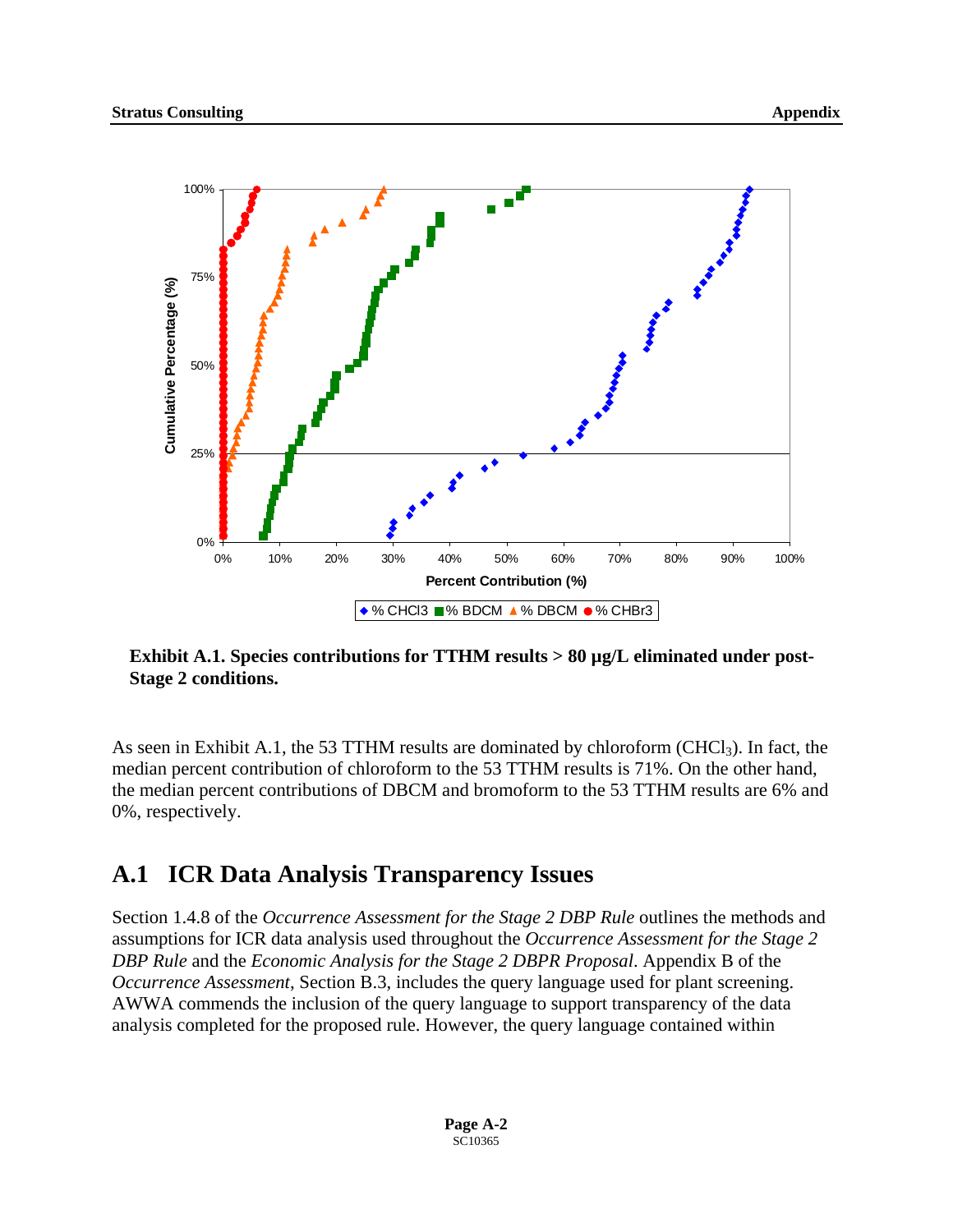**Exhibit A.1. Species contributions for TTHM results > 80 µg/L eliminated under post-Stage 2 conditions.**

As seen in Exhibit A.1, the 53 TTHM results are dominated by chloroform ($CHCl_3$). In fact, the median percent contribution of chloroform to the 53 TTHM results is 71%. On the other hand, the median percent contributions of DBCM and bromoform to the 53 TTHM results are 6% and 0%, respectively.

## A.1 ICR Data Analysis Transparency Issues

Section 1.4.8 of the *Occurrence Assessment for the Stage 2 DBP Rule* outlines the methods and assumptions for ICR data analysis used throughout the *Occurrence Assessment for the Stage 2 DBP Rule* and the *Economic Analysis for the Stage 2 DBPR Proposal*. Appendix B of the *Occurrence Assessment*, Section B.3, includes the query language used for plant screening. AWWA commends the inclusion of the query language to support transparency of the data analysis completed for the proposed rule. However, the query language contained within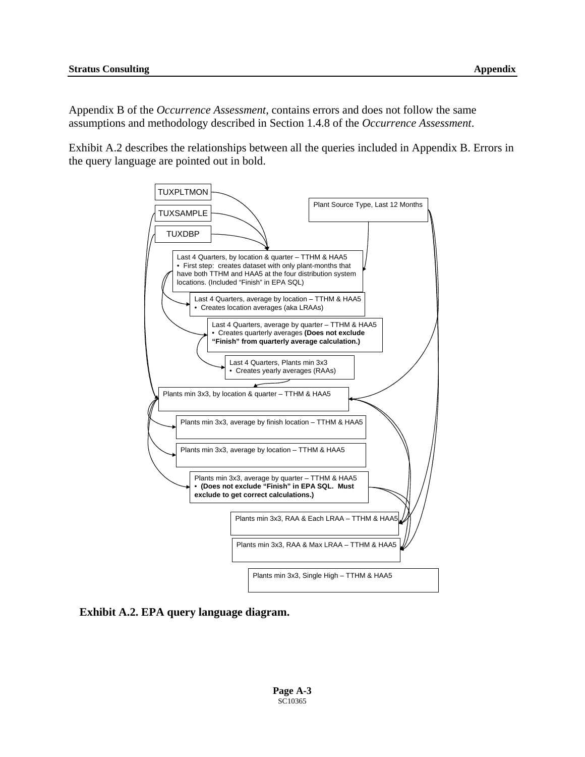Appendix B of the *Occurrence Assessment*, contains errors and does not follow the same assumptions and methodology described in Section 1.4.8 of the *Occurrence Assessment*.

Exhibit A.2 describes the relationships between all the queries included in Appendix B. Errors in the query language are pointed out in bold.

TUXPLTMON

TUXSAMPLE

TUXDBP

Plant Source Type, Last 12 Months

Last 4 Quarters, by location & quarter – TTHM & HAA5
- First step: creates dataset with only plant-months that have both TTHM and HAA5 at the four distribution system locations. (Included "Finish" in EPA SQL)

Last 4 Quarters, average by location – TTHM & HAA5
- Creates location averages (aka LRAAs)

Last 4 Quarters, average by quarter – TTHM & HAA5
- Creates quarterly averages **(Does not exclude "Finish" from quarterly average calculation.)**

Last 4 Quarters, Plants min 3x3
- Creates yearly averages (RAAs)

Plants min 3x3, by location & quarter – TTHM & HAA5

Plants min 3x3, average by finish location – TTHM & HAA5

Plants min 3x3, average by location – TTHM & HAA5

Plants min 3x3, average by quarter – TTHM & HAA5
- **(Does not exclude "Finish" in EPA SQL. Must exclude to get correct calculations.)**

Plants min 3x3, RAA & Each LRAA – TTHM & HAA5

Plants min 3x3, RAA & Max LRAA – TTHM & HAA5

Plants min 3x3, Single High – TTHM & HAA5

**Exhibit A.2. EPA query language diagram.**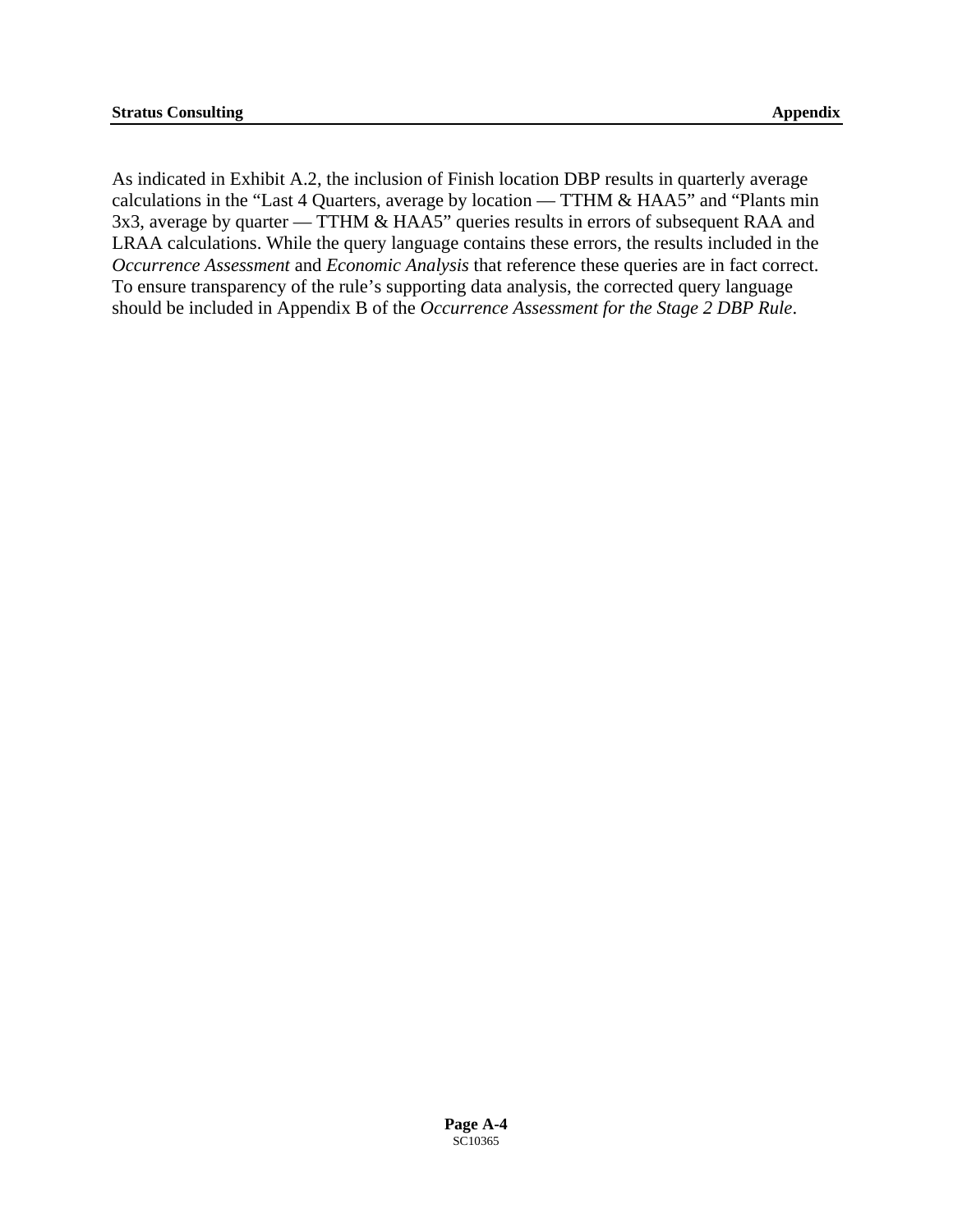As indicated in Exhibit A.2, the inclusion of Finish location DBP results in quarterly average calculations in the “Last 4 Quarters, average by location — TTHM & HAA5” and “Plants min 3x3, average by quarter — TTHM & HAA5” queries results in errors of subsequent RAA and LRAA calculations. While the query language contains these errors, the results included in the *Occurrence Assessment* and *Economic Analysis* that reference these queries are in fact correct. To ensure transparency of the rule’s supporting data analysis, the corrected query language should be included in Appendix B of the *Occurrence Assessment for the Stage 2 DBP Rule*.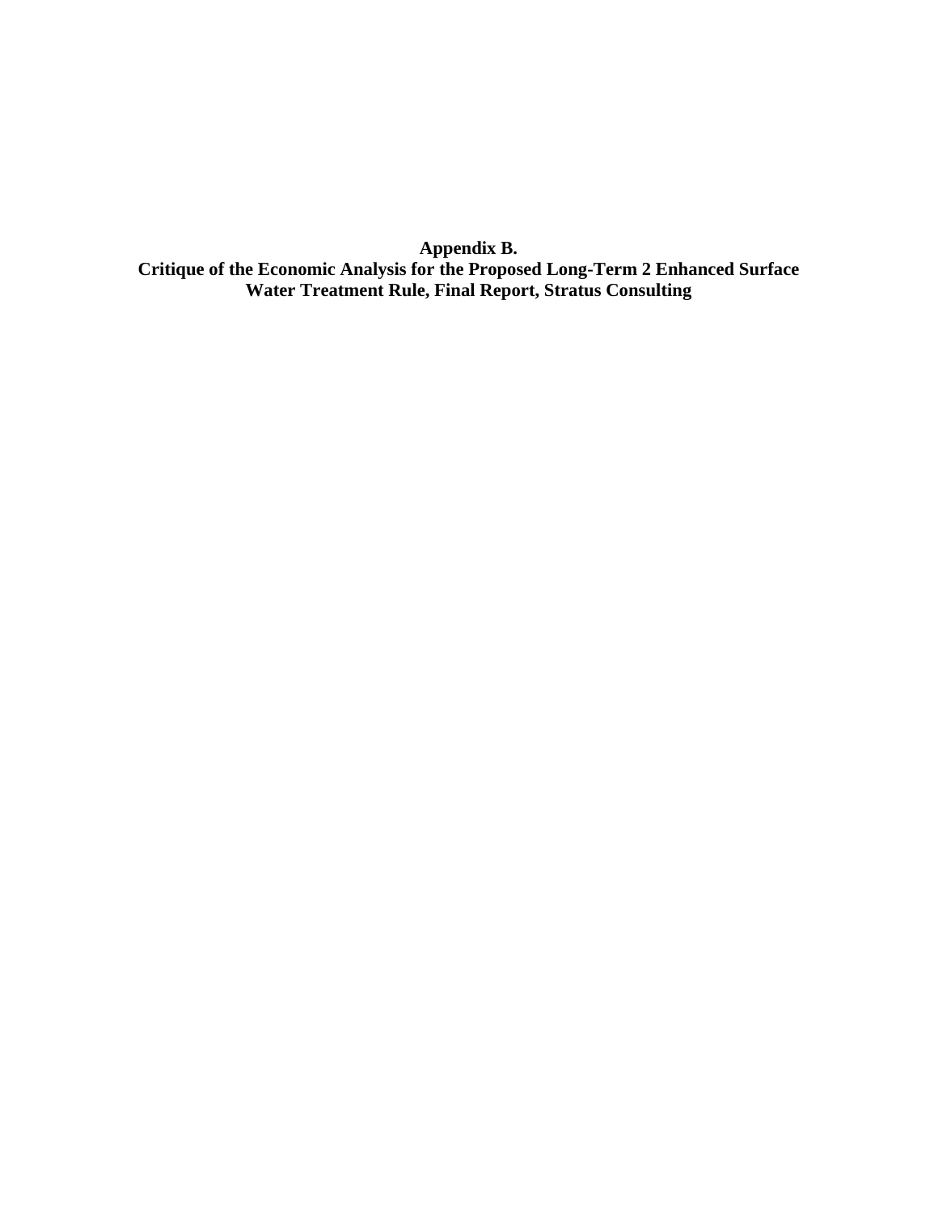# Appendix B.
## Critique of the Economic Analysis for the Proposed Long-Term 2 Enhanced Surface Water Treatment Rule, Final Report, Stratus Consulting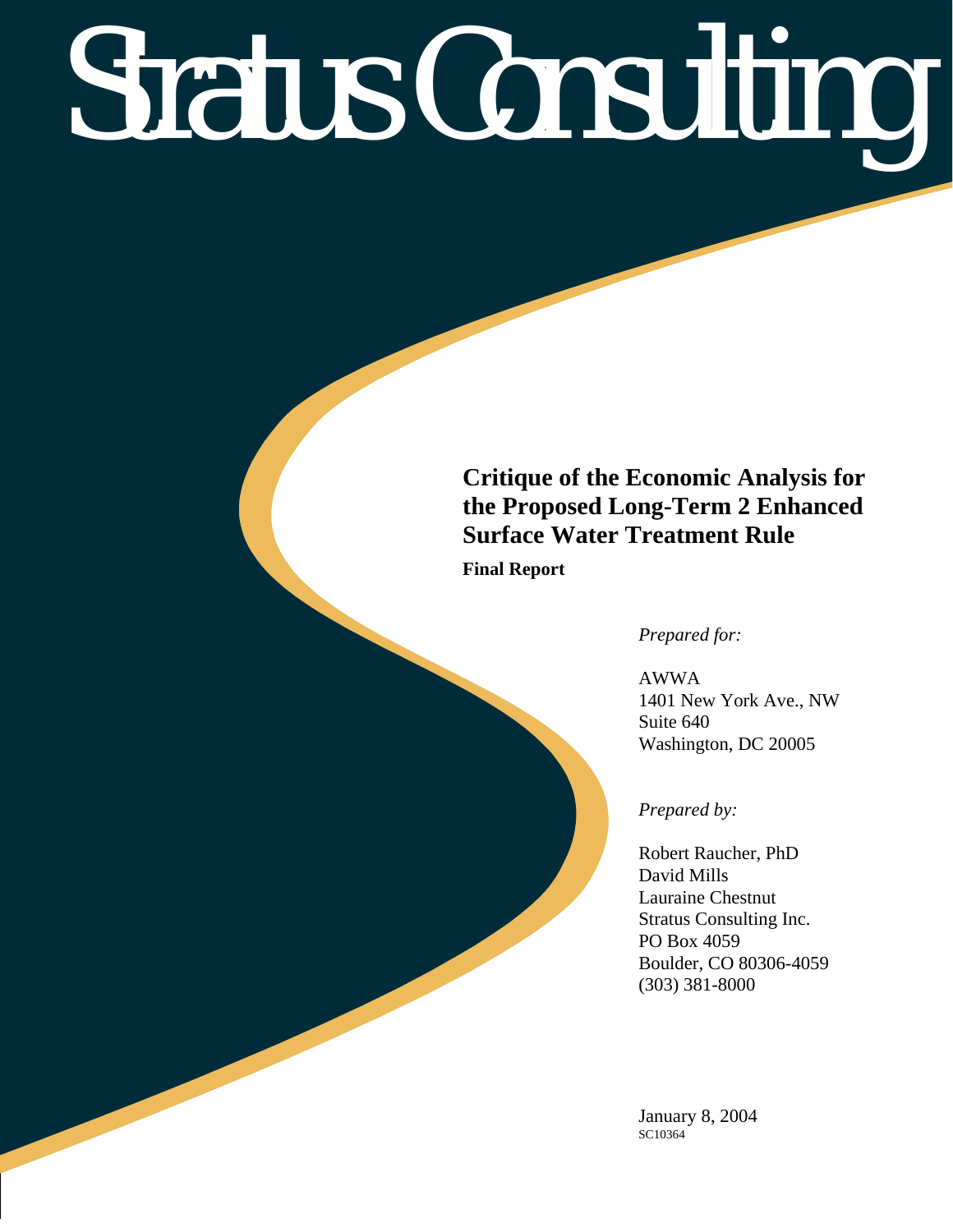# Stratus Consulting

## Critique of the Economic Analysis for the Proposed Long-Term 2 Enhanced Surface Water Treatment Rule

**Final Report**

*Prepared for:*

AWWA
1401 New York Ave., NW
Suite 640
Washington, DC 20005

*Prepared by:*

Robert Raucher, PhD
David Mills
Lauraine Chestnut
Stratus Consulting Inc.
PO Box 4059
Boulder, CO 80306-4059
(303) 381-8000

January 8, 2004
SC10364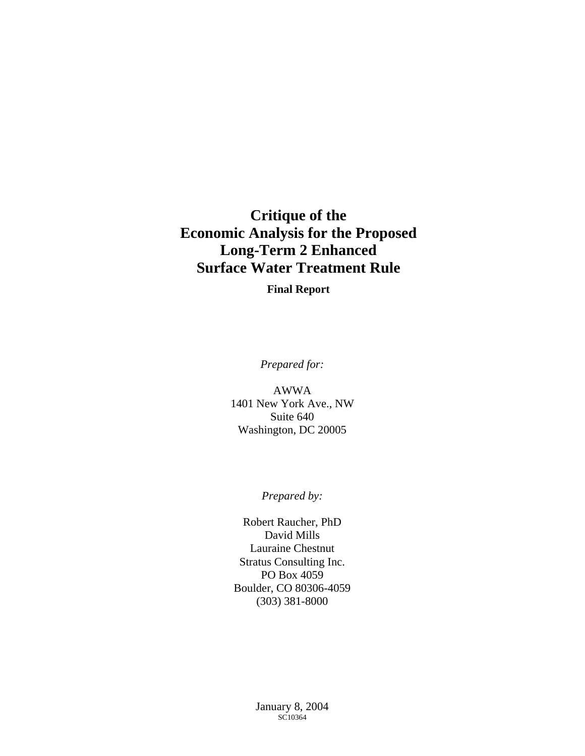# Critique of the Economic Analysis for the Proposed Long-Term 2 Enhanced Surface Water Treatment Rule

**Final Report**

*Prepared for:*

AWWA
1401 New York Ave., NW
Suite 640
Washington, DC 20005

*Prepared by:*

Robert Raucher, PhD
David Mills
Lauraine Chestnut
Stratus Consulting Inc.
PO Box 4059
Boulder, CO 80306-4059
(303) 381-8000

January 8, 2004
SC10364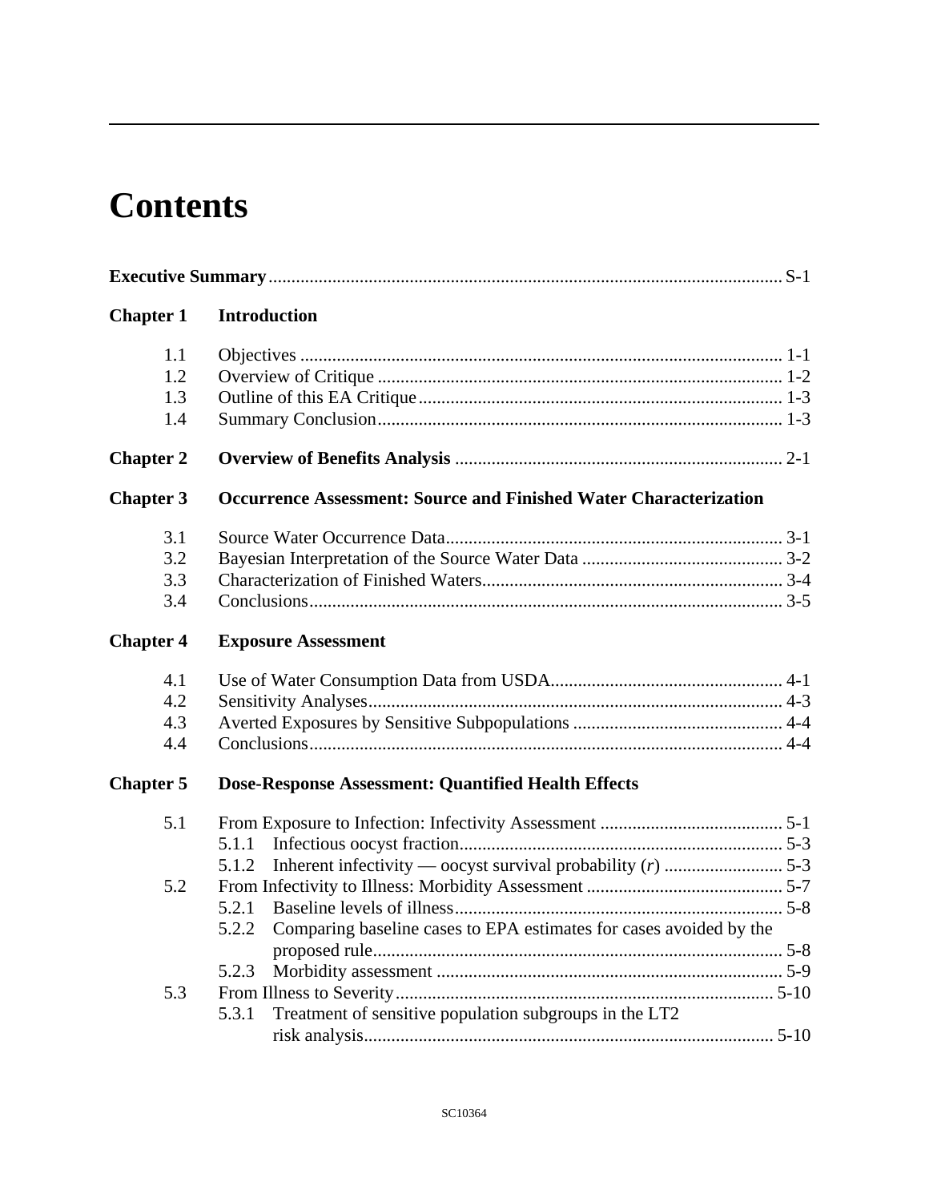# Contents

**Executive Summary** ........ S-1

**Chapter 1 Introduction**

1.1 Objectives ........ 1-1
1.2 Overview of Critique ........ 1-2
1.3 Outline of this EA Critique ........ 1-3
1.4 Summary Conclusion ........ 1-3

**Chapter 2 Overview of Benefits Analysis** ........ 2-1

**Chapter 3 Occurrence Assessment: Source and Finished Water Characterization**

3.1 Source Water Occurrence Data ........ 3-1
3.2 Bayesian Interpretation of the Source Water Data ........ 3-2
3.3 Characterization of Finished Waters ........ 3-4
3.4 Conclusions ........ 3-5

**Chapter 4 Exposure Assessment**

4.1 Use of Water Consumption Data from USDA ........ 4-1
4.2 Sensitivity Analyses ........ 4-3
4.3 Averted Exposures by Sensitive Subpopulations ........ 4-4
4.4 Conclusions ........ 4-4

**Chapter 5 Dose-Response Assessment: Quantified Health Effects**

5.1 From Exposure to Infection: Infectivity Assessment ........ 5-1
 5.1.1 Infectious oocyst fraction ........ 5-3
 5.1.2 Inherent infectivity — oocyst survival probability (*r*) ........ 5-3
5.2 From Infectivity to Illness: Morbidity Assessment ........ 5-7
 5.2.1 Baseline levels of illness ........ 5-8
 5.2.2 Comparing baseline cases to EPA estimates for cases avoided by the proposed rule ........ 5-8
 5.2.3 Morbidity assessment ........ 5-9
5.3 From Illness to Severity ........ 5-10
 5.3.1 Treatment of sensitive population subgroups in the LT2 risk analysis ........ 5-10

SC10364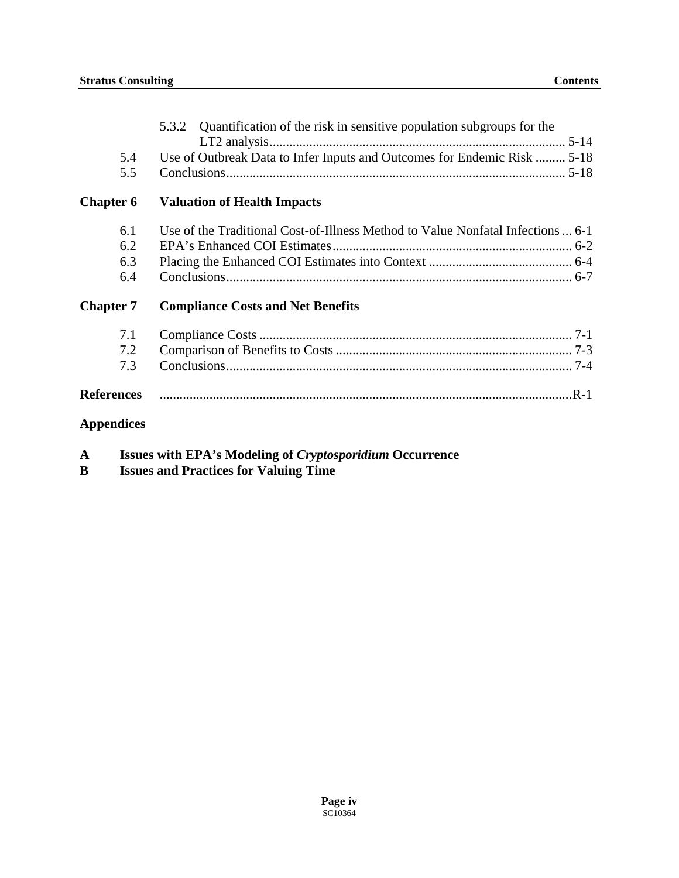5.3.2 Quantification of the risk in sensitive population subgroups for the LT2 analysis ........................................................................................ 5-14

5.4 Use of Outbreak Data to Infer Inputs and Outcomes for Endemic Risk ......... 5-18

5.5 Conclusions ..................................................................................................... 5-18

**Chapter 6 Valuation of Health Impacts**

6.1 Use of the Traditional Cost-of-Illness Method to Value Nonfatal Infections ... 6-1

6.2 EPA's Enhanced COI Estimates ....................................................................... 6-2

6.3 Placing the Enhanced COI Estimates into Context ........................................... 6-4

6.4 Conclusions ....................................................................................................... 6-7

**Chapter 7 Compliance Costs and Net Benefits**

7.1 Compliance Costs ............................................................................................. 7-1

7.2 Comparison of Benefits to Costs ...................................................................... 7-3

7.3 Conclusions ....................................................................................................... 7-4

**References** .......................................................................................................... R-1

**Appendices**

**A Issues with EPA's Modeling of *Cryptosporidium* Occurrence**

**B Issues and Practices for Valuing Time**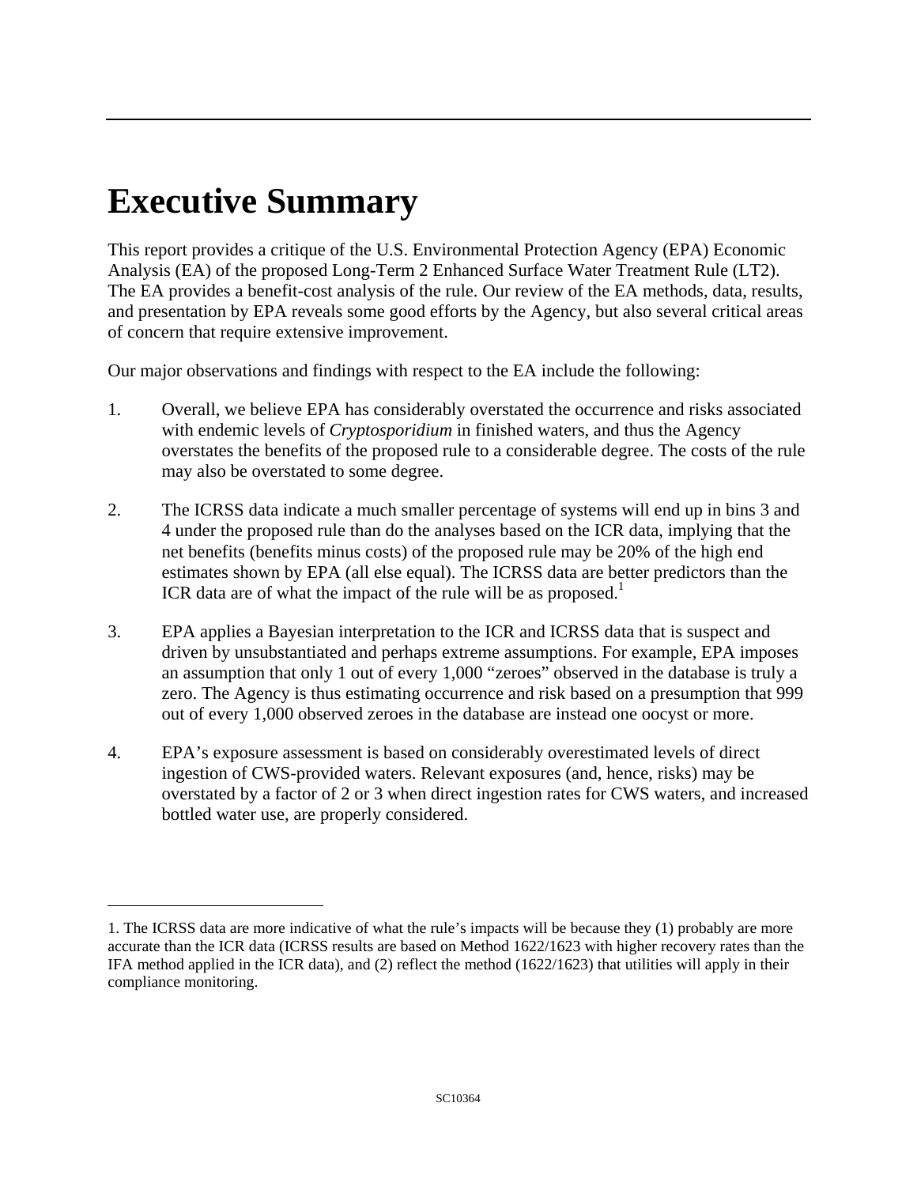# Executive Summary

This report provides a critique of the U.S. Environmental Protection Agency (EPA) Economic Analysis (EA) of the proposed Long-Term 2 Enhanced Surface Water Treatment Rule (LT2). The EA provides a benefit-cost analysis of the rule. Our review of the EA methods, data, results, and presentation by EPA reveals some good efforts by the Agency, but also several critical areas of concern that require extensive improvement.

Our major observations and findings with respect to the EA include the following:

1. Overall, we believe EPA has considerably overstated the occurrence and risks associated with endemic levels of *Cryptosporidium* in finished waters, and thus the Agency overstates the benefits of the proposed rule to a considerable degree. The costs of the rule may also be overstated to some degree.

2. The ICRSS data indicate a much smaller percentage of systems will end up in bins 3 and 4 under the proposed rule than do the analyses based on the ICR data, implying that the net benefits (benefits minus costs) of the proposed rule may be 20% of the high end estimates shown by EPA (all else equal). The ICRSS data are better predictors than the ICR data are of what the impact of the rule will be as proposed.[1]

3. EPA applies a Bayesian interpretation to the ICR and ICRSS data that is suspect and driven by unsubstantiated and perhaps extreme assumptions. For example, EPA imposes an assumption that only 1 out of every 1,000 "zeroes" observed in the database is truly a zero. The Agency is thus estimating occurrence and risk based on a presumption that 999 out of every 1,000 observed zeroes in the database are instead one oocyst or more.

4. EPA's exposure assessment is based on considerably overestimated levels of direct ingestion of CWS-provided waters. Relevant exposures (and, hence, risks) may be overstated by a factor of 2 or 3 when direct ingestion rates for CWS waters, and increased bottled water use, are properly considered.

---

1. The ICRSS data are more indicative of what the rule's impacts will be because they (1) probably are more accurate than the ICR data (ICRSS results are based on Method 1622/1623 with higher recovery rates than the IFA method applied in the ICR data), and (2) reflect the method (1622/1623) that utilities will apply in their compliance monitoring.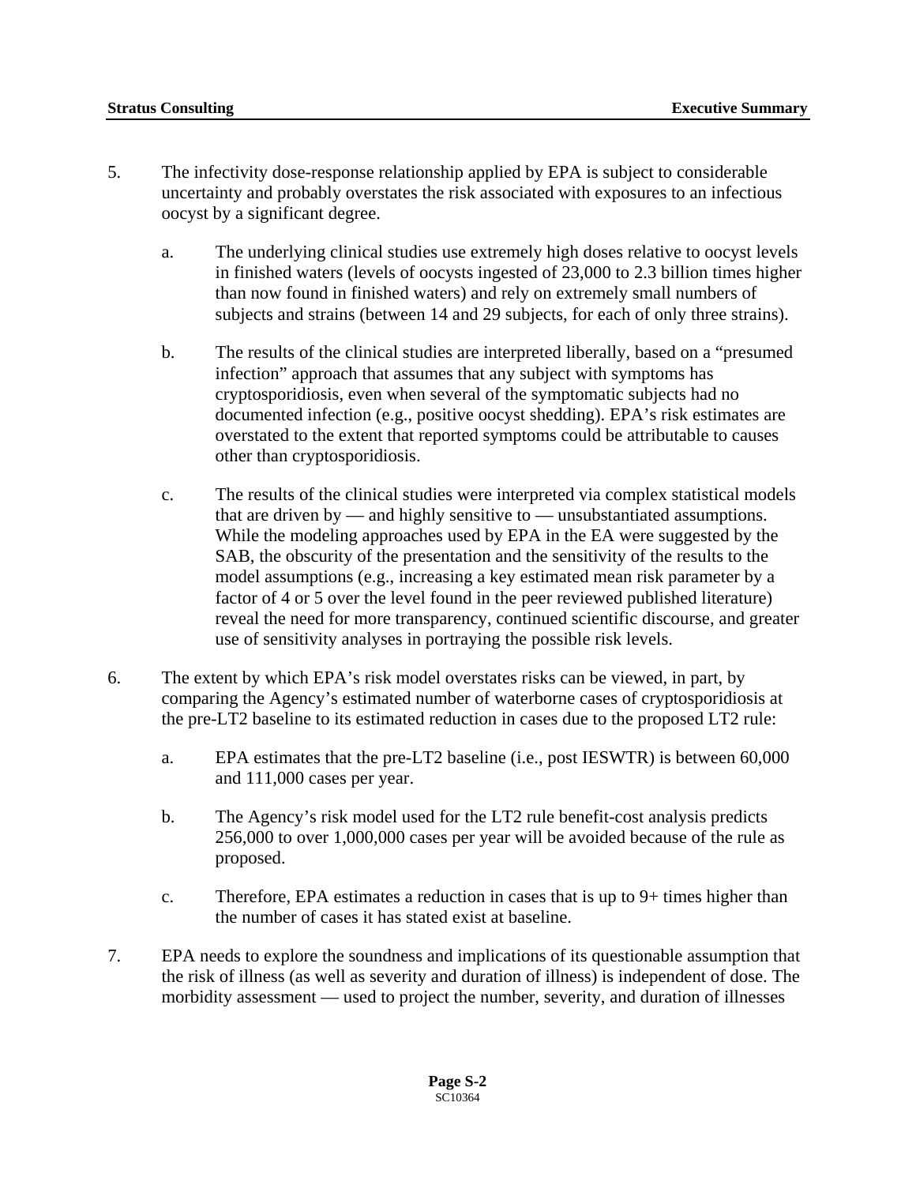5. The infectivity dose-response relationship applied by EPA is subject to considerable uncertainty and probably overstates the risk associated with exposures to an infectious oocyst by a significant degree.

   a. The underlying clinical studies use extremely high doses relative to oocyst levels in finished waters (levels of oocysts ingested of 23,000 to 2.3 billion times higher than now found in finished waters) and rely on extremely small numbers of subjects and strains (between 14 and 29 subjects, for each of only three strains).

   b. The results of the clinical studies are interpreted liberally, based on a "presumed infection" approach that assumes that any subject with symptoms has cryptosporidiosis, even when several of the symptomatic subjects had no documented infection (e.g., positive oocyst shedding). EPA's risk estimates are overstated to the extent that reported symptoms could be attributable to causes other than cryptosporidiosis.

   c. The results of the clinical studies were interpreted via complex statistical models that are driven by — and highly sensitive to — unsubstantiated assumptions. While the modeling approaches used by EPA in the EA were suggested by the SAB, the obscurity of the presentation and the sensitivity of the results to the model assumptions (e.g., increasing a key estimated mean risk parameter by a factor of 4 or 5 over the level found in the peer reviewed published literature) reveal the need for more transparency, continued scientific discourse, and greater use of sensitivity analyses in portraying the possible risk levels.

6. The extent by which EPA's risk model overstates risks can be viewed, in part, by comparing the Agency's estimated number of waterborne cases of cryptosporidiosis at the pre-LT2 baseline to its estimated reduction in cases due to the proposed LT2 rule:

   a. EPA estimates that the pre-LT2 baseline (i.e., post IESWTR) is between 60,000 and 111,000 cases per year.

   b. The Agency's risk model used for the LT2 rule benefit-cost analysis predicts 256,000 to over 1,000,000 cases per year will be avoided because of the rule as proposed.

   c. Therefore, EPA estimates a reduction in cases that is up to 9+ times higher than the number of cases it has stated exist at baseline.

7. EPA needs to explore the soundness and implications of its questionable assumption that the risk of illness (as well as severity and duration of illness) is independent of dose. The morbidity assessment — used to project the number, severity, and duration of illnesses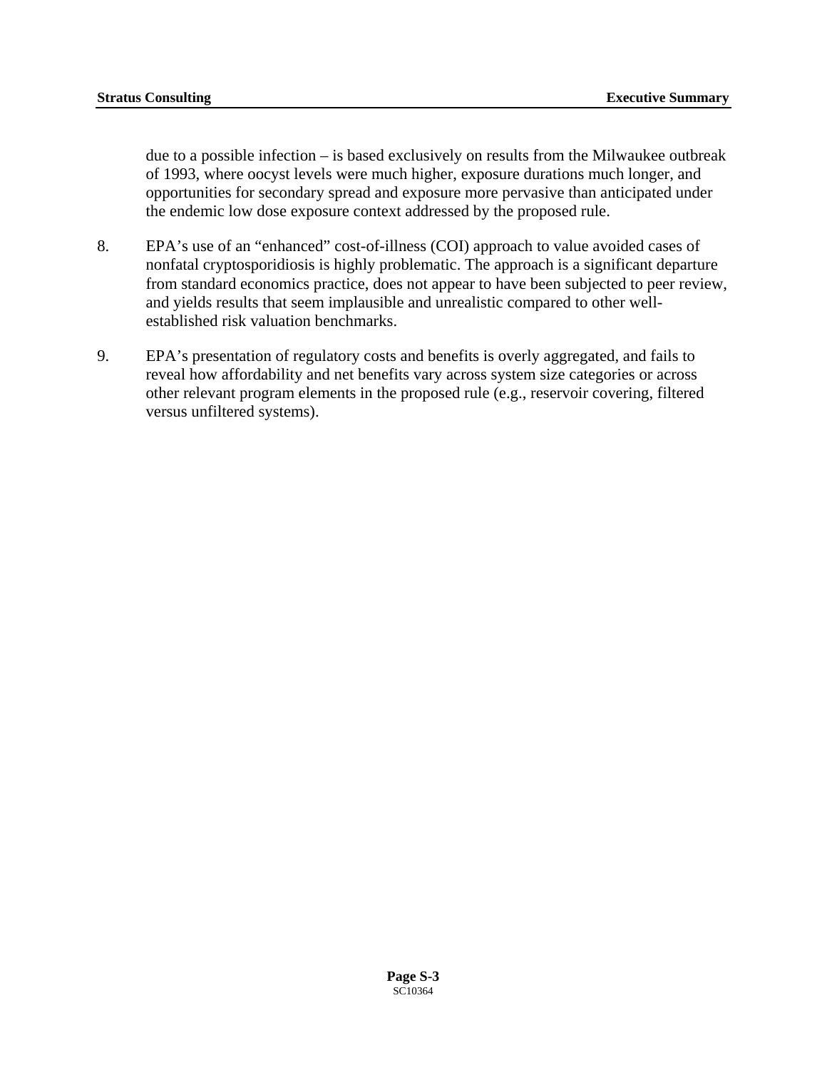due to a possible infection – is based exclusively on results from the Milwaukee outbreak of 1993, where oocyst levels were much higher, exposure durations much longer, and opportunities for secondary spread and exposure more pervasive than anticipated under the endemic low dose exposure context addressed by the proposed rule.

8. EPA's use of an "enhanced" cost-of-illness (COI) approach to value avoided cases of nonfatal cryptosporidiosis is highly problematic. The approach is a significant departure from standard economics practice, does not appear to have been subjected to peer review, and yields results that seem implausible and unrealistic compared to other well-established risk valuation benchmarks.

9. EPA's presentation of regulatory costs and benefits is overly aggregated, and fails to reveal how affordability and net benefits vary across system size categories or across other relevant program elements in the proposed rule (e.g., reservoir covering, filtered versus unfiltered systems).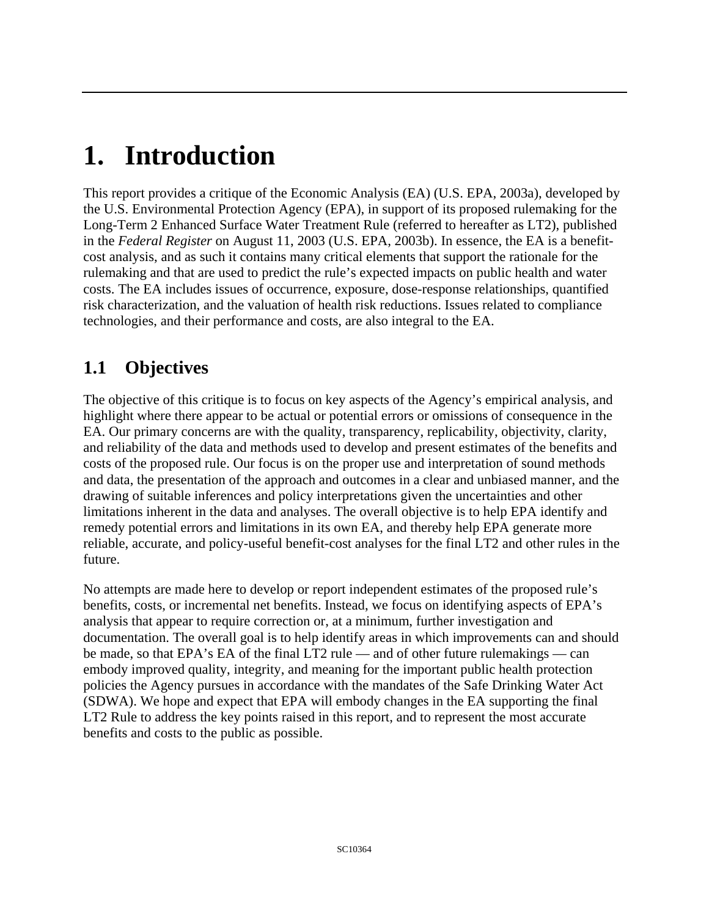# 1. Introduction

This report provides a critique of the Economic Analysis (EA) (U.S. EPA, 2003a), developed by the U.S. Environmental Protection Agency (EPA), in support of its proposed rulemaking for the Long-Term 2 Enhanced Surface Water Treatment Rule (referred to hereafter as LT2), published in the *Federal Register* on August 11, 2003 (U.S. EPA, 2003b). In essence, the EA is a benefit-cost analysis, and as such it contains many critical elements that support the rationale for the rulemaking and that are used to predict the rule's expected impacts on public health and water costs. The EA includes issues of occurrence, exposure, dose-response relationships, quantified risk characterization, and the valuation of health risk reductions. Issues related to compliance technologies, and their performance and costs, are also integral to the EA.

## 1.1 Objectives

The objective of this critique is to focus on key aspects of the Agency's empirical analysis, and highlight where there appear to be actual or potential errors or omissions of consequence in the EA. Our primary concerns are with the quality, transparency, replicability, objectivity, clarity, and reliability of the data and methods used to develop and present estimates of the benefits and costs of the proposed rule. Our focus is on the proper use and interpretation of sound methods and data, the presentation of the approach and outcomes in a clear and unbiased manner, and the drawing of suitable inferences and policy interpretations given the uncertainties and other limitations inherent in the data and analyses. The overall objective is to help EPA identify and remedy potential errors and limitations in its own EA, and thereby help EPA generate more reliable, accurate, and policy-useful benefit-cost analyses for the final LT2 and other rules in the future.

No attempts are made here to develop or report independent estimates of the proposed rule's benefits, costs, or incremental net benefits. Instead, we focus on identifying aspects of EPA's analysis that appear to require correction or, at a minimum, further investigation and documentation. The overall goal is to help identify areas in which improvements can and should be made, so that EPA's EA of the final LT2 rule — and of other future rulemakings — can embody improved quality, integrity, and meaning for the important public health protection policies the Agency pursues in accordance with the mandates of the Safe Drinking Water Act (SDWA). We hope and expect that EPA will embody changes in the EA supporting the final LT2 Rule to address the key points raised in this report, and to represent the most accurate benefits and costs to the public as possible.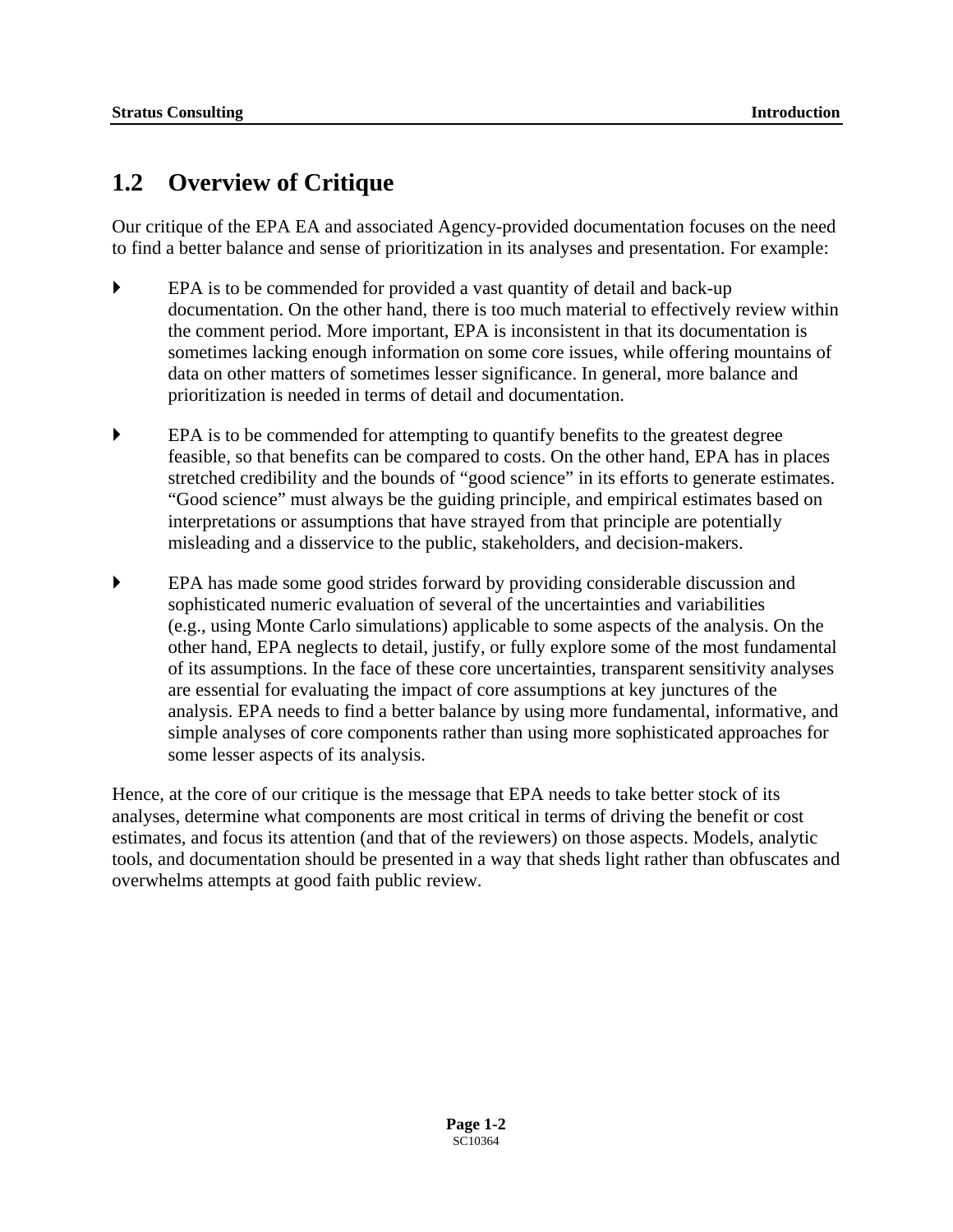## 1.2 Overview of Critique

Our critique of the EPA EA and associated Agency-provided documentation focuses on the need to find a better balance and sense of prioritization in its analyses and presentation. For example:

- EPA is to be commended for provided a vast quantity of detail and back-up documentation. On the other hand, there is too much material to effectively review within the comment period. More important, EPA is inconsistent in that its documentation is sometimes lacking enough information on some core issues, while offering mountains of data on other matters of sometimes lesser significance. In general, more balance and prioritization is needed in terms of detail and documentation.

- EPA is to be commended for attempting to quantify benefits to the greatest degree feasible, so that benefits can be compared to costs. On the other hand, EPA has in places stretched credibility and the bounds of "good science" in its efforts to generate estimates. "Good science" must always be the guiding principle, and empirical estimates based on interpretations or assumptions that have strayed from that principle are potentially misleading and a disservice to the public, stakeholders, and decision-makers.

- EPA has made some good strides forward by providing considerable discussion and sophisticated numeric evaluation of several of the uncertainties and variabilities (e.g., using Monte Carlo simulations) applicable to some aspects of the analysis. On the other hand, EPA neglects to detail, justify, or fully explore some of the most fundamental of its assumptions. In the face of these core uncertainties, transparent sensitivity analyses are essential for evaluating the impact of core assumptions at key junctures of the analysis. EPA needs to find a better balance by using more fundamental, informative, and simple analyses of core components rather than using more sophisticated approaches for some lesser aspects of its analysis.

Hence, at the core of our critique is the message that EPA needs to take better stock of its analyses, determine what components are most critical in terms of driving the benefit or cost estimates, and focus its attention (and that of the reviewers) on those aspects. Models, analytic tools, and documentation should be presented in a way that sheds light rather than obfuscates and overwhelms attempts at good faith public review.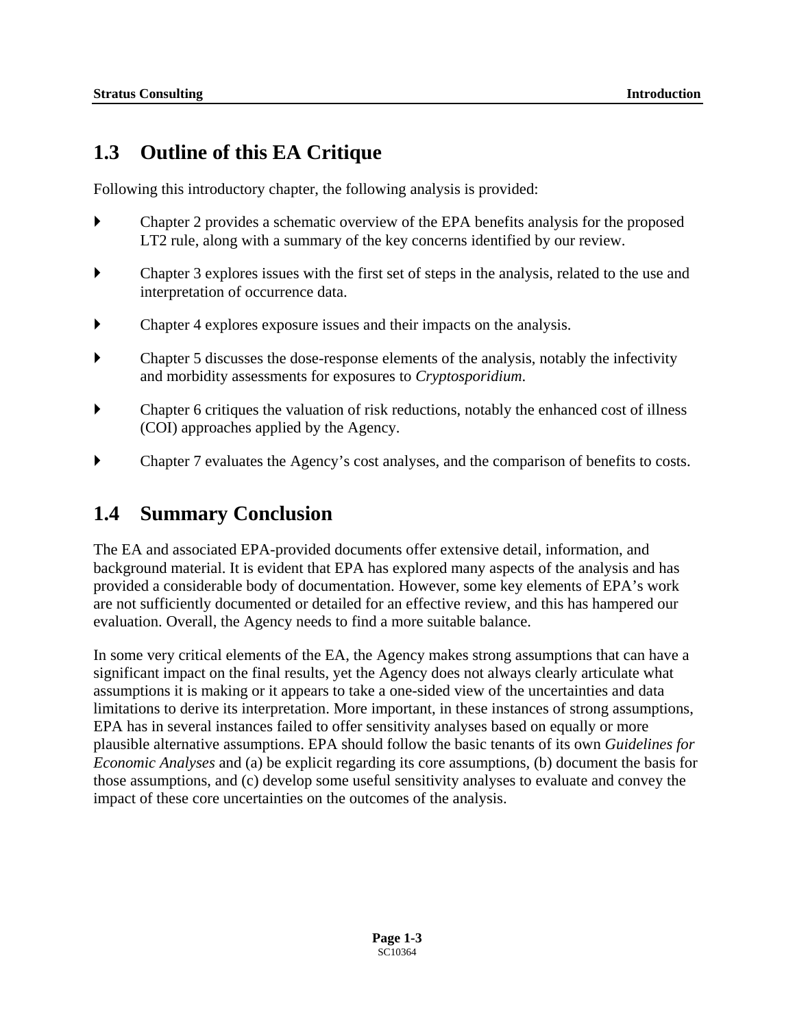## 1.3 Outline of this EA Critique

Following this introductory chapter, the following analysis is provided:

- Chapter 2 provides a schematic overview of the EPA benefits analysis for the proposed LT2 rule, along with a summary of the key concerns identified by our review.
- Chapter 3 explores issues with the first set of steps in the analysis, related to the use and interpretation of occurrence data.
- Chapter 4 explores exposure issues and their impacts on the analysis.
- Chapter 5 discusses the dose-response elements of the analysis, notably the infectivity and morbidity assessments for exposures to *Cryptosporidium*.
- Chapter 6 critiques the valuation of risk reductions, notably the enhanced cost of illness (COI) approaches applied by the Agency.
- Chapter 7 evaluates the Agency's cost analyses, and the comparison of benefits to costs.

## 1.4 Summary Conclusion

The EA and associated EPA-provided documents offer extensive detail, information, and background material. It is evident that EPA has explored many aspects of the analysis and has provided a considerable body of documentation. However, some key elements of EPA's work are not sufficiently documented or detailed for an effective review, and this has hampered our evaluation. Overall, the Agency needs to find a more suitable balance.

In some very critical elements of the EA, the Agency makes strong assumptions that can have a significant impact on the final results, yet the Agency does not always clearly articulate what assumptions it is making or it appears to take a one-sided view of the uncertainties and data limitations to derive its interpretation. More important, in these instances of strong assumptions, EPA has in several instances failed to offer sensitivity analyses based on equally or more plausible alternative assumptions. EPA should follow the basic tenants of its own *Guidelines for Economic Analyses* and (a) be explicit regarding its core assumptions, (b) document the basis for those assumptions, and (c) develop some useful sensitivity analyses to evaluate and convey the impact of these core uncertainties on the outcomes of the analysis.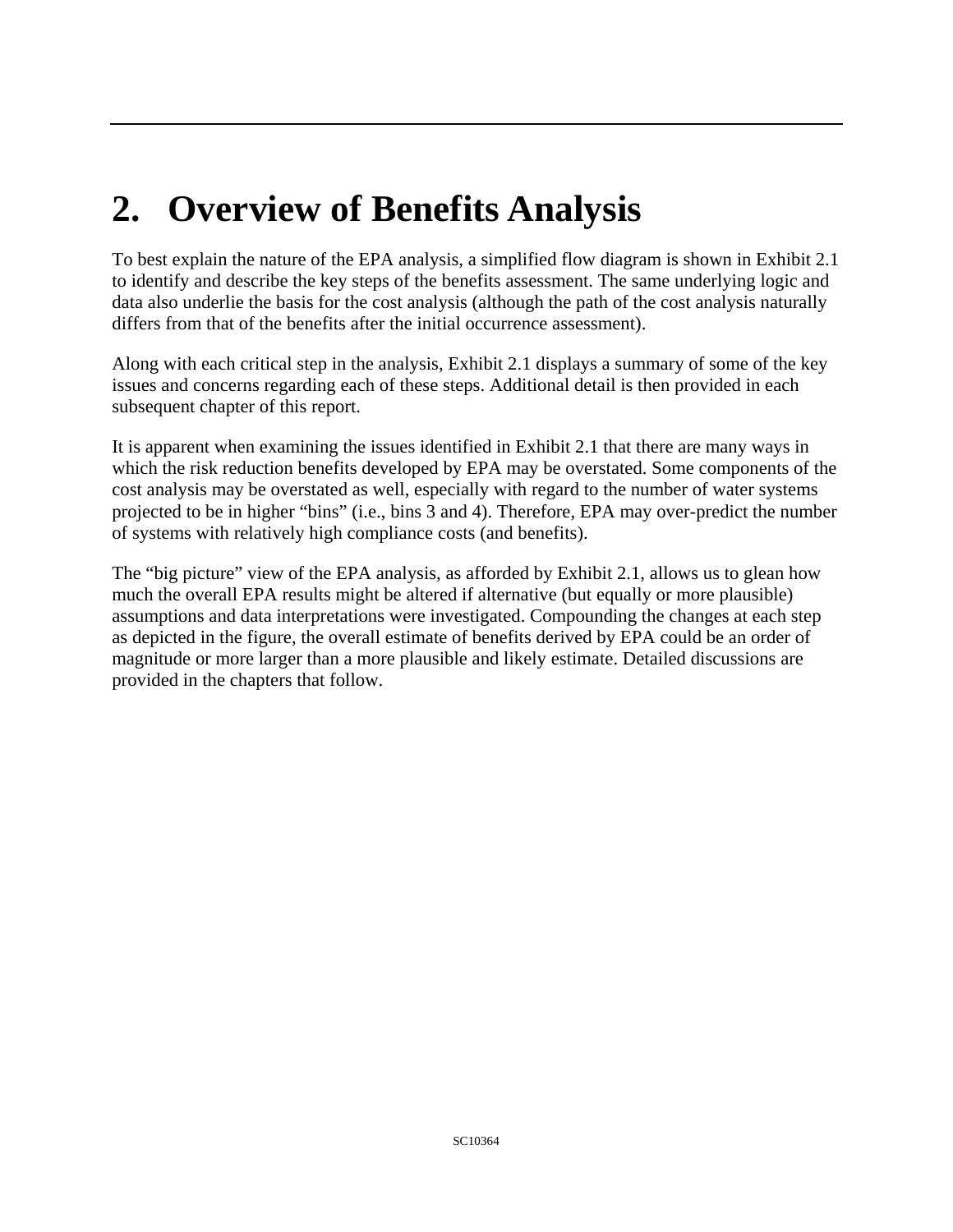# 2. Overview of Benefits Analysis

To best explain the nature of the EPA analysis, a simplified flow diagram is shown in Exhibit 2.1 to identify and describe the key steps of the benefits assessment. The same underlying logic and data also underlie the basis for the cost analysis (although the path of the cost analysis naturally differs from that of the benefits after the initial occurrence assessment).

Along with each critical step in the analysis, Exhibit 2.1 displays a summary of some of the key issues and concerns regarding each of these steps. Additional detail is then provided in each subsequent chapter of this report.

It is apparent when examining the issues identified in Exhibit 2.1 that there are many ways in which the risk reduction benefits developed by EPA may be overstated. Some components of the cost analysis may be overstated as well, especially with regard to the number of water systems projected to be in higher "bins" (i.e., bins 3 and 4). Therefore, EPA may over-predict the number of systems with relatively high compliance costs (and benefits).

The "big picture" view of the EPA analysis, as afforded by Exhibit 2.1, allows us to glean how much the overall EPA results might be altered if alternative (but equally or more plausible) assumptions and data interpretations were investigated. Compounding the changes at each step as depicted in the figure, the overall estimate of benefits derived by EPA could be an order of magnitude or more larger than a more plausible and likely estimate. Detailed discussions are provided in the chapters that follow.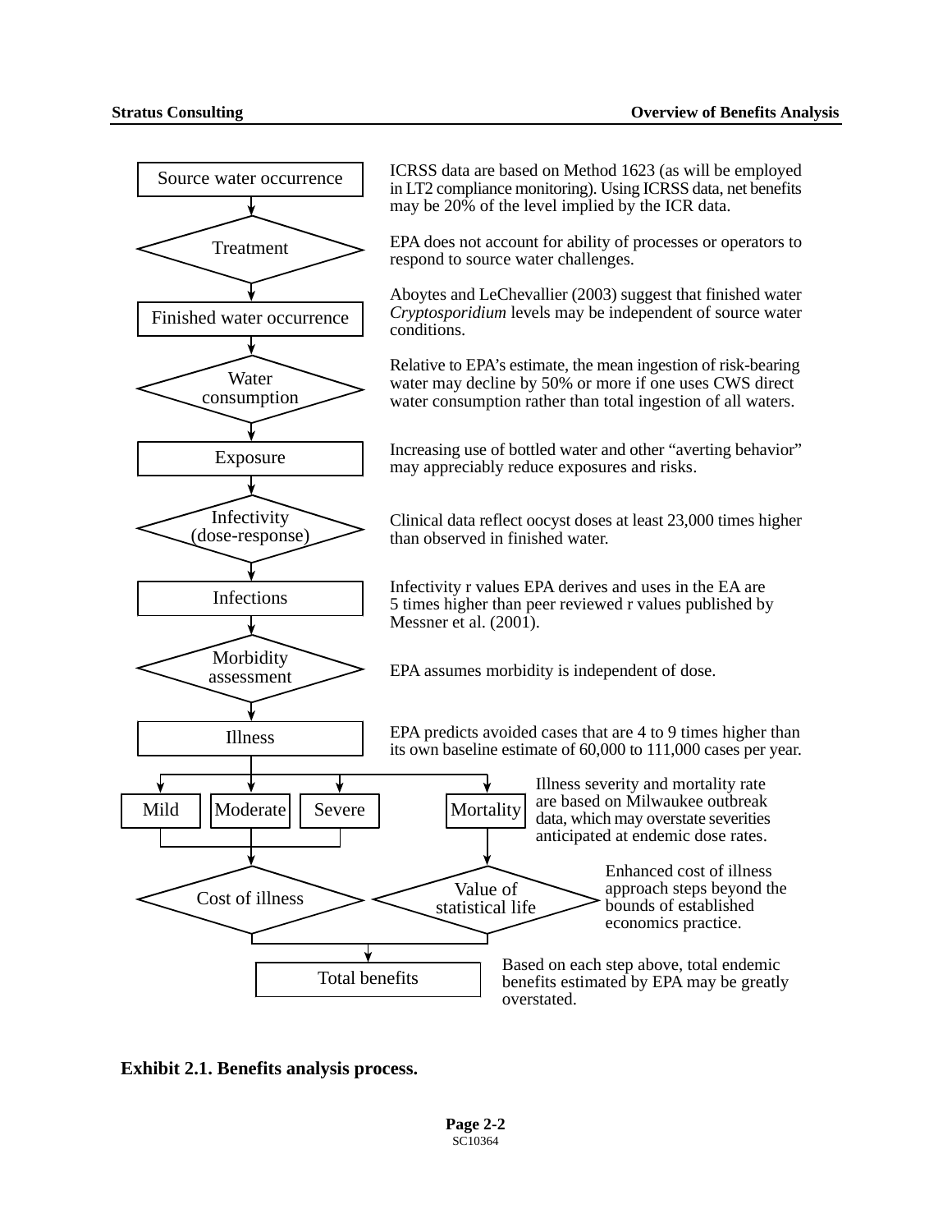| Step | Comment |
| --- | --- |
| Source water occurrence | ICRSS data are based on Method 1623 (as will be employed in LT2 compliance monitoring). Using ICRSS data, net benefits may be 20% of the level implied by the ICR data. |
| Treatment | EPA does not account for ability of processes or operators to respond to source water challenges. |
| Finished water occurrence | Aboytes and LeChevallier (2003) suggest that finished water *Cryptosporidium* levels may be independent of source water conditions. |
| Water consumption | Relative to EPA's estimate, the mean ingestion of risk-bearing water may decline by 50% or more if one uses CWS direct water consumption rather than total ingestion of all waters. |
| Exposure | Increasing use of bottled water and other "averting behavior" may appreciably reduce exposures and risks. |
| Infectivity (dose-response) | Clinical data reflect oocyst doses at least 23,000 times higher than observed in finished water. |
| Infections | Infectivity r values EPA derives and uses in the EA are 5 times higher than peer reviewed r values published by Messner et al. (2001). |
| Morbidity assessment | EPA assumes morbidity is independent of dose. |
| Illness | EPA predicts avoided cases that are 4 to 9 times higher than its own baseline estimate of 60,000 to 111,000 cases per year. |
| Mild / Moderate / Severe / Mortality | Illness severity and mortality rate are based on Milwaukee outbreak data, which may overstate severities anticipated at endemic dose rates. |
| Cost of illness / Value of statistical life | Enhanced cost of illness approach steps beyond the bounds of established economics practice. |
| Total benefits | Based on each step above, total endemic benefits estimated by EPA may be greatly overstated. |

**Exhibit 2.1. Benefits analysis process.**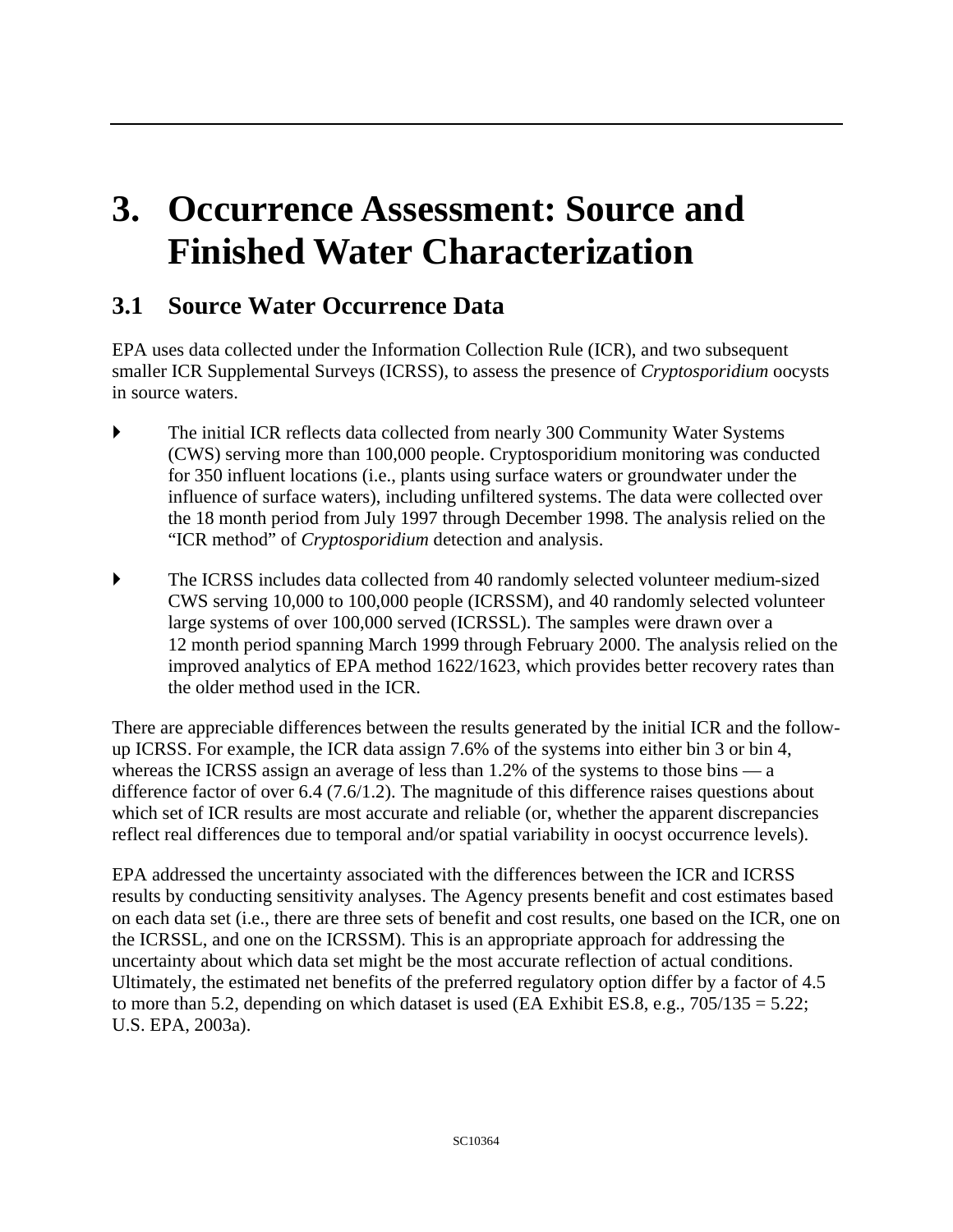# 3. Occurrence Assessment: Source and Finished Water Characterization

## 3.1 Source Water Occurrence Data

EPA uses data collected under the Information Collection Rule (ICR), and two subsequent smaller ICR Supplemental Surveys (ICRSS), to assess the presence of *Cryptosporidium* oocysts in source waters.

- The initial ICR reflects data collected from nearly 300 Community Water Systems (CWS) serving more than 100,000 people. Cryptosporidium monitoring was conducted for 350 influent locations (i.e., plants using surface waters or groundwater under the influence of surface waters), including unfiltered systems. The data were collected over the 18 month period from July 1997 through December 1998. The analysis relied on the "ICR method" of *Cryptosporidium* detection and analysis.

- The ICRSS includes data collected from 40 randomly selected volunteer medium-sized CWS serving 10,000 to 100,000 people (ICRSSM), and 40 randomly selected volunteer large systems of over 100,000 served (ICRSSL). The samples were drawn over a 12 month period spanning March 1999 through February 2000. The analysis relied on the improved analytics of EPA method 1622/1623, which provides better recovery rates than the older method used in the ICR.

There are appreciable differences between the results generated by the initial ICR and the follow-up ICRSS. For example, the ICR data assign 7.6% of the systems into either bin 3 or bin 4, whereas the ICRSS assign an average of less than 1.2% of the systems to those bins — a difference factor of over 6.4 (7.6/1.2). The magnitude of this difference raises questions about which set of ICR results are most accurate and reliable (or, whether the apparent discrepancies reflect real differences due to temporal and/or spatial variability in oocyst occurrence levels).

EPA addressed the uncertainty associated with the differences between the ICR and ICRSS results by conducting sensitivity analyses. The Agency presents benefit and cost estimates based on each data set (i.e., there are three sets of benefit and cost results, one based on the ICR, one on the ICRSSL, and one on the ICRSSM). This is an appropriate approach for addressing the uncertainty about which data set might be the most accurate reflection of actual conditions. Ultimately, the estimated net benefits of the preferred regulatory option differ by a factor of 4.5 to more than 5.2, depending on which dataset is used (EA Exhibit ES.8, e.g., 705/135 = 5.22; U.S. EPA, 2003a).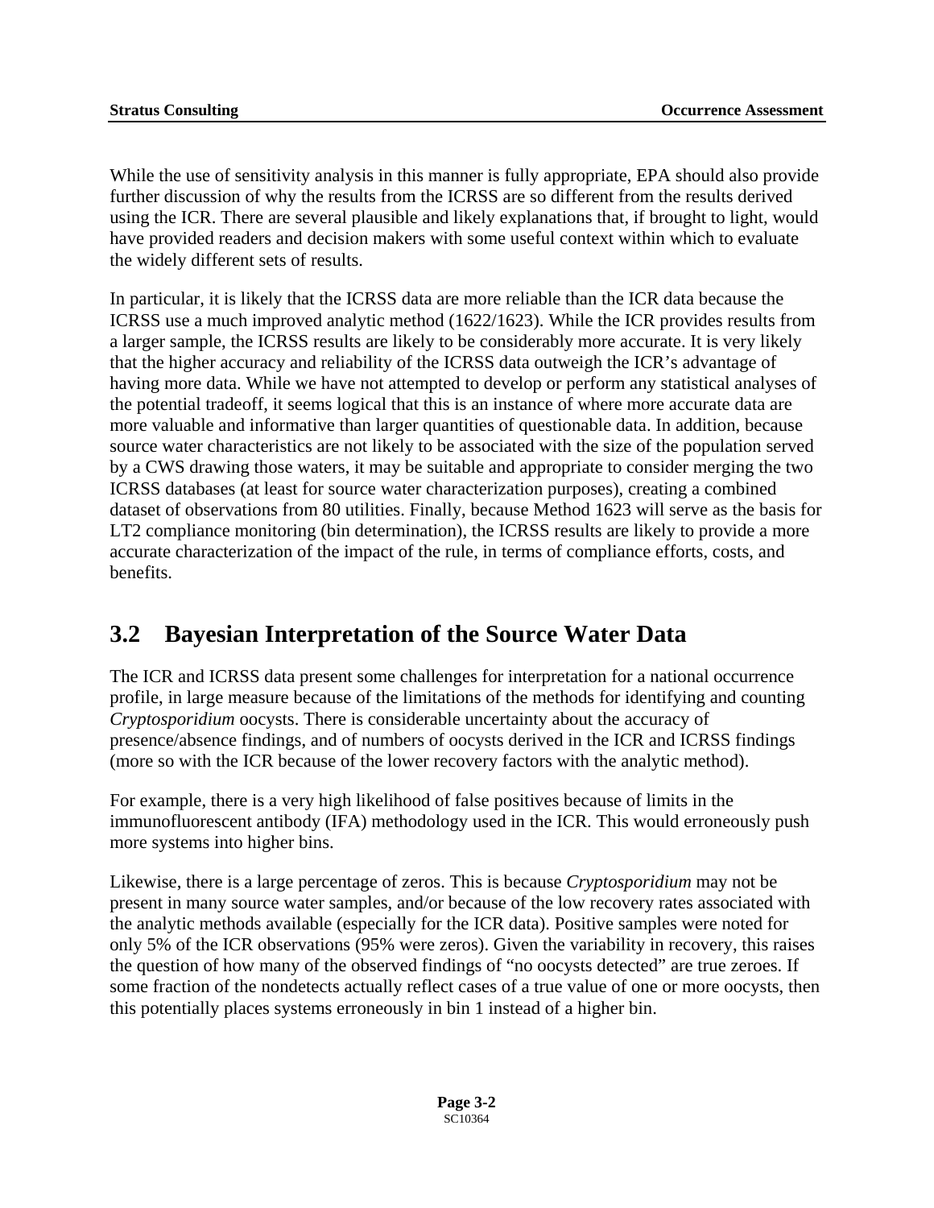While the use of sensitivity analysis in this manner is fully appropriate, EPA should also provide further discussion of why the results from the ICRSS are so different from the results derived using the ICR. There are several plausible and likely explanations that, if brought to light, would have provided readers and decision makers with some useful context within which to evaluate the widely different sets of results.

In particular, it is likely that the ICRSS data are more reliable than the ICR data because the ICRSS use a much improved analytic method (1622/1623). While the ICR provides results from a larger sample, the ICRSS results are likely to be considerably more accurate. It is very likely that the higher accuracy and reliability of the ICRSS data outweigh the ICR's advantage of having more data. While we have not attempted to develop or perform any statistical analyses of the potential tradeoff, it seems logical that this is an instance of where more accurate data are more valuable and informative than larger quantities of questionable data. In addition, because source water characteristics are not likely to be associated with the size of the population served by a CWS drawing those waters, it may be suitable and appropriate to consider merging the two ICRSS databases (at least for source water characterization purposes), creating a combined dataset of observations from 80 utilities. Finally, because Method 1623 will serve as the basis for LT2 compliance monitoring (bin determination), the ICRSS results are likely to provide a more accurate characterization of the impact of the rule, in terms of compliance efforts, costs, and benefits.

## 3.2 Bayesian Interpretation of the Source Water Data

The ICR and ICRSS data present some challenges for interpretation for a national occurrence profile, in large measure because of the limitations of the methods for identifying and counting *Cryptosporidium* oocysts. There is considerable uncertainty about the accuracy of presence/absence findings, and of numbers of oocysts derived in the ICR and ICRSS findings (more so with the ICR because of the lower recovery factors with the analytic method).

For example, there is a very high likelihood of false positives because of limits in the immunofluorescent antibody (IFA) methodology used in the ICR. This would erroneously push more systems into higher bins.

Likewise, there is a large percentage of zeros. This is because *Cryptosporidium* may not be present in many source water samples, and/or because of the low recovery rates associated with the analytic methods available (especially for the ICR data). Positive samples were noted for only 5% of the ICR observations (95% were zeros). Given the variability in recovery, this raises the question of how many of the observed findings of "no oocysts detected" are true zeroes. If some fraction of the nondetects actually reflect cases of a true value of one or more oocysts, then this potentially places systems erroneously in bin 1 instead of a higher bin.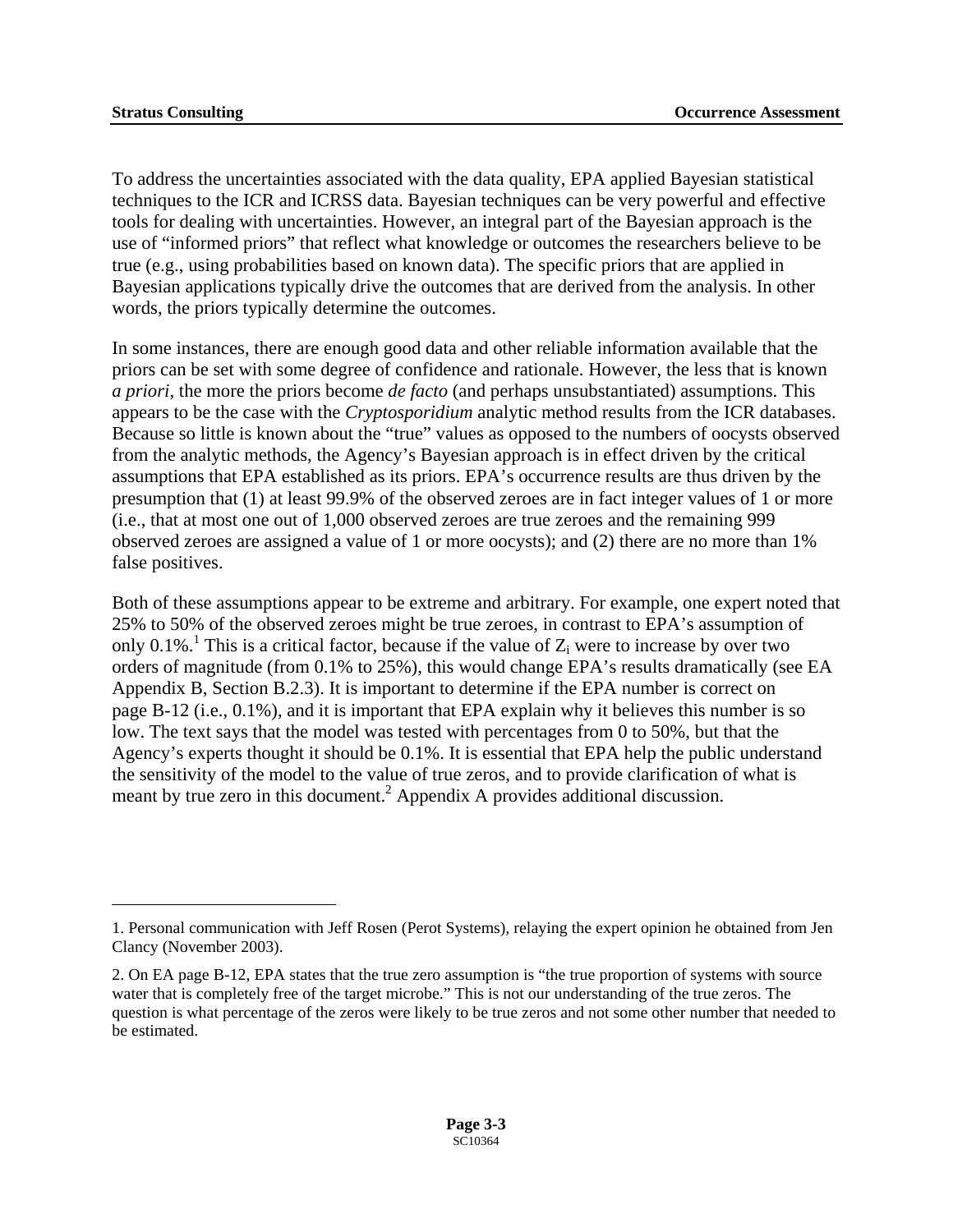To address the uncertainties associated with the data quality, EPA applied Bayesian statistical techniques to the ICR and ICRSS data. Bayesian techniques can be very powerful and effective tools for dealing with uncertainties. However, an integral part of the Bayesian approach is the use of "informed priors" that reflect what knowledge or outcomes the researchers believe to be true (e.g., using probabilities based on known data). The specific priors that are applied in Bayesian applications typically drive the outcomes that are derived from the analysis. In other words, the priors typically determine the outcomes.

In some instances, there are enough good data and other reliable information available that the priors can be set with some degree of confidence and rationale. However, the less that is known *a priori*, the more the priors become *de facto* (and perhaps unsubstantiated) assumptions. This appears to be the case with the *Cryptosporidium* analytic method results from the ICR databases. Because so little is known about the "true" values as opposed to the numbers of oocysts observed from the analytic methods, the Agency's Bayesian approach is in effect driven by the critical assumptions that EPA established as its priors. EPA's occurrence results are thus driven by the presumption that (1) at least 99.9% of the observed zeroes are in fact integer values of 1 or more (i.e., that at most one out of 1,000 observed zeroes are true zeroes and the remaining 999 observed zeroes are assigned a value of 1 or more oocysts); and (2) there are no more than 1% false positives.

Both of these assumptions appear to be extreme and arbitrary. For example, one expert noted that 25% to 50% of the observed zeroes might be true zeroes, in contrast to EPA's assumption of only 0.1%.[1] This is a critical factor, because if the value of $Z_i$ were to increase by over two orders of magnitude (from 0.1% to 25%), this would change EPA's results dramatically (see EA Appendix B, Section B.2.3). It is important to determine if the EPA number is correct on page B-12 (i.e., 0.1%), and it is important that EPA explain why it believes this number is so low. The text says that the model was tested with percentages from 0 to 50%, but that the Agency's experts thought it should be 0.1%. It is essential that EPA help the public understand the sensitivity of the model to the value of true zeros, and to provide clarification of what is meant by true zero in this document.[2] Appendix A provides additional discussion.

---

1. Personal communication with Jeff Rosen (Perot Systems), relaying the expert opinion he obtained from Jen Clancy (November 2003).

2. On EA page B-12, EPA states that the true zero assumption is "the true proportion of systems with source water that is completely free of the target microbe." This is not our understanding of the true zeros. The question is what percentage of the zeros were likely to be true zeros and not some other number that needed to be estimated.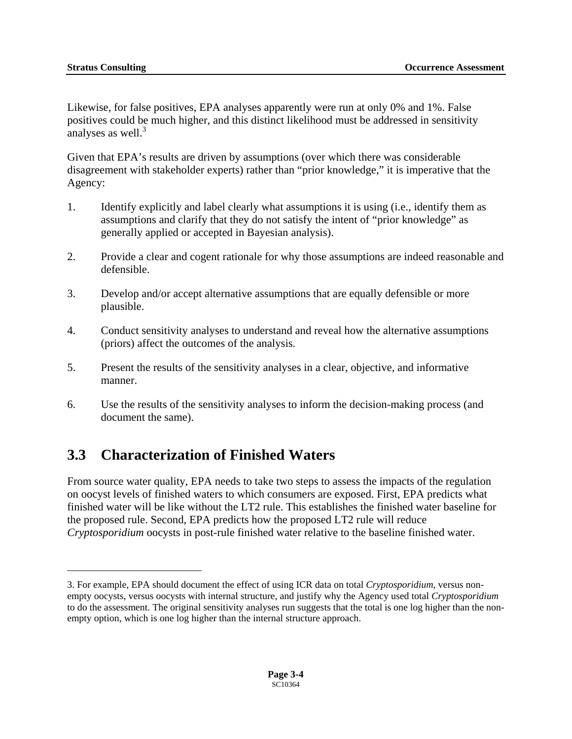Likewise, for false positives, EPA analyses apparently were run at only 0% and 1%. False positives could be much higher, and this distinct likelihood must be addressed in sensitivity analyses as well.[3]

Given that EPA's results are driven by assumptions (over which there was considerable disagreement with stakeholder experts) rather than "prior knowledge," it is imperative that the Agency:

1. Identify explicitly and label clearly what assumptions it is using (i.e., identify them as assumptions and clarify that they do not satisfy the intent of "prior knowledge" as generally applied or accepted in Bayesian analysis).

2. Provide a clear and cogent rationale for why those assumptions are indeed reasonable and defensible.

3. Develop and/or accept alternative assumptions that are equally defensible or more plausible.

4. Conduct sensitivity analyses to understand and reveal how the alternative assumptions (priors) affect the outcomes of the analysis.

5. Present the results of the sensitivity analyses in a clear, objective, and informative manner.

6. Use the results of the sensitivity analyses to inform the decision-making process (and document the same).

## 3.3 Characterization of Finished Waters

From source water quality, EPA needs to take two steps to assess the impacts of the regulation on oocyst levels of finished waters to which consumers are exposed. First, EPA predicts what finished water will be like without the LT2 rule. This establishes the finished water baseline for the proposed rule. Second, EPA predicts how the proposed LT2 rule will reduce *Cryptosporidium* oocysts in post-rule finished water relative to the baseline finished water.

---

3. For example, EPA should document the effect of using ICR data on total *Cryptosporidium*, versus non-empty oocysts, versus oocysts with internal structure, and justify why the Agency used total *Cryptosporidium* to do the assessment. The original sensitivity analyses run suggests that the total is one log higher than the non-empty option, which is one log higher than the internal structure approach.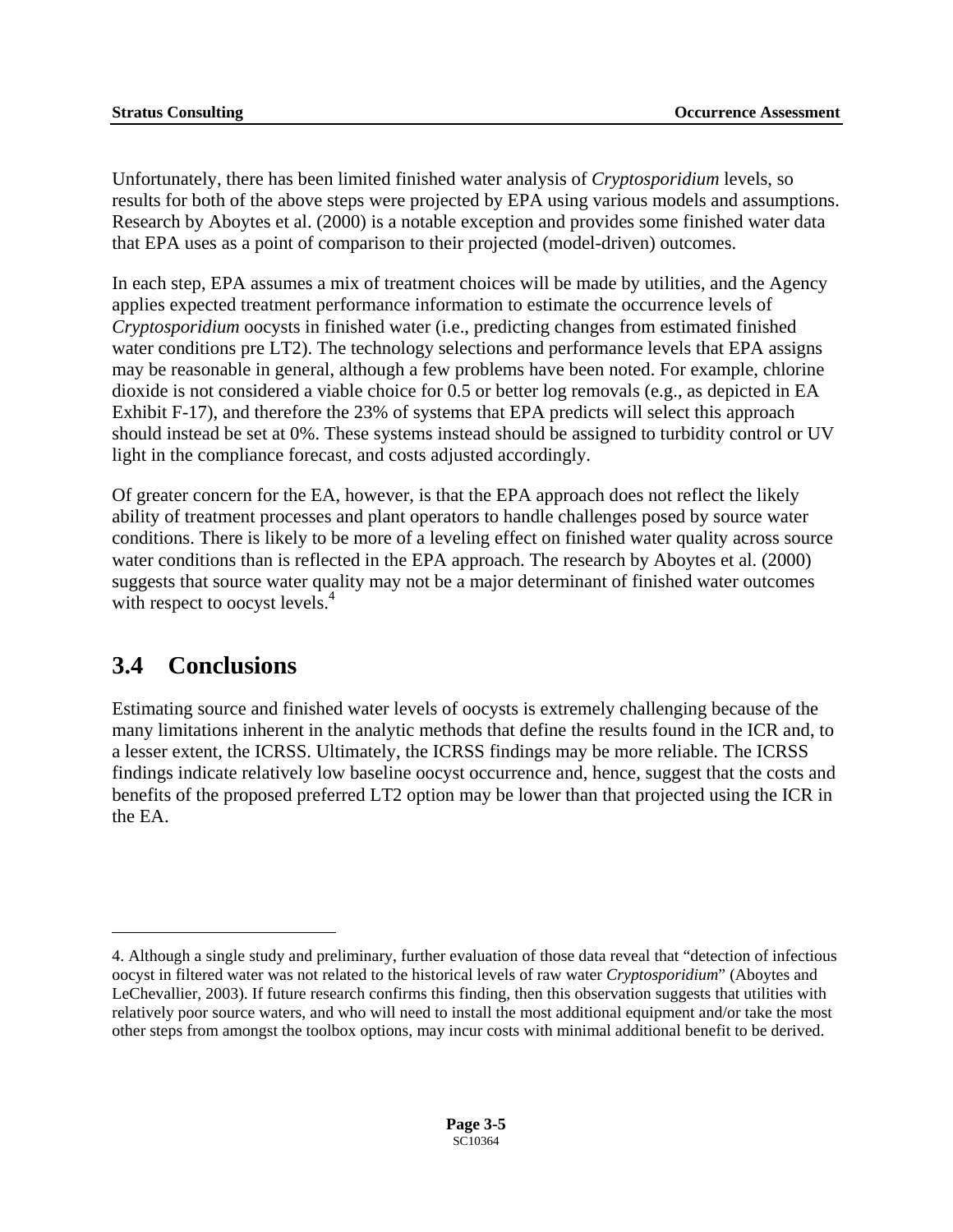Unfortunately, there has been limited finished water analysis of *Cryptosporidium* levels, so results for both of the above steps were projected by EPA using various models and assumptions. Research by Aboytes et al. (2000) is a notable exception and provides some finished water data that EPA uses as a point of comparison to their projected (model-driven) outcomes.

In each step, EPA assumes a mix of treatment choices will be made by utilities, and the Agency applies expected treatment performance information to estimate the occurrence levels of *Cryptosporidium* oocysts in finished water (i.e., predicting changes from estimated finished water conditions pre LT2). The technology selections and performance levels that EPA assigns may be reasonable in general, although a few problems have been noted. For example, chlorine dioxide is not considered a viable choice for 0.5 or better log removals (e.g., as depicted in EA Exhibit F-17), and therefore the 23% of systems that EPA predicts will select this approach should instead be set at 0%. These systems instead should be assigned to turbidity control or UV light in the compliance forecast, and costs adjusted accordingly.

Of greater concern for the EA, however, is that the EPA approach does not reflect the likely ability of treatment processes and plant operators to handle challenges posed by source water conditions. There is likely to be more of a leveling effect on finished water quality across source water conditions than is reflected in the EPA approach. The research by Aboytes et al. (2000) suggests that source water quality may not be a major determinant of finished water outcomes with respect to oocyst levels.[4]

## 3.4 Conclusions

Estimating source and finished water levels of oocysts is extremely challenging because of the many limitations inherent in the analytic methods that define the results found in the ICR and, to a lesser extent, the ICRSS. Ultimately, the ICRSS findings may be more reliable. The ICRSS findings indicate relatively low baseline oocyst occurrence and, hence, suggest that the costs and benefits of the proposed preferred LT2 option may be lower than that projected using the ICR in the EA.

---

4. Although a single study and preliminary, further evaluation of those data reveal that "detection of infectious oocyst in filtered water was not related to the historical levels of raw water *Cryptosporidium*" (Aboytes and LeChevallier, 2003). If future research confirms this finding, then this observation suggests that utilities with relatively poor source waters, and who will need to install the most additional equipment and/or take the most other steps from amongst the toolbox options, may incur costs with minimal additional benefit to be derived.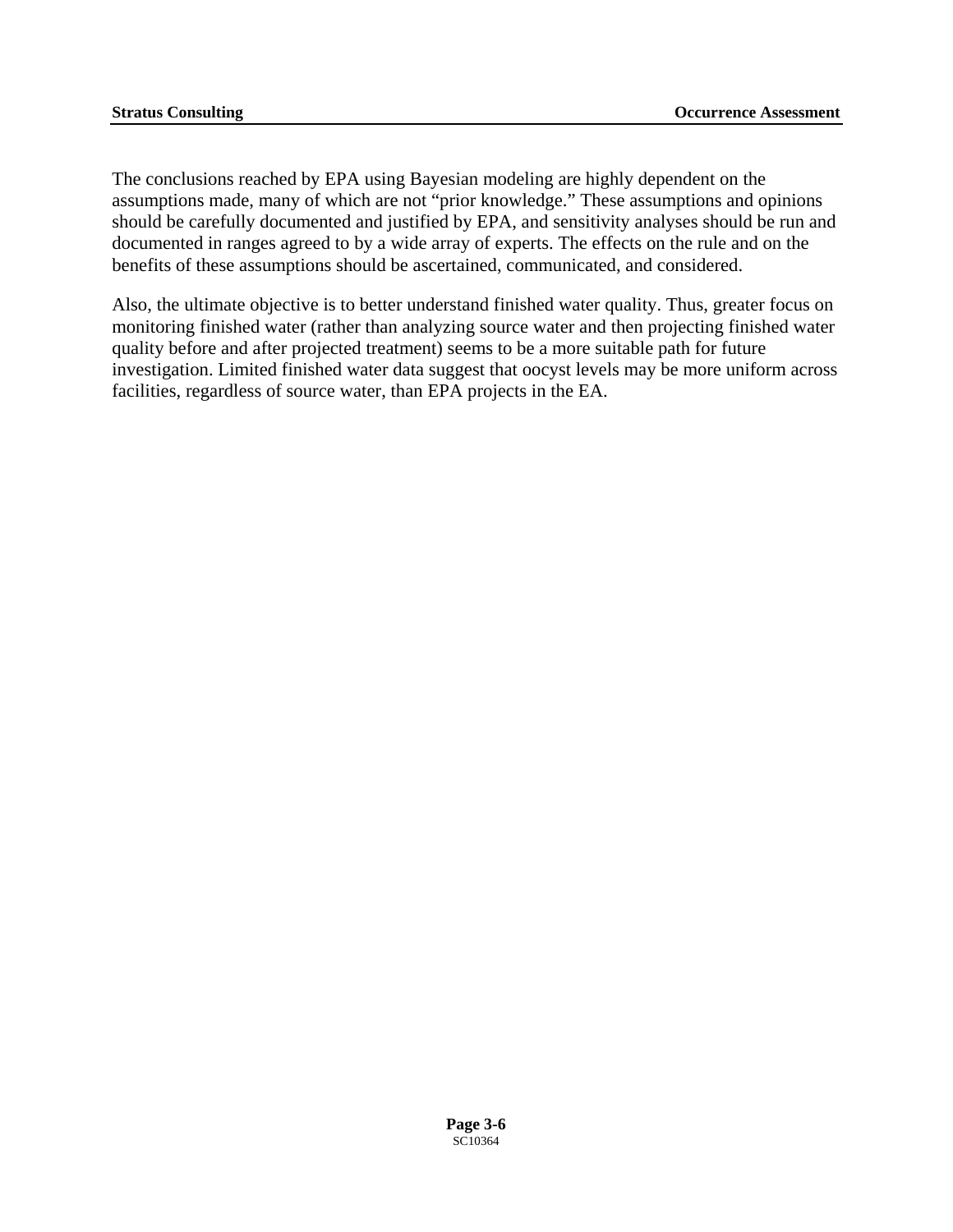The conclusions reached by EPA using Bayesian modeling are highly dependent on the assumptions made, many of which are not "prior knowledge." These assumptions and opinions should be carefully documented and justified by EPA, and sensitivity analyses should be run and documented in ranges agreed to by a wide array of experts. The effects on the rule and on the benefits of these assumptions should be ascertained, communicated, and considered.

Also, the ultimate objective is to better understand finished water quality. Thus, greater focus on monitoring finished water (rather than analyzing source water and then projecting finished water quality before and after projected treatment) seems to be a more suitable path for future investigation. Limited finished water data suggest that oocyst levels may be more uniform across facilities, regardless of source water, than EPA projects in the EA.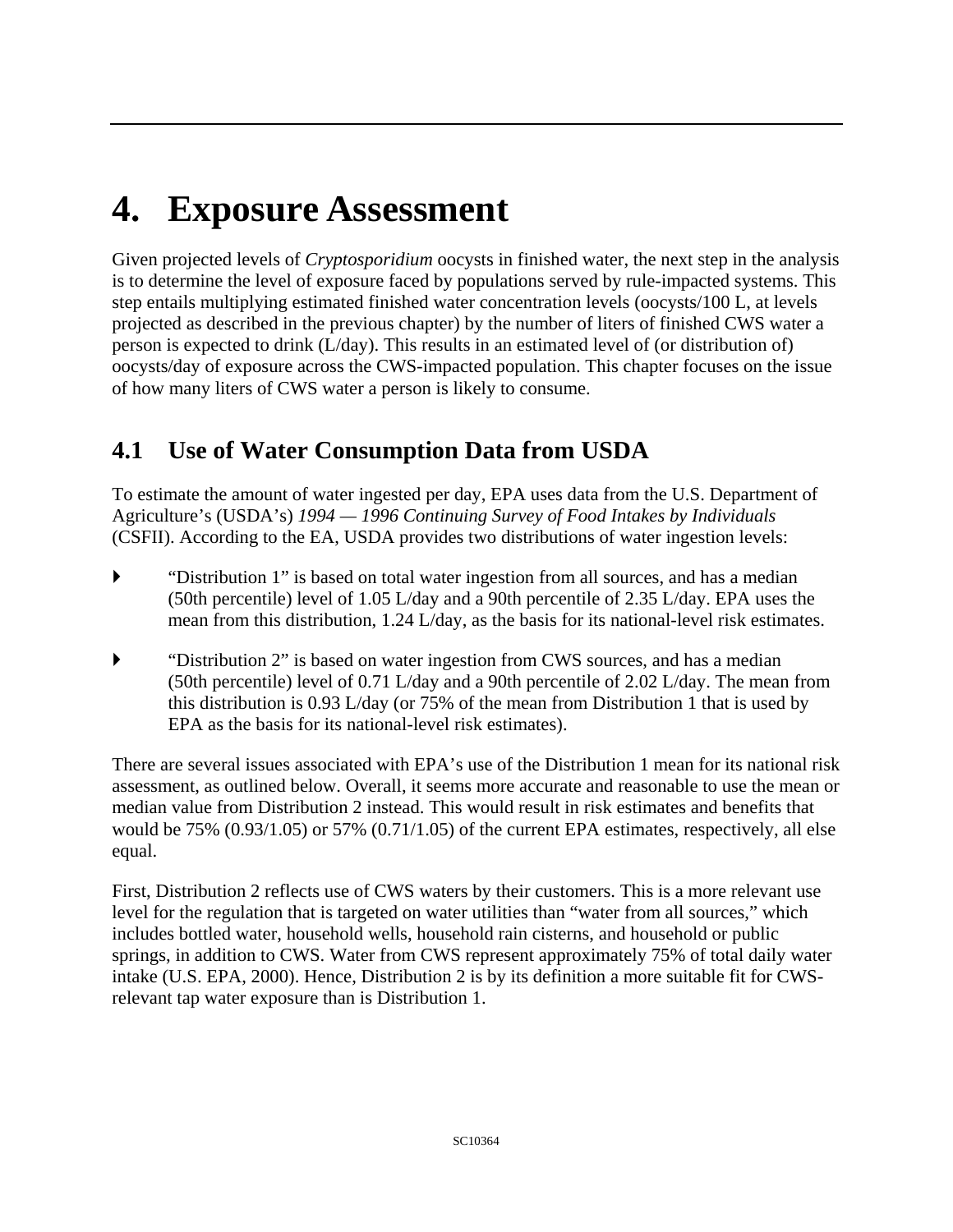# 4. Exposure Assessment

Given projected levels of *Cryptosporidium* oocysts in finished water, the next step in the analysis is to determine the level of exposure faced by populations served by rule-impacted systems. This step entails multiplying estimated finished water concentration levels (oocysts/100 L, at levels projected as described in the previous chapter) by the number of liters of finished CWS water a person is expected to drink (L/day). This results in an estimated level of (or distribution of) oocysts/day of exposure across the CWS-impacted population. This chapter focuses on the issue of how many liters of CWS water a person is likely to consume.

## 4.1 Use of Water Consumption Data from USDA

To estimate the amount of water ingested per day, EPA uses data from the U.S. Department of Agriculture's (USDA's) *1994 — 1996 Continuing Survey of Food Intakes by Individuals* (CSFII). According to the EA, USDA provides two distributions of water ingestion levels:

- "Distribution 1" is based on total water ingestion from all sources, and has a median (50th percentile) level of 1.05 L/day and a 90th percentile of 2.35 L/day. EPA uses the mean from this distribution, 1.24 L/day, as the basis for its national-level risk estimates.
- "Distribution 2" is based on water ingestion from CWS sources, and has a median (50th percentile) level of 0.71 L/day and a 90th percentile of 2.02 L/day. The mean from this distribution is 0.93 L/day (or 75% of the mean from Distribution 1 that is used by EPA as the basis for its national-level risk estimates).

There are several issues associated with EPA's use of the Distribution 1 mean for its national risk assessment, as outlined below. Overall, it seems more accurate and reasonable to use the mean or median value from Distribution 2 instead. This would result in risk estimates and benefits that would be 75% (0.93/1.05) or 57% (0.71/1.05) of the current EPA estimates, respectively, all else equal.

First, Distribution 2 reflects use of CWS waters by their customers. This is a more relevant use level for the regulation that is targeted on water utilities than "water from all sources," which includes bottled water, household wells, household rain cisterns, and household or public springs, in addition to CWS. Water from CWS represent approximately 75% of total daily water intake (U.S. EPA, 2000). Hence, Distribution 2 is by its definition a more suitable fit for CWS-relevant tap water exposure than is Distribution 1.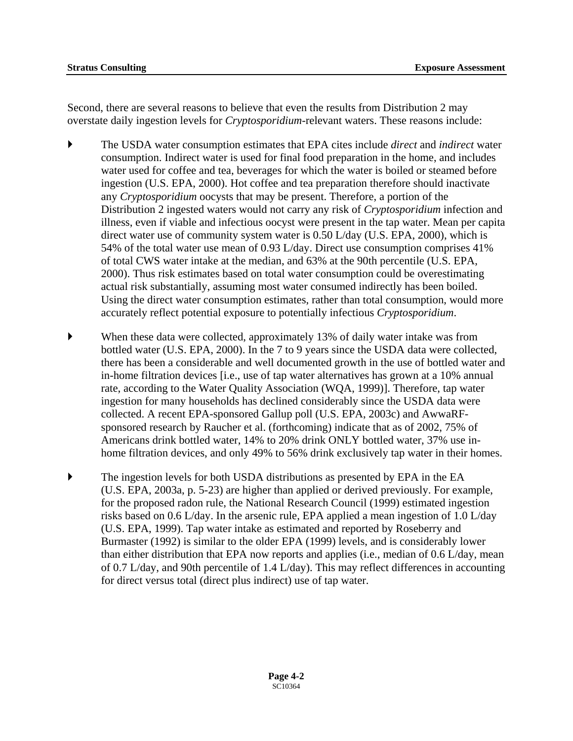Second, there are several reasons to believe that even the results from Distribution 2 may overstate daily ingestion levels for *Cryptosporidium*-relevant waters. These reasons include:

- The USDA water consumption estimates that EPA cites include *direct* and *indirect* water consumption. Indirect water is used for final food preparation in the home, and includes water used for coffee and tea, beverages for which the water is boiled or steamed before ingestion (U.S. EPA, 2000). Hot coffee and tea preparation therefore should inactivate any *Cryptosporidium* oocysts that may be present. Therefore, a portion of the Distribution 2 ingested waters would not carry any risk of *Cryptosporidium* infection and illness, even if viable and infectious oocyst were present in the tap water. Mean per capita direct water use of community system water is 0.50 L/day (U.S. EPA, 2000), which is 54% of the total water use mean of 0.93 L/day. Direct use consumption comprises 41% of total CWS water intake at the median, and 63% at the 90th percentile (U.S. EPA, 2000). Thus risk estimates based on total water consumption could be overestimating actual risk substantially, assuming most water consumed indirectly has been boiled. Using the direct water consumption estimates, rather than total consumption, would more accurately reflect potential exposure to potentially infectious *Cryptosporidium*.

- When these data were collected, approximately 13% of daily water intake was from bottled water (U.S. EPA, 2000). In the 7 to 9 years since the USDA data were collected, there has been a considerable and well documented growth in the use of bottled water and in-home filtration devices [i.e., use of tap water alternatives has grown at a 10% annual rate, according to the Water Quality Association (WQA, 1999)]. Therefore, tap water ingestion for many households has declined considerably since the USDA data were collected. A recent EPA-sponsored Gallup poll (U.S. EPA, 2003c) and AwwaRF-sponsored research by Raucher et al. (forthcoming) indicate that as of 2002, 75% of Americans drink bottled water, 14% to 20% drink ONLY bottled water, 37% use in-home filtration devices, and only 49% to 56% drink exclusively tap water in their homes.

- The ingestion levels for both USDA distributions as presented by EPA in the EA (U.S. EPA, 2003a, p. 5-23) are higher than applied or derived previously. For example, for the proposed radon rule, the National Research Council (1999) estimated ingestion risks based on 0.6 L/day. In the arsenic rule, EPA applied a mean ingestion of 1.0 L/day (U.S. EPA, 1999). Tap water intake as estimated and reported by Roseberry and Burmaster (1992) is similar to the older EPA (1999) levels, and is considerably lower than either distribution that EPA now reports and applies (i.e., median of 0.6 L/day, mean of 0.7 L/day, and 90th percentile of 1.4 L/day). This may reflect differences in accounting for direct versus total (direct plus indirect) use of tap water.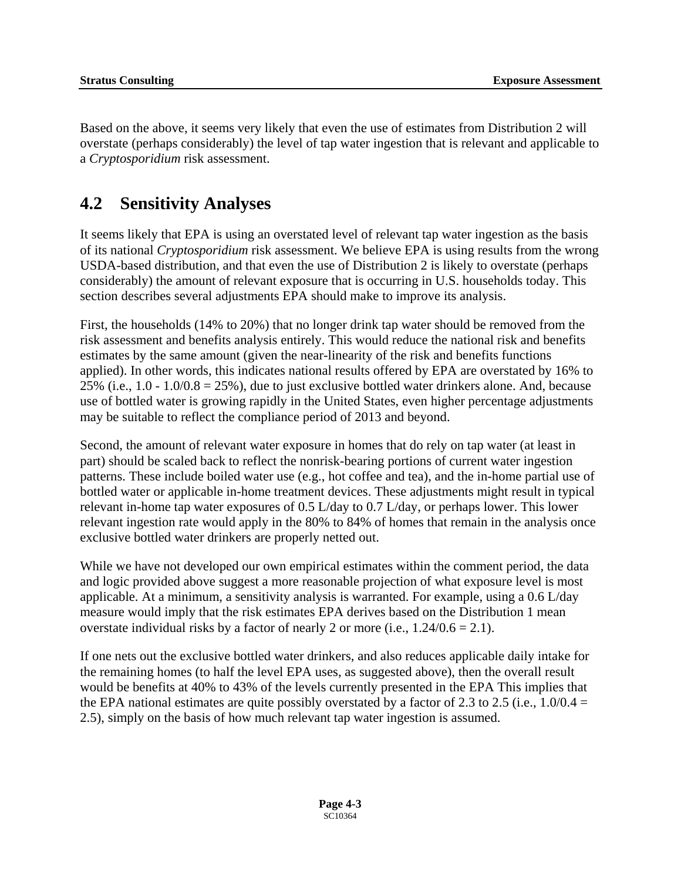Based on the above, it seems very likely that even the use of estimates from Distribution 2 will overstate (perhaps considerably) the level of tap water ingestion that is relevant and applicable to a *Cryptosporidium* risk assessment.

## 4.2 Sensitivity Analyses

It seems likely that EPA is using an overstated level of relevant tap water ingestion as the basis of its national *Cryptosporidium* risk assessment. We believe EPA is using results from the wrong USDA-based distribution, and that even the use of Distribution 2 is likely to overstate (perhaps considerably) the amount of relevant exposure that is occurring in U.S. households today. This section describes several adjustments EPA should make to improve its analysis.

First, the households (14% to 20%) that no longer drink tap water should be removed from the risk assessment and benefits analysis entirely. This would reduce the national risk and benefits estimates by the same amount (given the near-linearity of the risk and benefits functions applied). In other words, this indicates national results offered by EPA are overstated by 16% to 25% (i.e., 1.0 - 1.0/0.8 = 25%), due to just exclusive bottled water drinkers alone. And, because use of bottled water is growing rapidly in the United States, even higher percentage adjustments may be suitable to reflect the compliance period of 2013 and beyond.

Second, the amount of relevant water exposure in homes that do rely on tap water (at least in part) should be scaled back to reflect the nonrisk-bearing portions of current water ingestion patterns. These include boiled water use (e.g., hot coffee and tea), and the in-home partial use of bottled water or applicable in-home treatment devices. These adjustments might result in typical relevant in-home tap water exposures of 0.5 L/day to 0.7 L/day, or perhaps lower. This lower relevant ingestion rate would apply in the 80% to 84% of homes that remain in the analysis once exclusive bottled water drinkers are properly netted out.

While we have not developed our own empirical estimates within the comment period, the data and logic provided above suggest a more reasonable projection of what exposure level is most applicable. At a minimum, a sensitivity analysis is warranted. For example, using a 0.6 L/day measure would imply that the risk estimates EPA derives based on the Distribution 1 mean overstate individual risks by a factor of nearly 2 or more (i.e., 1.24/0.6 = 2.1).

If one nets out the exclusive bottled water drinkers, and also reduces applicable daily intake for the remaining homes (to half the level EPA uses, as suggested above), then the overall result would be benefits at 40% to 43% of the levels currently presented in the EPA This implies that the EPA national estimates are quite possibly overstated by a factor of 2.3 to 2.5 (i.e., 1.0/0.4 = 2.5), simply on the basis of how much relevant tap water ingestion is assumed.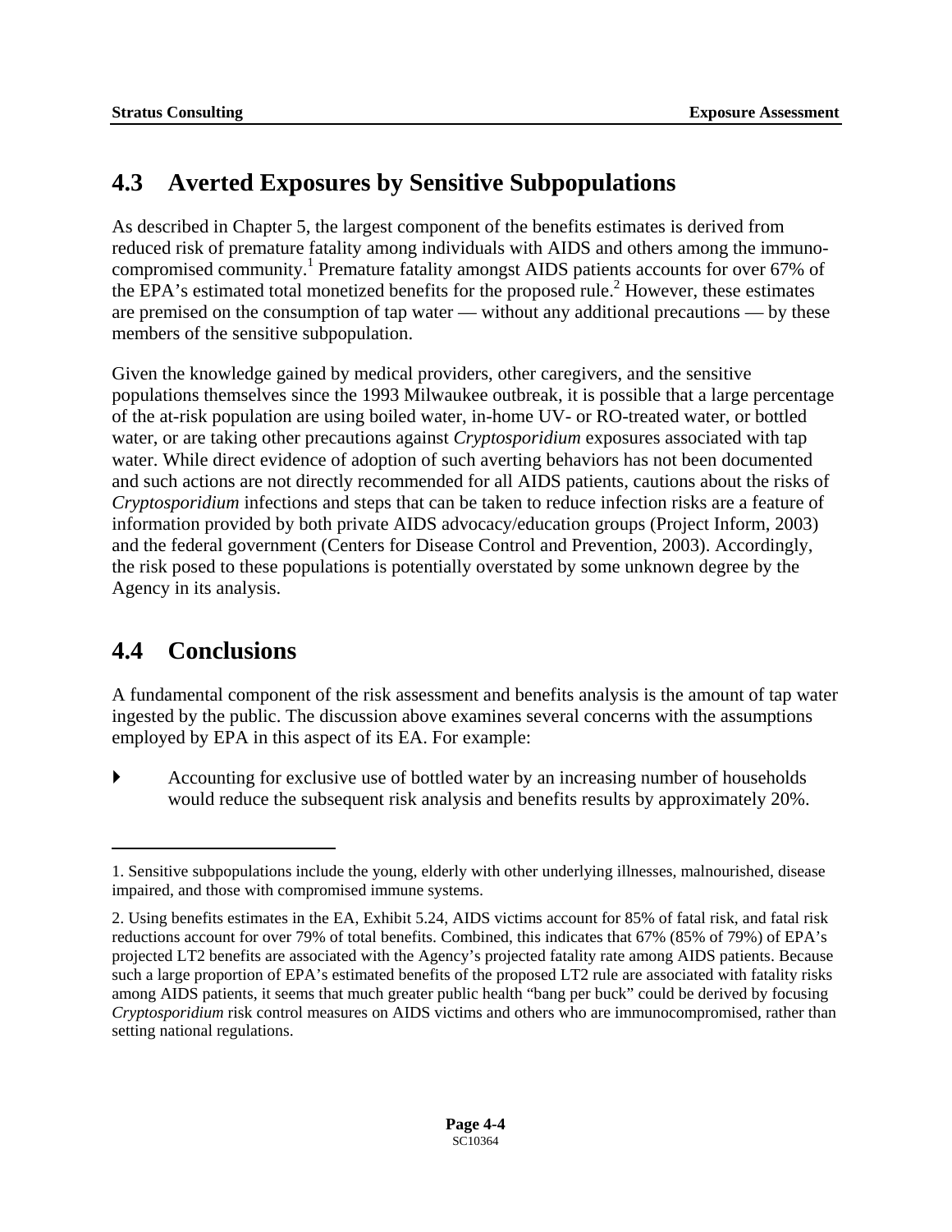## 4.3 Averted Exposures by Sensitive Subpopulations

As described in Chapter 5, the largest component of the benefits estimates is derived from reduced risk of premature fatality among individuals with AIDS and others among the immuno-compromised community.[1] Premature fatality amongst AIDS patients accounts for over 67% of the EPA's estimated total monetized benefits for the proposed rule.[2] However, these estimates are premised on the consumption of tap water — without any additional precautions — by these members of the sensitive subpopulation.

Given the knowledge gained by medical providers, other caregivers, and the sensitive populations themselves since the 1993 Milwaukee outbreak, it is possible that a large percentage of the at-risk population are using boiled water, in-home UV- or RO-treated water, or bottled water, or are taking other precautions against *Cryptosporidium* exposures associated with tap water. While direct evidence of adoption of such averting behaviors has not been documented and such actions are not directly recommended for all AIDS patients, cautions about the risks of *Cryptosporidium* infections and steps that can be taken to reduce infection risks are a feature of information provided by both private AIDS advocacy/education groups (Project Inform, 2003) and the federal government (Centers for Disease Control and Prevention, 2003). Accordingly, the risk posed to these populations is potentially overstated by some unknown degree by the Agency in its analysis.

## 4.4 Conclusions

A fundamental component of the risk assessment and benefits analysis is the amount of tap water ingested by the public. The discussion above examines several concerns with the assumptions employed by EPA in this aspect of its EA. For example:

- Accounting for exclusive use of bottled water by an increasing number of households would reduce the subsequent risk analysis and benefits results by approximately 20%.

---

1. Sensitive subpopulations include the young, elderly with other underlying illnesses, malnourished, disease impaired, and those with compromised immune systems.

2. Using benefits estimates in the EA, Exhibit 5.24, AIDS victims account for 85% of fatal risk, and fatal risk reductions account for over 79% of total benefits. Combined, this indicates that 67% (85% of 79%) of EPA's projected LT2 benefits are associated with the Agency's projected fatality rate among AIDS patients. Because such a large proportion of EPA's estimated benefits of the proposed LT2 rule are associated with fatality risks among AIDS patients, it seems that much greater public health "bang per buck" could be derived by focusing *Cryptosporidium* risk control measures on AIDS victims and others who are immunocompromised, rather than setting national regulations.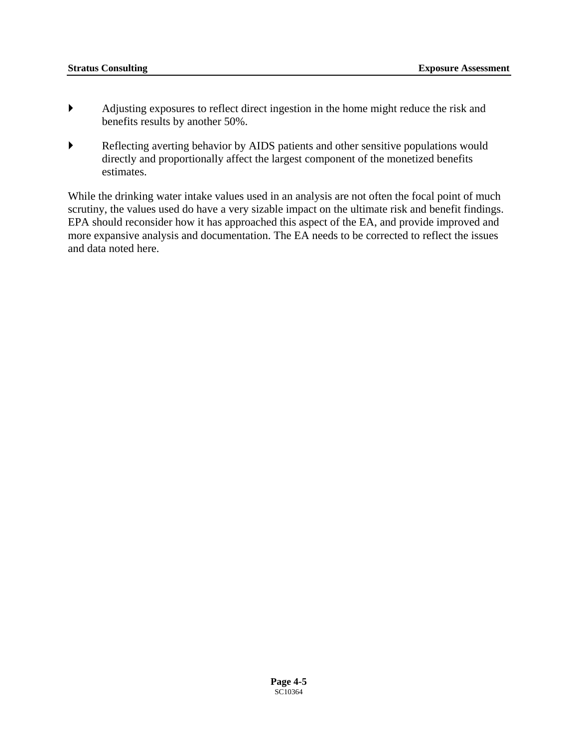- Adjusting exposures to reflect direct ingestion in the home might reduce the risk and benefits results by another 50%.

- Reflecting averting behavior by AIDS patients and other sensitive populations would directly and proportionally affect the largest component of the monetized benefits estimates.

While the drinking water intake values used in an analysis are not often the focal point of much scrutiny, the values used do have a very sizable impact on the ultimate risk and benefit findings. EPA should reconsider how it has approached this aspect of the EA, and provide improved and more expansive analysis and documentation. The EA needs to be corrected to reflect the issues and data noted here.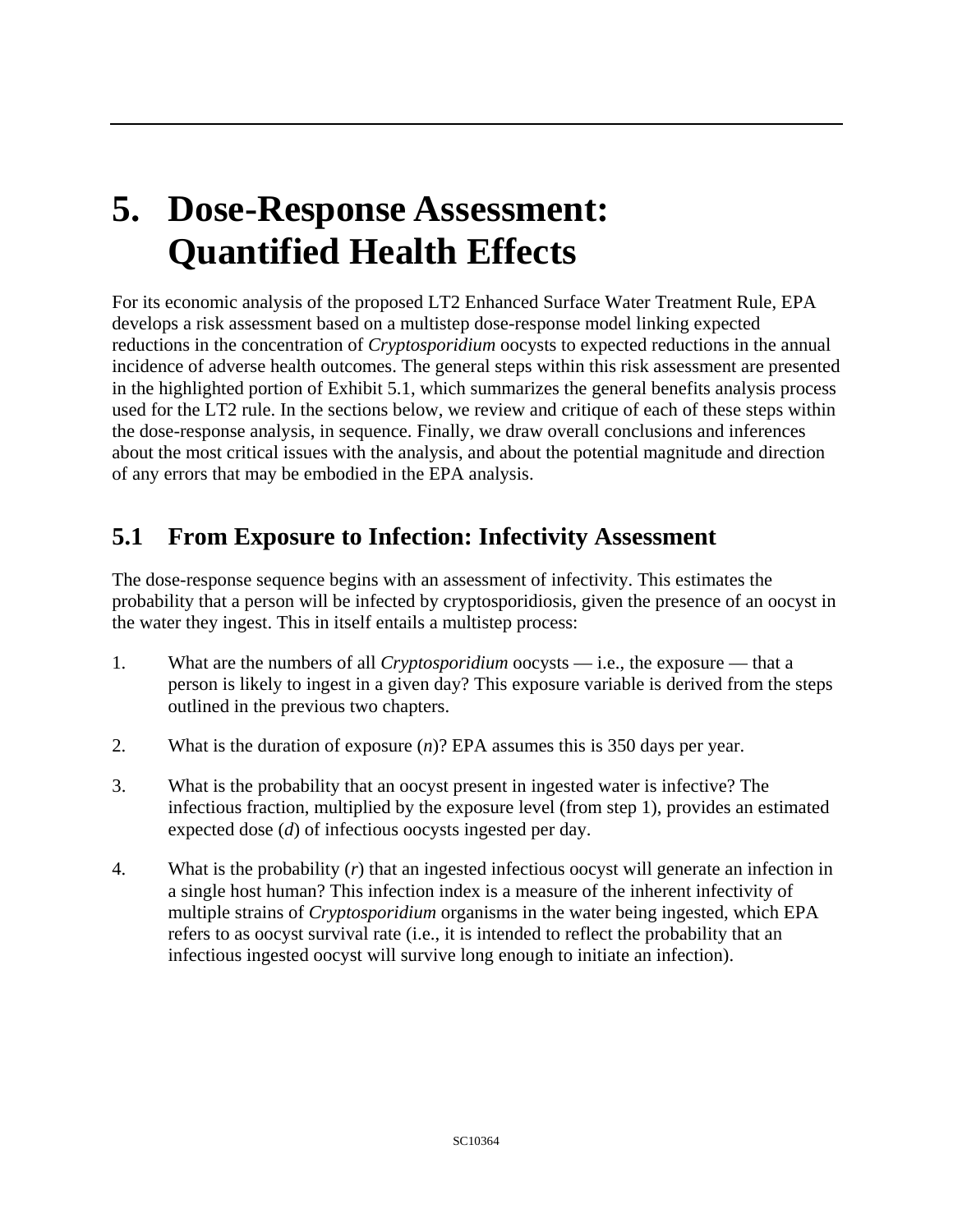# 5. Dose-Response Assessment: Quantified Health Effects

For its economic analysis of the proposed LT2 Enhanced Surface Water Treatment Rule, EPA develops a risk assessment based on a multistep dose-response model linking expected reductions in the concentration of *Cryptosporidium* oocysts to expected reductions in the annual incidence of adverse health outcomes. The general steps within this risk assessment are presented in the highlighted portion of Exhibit 5.1, which summarizes the general benefits analysis process used for the LT2 rule. In the sections below, we review and critique of each of these steps within the dose-response analysis, in sequence. Finally, we draw overall conclusions and inferences about the most critical issues with the analysis, and about the potential magnitude and direction of any errors that may be embodied in the EPA analysis.

## 5.1 From Exposure to Infection: Infectivity Assessment

The dose-response sequence begins with an assessment of infectivity. This estimates the probability that a person will be infected by cryptosporidiosis, given the presence of an oocyst in the water they ingest. This in itself entails a multistep process:

1. What are the numbers of all *Cryptosporidium* oocysts — i.e., the exposure — that a person is likely to ingest in a given day? This exposure variable is derived from the steps outlined in the previous two chapters.

2. What is the duration of exposure ($n$)? EPA assumes this is 350 days per year.

3. What is the probability that an oocyst present in ingested water is infective? The infectious fraction, multiplied by the exposure level (from step 1), provides an estimated expected dose ($d$) of infectious oocysts ingested per day.

4. What is the probability ($r$) that an ingested infectious oocyst will generate an infection in a single host human? This infection index is a measure of the inherent infectivity of multiple strains of *Cryptosporidium* organisms in the water being ingested, which EPA refers to as oocyst survival rate (i.e., it is intended to reflect the probability that an infectious ingested oocyst will survive long enough to initiate an infection).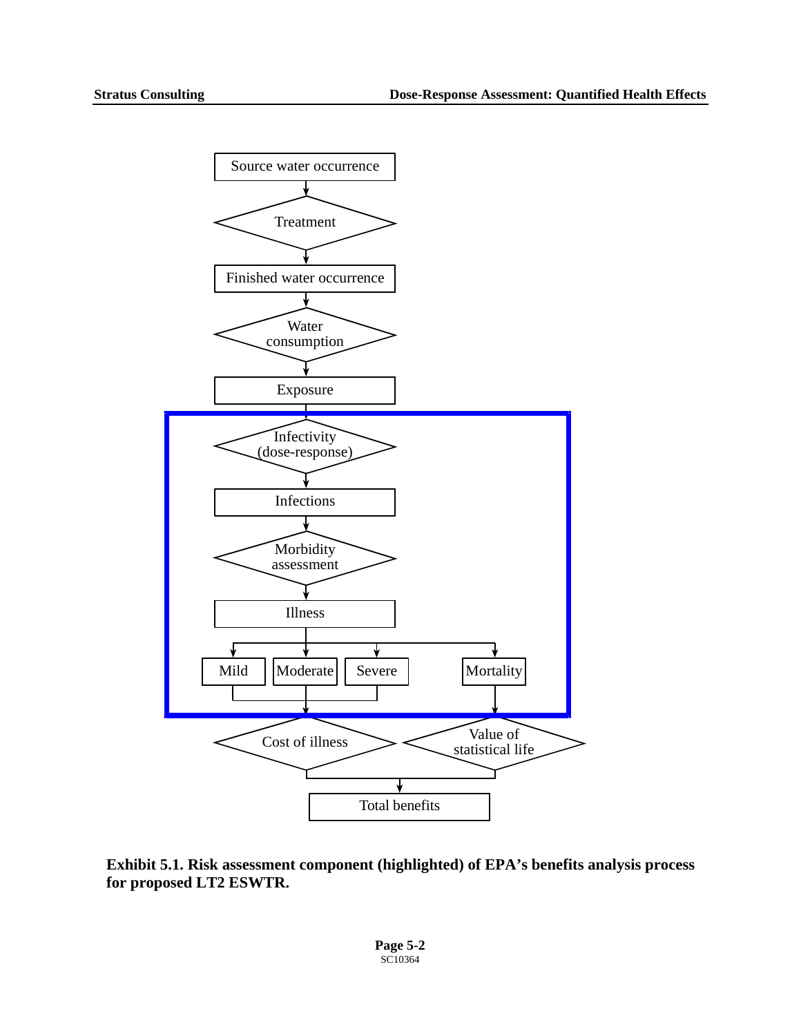Source water occurrence

Treatment

Finished water occurrence

Water consumption

Exposure

Infectivity (dose-response)

Infections

Morbidity assessment

Illness

Mild | Moderate | Severe | Mortality

Cost of illness | Value of statistical life

Total benefits

**Exhibit 5.1. Risk assessment component (highlighted) of EPA's benefits analysis process for proposed LT2 ESWTR.**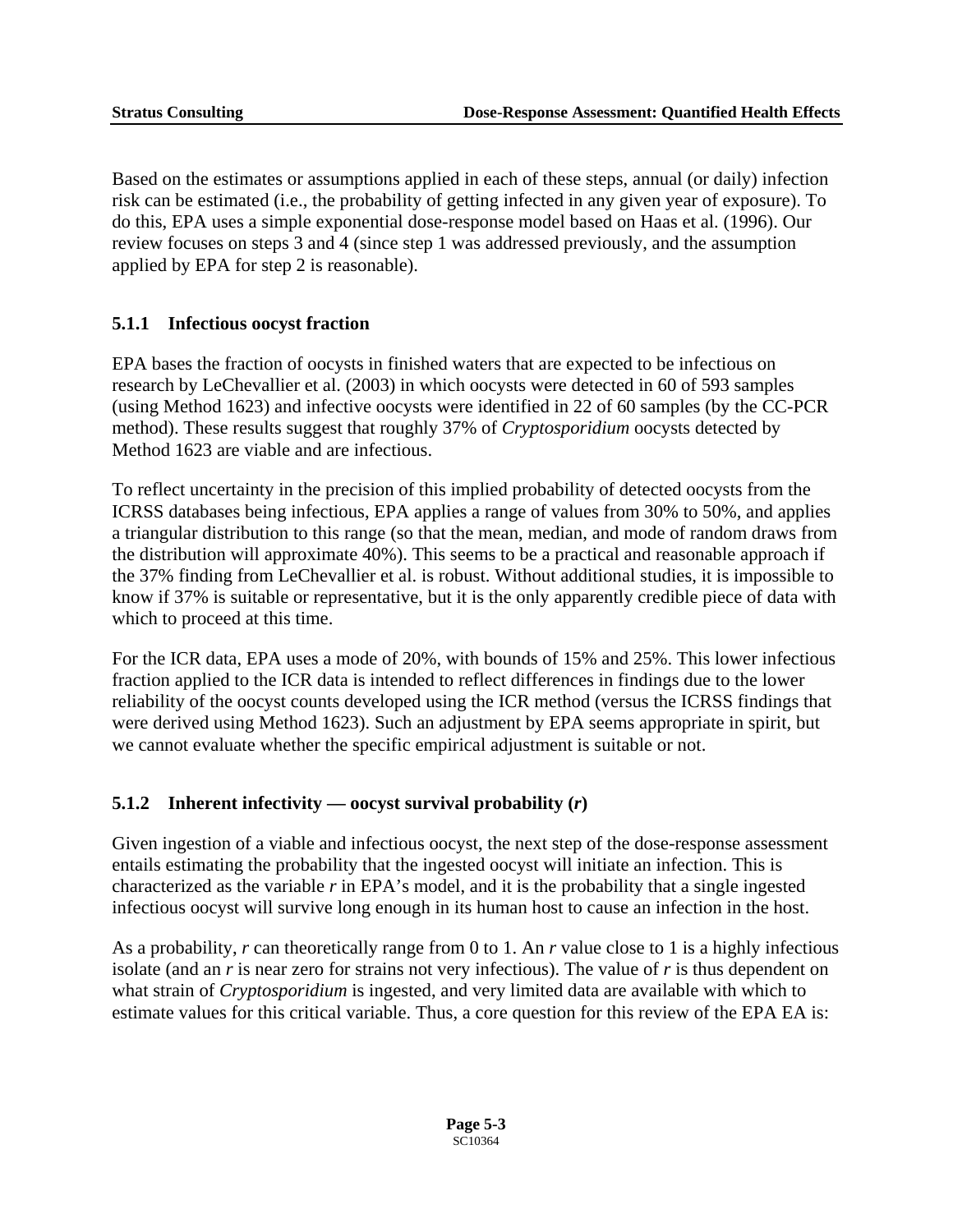Based on the estimates or assumptions applied in each of these steps, annual (or daily) infection risk can be estimated (i.e., the probability of getting infected in any given year of exposure). To do this, EPA uses a simple exponential dose-response model based on Haas et al. (1996). Our review focuses on steps 3 and 4 (since step 1 was addressed previously, and the assumption applied by EPA for step 2 is reasonable).

### 5.1.1 Infectious oocyst fraction

EPA bases the fraction of oocysts in finished waters that are expected to be infectious on research by LeChevallier et al. (2003) in which oocysts were detected in 60 of 593 samples (using Method 1623) and infective oocysts were identified in 22 of 60 samples (by the CC-PCR method). These results suggest that roughly 37% of *Cryptosporidium* oocysts detected by Method 1623 are viable and are infectious.

To reflect uncertainty in the precision of this implied probability of detected oocysts from the ICRSS databases being infectious, EPA applies a range of values from 30% to 50%, and applies a triangular distribution to this range (so that the mean, median, and mode of random draws from the distribution will approximate 40%). This seems to be a practical and reasonable approach if the 37% finding from LeChevallier et al. is robust. Without additional studies, it is impossible to know if 37% is suitable or representative, but it is the only apparently credible piece of data with which to proceed at this time.

For the ICR data, EPA uses a mode of 20%, with bounds of 15% and 25%. This lower infectious fraction applied to the ICR data is intended to reflect differences in findings due to the lower reliability of the oocyst counts developed using the ICR method (versus the ICRSS findings that were derived using Method 1623). Such an adjustment by EPA seems appropriate in spirit, but we cannot evaluate whether the specific empirical adjustment is suitable or not.

### 5.1.2 Inherent infectivity — oocyst survival probability (*r*)

Given ingestion of a viable and infectious oocyst, the next step of the dose-response assessment entails estimating the probability that the ingested oocyst will initiate an infection. This is characterized as the variable $r$ in EPA's model, and it is the probability that a single ingested infectious oocyst will survive long enough in its human host to cause an infection in the host.

As a probability, $r$ can theoretically range from 0 to 1. An $r$ value close to 1 is a highly infectious isolate (and an $r$ is near zero for strains not very infectious). The value of $r$ is thus dependent on what strain of *Cryptosporidium* is ingested, and very limited data are available with which to estimate values for this critical variable. Thus, a core question for this review of the EPA EA is: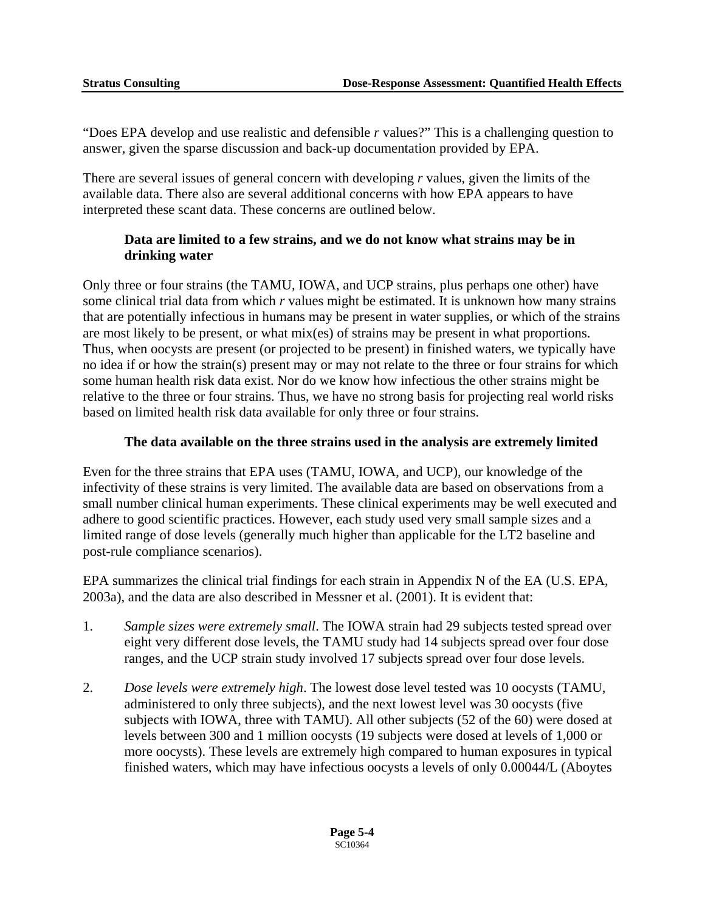"Does EPA develop and use realistic and defensible *r* values?" This is a challenging question to answer, given the sparse discussion and back-up documentation provided by EPA.

There are several issues of general concern with developing *r* values, given the limits of the available data. There also are several additional concerns with how EPA appears to have interpreted these scant data. These concerns are outlined below.

**Data are limited to a few strains, and we do not know what strains may be in drinking water**

Only three or four strains (the TAMU, IOWA, and UCP strains, plus perhaps one other) have some clinical trial data from which *r* values might be estimated. It is unknown how many strains that are potentially infectious in humans may be present in water supplies, or which of the strains are most likely to be present, or what mix(es) of strains may be present in what proportions. Thus, when oocysts are present (or projected to be present) in finished waters, we typically have no idea if or how the strain(s) present may or may not relate to the three or four strains for which some human health risk data exist. Nor do we know how infectious the other strains might be relative to the three or four strains. Thus, we have no strong basis for projecting real world risks based on limited health risk data available for only three or four strains.

**The data available on the three strains used in the analysis are extremely limited**

Even for the three strains that EPA uses (TAMU, IOWA, and UCP), our knowledge of the infectivity of these strains is very limited. The available data are based on observations from a small number clinical human experiments. These clinical experiments may be well executed and adhere to good scientific practices. However, each study used very small sample sizes and a limited range of dose levels (generally much higher than applicable for the LT2 baseline and post-rule compliance scenarios).

EPA summarizes the clinical trial findings for each strain in Appendix N of the EA (U.S. EPA, 2003a), and the data are also described in Messner et al. (2001). It is evident that:

1. *Sample sizes were extremely small*. The IOWA strain had 29 subjects tested spread over eight very different dose levels, the TAMU study had 14 subjects spread over four dose ranges, and the UCP strain study involved 17 subjects spread over four dose levels.

2. *Dose levels were extremely high*. The lowest dose level tested was 10 oocysts (TAMU, administered to only three subjects), and the next lowest level was 30 oocysts (five subjects with IOWA, three with TAMU). All other subjects (52 of the 60) were dosed at levels between 300 and 1 million oocysts (19 subjects were dosed at levels of 1,000 or more oocysts). These levels are extremely high compared to human exposures in typical finished waters, which may have infectious oocysts a levels of only 0.00044/L (Aboytes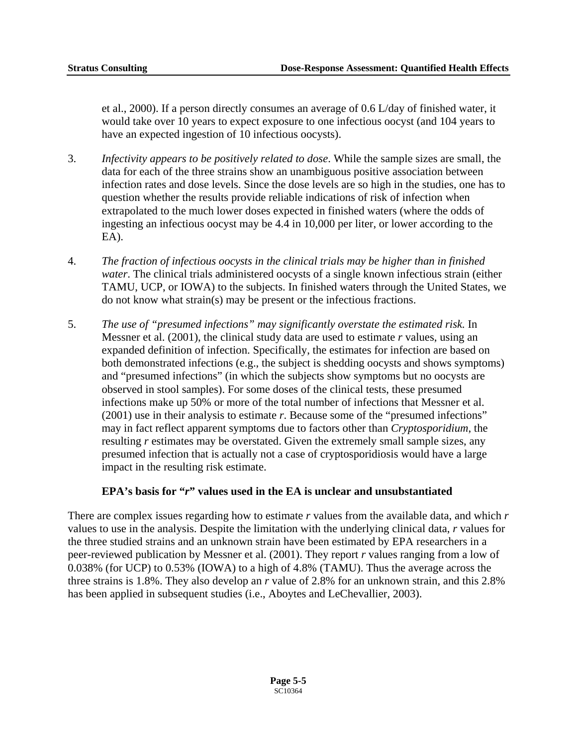et al., 2000). If a person directly consumes an average of 0.6 L/day of finished water, it would take over 10 years to expect exposure to one infectious oocyst (and 104 years to have an expected ingestion of 10 infectious oocysts).

3. *Infectivity appears to be positively related to dose*. While the sample sizes are small, the data for each of the three strains show an unambiguous positive association between infection rates and dose levels. Since the dose levels are so high in the studies, one has to question whether the results provide reliable indications of risk of infection when extrapolated to the much lower doses expected in finished waters (where the odds of ingesting an infectious oocyst may be 4.4 in 10,000 per liter, or lower according to the EA).

4. *The fraction of infectious oocysts in the clinical trials may be higher than in finished water*. The clinical trials administered oocysts of a single known infectious strain (either TAMU, UCP, or IOWA) to the subjects. In finished waters through the United States, we do not know what strain(s) may be present or the infectious fractions.

5. *The use of "presumed infections" may significantly overstate the estimated risk.* In Messner et al. (2001), the clinical study data are used to estimate *r* values, using an expanded definition of infection. Specifically, the estimates for infection are based on both demonstrated infections (e.g., the subject is shedding oocysts and shows symptoms) and "presumed infections" (in which the subjects show symptoms but no oocysts are observed in stool samples). For some doses of the clinical tests, these presumed infections make up 50% or more of the total number of infections that Messner et al. (2001) use in their analysis to estimate *r*. Because some of the "presumed infections" may in fact reflect apparent symptoms due to factors other than *Cryptosporidium*, the resulting *r* estimates may be overstated. Given the extremely small sample sizes, any presumed infection that is actually not a case of cryptosporidiosis would have a large impact in the resulting risk estimate.

**EPA's basis for "*r*" values used in the EA is unclear and unsubstantiated**

There are complex issues regarding how to estimate *r* values from the available data, and which *r* values to use in the analysis. Despite the limitation with the underlying clinical data, *r* values for the three studied strains and an unknown strain have been estimated by EPA researchers in a peer-reviewed publication by Messner et al. (2001). They report *r* values ranging from a low of 0.038% (for UCP) to 0.53% (IOWA) to a high of 4.8% (TAMU). Thus the average across the three strains is 1.8%. They also develop an *r* value of 2.8% for an unknown strain, and this 2.8% has been applied in subsequent studies (i.e., Aboytes and LeChevallier, 2003).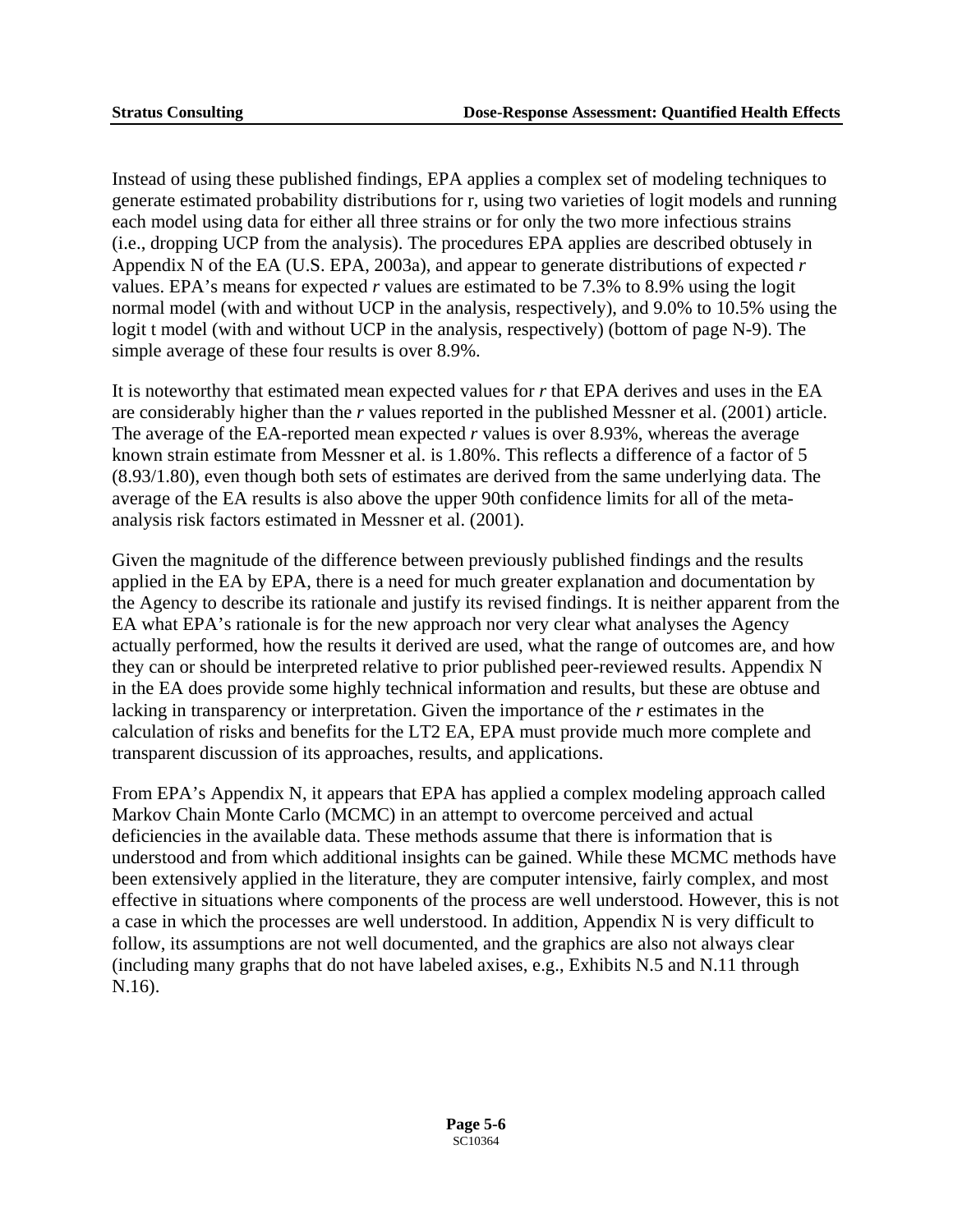Instead of using these published findings, EPA applies a complex set of modeling techniques to generate estimated probability distributions for r, using two varieties of logit models and running each model using data for either all three strains or for only the two more infectious strains (i.e., dropping UCP from the analysis). The procedures EPA applies are described obtusely in Appendix N of the EA (U.S. EPA, 2003a), and appear to generate distributions of expected *r* values. EPA's means for expected *r* values are estimated to be 7.3% to 8.9% using the logit normal model (with and without UCP in the analysis, respectively), and 9.0% to 10.5% using the logit t model (with and without UCP in the analysis, respectively) (bottom of page N-9). The simple average of these four results is over 8.9%.

It is noteworthy that estimated mean expected values for *r* that EPA derives and uses in the EA are considerably higher than the *r* values reported in the published Messner et al. (2001) article. The average of the EA-reported mean expected *r* values is over 8.93%, whereas the average known strain estimate from Messner et al. is 1.80%. This reflects a difference of a factor of 5 (8.93/1.80), even though both sets of estimates are derived from the same underlying data. The average of the EA results is also above the upper 90th confidence limits for all of the meta-analysis risk factors estimated in Messner et al. (2001).

Given the magnitude of the difference between previously published findings and the results applied in the EA by EPA, there is a need for much greater explanation and documentation by the Agency to describe its rationale and justify its revised findings. It is neither apparent from the EA what EPA's rationale is for the new approach nor very clear what analyses the Agency actually performed, how the results it derived are used, what the range of outcomes are, and how they can or should be interpreted relative to prior published peer-reviewed results. Appendix N in the EA does provide some highly technical information and results, but these are obtuse and lacking in transparency or interpretation. Given the importance of the *r* estimates in the calculation of risks and benefits for the LT2 EA, EPA must provide much more complete and transparent discussion of its approaches, results, and applications.

From EPA's Appendix N, it appears that EPA has applied a complex modeling approach called Markov Chain Monte Carlo (MCMC) in an attempt to overcome perceived and actual deficiencies in the available data. These methods assume that there is information that is understood and from which additional insights can be gained. While these MCMC methods have been extensively applied in the literature, they are computer intensive, fairly complex, and most effective in situations where components of the process are well understood. However, this is not a case in which the processes are well understood. In addition, Appendix N is very difficult to follow, its assumptions are not well documented, and the graphics are also not always clear (including many graphs that do not have labeled axises, e.g., Exhibits N.5 and N.11 through N.16).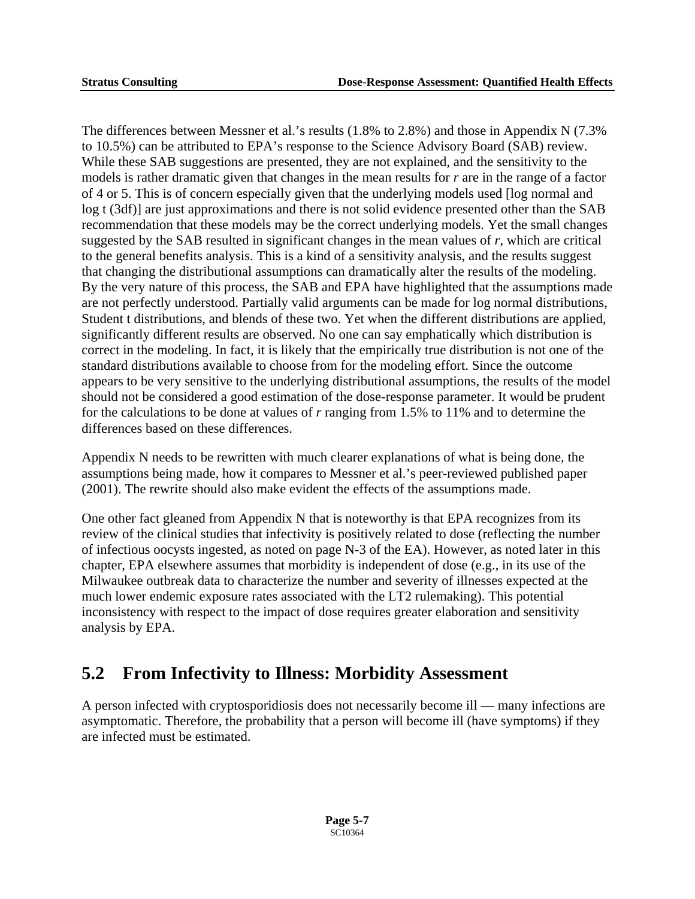The differences between Messner et al.'s results (1.8% to 2.8%) and those in Appendix N (7.3% to 10.5%) can be attributed to EPA's response to the Science Advisory Board (SAB) review. While these SAB suggestions are presented, they are not explained, and the sensitivity to the models is rather dramatic given that changes in the mean results for $r$ are in the range of a factor of 4 or 5. This is of concern especially given that the underlying models used [log normal and log t (3df)] are just approximations and there is not solid evidence presented other than the SAB recommendation that these models may be the correct underlying models. Yet the small changes suggested by the SAB resulted in significant changes in the mean values of $r$, which are critical to the general benefits analysis. This is a kind of a sensitivity analysis, and the results suggest that changing the distributional assumptions can dramatically alter the results of the modeling. By the very nature of this process, the SAB and EPA have highlighted that the assumptions made are not perfectly understood. Partially valid arguments can be made for log normal distributions, Student t distributions, and blends of these two. Yet when the different distributions are applied, significantly different results are observed. No one can say emphatically which distribution is correct in the modeling. In fact, it is likely that the empirically true distribution is not one of the standard distributions available to choose from for the modeling effort. Since the outcome appears to be very sensitive to the underlying distributional assumptions, the results of the model should not be considered a good estimation of the dose-response parameter. It would be prudent for the calculations to be done at values of $r$ ranging from 1.5% to 11% and to determine the differences based on these differences.

Appendix N needs to be rewritten with much clearer explanations of what is being done, the assumptions being made, how it compares to Messner et al.'s peer-reviewed published paper (2001). The rewrite should also make evident the effects of the assumptions made.

One other fact gleaned from Appendix N that is noteworthy is that EPA recognizes from its review of the clinical studies that infectivity is positively related to dose (reflecting the number of infectious oocysts ingested, as noted on page N-3 of the EA). However, as noted later in this chapter, EPA elsewhere assumes that morbidity is independent of dose (e.g., in its use of the Milwaukee outbreak data to characterize the number and severity of illnesses expected at the much lower endemic exposure rates associated with the LT2 rulemaking). This potential inconsistency with respect to the impact of dose requires greater elaboration and sensitivity analysis by EPA.

## 5.2 From Infectivity to Illness: Morbidity Assessment

A person infected with cryptosporidiosis does not necessarily become ill — many infections are asymptomatic. Therefore, the probability that a person will become ill (have symptoms) if they are infected must be estimated.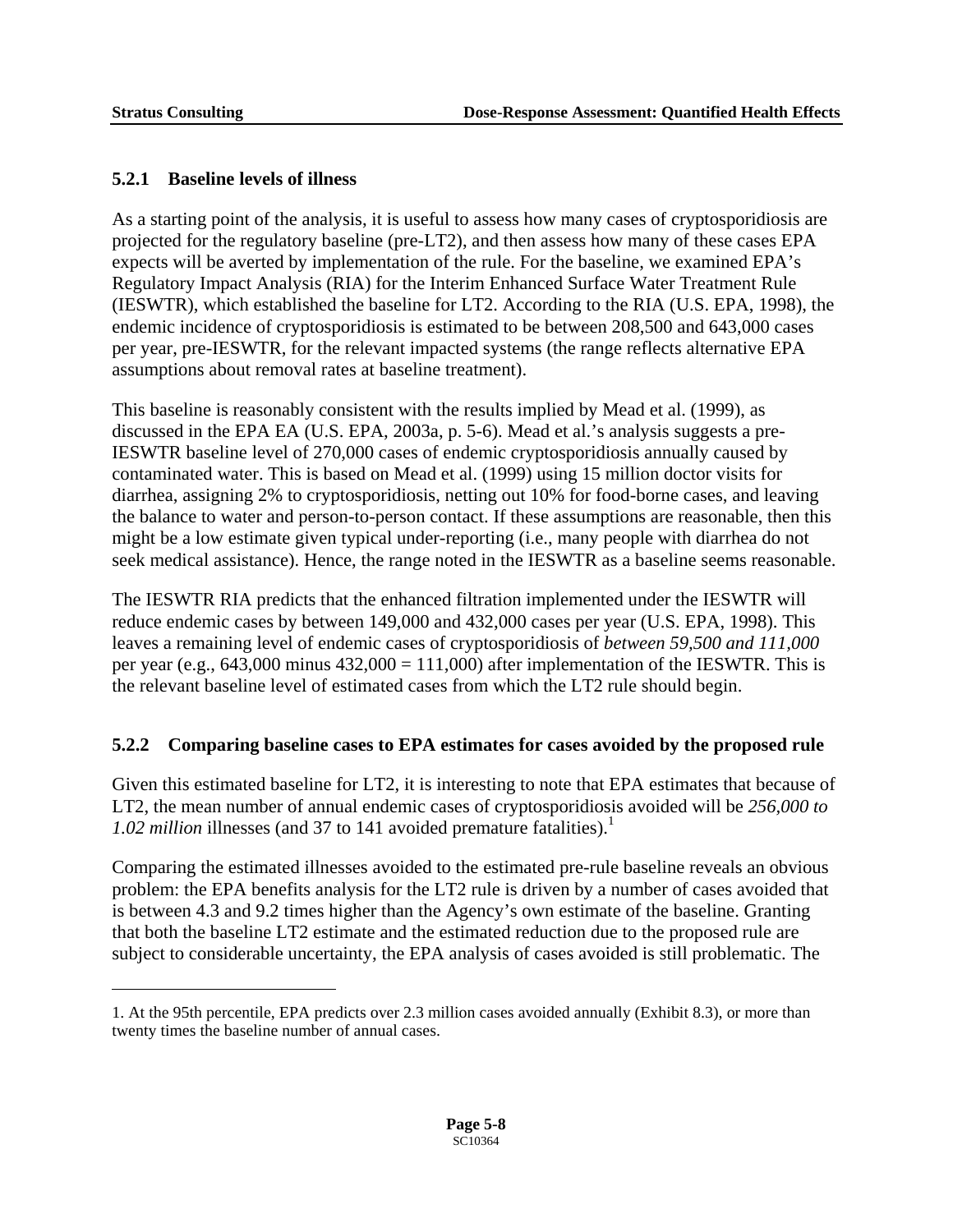### 5.2.1 Baseline levels of illness

As a starting point of the analysis, it is useful to assess how many cases of cryptosporidiosis are projected for the regulatory baseline (pre-LT2), and then assess how many of these cases EPA expects will be averted by implementation of the rule. For the baseline, we examined EPA's Regulatory Impact Analysis (RIA) for the Interim Enhanced Surface Water Treatment Rule (IESWTR), which established the baseline for LT2. According to the RIA (U.S. EPA, 1998), the endemic incidence of cryptosporidiosis is estimated to be between 208,500 and 643,000 cases per year, pre-IESWTR, for the relevant impacted systems (the range reflects alternative EPA assumptions about removal rates at baseline treatment).

This baseline is reasonably consistent with the results implied by Mead et al. (1999), as discussed in the EPA EA (U.S. EPA, 2003a, p. 5-6). Mead et al.'s analysis suggests a pre-IESWTR baseline level of 270,000 cases of endemic cryptosporidiosis annually caused by contaminated water. This is based on Mead et al. (1999) using 15 million doctor visits for diarrhea, assigning 2% to cryptosporidiosis, netting out 10% for food-borne cases, and leaving the balance to water and person-to-person contact. If these assumptions are reasonable, then this might be a low estimate given typical under-reporting (i.e., many people with diarrhea do not seek medical assistance). Hence, the range noted in the IESWTR as a baseline seems reasonable.

The IESWTR RIA predicts that the enhanced filtration implemented under the IESWTR will reduce endemic cases by between 149,000 and 432,000 cases per year (U.S. EPA, 1998). This leaves a remaining level of endemic cases of cryptosporidiosis of *between 59,500 and 111,000* per year (e.g., 643,000 minus 432,000 = 111,000) after implementation of the IESWTR. This is the relevant baseline level of estimated cases from which the LT2 rule should begin.

### 5.2.2 Comparing baseline cases to EPA estimates for cases avoided by the proposed rule

Given this estimated baseline for LT2, it is interesting to note that EPA estimates that because of LT2, the mean number of annual endemic cases of cryptosporidiosis avoided will be *256,000 to 1.02 million* illnesses (and 37 to 141 avoided premature fatalities).[1]

Comparing the estimated illnesses avoided to the estimated pre-rule baseline reveals an obvious problem: the EPA benefits analysis for the LT2 rule is driven by a number of cases avoided that is between 4.3 and 9.2 times higher than the Agency's own estimate of the baseline. Granting that both the baseline LT2 estimate and the estimated reduction due to the proposed rule are subject to considerable uncertainty, the EPA analysis of cases avoided is still problematic. The

---

1. At the 95th percentile, EPA predicts over 2.3 million cases avoided annually (Exhibit 8.3), or more than twenty times the baseline number of annual cases.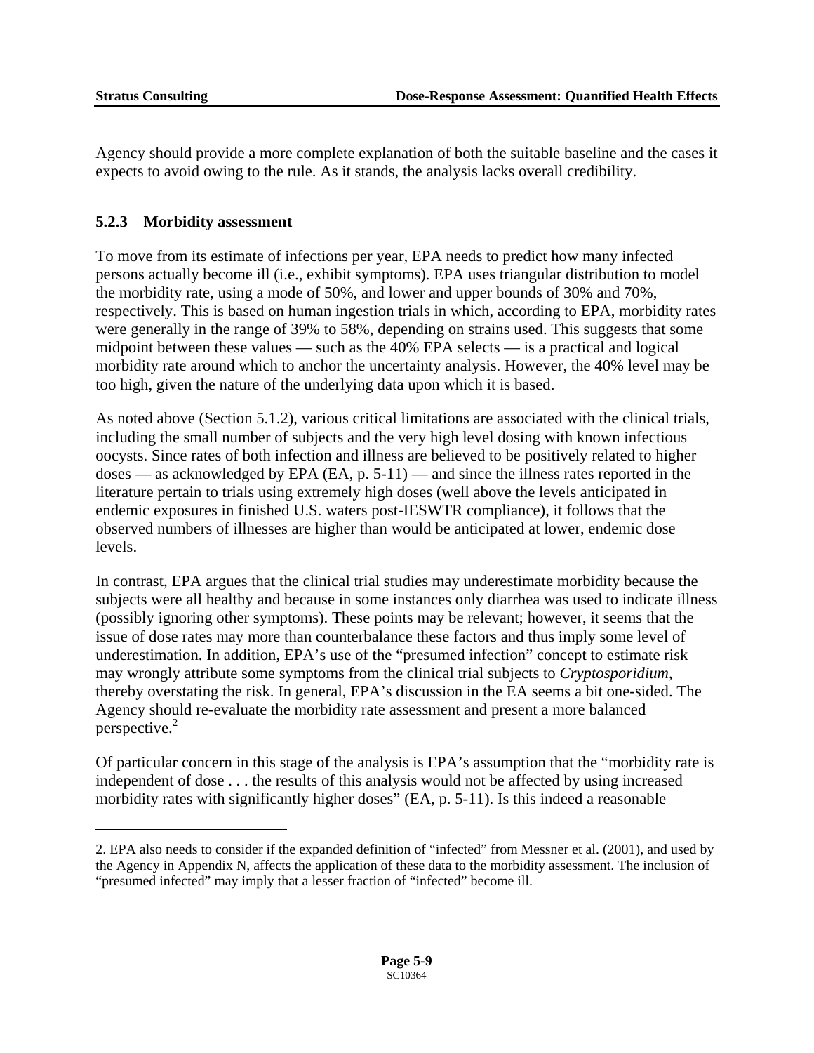Agency should provide a more complete explanation of both the suitable baseline and the cases it expects to avoid owing to the rule. As it stands, the analysis lacks overall credibility.

### 5.2.3 Morbidity assessment

To move from its estimate of infections per year, EPA needs to predict how many infected persons actually become ill (i.e., exhibit symptoms). EPA uses triangular distribution to model the morbidity rate, using a mode of 50%, and lower and upper bounds of 30% and 70%, respectively. This is based on human ingestion trials in which, according to EPA, morbidity rates were generally in the range of 39% to 58%, depending on strains used. This suggests that some midpoint between these values — such as the 40% EPA selects — is a practical and logical morbidity rate around which to anchor the uncertainty analysis. However, the 40% level may be too high, given the nature of the underlying data upon which it is based.

As noted above (Section 5.1.2), various critical limitations are associated with the clinical trials, including the small number of subjects and the very high level dosing with known infectious oocysts. Since rates of both infection and illness are believed to be positively related to higher doses — as acknowledged by EPA (EA, p. 5-11) — and since the illness rates reported in the literature pertain to trials using extremely high doses (well above the levels anticipated in endemic exposures in finished U.S. waters post-IESWTR compliance), it follows that the observed numbers of illnesses are higher than would be anticipated at lower, endemic dose levels.

In contrast, EPA argues that the clinical trial studies may underestimate morbidity because the subjects were all healthy and because in some instances only diarrhea was used to indicate illness (possibly ignoring other symptoms). These points may be relevant; however, it seems that the issue of dose rates may more than counterbalance these factors and thus imply some level of underestimation. In addition, EPA's use of the "presumed infection" concept to estimate risk may wrongly attribute some symptoms from the clinical trial subjects to *Cryptosporidium*, thereby overstating the risk. In general, EPA's discussion in the EA seems a bit one-sided. The Agency should re-evaluate the morbidity rate assessment and present a more balanced perspective.[2]

Of particular concern in this stage of the analysis is EPA's assumption that the "morbidity rate is independent of dose . . . the results of this analysis would not be affected by using increased morbidity rates with significantly higher doses" (EA, p. 5-11). Is this indeed a reasonable

---

2. EPA also needs to consider if the expanded definition of "infected" from Messner et al. (2001), and used by the Agency in Appendix N, affects the application of these data to the morbidity assessment. The inclusion of "presumed infected" may imply that a lesser fraction of "infected" become ill.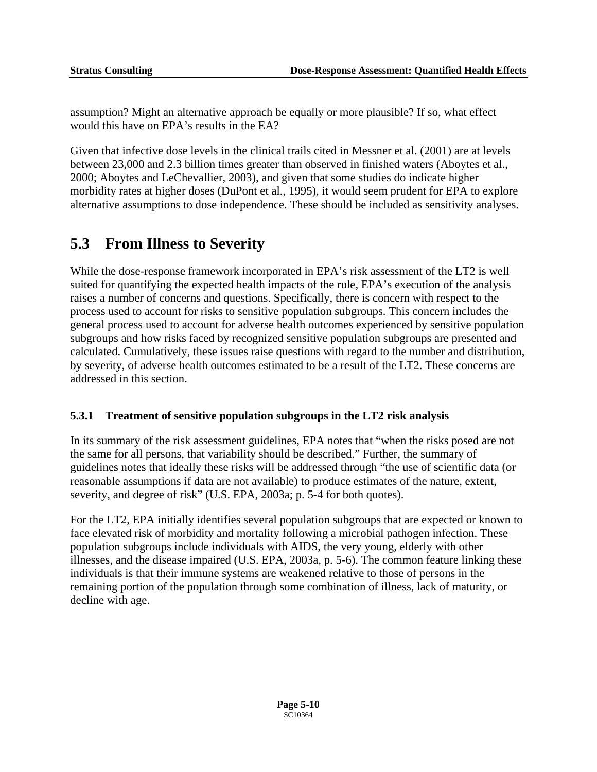assumption? Might an alternative approach be equally or more plausible? If so, what effect would this have on EPA's results in the EA?

Given that infective dose levels in the clinical trails cited in Messner et al. (2001) are at levels between 23,000 and 2.3 billion times greater than observed in finished waters (Aboytes et al., 2000; Aboytes and LeChevallier, 2003), and given that some studies do indicate higher morbidity rates at higher doses (DuPont et al., 1995), it would seem prudent for EPA to explore alternative assumptions to dose independence. These should be included as sensitivity analyses.

## 5.3 From Illness to Severity

While the dose-response framework incorporated in EPA's risk assessment of the LT2 is well suited for quantifying the expected health impacts of the rule, EPA's execution of the analysis raises a number of concerns and questions. Specifically, there is concern with respect to the process used to account for risks to sensitive population subgroups. This concern includes the general process used to account for adverse health outcomes experienced by sensitive population subgroups and how risks faced by recognized sensitive population subgroups are presented and calculated. Cumulatively, these issues raise questions with regard to the number and distribution, by severity, of adverse health outcomes estimated to be a result of the LT2. These concerns are addressed in this section.

### 5.3.1 Treatment of sensitive population subgroups in the LT2 risk analysis

In its summary of the risk assessment guidelines, EPA notes that "when the risks posed are not the same for all persons, that variability should be described." Further, the summary of guidelines notes that ideally these risks will be addressed through "the use of scientific data (or reasonable assumptions if data are not available) to produce estimates of the nature, extent, severity, and degree of risk" (U.S. EPA, 2003a; p. 5-4 for both quotes).

For the LT2, EPA initially identifies several population subgroups that are expected or known to face elevated risk of morbidity and mortality following a microbial pathogen infection. These population subgroups include individuals with AIDS, the very young, elderly with other illnesses, and the disease impaired (U.S. EPA, 2003a, p. 5-6). The common feature linking these individuals is that their immune systems are weakened relative to those of persons in the remaining portion of the population through some combination of illness, lack of maturity, or decline with age.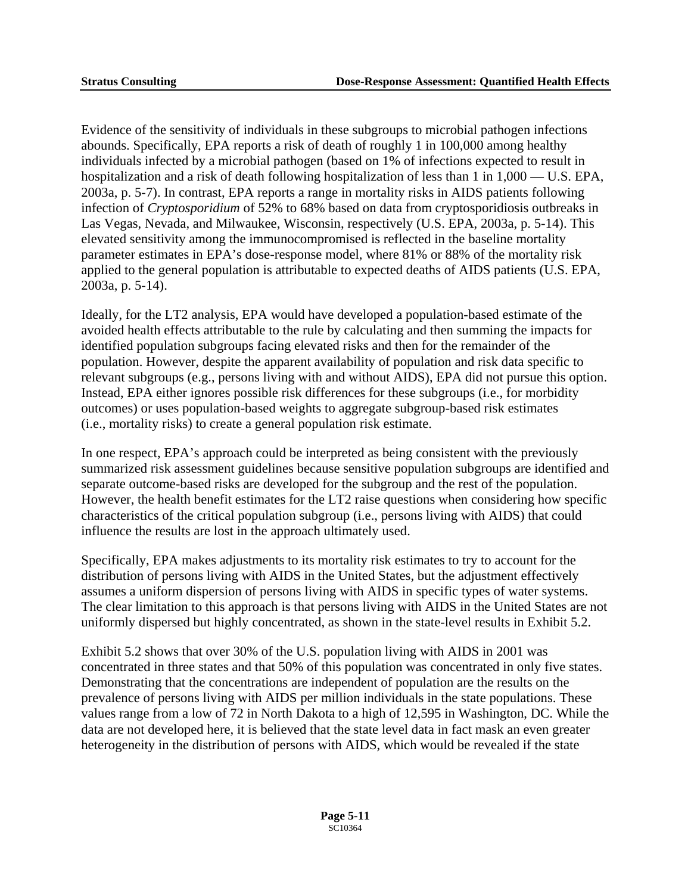Evidence of the sensitivity of individuals in these subgroups to microbial pathogen infections abounds. Specifically, EPA reports a risk of death of roughly 1 in 100,000 among healthy individuals infected by a microbial pathogen (based on 1% of infections expected to result in hospitalization and a risk of death following hospitalization of less than 1 in 1,000 — U.S. EPA, 2003a, p. 5-7). In contrast, EPA reports a range in mortality risks in AIDS patients following infection of *Cryptosporidium* of 52% to 68% based on data from cryptosporidiosis outbreaks in Las Vegas, Nevada, and Milwaukee, Wisconsin, respectively (U.S. EPA, 2003a, p. 5-14). This elevated sensitivity among the immunocompromised is reflected in the baseline mortality parameter estimates in EPA's dose-response model, where 81% or 88% of the mortality risk applied to the general population is attributable to expected deaths of AIDS patients (U.S. EPA, 2003a, p. 5-14).

Ideally, for the LT2 analysis, EPA would have developed a population-based estimate of the avoided health effects attributable to the rule by calculating and then summing the impacts for identified population subgroups facing elevated risks and then for the remainder of the population. However, despite the apparent availability of population and risk data specific to relevant subgroups (e.g., persons living with and without AIDS), EPA did not pursue this option. Instead, EPA either ignores possible risk differences for these subgroups (i.e., for morbidity outcomes) or uses population-based weights to aggregate subgroup-based risk estimates (i.e., mortality risks) to create a general population risk estimate.

In one respect, EPA's approach could be interpreted as being consistent with the previously summarized risk assessment guidelines because sensitive population subgroups are identified and separate outcome-based risks are developed for the subgroup and the rest of the population. However, the health benefit estimates for the LT2 raise questions when considering how specific characteristics of the critical population subgroup (i.e., persons living with AIDS) that could influence the results are lost in the approach ultimately used.

Specifically, EPA makes adjustments to its mortality risk estimates to try to account for the distribution of persons living with AIDS in the United States, but the adjustment effectively assumes a uniform dispersion of persons living with AIDS in specific types of water systems. The clear limitation to this approach is that persons living with AIDS in the United States are not uniformly dispersed but highly concentrated, as shown in the state-level results in Exhibit 5.2.

Exhibit 5.2 shows that over 30% of the U.S. population living with AIDS in 2001 was concentrated in three states and that 50% of this population was concentrated in only five states. Demonstrating that the concentrations are independent of population are the results on the prevalence of persons living with AIDS per million individuals in the state populations. These values range from a low of 72 in North Dakota to a high of 12,595 in Washington, DC. While the data are not developed here, it is believed that the state level data in fact mask an even greater heterogeneity in the distribution of persons with AIDS, which would be revealed if the state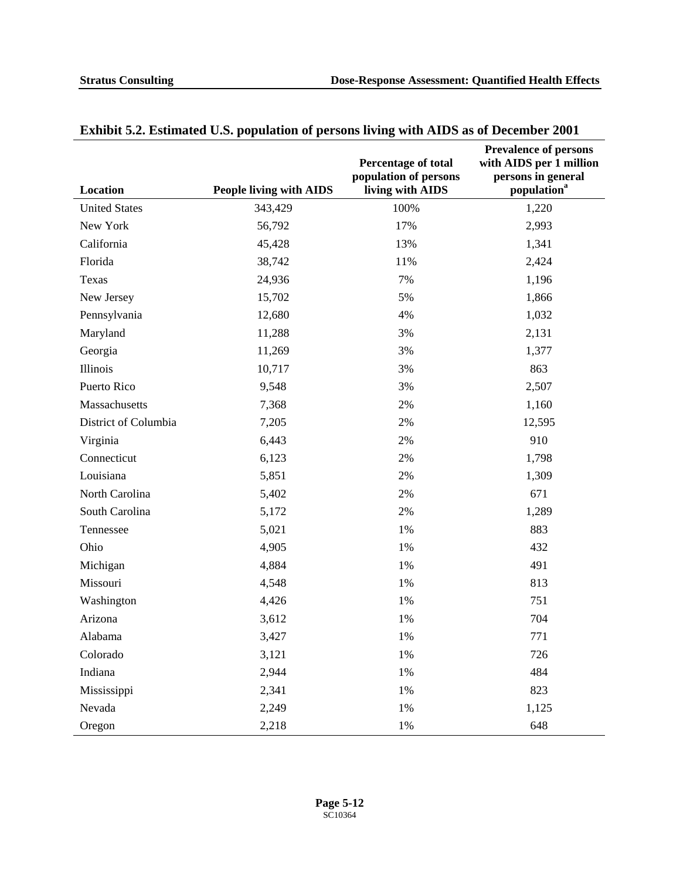**Exhibit 5.2. Estimated U.S. population of persons living with AIDS as of December 2001**

| Location | People living with AIDS | Percentage of total population of persons living with AIDS | Prevalence of persons with AIDS per 1 million persons in general population[a] |
|---|---|---|---|
| United States | 343,429 | 100% | 1,220 |
| New York | 56,792 | 17% | 2,993 |
| California | 45,428 | 13% | 1,341 |
| Florida | 38,742 | 11% | 2,424 |
| Texas | 24,936 | 7% | 1,196 |
| New Jersey | 15,702 | 5% | 1,866 |
| Pennsylvania | 12,680 | 4% | 1,032 |
| Maryland | 11,288 | 3% | 2,131 |
| Georgia | 11,269 | 3% | 1,377 |
| Illinois | 10,717 | 3% | 863 |
| Puerto Rico | 9,548 | 3% | 2,507 |
| Massachusetts | 7,368 | 2% | 1,160 |
| District of Columbia | 7,205 | 2% | 12,595 |
| Virginia | 6,443 | 2% | 910 |
| Connecticut | 6,123 | 2% | 1,798 |
| Louisiana | 5,851 | 2% | 1,309 |
| North Carolina | 5,402 | 2% | 671 |
| South Carolina | 5,172 | 2% | 1,289 |
| Tennessee | 5,021 | 1% | 883 |
| Ohio | 4,905 | 1% | 432 |
| Michigan | 4,884 | 1% | 491 |
| Missouri | 4,548 | 1% | 813 |
| Washington | 4,426 | 1% | 751 |
| Arizona | 3,612 | 1% | 704 |
| Alabama | 3,427 | 1% | 771 |
| Colorado | 3,121 | 1% | 726 |
| Indiana | 2,944 | 1% | 484 |
| Mississippi | 2,341 | 1% | 823 |
| Nevada | 2,249 | 1% | 1,125 |
| Oregon | 2,218 | 1% | 648 |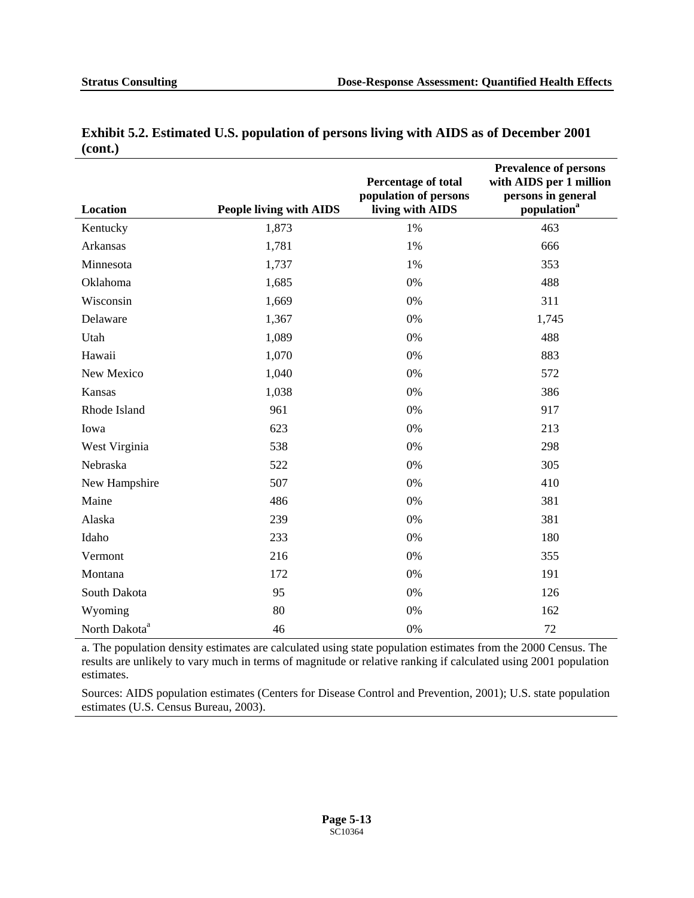**Exhibit 5.2. Estimated U.S. population of persons living with AIDS as of December 2001 (cont.)**

| Location | People living with AIDS | Percentage of total population of persons living with AIDS | Prevalence of persons with AIDS per 1 million persons in general population[a] |
|---|---|---|---|
| Kentucky | 1,873 | 1% | 463 |
| Arkansas | 1,781 | 1% | 666 |
| Minnesota | 1,737 | 1% | 353 |
| Oklahoma | 1,685 | 0% | 488 |
| Wisconsin | 1,669 | 0% | 311 |
| Delaware | 1,367 | 0% | 1,745 |
| Utah | 1,089 | 0% | 488 |
| Hawaii | 1,070 | 0% | 883 |
| New Mexico | 1,040 | 0% | 572 |
| Kansas | 1,038 | 0% | 386 |
| Rhode Island | 961 | 0% | 917 |
| Iowa | 623 | 0% | 213 |
| West Virginia | 538 | 0% | 298 |
| Nebraska | 522 | 0% | 305 |
| New Hampshire | 507 | 0% | 410 |
| Maine | 486 | 0% | 381 |
| Alaska | 239 | 0% | 381 |
| Idaho | 233 | 0% | 180 |
| Vermont | 216 | 0% | 355 |
| Montana | 172 | 0% | 191 |
| South Dakota | 95 | 0% | 126 |
| Wyoming | 80 | 0% | 162 |
| North Dakota[a] | 46 | 0% | 72 |

a. The population density estimates are calculated using state population estimates from the 2000 Census. The results are unlikely to vary much in terms of magnitude or relative ranking if calculated using 2001 population estimates.

Sources: AIDS population estimates (Centers for Disease Control and Prevention, 2001); U.S. state population estimates (U.S. Census Bureau, 2003).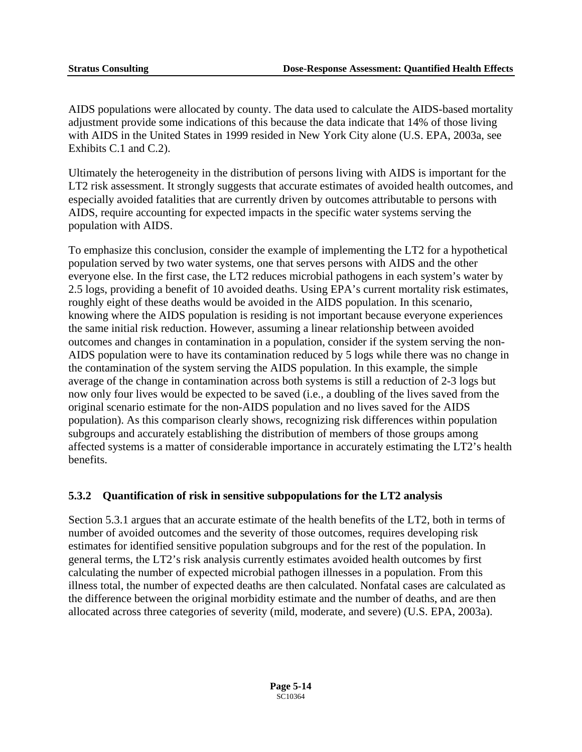AIDS populations were allocated by county. The data used to calculate the AIDS-based mortality adjustment provide some indications of this because the data indicate that 14% of those living with AIDS in the United States in 1999 resided in New York City alone (U.S. EPA, 2003a, see Exhibits C.1 and C.2).

Ultimately the heterogeneity in the distribution of persons living with AIDS is important for the LT2 risk assessment. It strongly suggests that accurate estimates of avoided health outcomes, and especially avoided fatalities that are currently driven by outcomes attributable to persons with AIDS, require accounting for expected impacts in the specific water systems serving the population with AIDS.

To emphasize this conclusion, consider the example of implementing the LT2 for a hypothetical population served by two water systems, one that serves persons with AIDS and the other everyone else. In the first case, the LT2 reduces microbial pathogens in each system's water by 2.5 logs, providing a benefit of 10 avoided deaths. Using EPA's current mortality risk estimates, roughly eight of these deaths would be avoided in the AIDS population. In this scenario, knowing where the AIDS population is residing is not important because everyone experiences the same initial risk reduction. However, assuming a linear relationship between avoided outcomes and changes in contamination in a population, consider if the system serving the non-AIDS population were to have its contamination reduced by 5 logs while there was no change in the contamination of the system serving the AIDS population. In this example, the simple average of the change in contamination across both systems is still a reduction of 2-3 logs but now only four lives would be expected to be saved (i.e., a doubling of the lives saved from the original scenario estimate for the non-AIDS population and no lives saved for the AIDS population). As this comparison clearly shows, recognizing risk differences within population subgroups and accurately establishing the distribution of members of those groups among affected systems is a matter of considerable importance in accurately estimating the LT2's health benefits.

### 5.3.2 Quantification of risk in sensitive subpopulations for the LT2 analysis

Section 5.3.1 argues that an accurate estimate of the health benefits of the LT2, both in terms of number of avoided outcomes and the severity of those outcomes, requires developing risk estimates for identified sensitive population subgroups and for the rest of the population. In general terms, the LT2's risk analysis currently estimates avoided health outcomes by first calculating the number of expected microbial pathogen illnesses in a population. From this illness total, the number of expected deaths are then calculated. Nonfatal cases are calculated as the difference between the original morbidity estimate and the number of deaths, and are then allocated across three categories of severity (mild, moderate, and severe) (U.S. EPA, 2003a).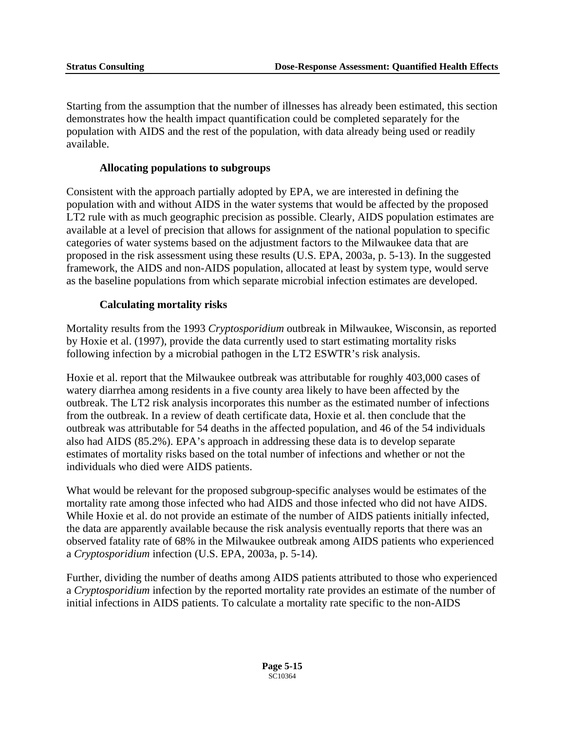Starting from the assumption that the number of illnesses has already been estimated, this section demonstrates how the health impact quantification could be completed separately for the population with AIDS and the rest of the population, with data already being used or readily available.

### Allocating populations to subgroups

Consistent with the approach partially adopted by EPA, we are interested in defining the population with and without AIDS in the water systems that would be affected by the proposed LT2 rule with as much geographic precision as possible. Clearly, AIDS population estimates are available at a level of precision that allows for assignment of the national population to specific categories of water systems based on the adjustment factors to the Milwaukee data that are proposed in the risk assessment using these results (U.S. EPA, 2003a, p. 5-13). In the suggested framework, the AIDS and non-AIDS population, allocated at least by system type, would serve as the baseline populations from which separate microbial infection estimates are developed.

### Calculating mortality risks

Mortality results from the 1993 *Cryptosporidium* outbreak in Milwaukee, Wisconsin, as reported by Hoxie et al. (1997), provide the data currently used to start estimating mortality risks following infection by a microbial pathogen in the LT2 ESWTR's risk analysis.

Hoxie et al. report that the Milwaukee outbreak was attributable for roughly 403,000 cases of watery diarrhea among residents in a five county area likely to have been affected by the outbreak. The LT2 risk analysis incorporates this number as the estimated number of infections from the outbreak. In a review of death certificate data, Hoxie et al. then conclude that the outbreak was attributable for 54 deaths in the affected population, and 46 of the 54 individuals also had AIDS (85.2%). EPA's approach in addressing these data is to develop separate estimates of mortality risks based on the total number of infections and whether or not the individuals who died were AIDS patients.

What would be relevant for the proposed subgroup-specific analyses would be estimates of the mortality rate among those infected who had AIDS and those infected who did not have AIDS. While Hoxie et al. do not provide an estimate of the number of AIDS patients initially infected, the data are apparently available because the risk analysis eventually reports that there was an observed fatality rate of 68% in the Milwaukee outbreak among AIDS patients who experienced a *Cryptosporidium* infection (U.S. EPA, 2003a, p. 5-14).

Further, dividing the number of deaths among AIDS patients attributed to those who experienced a *Cryptosporidium* infection by the reported mortality rate provides an estimate of the number of initial infections in AIDS patients. To calculate a mortality rate specific to the non-AIDS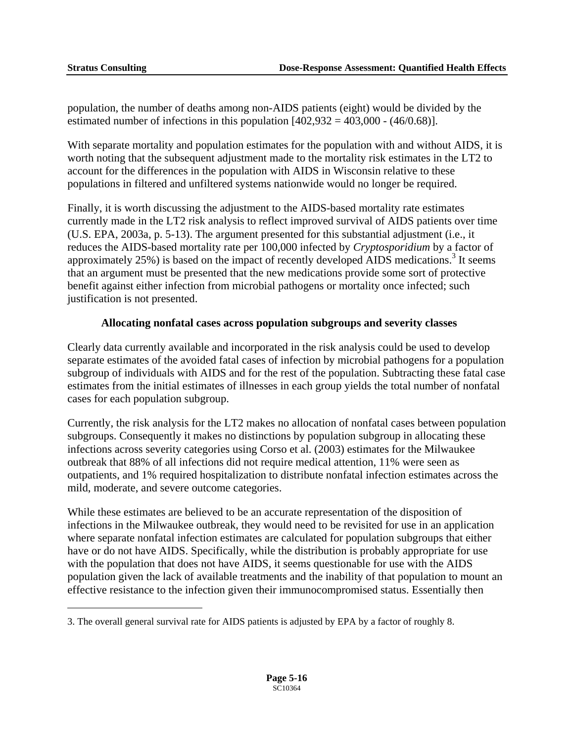population, the number of deaths among non-AIDS patients (eight) would be divided by the estimated number of infections in this population [402,932 = 403,000 - (46/0.68)].

With separate mortality and population estimates for the population with and without AIDS, it is worth noting that the subsequent adjustment made to the mortality risk estimates in the LT2 to account for the differences in the population with AIDS in Wisconsin relative to these populations in filtered and unfiltered systems nationwide would no longer be required.

Finally, it is worth discussing the adjustment to the AIDS-based mortality rate estimates currently made in the LT2 risk analysis to reflect improved survival of AIDS patients over time (U.S. EPA, 2003a, p. 5-13). The argument presented for this substantial adjustment (i.e., it reduces the AIDS-based mortality rate per 100,000 infected by *Cryptosporidium* by a factor of approximately 25%) is based on the impact of recently developed AIDS medications.[3] It seems that an argument must be presented that the new medications provide some sort of protective benefit against either infection from microbial pathogens or mortality once infected; such justification is not presented.

### Allocating nonfatal cases across population subgroups and severity classes

Clearly data currently available and incorporated in the risk analysis could be used to develop separate estimates of the avoided fatal cases of infection by microbial pathogens for a population subgroup of individuals with AIDS and for the rest of the population. Subtracting these fatal case estimates from the initial estimates of illnesses in each group yields the total number of nonfatal cases for each population subgroup.

Currently, the risk analysis for the LT2 makes no allocation of nonfatal cases between population subgroups. Consequently it makes no distinctions by population subgroup in allocating these infections across severity categories using Corso et al. (2003) estimates for the Milwaukee outbreak that 88% of all infections did not require medical attention, 11% were seen as outpatients, and 1% required hospitalization to distribute nonfatal infection estimates across the mild, moderate, and severe outcome categories.

While these estimates are believed to be an accurate representation of the disposition of infections in the Milwaukee outbreak, they would need to be revisited for use in an application where separate nonfatal infection estimates are calculated for population subgroups that either have or do not have AIDS. Specifically, while the distribution is probably appropriate for use with the population that does not have AIDS, it seems questionable for use with the AIDS population given the lack of available treatments and the inability of that population to mount an effective resistance to the infection given their immunocompromised status. Essentially then

---

3. The overall general survival rate for AIDS patients is adjusted by EPA by a factor of roughly 8.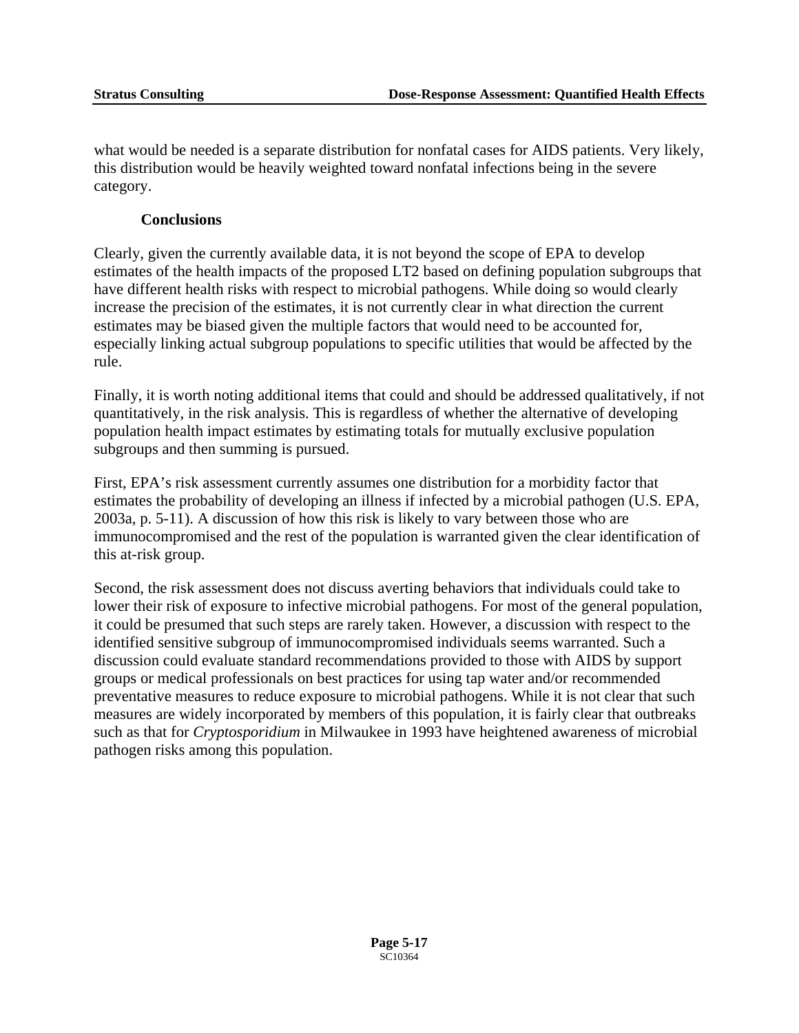what would be needed is a separate distribution for nonfatal cases for AIDS patients. Very likely, this distribution would be heavily weighted toward nonfatal infections being in the severe category.

### Conclusions

Clearly, given the currently available data, it is not beyond the scope of EPA to develop estimates of the health impacts of the proposed LT2 based on defining population subgroups that have different health risks with respect to microbial pathogens. While doing so would clearly increase the precision of the estimates, it is not currently clear in what direction the current estimates may be biased given the multiple factors that would need to be accounted for, especially linking actual subgroup populations to specific utilities that would be affected by the rule.

Finally, it is worth noting additional items that could and should be addressed qualitatively, if not quantitatively, in the risk analysis. This is regardless of whether the alternative of developing population health impact estimates by estimating totals for mutually exclusive population subgroups and then summing is pursued.

First, EPA's risk assessment currently assumes one distribution for a morbidity factor that estimates the probability of developing an illness if infected by a microbial pathogen (U.S. EPA, 2003a, p. 5-11). A discussion of how this risk is likely to vary between those who are immunocompromised and the rest of the population is warranted given the clear identification of this at-risk group.

Second, the risk assessment does not discuss averting behaviors that individuals could take to lower their risk of exposure to infective microbial pathogens. For most of the general population, it could be presumed that such steps are rarely taken. However, a discussion with respect to the identified sensitive subgroup of immunocompromised individuals seems warranted. Such a discussion could evaluate standard recommendations provided to those with AIDS by support groups or medical professionals on best practices for using tap water and/or recommended preventative measures to reduce exposure to microbial pathogens. While it is not clear that such measures are widely incorporated by members of this population, it is fairly clear that outbreaks such as that for *Cryptosporidium* in Milwaukee in 1993 have heightened awareness of microbial pathogen risks among this population.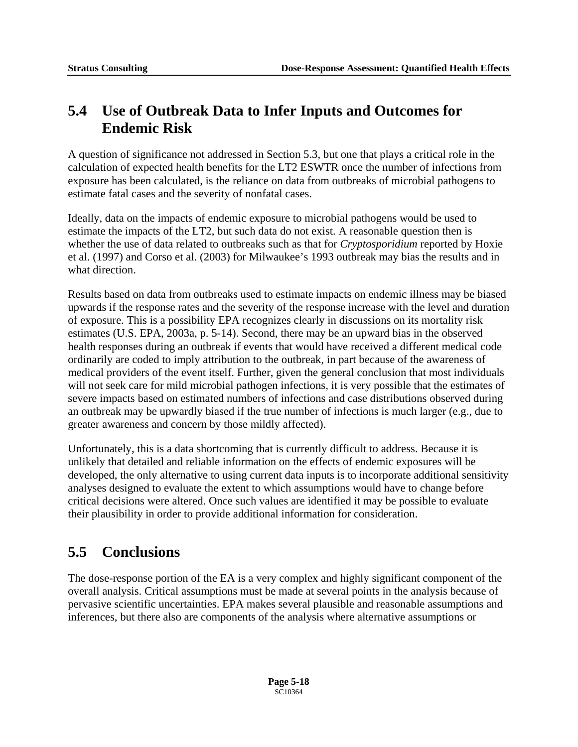## 5.4 Use of Outbreak Data to Infer Inputs and Outcomes for Endemic Risk

A question of significance not addressed in Section 5.3, but one that plays a critical role in the calculation of expected health benefits for the LT2 ESWTR once the number of infections from exposure has been calculated, is the reliance on data from outbreaks of microbial pathogens to estimate fatal cases and the severity of nonfatal cases.

Ideally, data on the impacts of endemic exposure to microbial pathogens would be used to estimate the impacts of the LT2, but such data do not exist. A reasonable question then is whether the use of data related to outbreaks such as that for *Cryptosporidium* reported by Hoxie et al. (1997) and Corso et al. (2003) for Milwaukee's 1993 outbreak may bias the results and in what direction.

Results based on data from outbreaks used to estimate impacts on endemic illness may be biased upwards if the response rates and the severity of the response increase with the level and duration of exposure. This is a possibility EPA recognizes clearly in discussions on its mortality risk estimates (U.S. EPA, 2003a, p. 5-14). Second, there may be an upward bias in the observed health responses during an outbreak if events that would have received a different medical code ordinarily are coded to imply attribution to the outbreak, in part because of the awareness of medical providers of the event itself. Further, given the general conclusion that most individuals will not seek care for mild microbial pathogen infections, it is very possible that the estimates of severe impacts based on estimated numbers of infections and case distributions observed during an outbreak may be upwardly biased if the true number of infections is much larger (e.g., due to greater awareness and concern by those mildly affected).

Unfortunately, this is a data shortcoming that is currently difficult to address. Because it is unlikely that detailed and reliable information on the effects of endemic exposures will be developed, the only alternative to using current data inputs is to incorporate additional sensitivity analyses designed to evaluate the extent to which assumptions would have to change before critical decisions were altered. Once such values are identified it may be possible to evaluate their plausibility in order to provide additional information for consideration.

## 5.5 Conclusions

The dose-response portion of the EA is a very complex and highly significant component of the overall analysis. Critical assumptions must be made at several points in the analysis because of pervasive scientific uncertainties. EPA makes several plausible and reasonable assumptions and inferences, but there also are components of the analysis where alternative assumptions or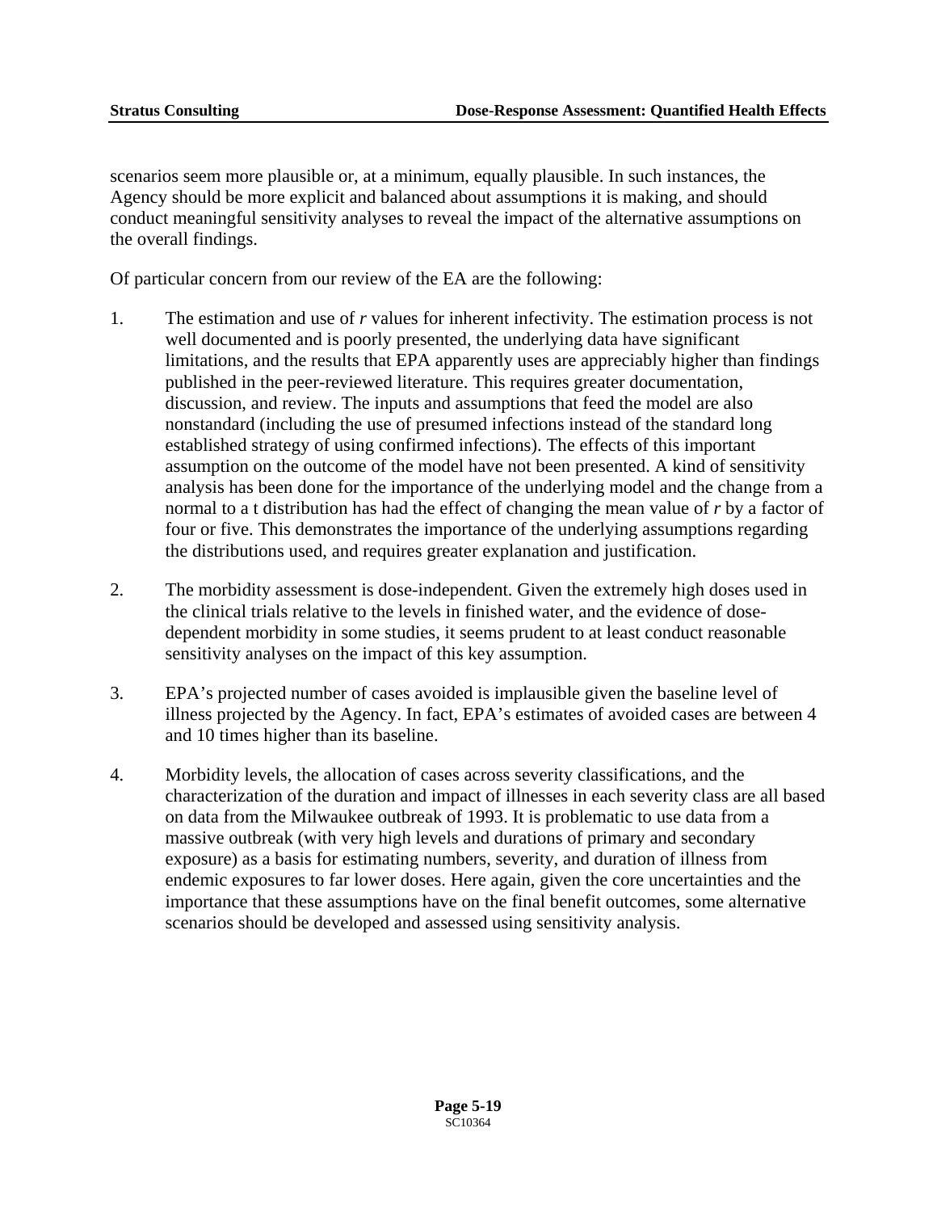scenarios seem more plausible or, at a minimum, equally plausible. In such instances, the Agency should be more explicit and balanced about assumptions it is making, and should conduct meaningful sensitivity analyses to reveal the impact of the alternative assumptions on the overall findings.

Of particular concern from our review of the EA are the following:

1. The estimation and use of *r* values for inherent infectivity. The estimation process is not well documented and is poorly presented, the underlying data have significant limitations, and the results that EPA apparently uses are appreciably higher than findings published in the peer-reviewed literature. This requires greater documentation, discussion, and review. The inputs and assumptions that feed the model are also nonstandard (including the use of presumed infections instead of the standard long established strategy of using confirmed infections). The effects of this important assumption on the outcome of the model have not been presented. A kind of sensitivity analysis has been done for the importance of the underlying model and the change from a normal to a t distribution has had the effect of changing the mean value of *r* by a factor of four or five. This demonstrates the importance of the underlying assumptions regarding the distributions used, and requires greater explanation and justification.

2. The morbidity assessment is dose-independent. Given the extremely high doses used in the clinical trials relative to the levels in finished water, and the evidence of dose-dependent morbidity in some studies, it seems prudent to at least conduct reasonable sensitivity analyses on the impact of this key assumption.

3. EPA's projected number of cases avoided is implausible given the baseline level of illness projected by the Agency. In fact, EPA's estimates of avoided cases are between 4 and 10 times higher than its baseline.

4. Morbidity levels, the allocation of cases across severity classifications, and the characterization of the duration and impact of illnesses in each severity class are all based on data from the Milwaukee outbreak of 1993. It is problematic to use data from a massive outbreak (with very high levels and durations of primary and secondary exposure) as a basis for estimating numbers, severity, and duration of illness from endemic exposures to far lower doses. Here again, given the core uncertainties and the importance that these assumptions have on the final benefit outcomes, some alternative scenarios should be developed and assessed using sensitivity analysis.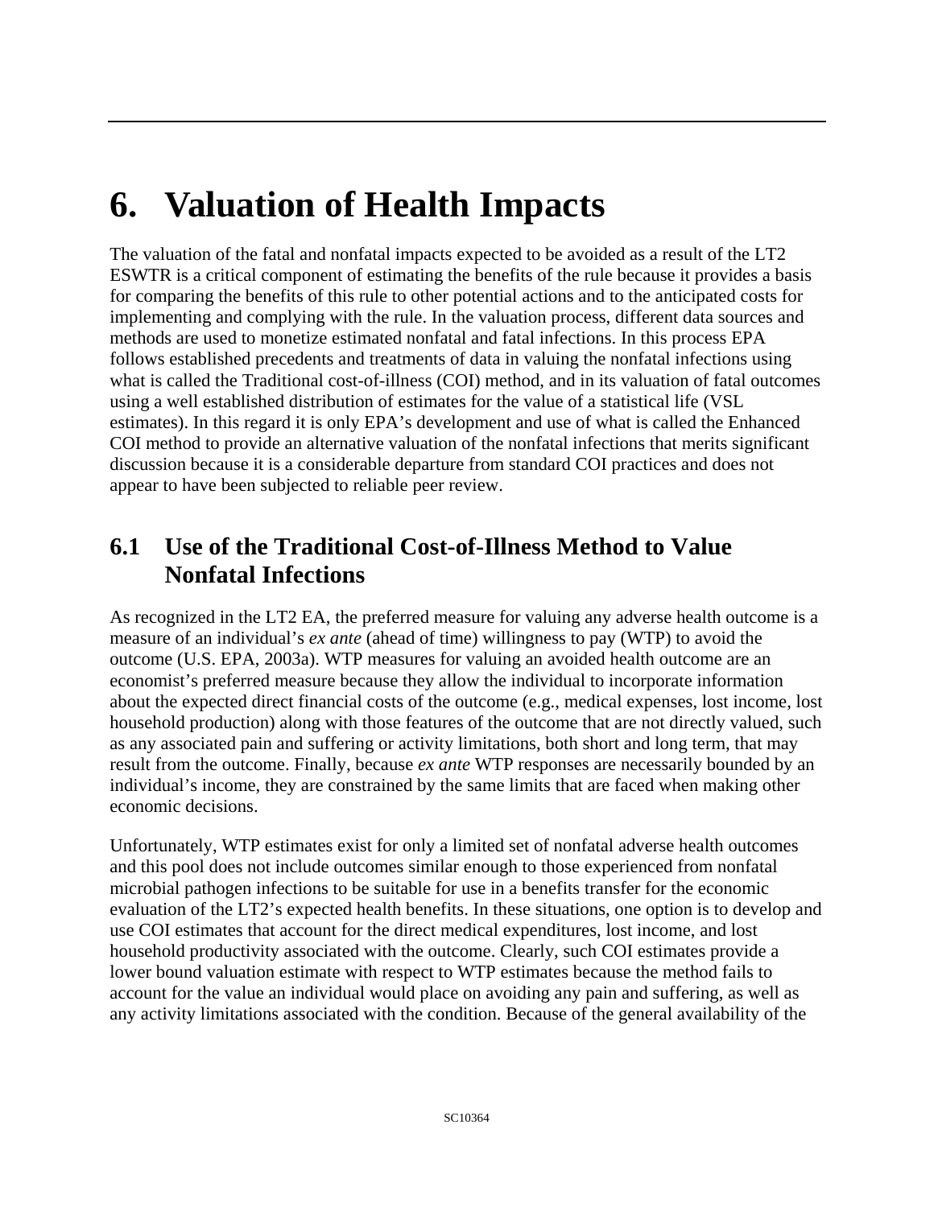# 6. Valuation of Health Impacts

The valuation of the fatal and nonfatal impacts expected to be avoided as a result of the LT2 ESWTR is a critical component of estimating the benefits of the rule because it provides a basis for comparing the benefits of this rule to other potential actions and to the anticipated costs for implementing and complying with the rule. In the valuation process, different data sources and methods are used to monetize estimated nonfatal and fatal infections. In this process EPA follows established precedents and treatments of data in valuing the nonfatal infections using what is called the Traditional cost-of-illness (COI) method, and in its valuation of fatal outcomes using a well established distribution of estimates for the value of a statistical life (VSL estimates). In this regard it is only EPA's development and use of what is called the Enhanced COI method to provide an alternative valuation of the nonfatal infections that merits significant discussion because it is a considerable departure from standard COI practices and does not appear to have been subjected to reliable peer review.

## 6.1 Use of the Traditional Cost-of-Illness Method to Value Nonfatal Infections

As recognized in the LT2 EA, the preferred measure for valuing any adverse health outcome is a measure of an individual's *ex ante* (ahead of time) willingness to pay (WTP) to avoid the outcome (U.S. EPA, 2003a). WTP measures for valuing an avoided health outcome are an economist's preferred measure because they allow the individual to incorporate information about the expected direct financial costs of the outcome (e.g., medical expenses, lost income, lost household production) along with those features of the outcome that are not directly valued, such as any associated pain and suffering or activity limitations, both short and long term, that may result from the outcome. Finally, because *ex ante* WTP responses are necessarily bounded by an individual's income, they are constrained by the same limits that are faced when making other economic decisions.

Unfortunately, WTP estimates exist for only a limited set of nonfatal adverse health outcomes and this pool does not include outcomes similar enough to those experienced from nonfatal microbial pathogen infections to be suitable for use in a benefits transfer for the economic evaluation of the LT2's expected health benefits. In these situations, one option is to develop and use COI estimates that account for the direct medical expenditures, lost income, and lost household productivity associated with the outcome. Clearly, such COI estimates provide a lower bound valuation estimate with respect to WTP estimates because the method fails to account for the value an individual would place on avoiding any pain and suffering, as well as any activity limitations associated with the condition. Because of the general availability of the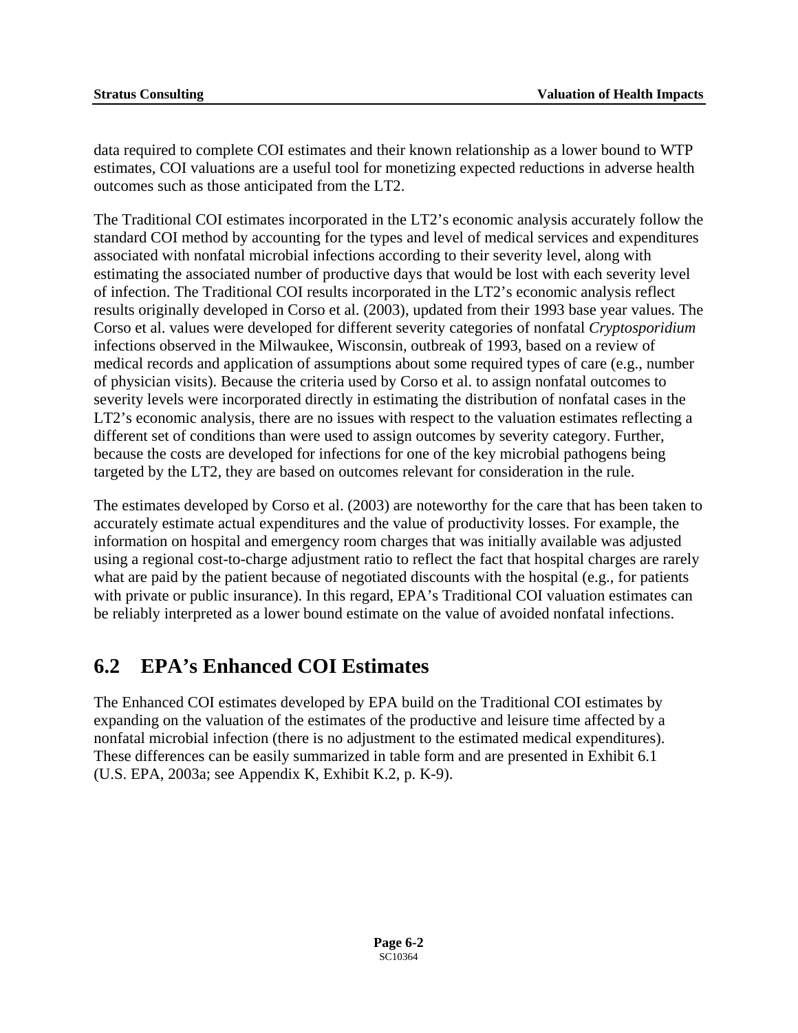data required to complete COI estimates and their known relationship as a lower bound to WTP estimates, COI valuations are a useful tool for monetizing expected reductions in adverse health outcomes such as those anticipated from the LT2.

The Traditional COI estimates incorporated in the LT2's economic analysis accurately follow the standard COI method by accounting for the types and level of medical services and expenditures associated with nonfatal microbial infections according to their severity level, along with estimating the associated number of productive days that would be lost with each severity level of infection. The Traditional COI results incorporated in the LT2's economic analysis reflect results originally developed in Corso et al. (2003), updated from their 1993 base year values. The Corso et al. values were developed for different severity categories of nonfatal *Cryptosporidium* infections observed in the Milwaukee, Wisconsin, outbreak of 1993, based on a review of medical records and application of assumptions about some required types of care (e.g., number of physician visits). Because the criteria used by Corso et al. to assign nonfatal outcomes to severity levels were incorporated directly in estimating the distribution of nonfatal cases in the LT2's economic analysis, there are no issues with respect to the valuation estimates reflecting a different set of conditions than were used to assign outcomes by severity category. Further, because the costs are developed for infections for one of the key microbial pathogens being targeted by the LT2, they are based on outcomes relevant for consideration in the rule.

The estimates developed by Corso et al. (2003) are noteworthy for the care that has been taken to accurately estimate actual expenditures and the value of productivity losses. For example, the information on hospital and emergency room charges that was initially available was adjusted using a regional cost-to-charge adjustment ratio to reflect the fact that hospital charges are rarely what are paid by the patient because of negotiated discounts with the hospital (e.g., for patients with private or public insurance). In this regard, EPA's Traditional COI valuation estimates can be reliably interpreted as a lower bound estimate on the value of avoided nonfatal infections.

## 6.2 EPA's Enhanced COI Estimates

The Enhanced COI estimates developed by EPA build on the Traditional COI estimates by expanding on the valuation of the estimates of the productive and leisure time affected by a nonfatal microbial infection (there is no adjustment to the estimated medical expenditures). These differences can be easily summarized in table form and are presented in Exhibit 6.1 (U.S. EPA, 2003a; see Appendix K, Exhibit K.2, p. K-9).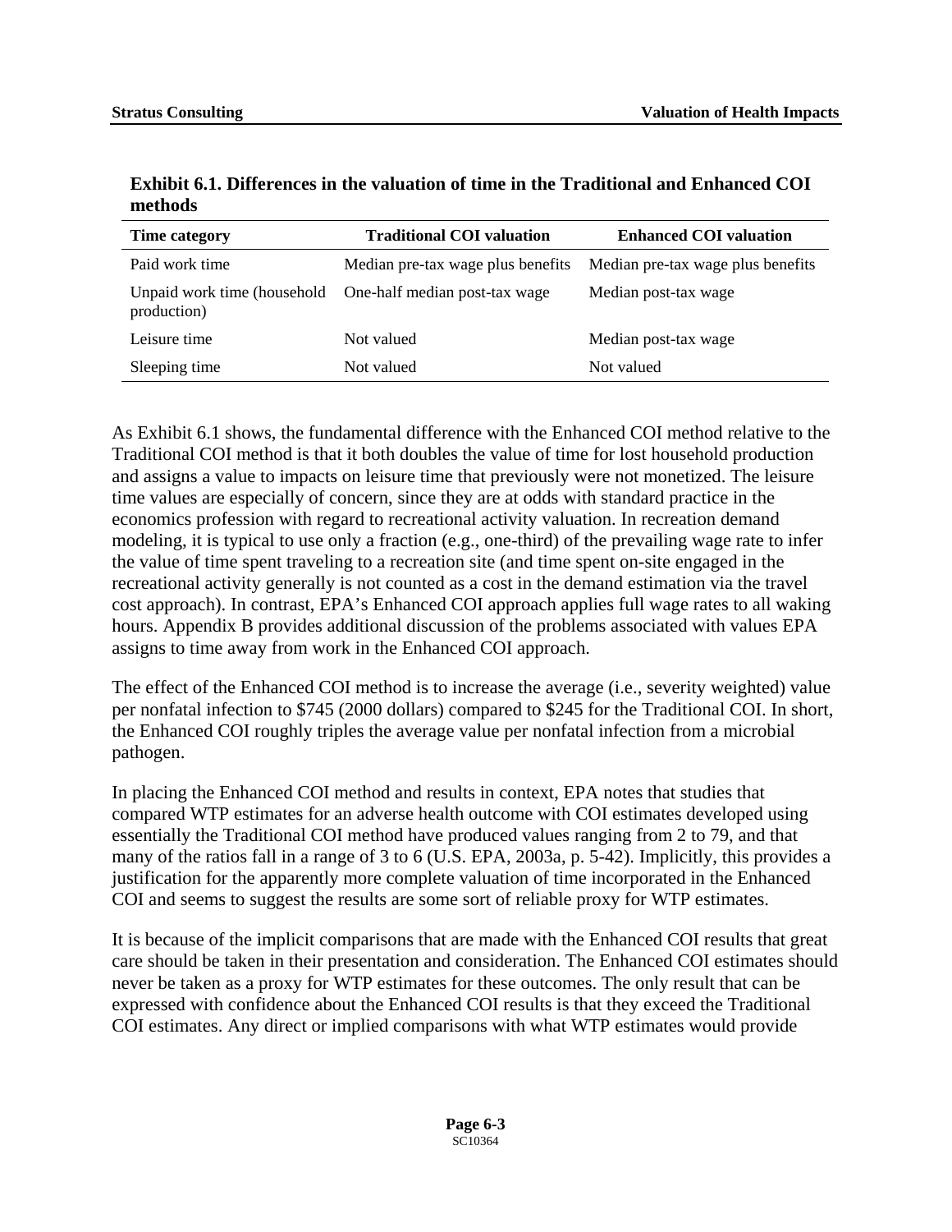**Exhibit 6.1. Differences in the valuation of time in the Traditional and Enhanced COI methods**

| Time category | Traditional COI valuation | Enhanced COI valuation |
|---|---|---|
| Paid work time | Median pre-tax wage plus benefits | Median pre-tax wage plus benefits |
| Unpaid work time (household production) | One-half median post-tax wage | Median post-tax wage |
| Leisure time | Not valued | Median post-tax wage |
| Sleeping time | Not valued | Not valued |

As Exhibit 6.1 shows, the fundamental difference with the Enhanced COI method relative to the Traditional COI method is that it both doubles the value of time for lost household production and assigns a value to impacts on leisure time that previously were not monetized. The leisure time values are especially of concern, since they are at odds with standard practice in the economics profession with regard to recreational activity valuation. In recreation demand modeling, it is typical to use only a fraction (e.g., one-third) of the prevailing wage rate to infer the value of time spent traveling to a recreation site (and time spent on-site engaged in the recreational activity generally is not counted as a cost in the demand estimation via the travel cost approach). In contrast, EPA's Enhanced COI approach applies full wage rates to all waking hours. Appendix B provides additional discussion of the problems associated with values EPA assigns to time away from work in the Enhanced COI approach.

The effect of the Enhanced COI method is to increase the average (i.e., severity weighted) value per nonfatal infection to $745 (2000 dollars) compared to $245 for the Traditional COI. In short, the Enhanced COI roughly triples the average value per nonfatal infection from a microbial pathogen.

In placing the Enhanced COI method and results in context, EPA notes that studies that compared WTP estimates for an adverse health outcome with COI estimates developed using essentially the Traditional COI method have produced values ranging from 2 to 79, and that many of the ratios fall in a range of 3 to 6 (U.S. EPA, 2003a, p. 5-42). Implicitly, this provides a justification for the apparently more complete valuation of time incorporated in the Enhanced COI and seems to suggest the results are some sort of reliable proxy for WTP estimates.

It is because of the implicit comparisons that are made with the Enhanced COI results that great care should be taken in their presentation and consideration. The Enhanced COI estimates should never be taken as a proxy for WTP estimates for these outcomes. The only result that can be expressed with confidence about the Enhanced COI results is that they exceed the Traditional COI estimates. Any direct or implied comparisons with what WTP estimates would provide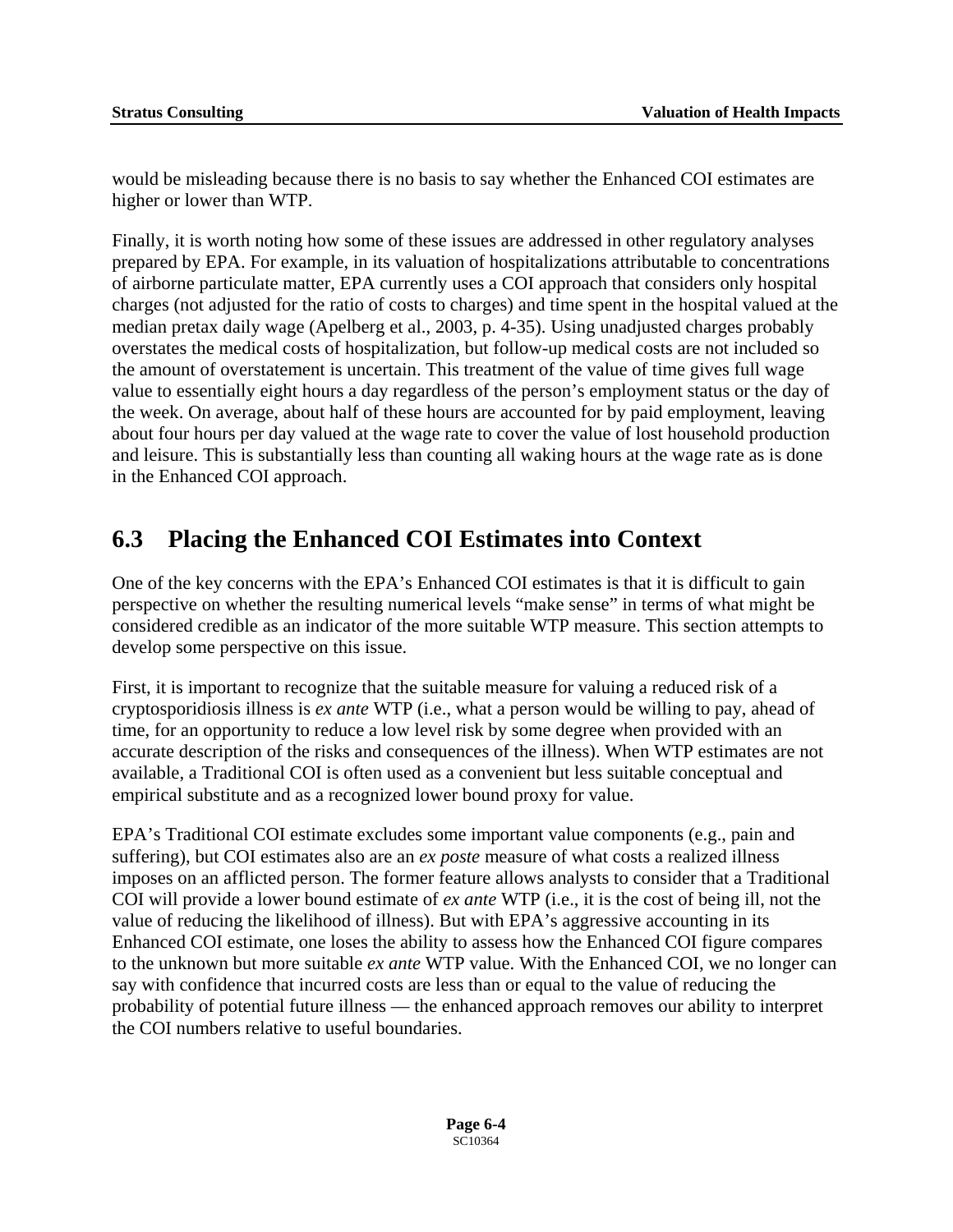would be misleading because there is no basis to say whether the Enhanced COI estimates are higher or lower than WTP.

Finally, it is worth noting how some of these issues are addressed in other regulatory analyses prepared by EPA. For example, in its valuation of hospitalizations attributable to concentrations of airborne particulate matter, EPA currently uses a COI approach that considers only hospital charges (not adjusted for the ratio of costs to charges) and time spent in the hospital valued at the median pretax daily wage (Apelberg et al., 2003, p. 4-35). Using unadjusted charges probably overstates the medical costs of hospitalization, but follow-up medical costs are not included so the amount of overstatement is uncertain. This treatment of the value of time gives full wage value to essentially eight hours a day regardless of the person's employment status or the day of the week. On average, about half of these hours are accounted for by paid employment, leaving about four hours per day valued at the wage rate to cover the value of lost household production and leisure. This is substantially less than counting all waking hours at the wage rate as is done in the Enhanced COI approach.

## 6.3 Placing the Enhanced COI Estimates into Context

One of the key concerns with the EPA's Enhanced COI estimates is that it is difficult to gain perspective on whether the resulting numerical levels "make sense" in terms of what might be considered credible as an indicator of the more suitable WTP measure. This section attempts to develop some perspective on this issue.

First, it is important to recognize that the suitable measure for valuing a reduced risk of a cryptosporidiosis illness is *ex ante* WTP (i.e., what a person would be willing to pay, ahead of time, for an opportunity to reduce a low level risk by some degree when provided with an accurate description of the risks and consequences of the illness). When WTP estimates are not available, a Traditional COI is often used as a convenient but less suitable conceptual and empirical substitute and as a recognized lower bound proxy for value.

EPA's Traditional COI estimate excludes some important value components (e.g., pain and suffering), but COI estimates also are an *ex poste* measure of what costs a realized illness imposes on an afflicted person. The former feature allows analysts to consider that a Traditional COI will provide a lower bound estimate of *ex ante* WTP (i.e., it is the cost of being ill, not the value of reducing the likelihood of illness). But with EPA's aggressive accounting in its Enhanced COI estimate, one loses the ability to assess how the Enhanced COI figure compares to the unknown but more suitable *ex ante* WTP value. With the Enhanced COI, we no longer can say with confidence that incurred costs are less than or equal to the value of reducing the probability of potential future illness — the enhanced approach removes our ability to interpret the COI numbers relative to useful boundaries.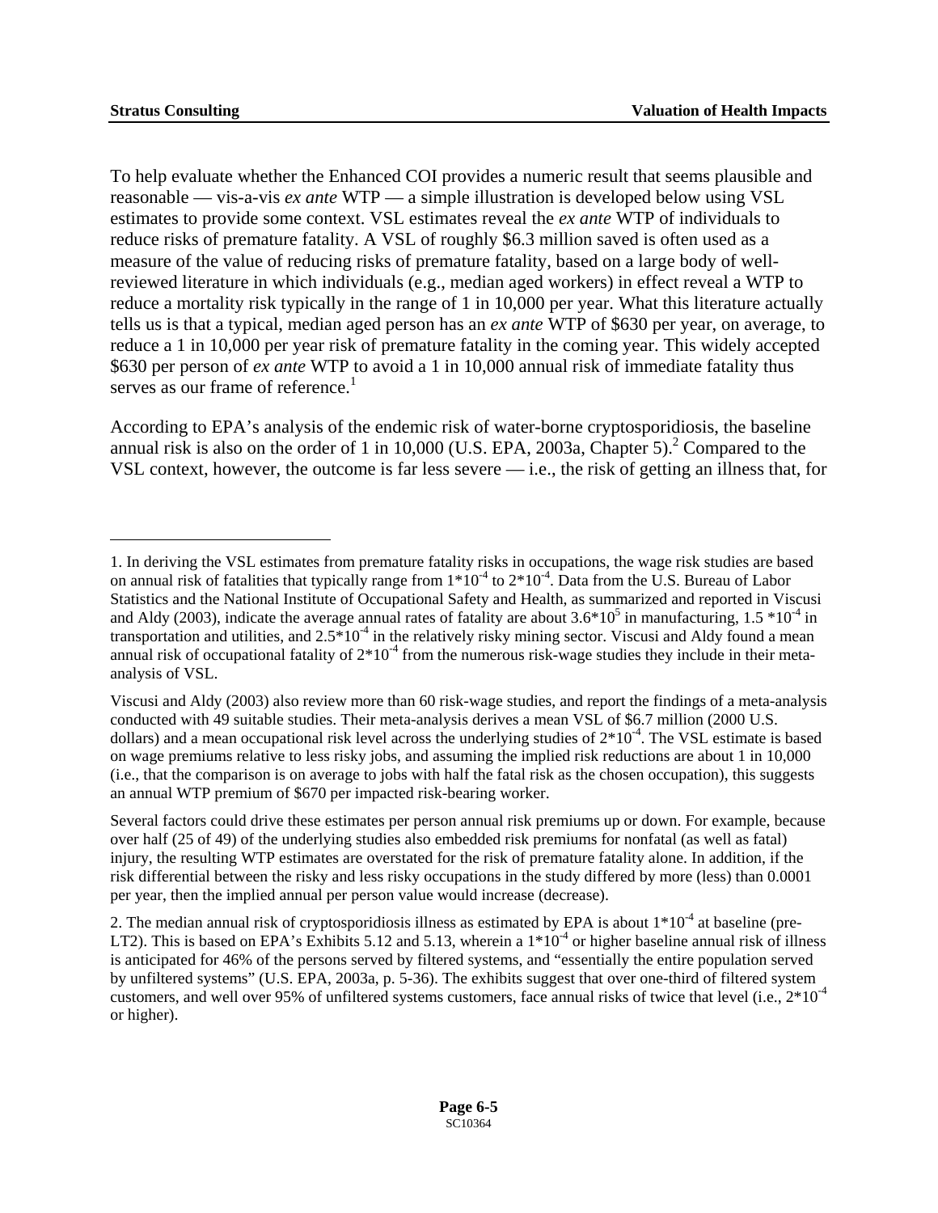To help evaluate whether the Enhanced COI provides a numeric result that seems plausible and reasonable — vis-a-vis *ex ante* WTP — a simple illustration is developed below using VSL estimates to provide some context. VSL estimates reveal the *ex ante* WTP of individuals to reduce risks of premature fatality. A VSL of roughly \$6.3 million saved is often used as a measure of the value of reducing risks of premature fatality, based on a large body of well-reviewed literature in which individuals (e.g., median aged workers) in effect reveal a WTP to reduce a mortality risk typically in the range of 1 in 10,000 per year. What this literature actually tells us is that a typical, median aged person has an *ex ante* WTP of \$630 per year, on average, to reduce a 1 in 10,000 per year risk of premature fatality in the coming year. This widely accepted \$630 per person of *ex ante* WTP to avoid a 1 in 10,000 annual risk of immediate fatality thus serves as our frame of reference.[1]

According to EPA's analysis of the endemic risk of water-borne cryptosporidiosis, the baseline annual risk is also on the order of 1 in 10,000 (U.S. EPA, 2003a, Chapter 5).[2] Compared to the VSL context, however, the outcome is far less severe — i.e., the risk of getting an illness that, for

---

1. In deriving the VSL estimates from premature fatality risks in occupations, the wage risk studies are based on annual risk of fatalities that typically range from $1*10^{-4}$ to $2*10^{-4}$. Data from the U.S. Bureau of Labor Statistics and the National Institute of Occupational Safety and Health, as summarized and reported in Viscusi and Aldy (2003), indicate the average annual rates of fatality are about $3.6*10^{5}$ in manufacturing, $1.5*10^{-4}$ in transportation and utilities, and $2.5*10^{-4}$ in the relatively risky mining sector. Viscusi and Aldy found a mean annual risk of occupational fatality of $2*10^{-4}$ from the numerous risk-wage studies they include in their meta-analysis of VSL.

Viscusi and Aldy (2003) also review more than 60 risk-wage studies, and report the findings of a meta-analysis conducted with 49 suitable studies. Their meta-analysis derives a mean VSL of \$6.7 million (2000 U.S. dollars) and a mean occupational risk level across the underlying studies of $2*10^{-4}$. The VSL estimate is based on wage premiums relative to less risky jobs, and assuming the implied risk reductions are about 1 in 10,000 (i.e., that the comparison is on average to jobs with half the fatal risk as the chosen occupation), this suggests an annual WTP premium of \$670 per impacted risk-bearing worker.

Several factors could drive these estimates per person annual risk premiums up or down. For example, because over half (25 of 49) of the underlying studies also embedded risk premiums for nonfatal (as well as fatal) injury, the resulting WTP estimates are overstated for the risk of premature fatality alone. In addition, if the risk differential between the risky and less risky occupations in the study differed by more (less) than 0.0001 per year, then the implied annual per person value would increase (decrease).

2. The median annual risk of cryptosporidiosis illness as estimated by EPA is about $1*10^{-4}$ at baseline (pre-LT2). This is based on EPA's Exhibits 5.12 and 5.13, wherein a $1*10^{-4}$ or higher baseline annual risk of illness is anticipated for 46% of the persons served by filtered systems, and "essentially the entire population served by unfiltered systems" (U.S. EPA, 2003a, p. 5-36). The exhibits suggest that over one-third of filtered system customers, and well over 95% of unfiltered systems customers, face annual risks of twice that level (i.e., $2*10^{-4}$ or higher).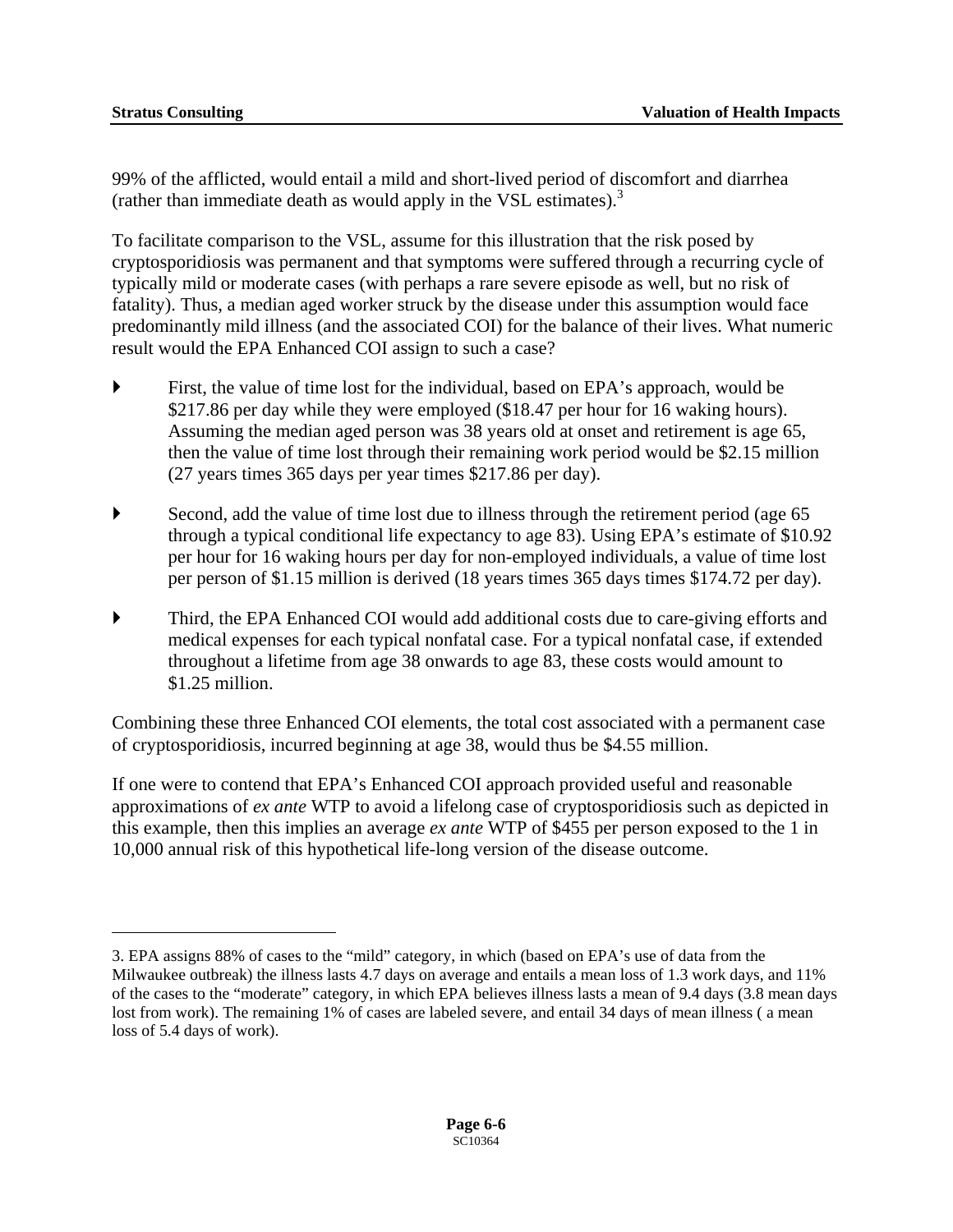99% of the afflicted, would entail a mild and short-lived period of discomfort and diarrhea (rather than immediate death as would apply in the VSL estimates).[3]

To facilitate comparison to the VSL, assume for this illustration that the risk posed by cryptosporidiosis was permanent and that symptoms were suffered through a recurring cycle of typically mild or moderate cases (with perhaps a rare severe episode as well, but no risk of fatality). Thus, a median aged worker struck by the disease under this assumption would face predominantly mild illness (and the associated COI) for the balance of their lives. What numeric result would the EPA Enhanced COI assign to such a case?

- First, the value of time lost for the individual, based on EPA's approach, would be \$217.86 per day while they were employed (\$18.47 per hour for 16 waking hours). Assuming the median aged person was 38 years old at onset and retirement is age 65, then the value of time lost through their remaining work period would be \$2.15 million (27 years times 365 days per year times \$217.86 per day).
- Second, add the value of time lost due to illness through the retirement period (age 65 through a typical conditional life expectancy to age 83). Using EPA's estimate of \$10.92 per hour for 16 waking hours per day for non-employed individuals, a value of time lost per person of \$1.15 million is derived (18 years times 365 days times \$174.72 per day).
- Third, the EPA Enhanced COI would add additional costs due to care-giving efforts and medical expenses for each typical nonfatal case. For a typical nonfatal case, if extended throughout a lifetime from age 38 onwards to age 83, these costs would amount to \$1.25 million.

Combining these three Enhanced COI elements, the total cost associated with a permanent case of cryptosporidiosis, incurred beginning at age 38, would thus be \$4.55 million.

If one were to contend that EPA's Enhanced COI approach provided useful and reasonable approximations of *ex ante* WTP to avoid a lifelong case of cryptosporidiosis such as depicted in this example, then this implies an average *ex ante* WTP of \$455 per person exposed to the 1 in 10,000 annual risk of this hypothetical life-long version of the disease outcome.

---

3. EPA assigns 88% of cases to the "mild" category, in which (based on EPA's use of data from the Milwaukee outbreak) the illness lasts 4.7 days on average and entails a mean loss of 1.3 work days, and 11% of the cases to the "moderate" category, in which EPA believes illness lasts a mean of 9.4 days (3.8 mean days lost from work). The remaining 1% of cases are labeled severe, and entail 34 days of mean illness ( a mean loss of 5.4 days of work).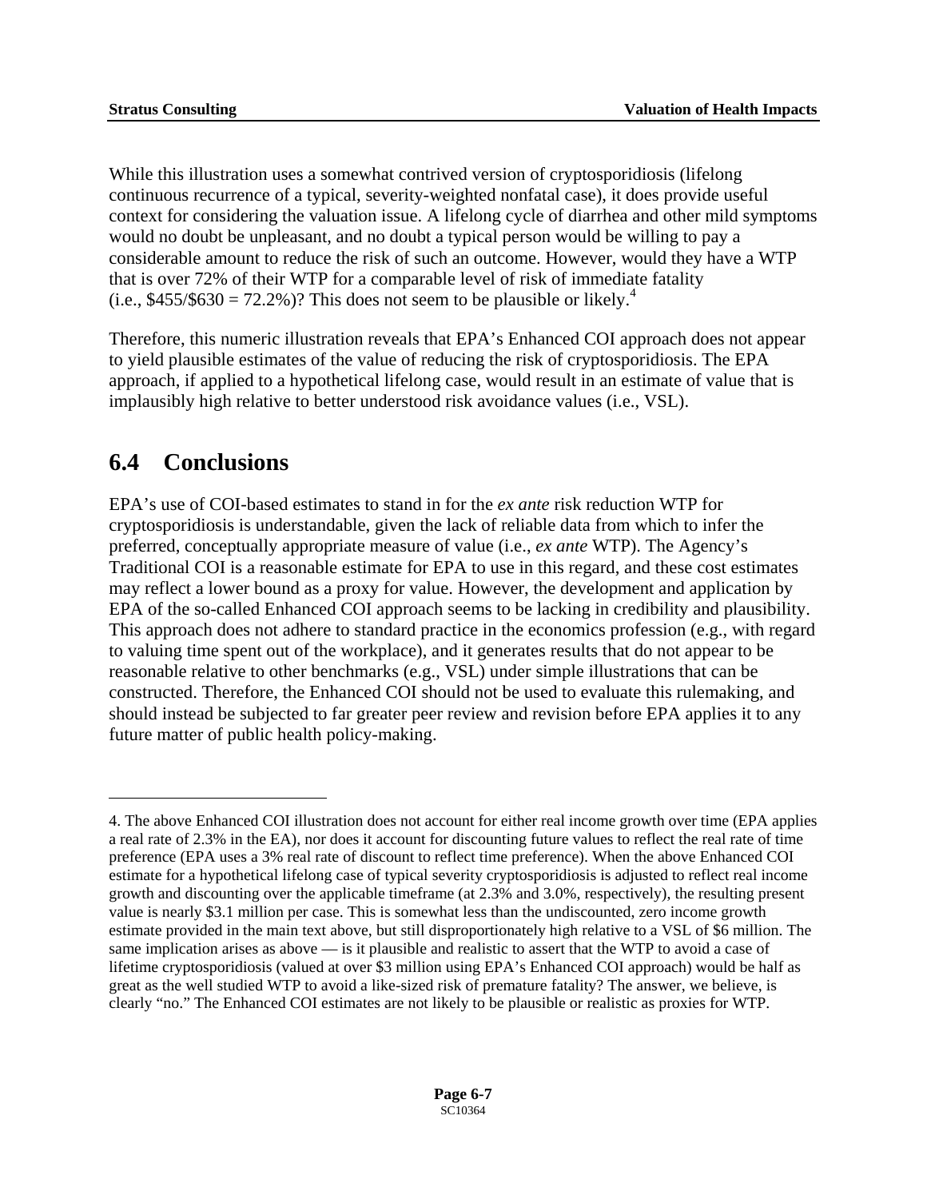While this illustration uses a somewhat contrived version of cryptosporidiosis (lifelong continuous recurrence of a typical, severity-weighted nonfatal case), it does provide useful context for considering the valuation issue. A lifelong cycle of diarrhea and other mild symptoms would no doubt be unpleasant, and no doubt a typical person would be willing to pay a considerable amount to reduce the risk of such an outcome. However, would they have a WTP that is over 72% of their WTP for a comparable level of risk of immediate fatality (i.e., $455/$630 = 72.2%)? This does not seem to be plausible or likely.[4]

Therefore, this numeric illustration reveals that EPA's Enhanced COI approach does not appear to yield plausible estimates of the value of reducing the risk of cryptosporidiosis. The EPA approach, if applied to a hypothetical lifelong case, would result in an estimate of value that is implausibly high relative to better understood risk avoidance values (i.e., VSL).

## 6.4 Conclusions

EPA's use of COI-based estimates to stand in for the *ex ante* risk reduction WTP for cryptosporidiosis is understandable, given the lack of reliable data from which to infer the preferred, conceptually appropriate measure of value (i.e., *ex ante* WTP). The Agency's Traditional COI is a reasonable estimate for EPA to use in this regard, and these cost estimates may reflect a lower bound as a proxy for value. However, the development and application by EPA of the so-called Enhanced COI approach seems to be lacking in credibility and plausibility. This approach does not adhere to standard practice in the economics profession (e.g., with regard to valuing time spent out of the workplace), and it generates results that do not appear to be reasonable relative to other benchmarks (e.g., VSL) under simple illustrations that can be constructed. Therefore, the Enhanced COI should not be used to evaluate this rulemaking, and should instead be subjected to far greater peer review and revision before EPA applies it to any future matter of public health policy-making.

---

4. The above Enhanced COI illustration does not account for either real income growth over time (EPA applies a real rate of 2.3% in the EA), nor does it account for discounting future values to reflect the real rate of time preference (EPA uses a 3% real rate of discount to reflect time preference). When the above Enhanced COI estimate for a hypothetical lifelong case of typical severity cryptosporidiosis is adjusted to reflect real income growth and discounting over the applicable timeframe (at 2.3% and 3.0%, respectively), the resulting present value is nearly $3.1 million per case. This is somewhat less than the undiscounted, zero income growth estimate provided in the main text above, but still disproportionately high relative to a VSL of $6 million. The same implication arises as above — is it plausible and realistic to assert that the WTP to avoid a case of lifetime cryptosporidiosis (valued at over $3 million using EPA's Enhanced COI approach) would be half as great as the well studied WTP to avoid a like-sized risk of premature fatality? The answer, we believe, is clearly "no." The Enhanced COI estimates are not likely to be plausible or realistic as proxies for WTP.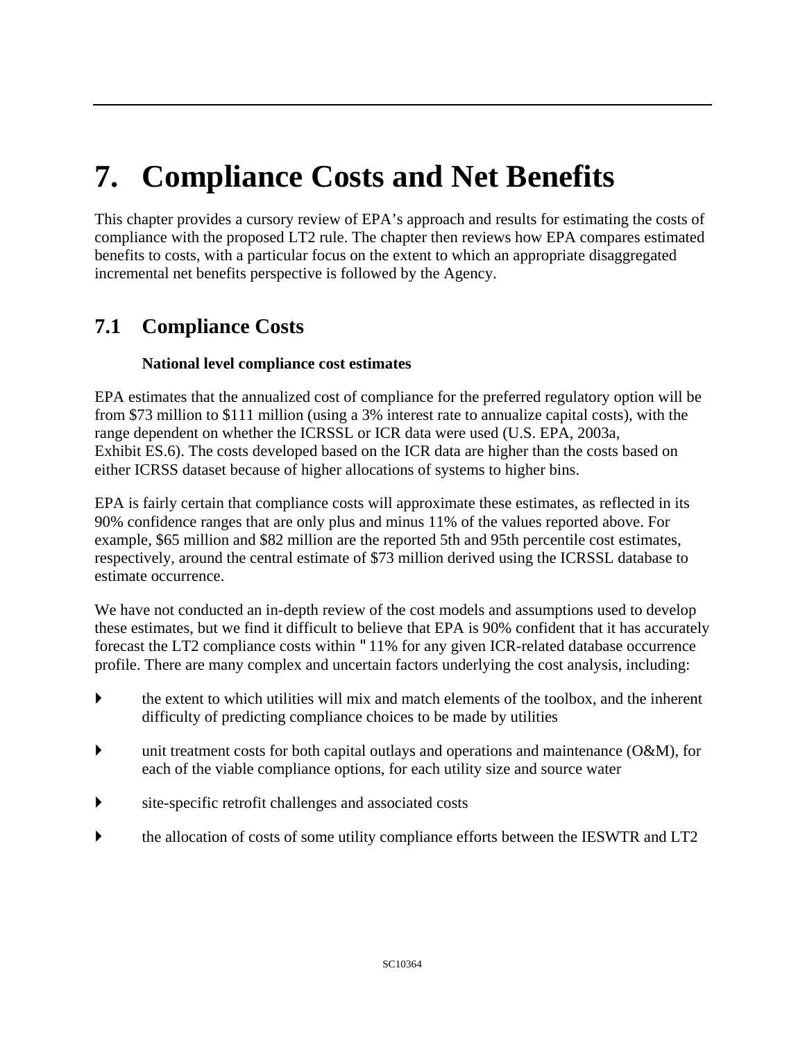# 7. Compliance Costs and Net Benefits

This chapter provides a cursory review of EPA's approach and results for estimating the costs of compliance with the proposed LT2 rule. The chapter then reviews how EPA compares estimated benefits to costs, with a particular focus on the extent to which an appropriate disaggregated incremental net benefits perspective is followed by the Agency.

## 7.1 Compliance Costs

**National level compliance cost estimates**

EPA estimates that the annualized cost of compliance for the preferred regulatory option will be from \$73 million to \$111 million (using a 3% interest rate to annualize capital costs), with the range dependent on whether the ICRSSL or ICR data were used (U.S. EPA, 2003a, Exhibit ES.6). The costs developed based on the ICR data are higher than the costs based on either ICRSS dataset because of higher allocations of systems to higher bins.

EPA is fairly certain that compliance costs will approximate these estimates, as reflected in its 90% confidence ranges that are only plus and minus 11% of the values reported above. For example, \$65 million and \$82 million are the reported 5th and 95th percentile cost estimates, respectively, around the central estimate of \$73 million derived using the ICRSSL database to estimate occurrence.

We have not conducted an in-depth review of the cost models and assumptions used to develop these estimates, but we find it difficult to believe that EPA is 90% confident that it has accurately forecast the LT2 compliance costs within ±11% for any given ICR-related database occurrence profile. There are many complex and uncertain factors underlying the cost analysis, including:

- the extent to which utilities will mix and match elements of the toolbox, and the inherent difficulty of predicting compliance choices to be made by utilities
- unit treatment costs for both capital outlays and operations and maintenance (O&M), for each of the viable compliance options, for each utility size and source water
- site-specific retrofit challenges and associated costs
- the allocation of costs of some utility compliance efforts between the IESWTR and LT2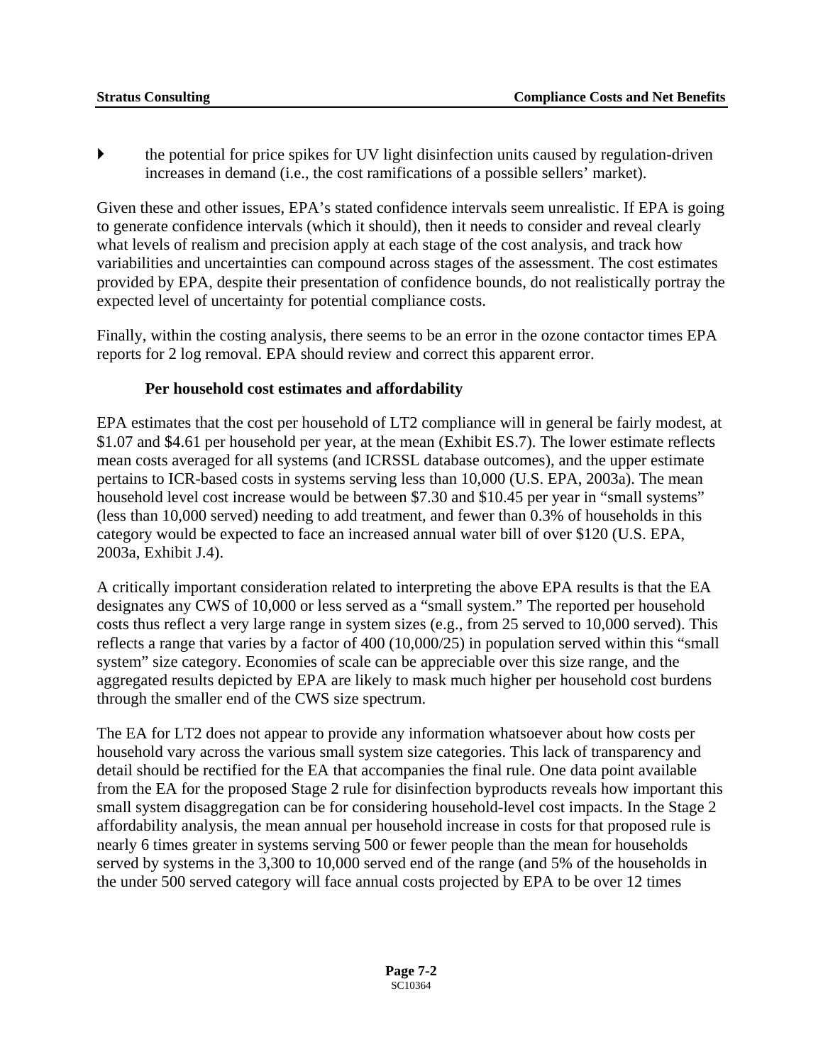- the potential for price spikes for UV light disinfection units caused by regulation-driven increases in demand (i.e., the cost ramifications of a possible sellers' market).

Given these and other issues, EPA's stated confidence intervals seem unrealistic. If EPA is going to generate confidence intervals (which it should), then it needs to consider and reveal clearly what levels of realism and precision apply at each stage of the cost analysis, and track how variabilities and uncertainties can compound across stages of the assessment. The cost estimates provided by EPA, despite their presentation of confidence bounds, do not realistically portray the expected level of uncertainty for potential compliance costs.

Finally, within the costing analysis, there seems to be an error in the ozone contactor times EPA reports for 2 log removal. EPA should review and correct this apparent error.

### Per household cost estimates and affordability

EPA estimates that the cost per household of LT2 compliance will in general be fairly modest, at $1.07 and $4.61 per household per year, at the mean (Exhibit ES.7). The lower estimate reflects mean costs averaged for all systems (and ICRSSL database outcomes), and the upper estimate pertains to ICR-based costs in systems serving less than 10,000 (U.S. EPA, 2003a). The mean household level cost increase would be between $7.30 and $10.45 per year in "small systems" (less than 10,000 served) needing to add treatment, and fewer than 0.3% of households in this category would be expected to face an increased annual water bill of over $120 (U.S. EPA, 2003a, Exhibit J.4).

A critically important consideration related to interpreting the above EPA results is that the EA designates any CWS of 10,000 or less served as a "small system." The reported per household costs thus reflect a very large range in system sizes (e.g., from 25 served to 10,000 served). This reflects a range that varies by a factor of 400 (10,000/25) in population served within this "small system" size category. Economies of scale can be appreciable over this size range, and the aggregated results depicted by EPA are likely to mask much higher per household cost burdens through the smaller end of the CWS size spectrum.

The EA for LT2 does not appear to provide any information whatsoever about how costs per household vary across the various small system size categories. This lack of transparency and detail should be rectified for the EA that accompanies the final rule. One data point available from the EA for the proposed Stage 2 rule for disinfection byproducts reveals how important this small system disaggregation can be for considering household-level cost impacts. In the Stage 2 affordability analysis, the mean annual per household increase in costs for that proposed rule is nearly 6 times greater in systems serving 500 or fewer people than the mean for households served by systems in the 3,300 to 10,000 served end of the range (and 5% of the households in the under 500 served category will face annual costs projected by EPA to be over 12 times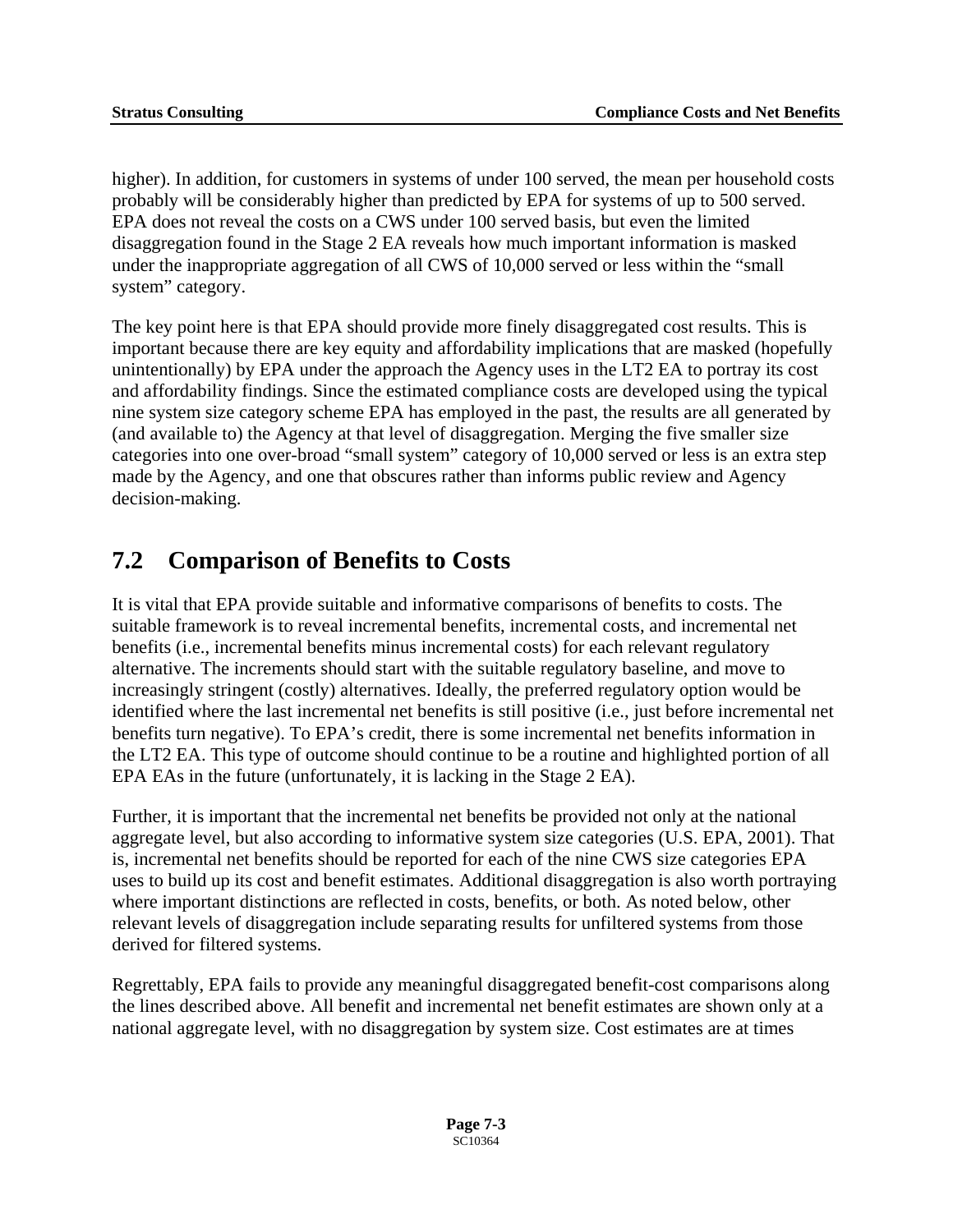higher). In addition, for customers in systems of under 100 served, the mean per household costs probably will be considerably higher than predicted by EPA for systems of up to 500 served. EPA does not reveal the costs on a CWS under 100 served basis, but even the limited disaggregation found in the Stage 2 EA reveals how much important information is masked under the inappropriate aggregation of all CWS of 10,000 served or less within the "small system" category.

The key point here is that EPA should provide more finely disaggregated cost results. This is important because there are key equity and affordability implications that are masked (hopefully unintentionally) by EPA under the approach the Agency uses in the LT2 EA to portray its cost and affordability findings. Since the estimated compliance costs are developed using the typical nine system size category scheme EPA has employed in the past, the results are all generated by (and available to) the Agency at that level of disaggregation. Merging the five smaller size categories into one over-broad "small system" category of 10,000 served or less is an extra step made by the Agency, and one that obscures rather than informs public review and Agency decision-making.

## 7.2 Comparison of Benefits to Costs

It is vital that EPA provide suitable and informative comparisons of benefits to costs. The suitable framework is to reveal incremental benefits, incremental costs, and incremental net benefits (i.e., incremental benefits minus incremental costs) for each relevant regulatory alternative. The increments should start with the suitable regulatory baseline, and move to increasingly stringent (costly) alternatives. Ideally, the preferred regulatory option would be identified where the last incremental net benefits is still positive (i.e., just before incremental net benefits turn negative). To EPA's credit, there is some incremental net benefits information in the LT2 EA. This type of outcome should continue to be a routine and highlighted portion of all EPA EAs in the future (unfortunately, it is lacking in the Stage 2 EA).

Further, it is important that the incremental net benefits be provided not only at the national aggregate level, but also according to informative system size categories (U.S. EPA, 2001). That is, incremental net benefits should be reported for each of the nine CWS size categories EPA uses to build up its cost and benefit estimates. Additional disaggregation is also worth portraying where important distinctions are reflected in costs, benefits, or both. As noted below, other relevant levels of disaggregation include separating results for unfiltered systems from those derived for filtered systems.

Regrettably, EPA fails to provide any meaningful disaggregated benefit-cost comparisons along the lines described above. All benefit and incremental net benefit estimates are shown only at a national aggregate level, with no disaggregation by system size. Cost estimates are at times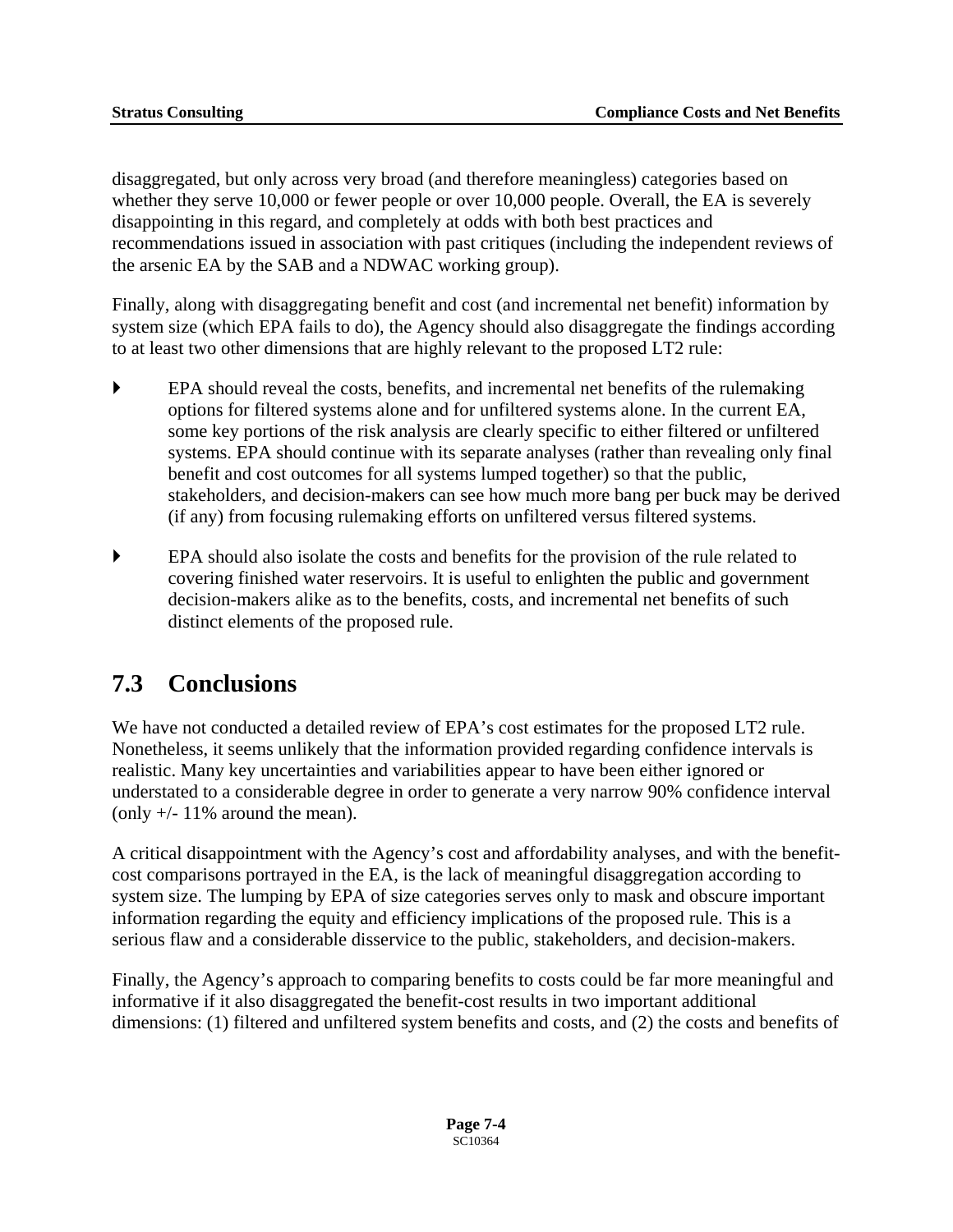disaggregated, but only across very broad (and therefore meaningless) categories based on whether they serve 10,000 or fewer people or over 10,000 people. Overall, the EA is severely disappointing in this regard, and completely at odds with both best practices and recommendations issued in association with past critiques (including the independent reviews of the arsenic EA by the SAB and a NDWAC working group).

Finally, along with disaggregating benefit and cost (and incremental net benefit) information by system size (which EPA fails to do), the Agency should also disaggregate the findings according to at least two other dimensions that are highly relevant to the proposed LT2 rule:

- EPA should reveal the costs, benefits, and incremental net benefits of the rulemaking options for filtered systems alone and for unfiltered systems alone. In the current EA, some key portions of the risk analysis are clearly specific to either filtered or unfiltered systems. EPA should continue with its separate analyses (rather than revealing only final benefit and cost outcomes for all systems lumped together) so that the public, stakeholders, and decision-makers can see how much more bang per buck may be derived (if any) from focusing rulemaking efforts on unfiltered versus filtered systems.

- EPA should also isolate the costs and benefits for the provision of the rule related to covering finished water reservoirs. It is useful to enlighten the public and government decision-makers alike as to the benefits, costs, and incremental net benefits of such distinct elements of the proposed rule.

## 7.3 Conclusions

We have not conducted a detailed review of EPA's cost estimates for the proposed LT2 rule. Nonetheless, it seems unlikely that the information provided regarding confidence intervals is realistic. Many key uncertainties and variabilities appear to have been either ignored or understated to a considerable degree in order to generate a very narrow 90% confidence interval (only +/- 11% around the mean).

A critical disappointment with the Agency's cost and affordability analyses, and with the benefit-cost comparisons portrayed in the EA, is the lack of meaningful disaggregation according to system size. The lumping by EPA of size categories serves only to mask and obscure important information regarding the equity and efficiency implications of the proposed rule. This is a serious flaw and a considerable disservice to the public, stakeholders, and decision-makers.

Finally, the Agency's approach to comparing benefits to costs could be far more meaningful and informative if it also disaggregated the benefit-cost results in two important additional dimensions: (1) filtered and unfiltered system benefits and costs, and (2) the costs and benefits of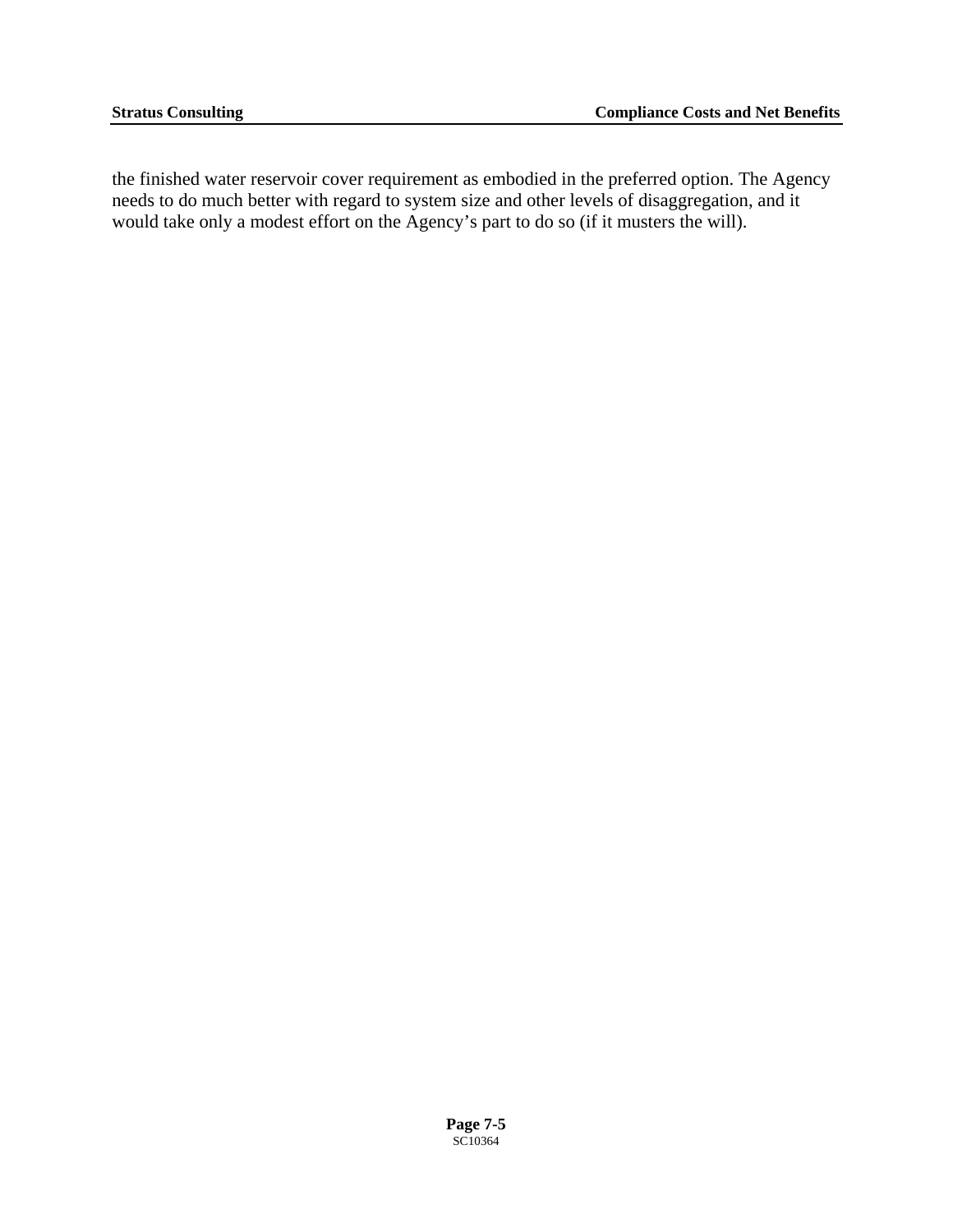the finished water reservoir cover requirement as embodied in the preferred option. The Agency needs to do much better with regard to system size and other levels of disaggregation, and it would take only a modest effort on the Agency's part to do so (if it musters the will).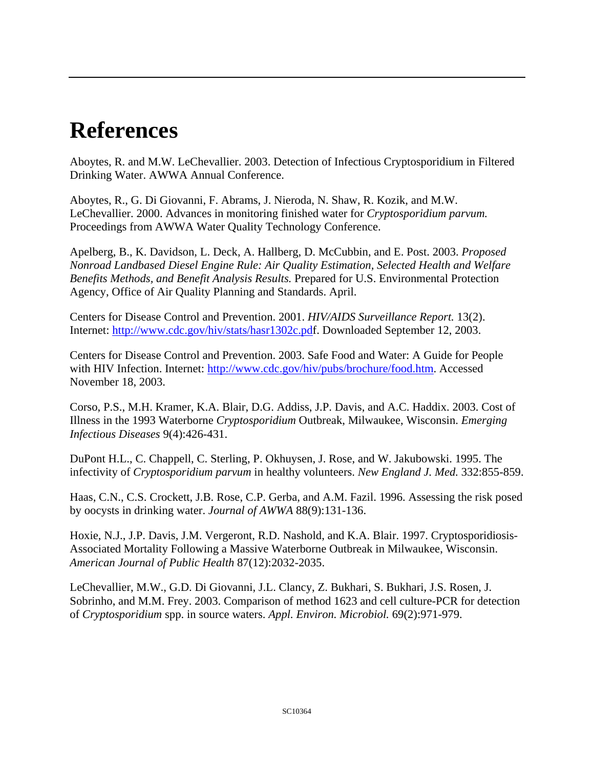# References

Aboytes, R. and M.W. LeChevallier. 2003. Detection of Infectious Cryptosporidium in Filtered Drinking Water. AWWA Annual Conference.

Aboytes, R., G. Di Giovanni, F. Abrams, J. Nieroda, N. Shaw, R. Kozik, and M.W. LeChevallier. 2000. Advances in monitoring finished water for *Cryptosporidium parvum.* Proceedings from AWWA Water Quality Technology Conference.

Apelberg, B., K. Davidson, L. Deck, A. Hallberg, D. McCubbin, and E. Post. 2003. *Proposed Nonroad Landbased Diesel Engine Rule: Air Quality Estimation, Selected Health and Welfare Benefits Methods, and Benefit Analysis Results.* Prepared for U.S. Environmental Protection Agency, Office of Air Quality Planning and Standards. April.

Centers for Disease Control and Prevention. 2001. *HIV/AIDS Surveillance Report.* 13(2). Internet: http://www.cdc.gov/hiv/stats/hasr1302c.pdf. Downloaded September 12, 2003.

Centers for Disease Control and Prevention. 2003. Safe Food and Water: A Guide for People with HIV Infection. Internet: http://www.cdc.gov/hiv/pubs/brochure/food.htm. Accessed November 18, 2003.

Corso, P.S., M.H. Kramer, K.A. Blair, D.G. Addiss, J.P. Davis, and A.C. Haddix. 2003. Cost of Illness in the 1993 Waterborne *Cryptosporidium* Outbreak, Milwaukee, Wisconsin. *Emerging Infectious Diseases* 9(4):426-431.

DuPont H.L., C. Chappell, C. Sterling, P. Okhuysen, J. Rose, and W. Jakubowski. 1995. The infectivity of *Cryptosporidium parvum* in healthy volunteers. *New England J. Med.* 332:855-859.

Haas, C.N., C.S. Crockett, J.B. Rose, C.P. Gerba, and A.M. Fazil. 1996. Assessing the risk posed by oocysts in drinking water. *Journal of AWWA* 88(9):131-136.

Hoxie, N.J., J.P. Davis, J.M. Vergeront, R.D. Nashold, and K.A. Blair. 1997. Cryptosporidiosis-Associated Mortality Following a Massive Waterborne Outbreak in Milwaukee, Wisconsin. *American Journal of Public Health* 87(12):2032-2035.

LeChevallier, M.W., G.D. Di Giovanni, J.L. Clancy, Z. Bukhari, S. Bukhari, J.S. Rosen, J. Sobrinho, and M.M. Frey. 2003. Comparison of method 1623 and cell culture-PCR for detection of *Cryptosporidium* spp. in source waters. *Appl. Environ. Microbiol.* 69(2):971-979.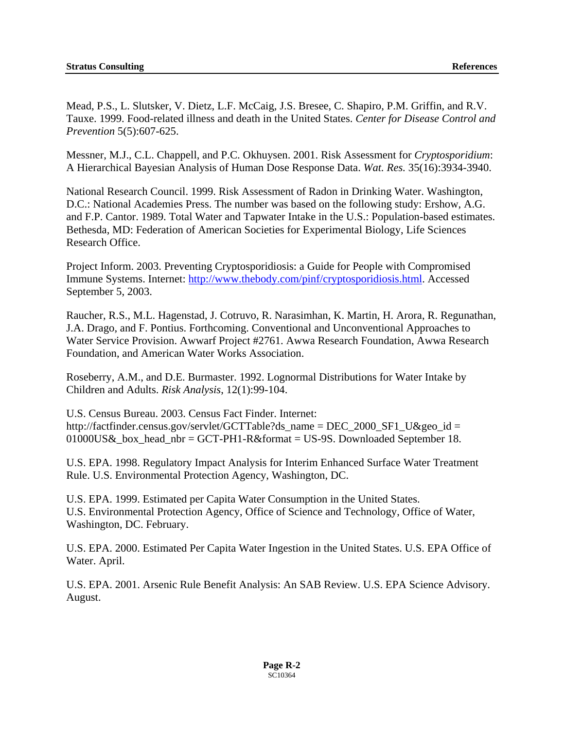Mead, P.S., L. Slutsker, V. Dietz, L.F. McCaig, J.S. Bresee, C. Shapiro, P.M. Griffin, and R.V. Tauxe. 1999. Food-related illness and death in the United States. *Center for Disease Control and Prevention* 5(5):607-625.

Messner, M.J., C.L. Chappell, and P.C. Okhuysen. 2001. Risk Assessment for *Cryptosporidium*: A Hierarchical Bayesian Analysis of Human Dose Response Data. *Wat. Res.* 35(16):3934-3940.

National Research Council. 1999. Risk Assessment of Radon in Drinking Water. Washington, D.C.: National Academies Press. The number was based on the following study: Ershow, A.G. and F.P. Cantor. 1989. Total Water and Tapwater Intake in the U.S.: Population-based estimates. Bethesda, MD: Federation of American Societies for Experimental Biology, Life Sciences Research Office.

Project Inform. 2003. Preventing Cryptosporidiosis: a Guide for People with Compromised Immune Systems. Internet: http://www.thebody.com/pinf/cryptosporidiosis.html. Accessed September 5, 2003.

Raucher, R.S., M.L. Hagenstad, J. Cotruvo, R. Narasimhan, K. Martin, H. Arora, R. Regunathan, J.A. Drago, and F. Pontius. Forthcoming. Conventional and Unconventional Approaches to Water Service Provision. Awwarf Project #2761. Awwa Research Foundation, Awwa Research Foundation, and American Water Works Association.

Roseberry, A.M., and D.E. Burmaster. 1992. Lognormal Distributions for Water Intake by Children and Adults. *Risk Analysis*, 12(1):99-104.

U.S. Census Bureau. 2003. Census Fact Finder. Internet: http://factfinder.census.gov/servlet/GCTTable?ds_name = DEC_2000_SF1_U&geo_id = 01000US&_box_head_nbr = GCT-PH1-R&format = US-9S. Downloaded September 18.

U.S. EPA. 1998. Regulatory Impact Analysis for Interim Enhanced Surface Water Treatment Rule. U.S. Environmental Protection Agency, Washington, DC.

U.S. EPA. 1999. Estimated per Capita Water Consumption in the United States. U.S. Environmental Protection Agency, Office of Science and Technology, Office of Water, Washington, DC. February.

U.S. EPA. 2000. Estimated Per Capita Water Ingestion in the United States. U.S. EPA Office of Water. April.

U.S. EPA. 2001. Arsenic Rule Benefit Analysis: An SAB Review. U.S. EPA Science Advisory. August.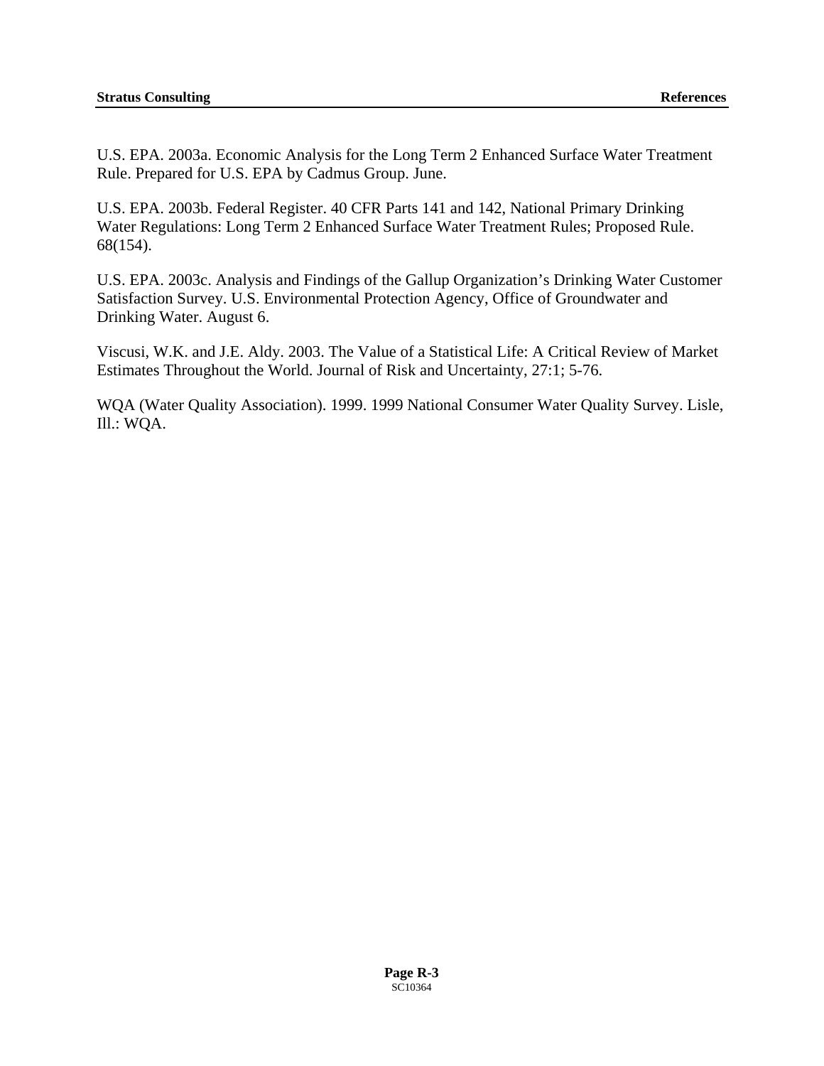U.S. EPA. 2003a. Economic Analysis for the Long Term 2 Enhanced Surface Water Treatment Rule. Prepared for U.S. EPA by Cadmus Group. June.

U.S. EPA. 2003b. Federal Register. 40 CFR Parts 141 and 142, National Primary Drinking Water Regulations: Long Term 2 Enhanced Surface Water Treatment Rules; Proposed Rule. 68(154).

U.S. EPA. 2003c. Analysis and Findings of the Gallup Organization's Drinking Water Customer Satisfaction Survey. U.S. Environmental Protection Agency, Office of Groundwater and Drinking Water. August 6.

Viscusi, W.K. and J.E. Aldy. 2003. The Value of a Statistical Life: A Critical Review of Market Estimates Throughout the World. Journal of Risk and Uncertainty, 27:1; 5-76.

WQA (Water Quality Association). 1999. 1999 National Consumer Water Quality Survey. Lisle, Ill.: WQA.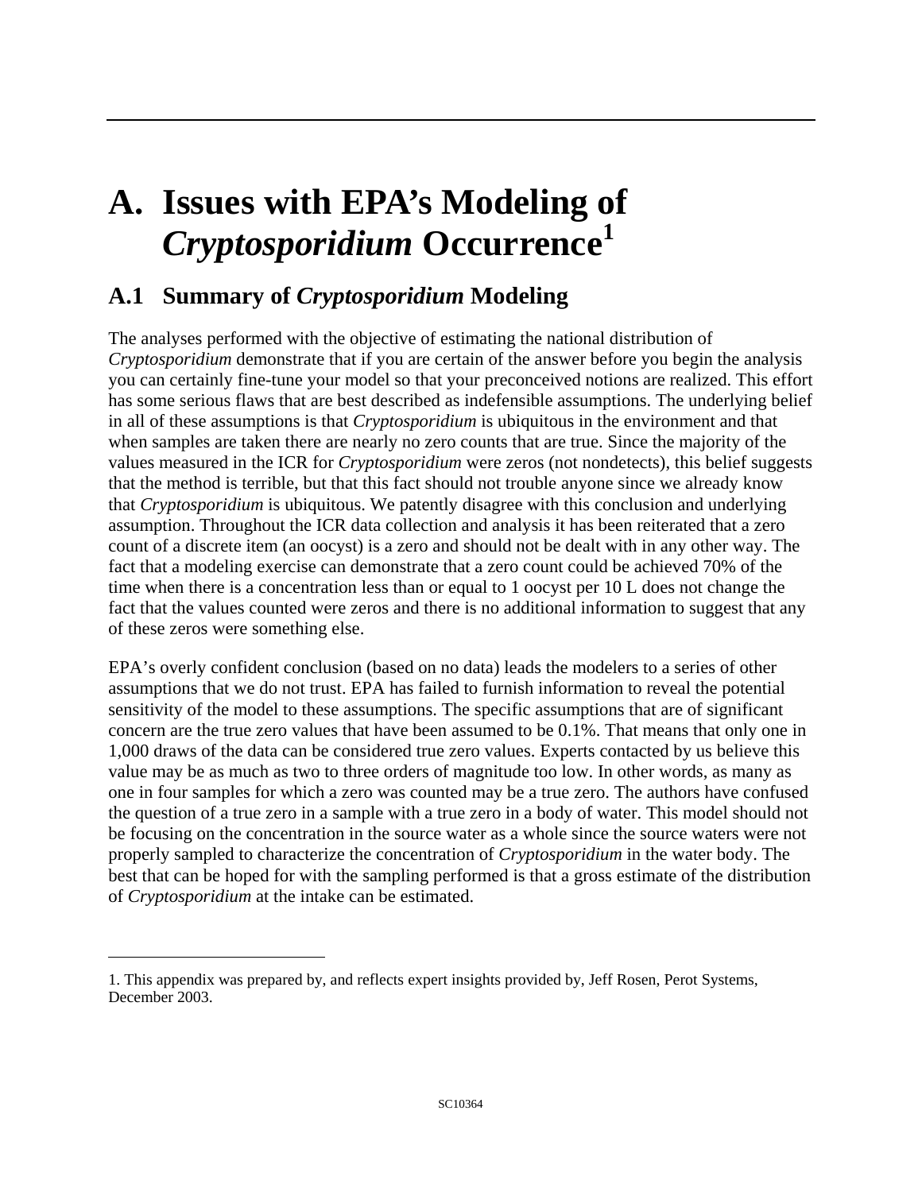# A. Issues with EPA's Modeling of *Cryptosporidium* Occurrence[1]

## A.1 Summary of *Cryptosporidium* Modeling

The analyses performed with the objective of estimating the national distribution of *Cryptosporidium* demonstrate that if you are certain of the answer before you begin the analysis you can certainly fine-tune your model so that your preconceived notions are realized. This effort has some serious flaws that are best described as indefensible assumptions. The underlying belief in all of these assumptions is that *Cryptosporidium* is ubiquitous in the environment and that when samples are taken there are nearly no zero counts that are true. Since the majority of the values measured in the ICR for *Cryptosporidium* were zeros (not nondetects), this belief suggests that the method is terrible, but that this fact should not trouble anyone since we already know that *Cryptosporidium* is ubiquitous. We patently disagree with this conclusion and underlying assumption. Throughout the ICR data collection and analysis it has been reiterated that a zero count of a discrete item (an oocyst) is a zero and should not be dealt with in any other way. The fact that a modeling exercise can demonstrate that a zero count could be achieved 70% of the time when there is a concentration less than or equal to 1 oocyst per 10 L does not change the fact that the values counted were zeros and there is no additional information to suggest that any of these zeros were something else.

EPA's overly confident conclusion (based on no data) leads the modelers to a series of other assumptions that we do not trust. EPA has failed to furnish information to reveal the potential sensitivity of the model to these assumptions. The specific assumptions that are of significant concern are the true zero values that have been assumed to be 0.1%. That means that only one in 1,000 draws of the data can be considered true zero values. Experts contacted by us believe this value may be as much as two to three orders of magnitude too low. In other words, as many as one in four samples for which a zero was counted may be a true zero. The authors have confused the question of a true zero in a sample with a true zero in a body of water. This model should not be focusing on the concentration in the source water as a whole since the source waters were not properly sampled to characterize the concentration of *Cryptosporidium* in the water body. The best that can be hoped for with the sampling performed is that a gross estimate of the distribution of *Cryptosporidium* at the intake can be estimated.

---

1. This appendix was prepared by, and reflects expert insights provided by, Jeff Rosen, Perot Systems, December 2003.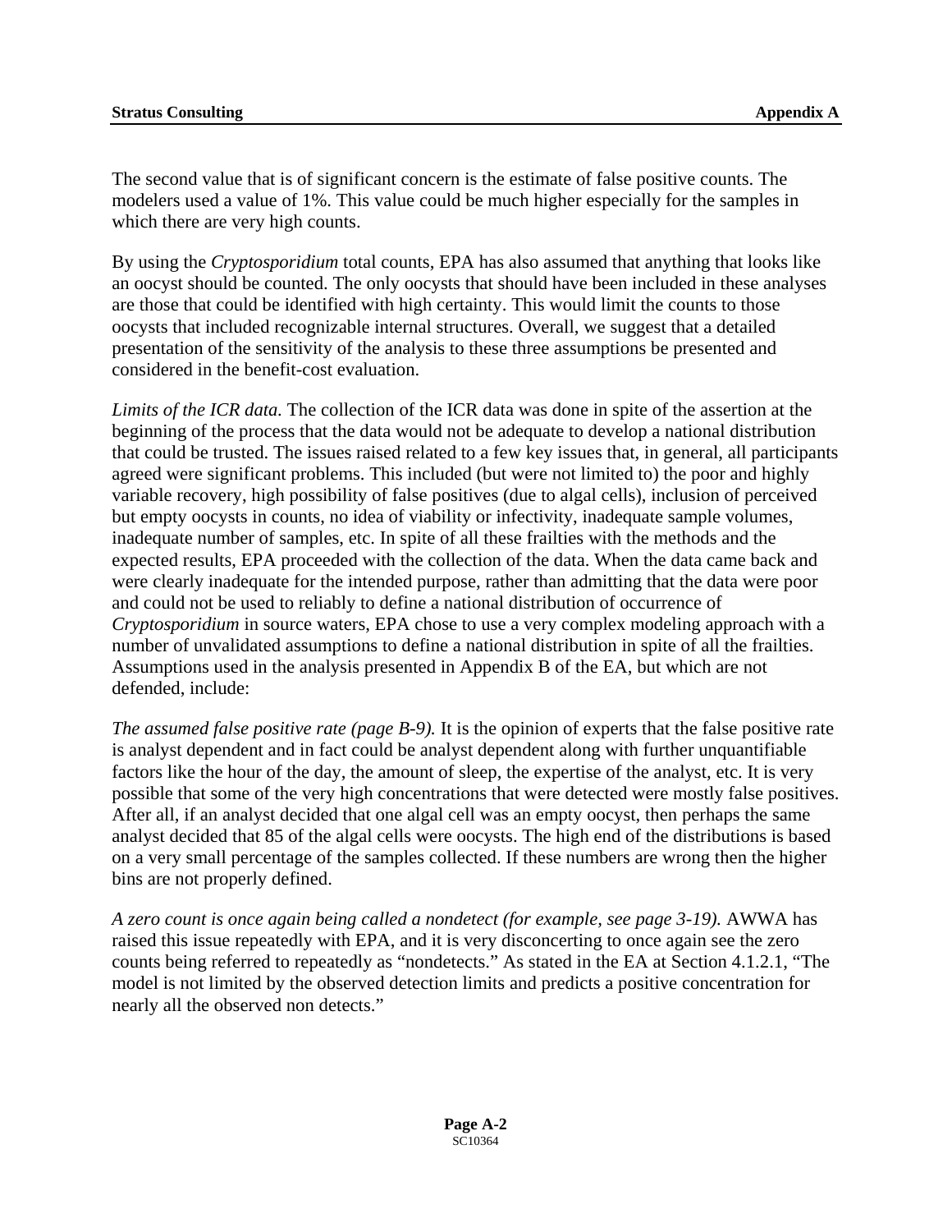The second value that is of significant concern is the estimate of false positive counts. The modelers used a value of 1%. This value could be much higher especially for the samples in which there are very high counts.

By using the *Cryptosporidium* total counts, EPA has also assumed that anything that looks like an oocyst should be counted. The only oocysts that should have been included in these analyses are those that could be identified with high certainty. This would limit the counts to those oocysts that included recognizable internal structures. Overall, we suggest that a detailed presentation of the sensitivity of the analysis to these three assumptions be presented and considered in the benefit-cost evaluation.

*Limits of the ICR data.* The collection of the ICR data was done in spite of the assertion at the beginning of the process that the data would not be adequate to develop a national distribution that could be trusted. The issues raised related to a few key issues that, in general, all participants agreed were significant problems. This included (but were not limited to) the poor and highly variable recovery, high possibility of false positives (due to algal cells), inclusion of perceived but empty oocysts in counts, no idea of viability or infectivity, inadequate sample volumes, inadequate number of samples, etc. In spite of all these frailties with the methods and the expected results, EPA proceeded with the collection of the data. When the data came back and were clearly inadequate for the intended purpose, rather than admitting that the data were poor and could not be used to reliably to define a national distribution of occurrence of *Cryptosporidium* in source waters, EPA chose to use a very complex modeling approach with a number of unvalidated assumptions to define a national distribution in spite of all the frailties. Assumptions used in the analysis presented in Appendix B of the EA, but which are not defended, include:

*The assumed false positive rate (page B-9).* It is the opinion of experts that the false positive rate is analyst dependent and in fact could be analyst dependent along with further unquantifiable factors like the hour of the day, the amount of sleep, the expertise of the analyst, etc. It is very possible that some of the very high concentrations that were detected were mostly false positives. After all, if an analyst decided that one algal cell was an empty oocyst, then perhaps the same analyst decided that 85 of the algal cells were oocysts. The high end of the distributions is based on a very small percentage of the samples collected. If these numbers are wrong then the higher bins are not properly defined.

*A zero count is once again being called a nondetect (for example, see page 3-19).* AWWA has raised this issue repeatedly with EPA, and it is very disconcerting to once again see the zero counts being referred to repeatedly as "nondetects." As stated in the EA at Section 4.1.2.1, "The model is not limited by the observed detection limits and predicts a positive concentration for nearly all the observed non detects."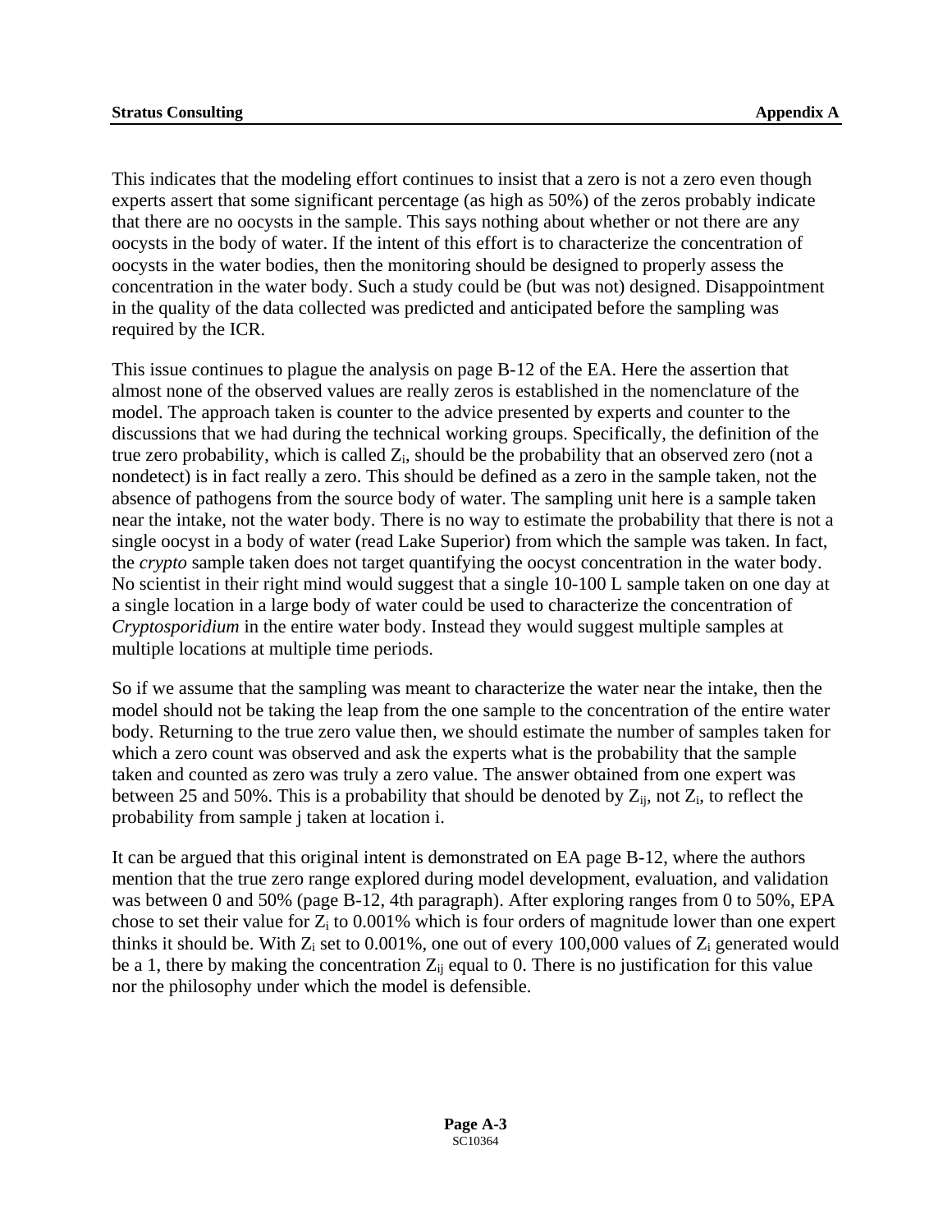This indicates that the modeling effort continues to insist that a zero is not a zero even though experts assert that some significant percentage (as high as 50%) of the zeros probably indicate that there are no oocysts in the sample. This says nothing about whether or not there are any oocysts in the body of water. If the intent of this effort is to characterize the concentration of oocysts in the water bodies, then the monitoring should be designed to properly assess the concentration in the water body. Such a study could be (but was not) designed. Disappointment in the quality of the data collected was predicted and anticipated before the sampling was required by the ICR.

This issue continues to plague the analysis on page B-12 of the EA. Here the assertion that almost none of the observed values are really zeros is established in the nomenclature of the model. The approach taken is counter to the advice presented by experts and counter to the discussions that we had during the technical working groups. Specifically, the definition of the true zero probability, which is called $Z_i$, should be the probability that an observed zero (not a nondetect) is in fact really a zero. This should be defined as a zero in the sample taken, not the absence of pathogens from the source body of water. The sampling unit here is a sample taken near the intake, not the water body. There is no way to estimate the probability that there is not a single oocyst in a body of water (read Lake Superior) from which the sample was taken. In fact, the *crypto* sample taken does not target quantifying the oocyst concentration in the water body. No scientist in their right mind would suggest that a single 10-100 L sample taken on one day at a single location in a large body of water could be used to characterize the concentration of *Cryptosporidium* in the entire water body. Instead they would suggest multiple samples at multiple locations at multiple time periods.

So if we assume that the sampling was meant to characterize the water near the intake, then the model should not be taking the leap from the one sample to the concentration of the entire water body. Returning to the true zero value then, we should estimate the number of samples taken for which a zero count was observed and ask the experts what is the probability that the sample taken and counted as zero was truly a zero value. The answer obtained from one expert was between 25 and 50%. This is a probability that should be denoted by $Z_{ij}$, not $Z_i$, to reflect the probability from sample j taken at location i.

It can be argued that this original intent is demonstrated on EA page B-12, where the authors mention that the true zero range explored during model development, evaluation, and validation was between 0 and 50% (page B-12, 4th paragraph). After exploring ranges from 0 to 50%, EPA chose to set their value for $Z_i$ to 0.001% which is four orders of magnitude lower than one expert thinks it should be. With $Z_i$ set to 0.001%, one out of every 100,000 values of $Z_i$ generated would be a 1, there by making the concentration $Z_{ij}$ equal to 0. There is no justification for this value nor the philosophy under which the model is defensible.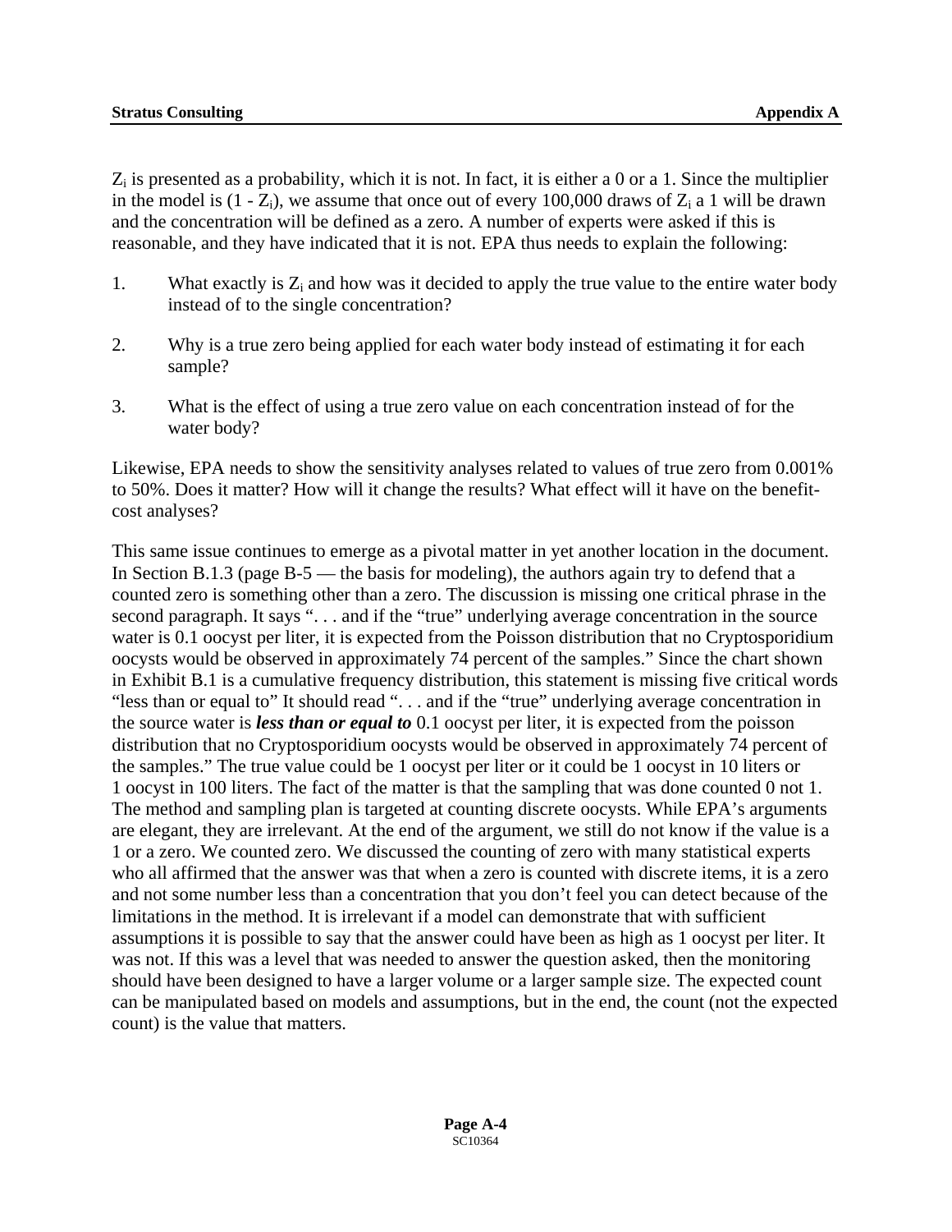$Z_i$ is presented as a probability, which it is not. In fact, it is either a 0 or a 1. Since the multiplier in the model is $(1 - Z_i)$, we assume that once out of every 100,000 draws of $Z_i$ a 1 will be drawn and the concentration will be defined as a zero. A number of experts were asked if this is reasonable, and they have indicated that it is not. EPA thus needs to explain the following:

1. What exactly is $Z_i$ and how was it decided to apply the true value to the entire water body instead of to the single concentration?

2. Why is a true zero being applied for each water body instead of estimating it for each sample?

3. What is the effect of using a true zero value on each concentration instead of for the water body?

Likewise, EPA needs to show the sensitivity analyses related to values of true zero from 0.001% to 50%. Does it matter? How will it change the results? What effect will it have on the benefit-cost analyses?

This same issue continues to emerge as a pivotal matter in yet another location in the document. In Section B.1.3 (page B-5 — the basis for modeling), the authors again try to defend that a counted zero is something other than a zero. The discussion is missing one critical phrase in the second paragraph. It says ". . . and if the "true" underlying average concentration in the source water is 0.1 oocyst per liter, it is expected from the Poisson distribution that no Cryptosporidium oocysts would be observed in approximately 74 percent of the samples." Since the chart shown in Exhibit B.1 is a cumulative frequency distribution, this statement is missing five critical words "less than or equal to" It should read ". . . and if the "true" underlying average concentration in the source water is ***less than or equal to*** 0.1 oocyst per liter, it is expected from the poisson distribution that no Cryptosporidium oocysts would be observed in approximately 74 percent of the samples." The true value could be 1 oocyst per liter or it could be 1 oocyst in 10 liters or 1 oocyst in 100 liters. The fact of the matter is that the sampling that was done counted 0 not 1. The method and sampling plan is targeted at counting discrete oocysts. While EPA's arguments are elegant, they are irrelevant. At the end of the argument, we still do not know if the value is a 1 or a zero. We counted zero. We discussed the counting of zero with many statistical experts who all affirmed that the answer was that when a zero is counted with discrete items, it is a zero and not some number less than a concentration that you don't feel you can detect because of the limitations in the method. It is irrelevant if a model can demonstrate that with sufficient assumptions it is possible to say that the answer could have been as high as 1 oocyst per liter. It was not. If this was a level that was needed to answer the question asked, then the monitoring should have been designed to have a larger volume or a larger sample size. The expected count can be manipulated based on models and assumptions, but in the end, the count (not the expected count) is the value that matters.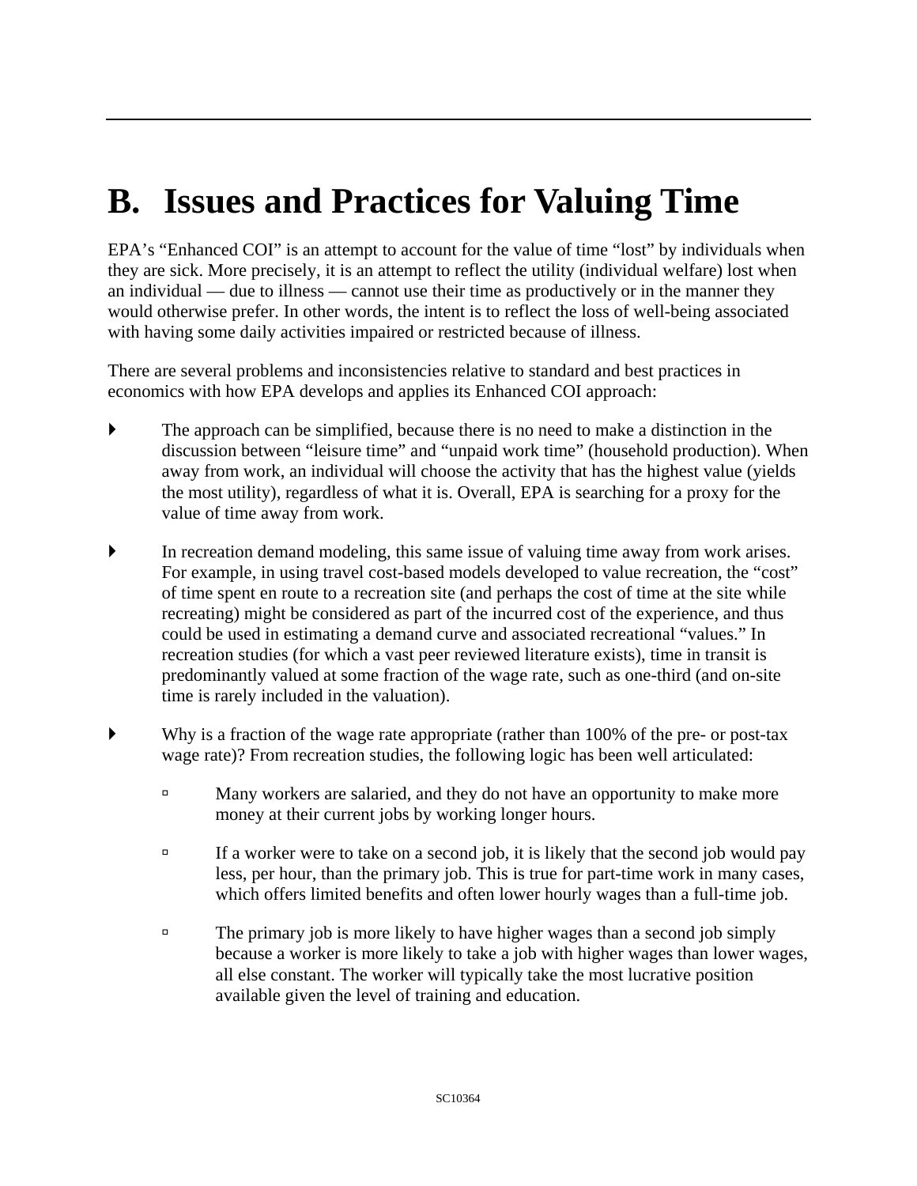# B. Issues and Practices for Valuing Time

EPA's "Enhanced COI" is an attempt to account for the value of time "lost" by individuals when they are sick. More precisely, it is an attempt to reflect the utility (individual welfare) lost when an individual — due to illness — cannot use their time as productively or in the manner they would otherwise prefer. In other words, the intent is to reflect the loss of well-being associated with having some daily activities impaired or restricted because of illness.

There are several problems and inconsistencies relative to standard and best practices in economics with how EPA develops and applies its Enhanced COI approach:

- The approach can be simplified, because there is no need to make a distinction in the discussion between "leisure time" and "unpaid work time" (household production). When away from work, an individual will choose the activity that has the highest value (yields the most utility), regardless of what it is. Overall, EPA is searching for a proxy for the value of time away from work.
- In recreation demand modeling, this same issue of valuing time away from work arises. For example, in using travel cost-based models developed to value recreation, the "cost" of time spent en route to a recreation site (and perhaps the cost of time at the site while recreating) might be considered as part of the incurred cost of the experience, and thus could be used in estimating a demand curve and associated recreational "values." In recreation studies (for which a vast peer reviewed literature exists), time in transit is predominantly valued at some fraction of the wage rate, such as one-third (and on-site time is rarely included in the valuation).
- Why is a fraction of the wage rate appropriate (rather than 100% of the pre- or post-tax wage rate)? From recreation studies, the following logic has been well articulated:
  - Many workers are salaried, and they do not have an opportunity to make more money at their current jobs by working longer hours.
  - If a worker were to take on a second job, it is likely that the second job would pay less, per hour, than the primary job. This is true for part-time work in many cases, which offers limited benefits and often lower hourly wages than a full-time job.
  - The primary job is more likely to have higher wages than a second job simply because a worker is more likely to take a job with higher wages than lower wages, all else constant. The worker will typically take the most lucrative position available given the level of training and education.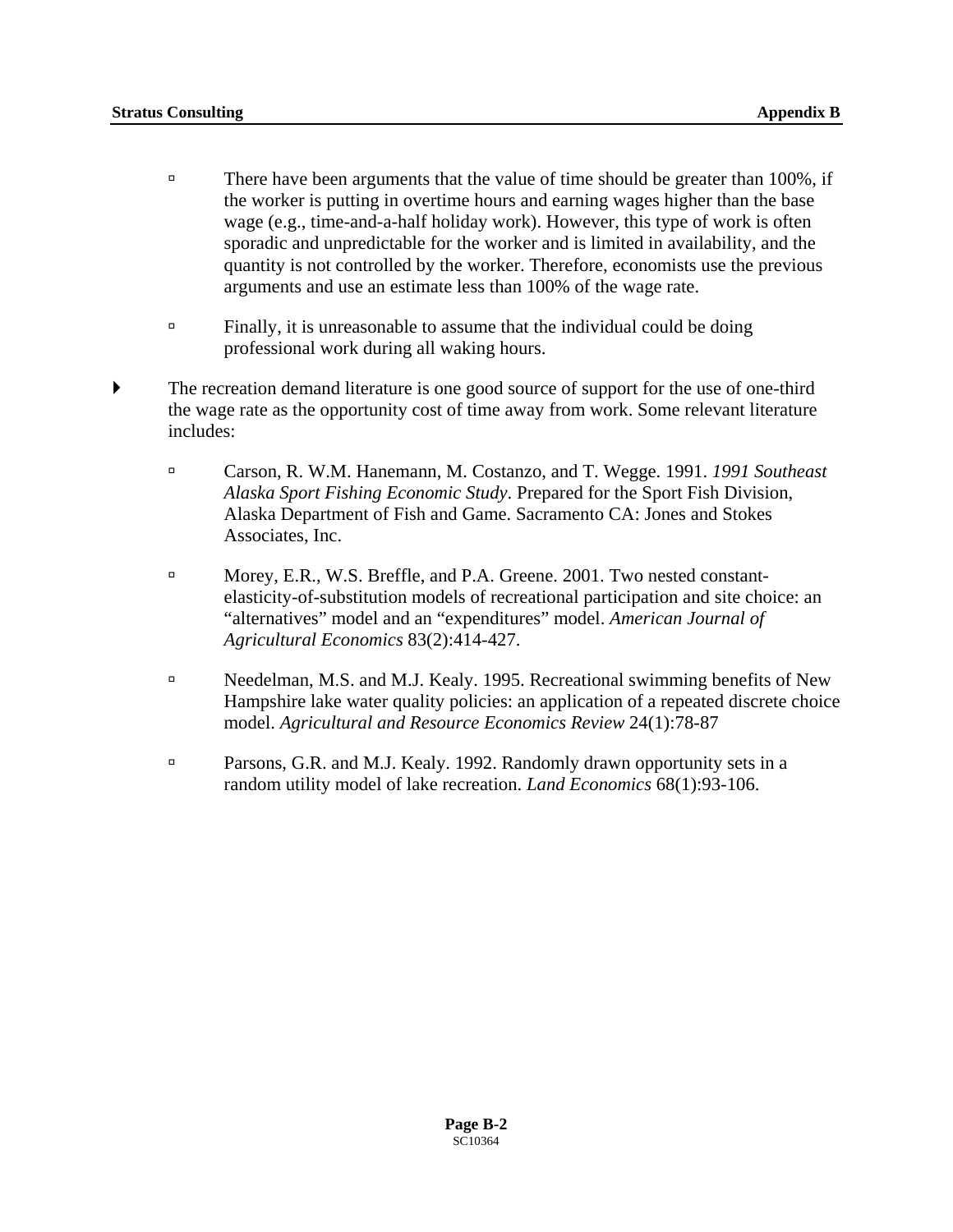- There have been arguments that the value of time should be greater than 100%, if the worker is putting in overtime hours and earning wages higher than the base wage (e.g., time-and-a-half holiday work). However, this type of work is often sporadic and unpredictable for the worker and is limited in availability, and the quantity is not controlled by the worker. Therefore, economists use the previous arguments and use an estimate less than 100% of the wage rate.

- Finally, it is unreasonable to assume that the individual could be doing professional work during all waking hours.

- The recreation demand literature is one good source of support for the use of one-third the wage rate as the opportunity cost of time away from work. Some relevant literature includes:

  - Carson, R. W.M. Hanemann, M. Costanzo, and T. Wegge. 1991. *1991 Southeast Alaska Sport Fishing Economic Study*. Prepared for the Sport Fish Division, Alaska Department of Fish and Game. Sacramento CA: Jones and Stokes Associates, Inc.

  - Morey, E.R., W.S. Breffle, and P.A. Greene. 2001. Two nested constant-elasticity-of-substitution models of recreational participation and site choice: an "alternatives" model and an "expenditures" model. *American Journal of Agricultural Economics* 83(2):414-427.

  - Needelman, M.S. and M.J. Kealy. 1995. Recreational swimming benefits of New Hampshire lake water quality policies: an application of a repeated discrete choice model. *Agricultural and Resource Economics Review* 24(1):78-87

  - Parsons, G.R. and M.J. Kealy. 1992. Randomly drawn opportunity sets in a random utility model of lake recreation. *Land Economics* 68(1):93-106.